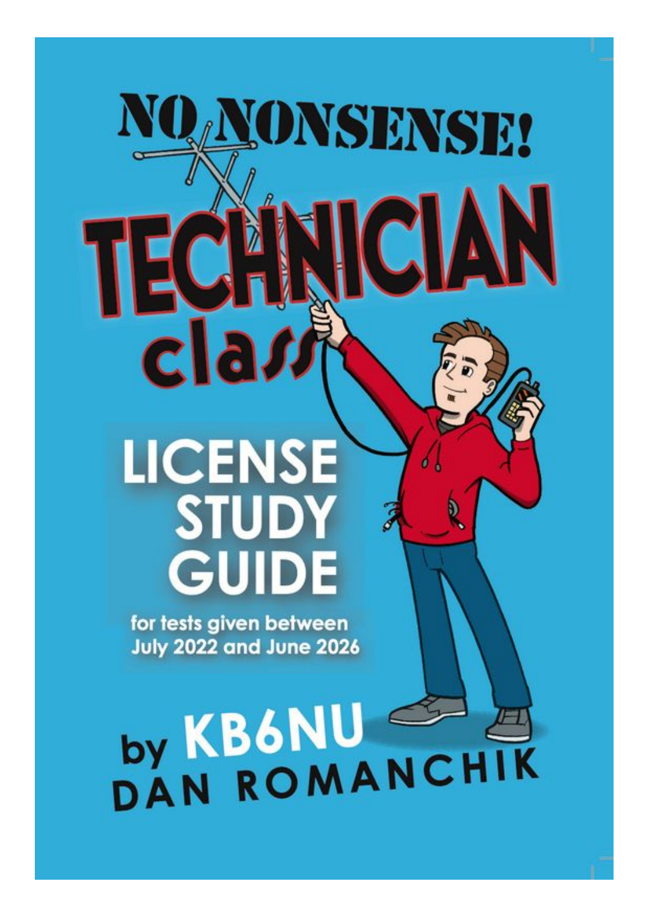# NO NONSENSE!

# TECHNICIAN class

## LICENSE STUDY GUIDE

for tests given between July 2022 and June 2026

by KB6NU DAN ROMANCHIK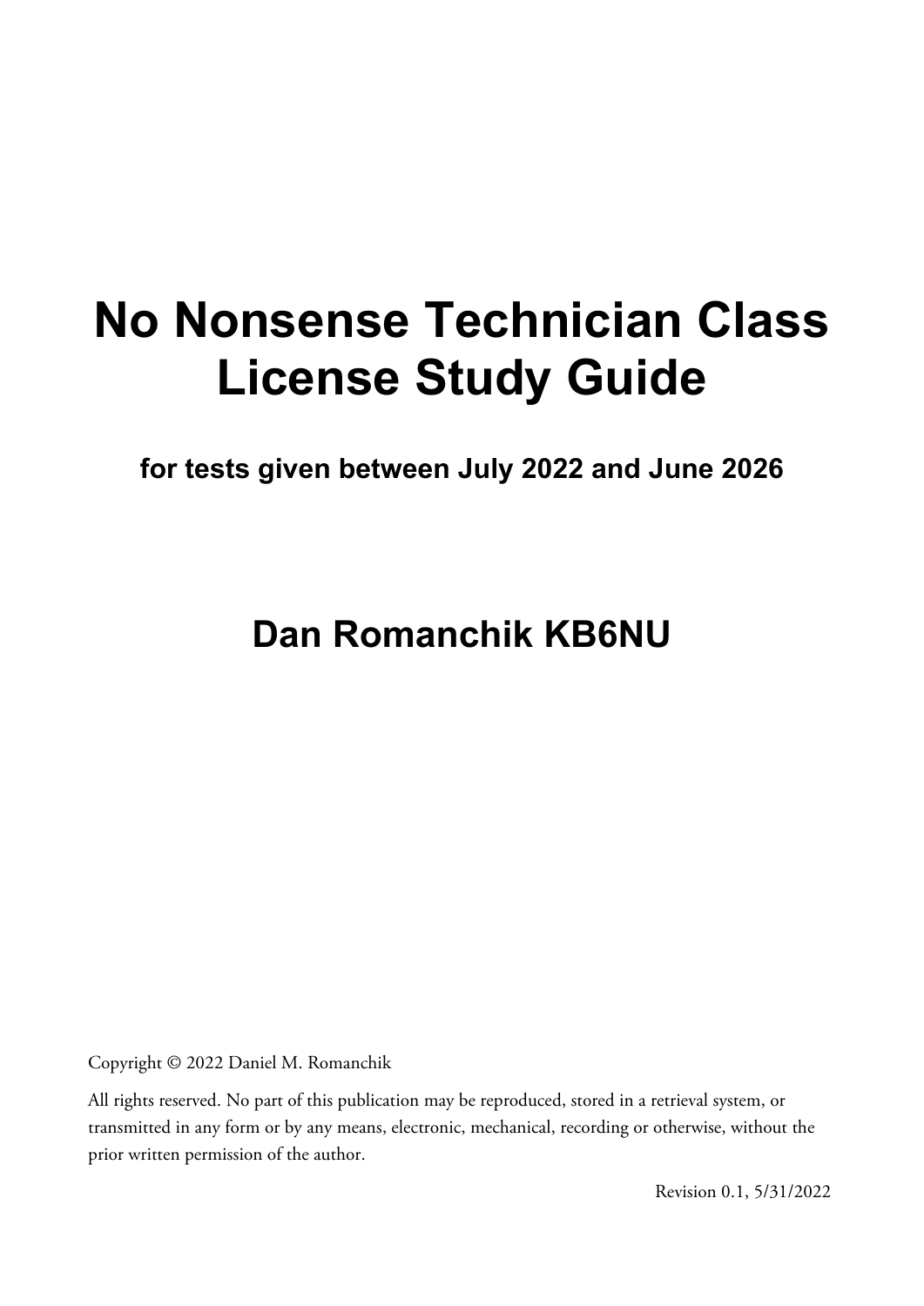# No Nonsense Technician Class License Study Guide

**for tests given between July 2022 and June 2026**

## Dan Romanchik KB6NU

Copyright © 2022 Daniel M. Romanchik

All rights reserved. No part of this publication may be reproduced, stored in a retrieval system, or transmitted in any form or by any means, electronic, mechanical, recording or otherwise, without the prior written permission of the author.

Revision 0.1, 5/31/2022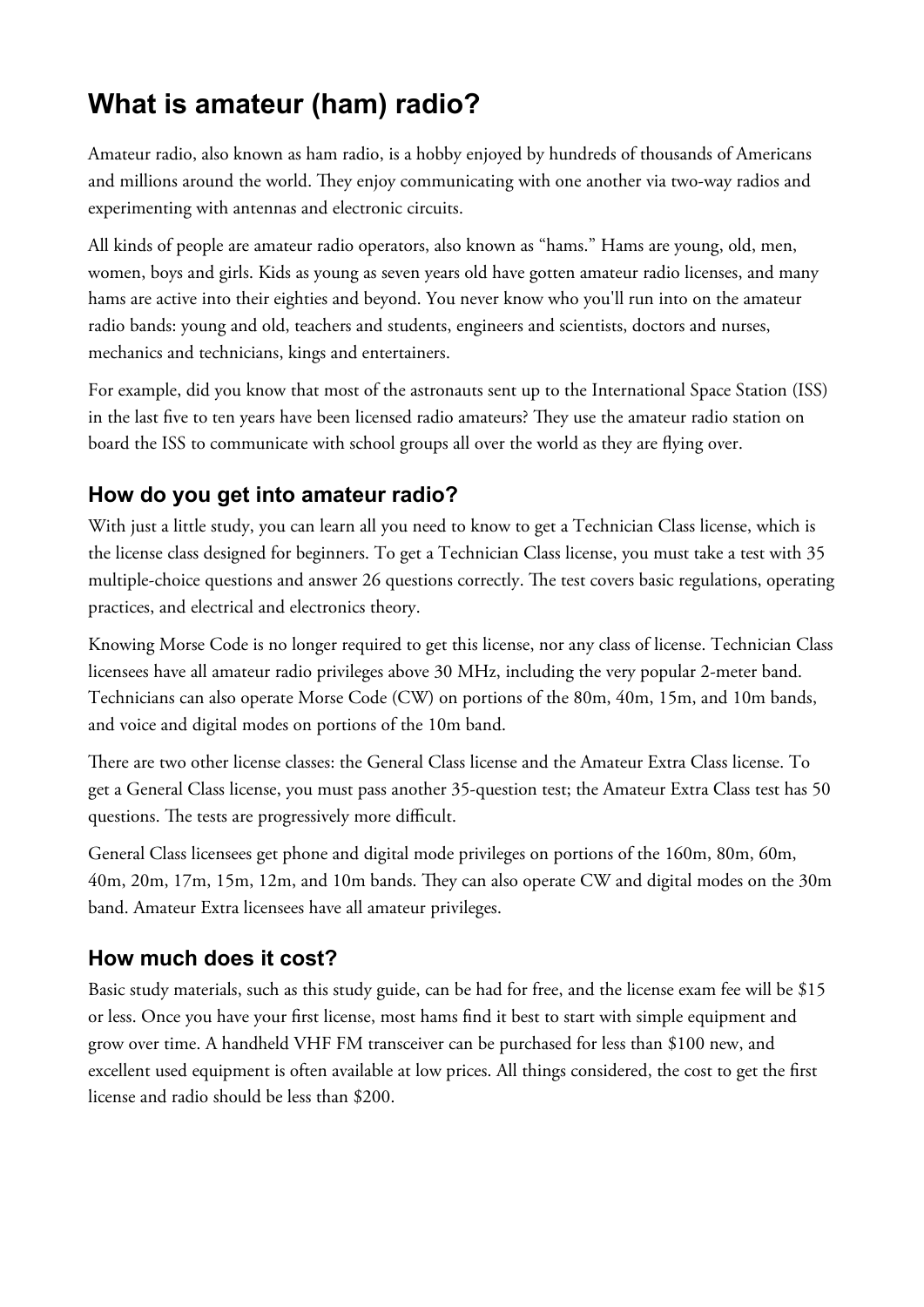# What is amateur (ham) radio?

Amateur radio, also known as ham radio, is a hobby enjoyed by hundreds of thousands of Americans and millions around the world. They enjoy communicating with one another via two-way radios and experimenting with antennas and electronic circuits.

All kinds of people are amateur radio operators, also known as "hams." Hams are young, old, men, women, boys and girls. Kids as young as seven years old have gotten amateur radio licenses, and many hams are active into their eighties and beyond. You never know who you'll run into on the amateur radio bands: young and old, teachers and students, engineers and scientists, doctors and nurses, mechanics and technicians, kings and entertainers.

For example, did you know that most of the astronauts sent up to the International Space Station (ISS) in the last five to ten years have been licensed radio amateurs? They use the amateur radio station on board the ISS to communicate with school groups all over the world as they are flying over.

## How do you get into amateur radio?

With just a little study, you can learn all you need to know to get a Technician Class license, which is the license class designed for beginners. To get a Technician Class license, you must take a test with 35 multiple-choice questions and answer 26 questions correctly. The test covers basic regulations, operating practices, and electrical and electronics theory.

Knowing Morse Code is no longer required to get this license, nor any class of license. Technician Class licensees have all amateur radio privileges above 30 MHz, including the very popular 2-meter band. Technicians can also operate Morse Code (CW) on portions of the 80m, 40m, 15m, and 10m bands, and voice and digital modes on portions of the 10m band.

There are two other license classes: the General Class license and the Amateur Extra Class license. To get a General Class license, you must pass another 35-question test; the Amateur Extra Class test has 50 questions. The tests are progressively more difficult.

General Class licensees get phone and digital mode privileges on portions of the 160m, 80m, 60m, 40m, 20m, 17m, 15m, 12m, and 10m bands. They can also operate CW and digital modes on the 30m band. Amateur Extra licensees have all amateur privileges.

## How much does it cost?

Basic study materials, such as this study guide, can be had for free, and the license exam fee will be $15 or less. Once you have your first license, most hams find it best to start with simple equipment and grow over time. A handheld VHF FM transceiver can be purchased for less than $100 new, and excellent used equipment is often available at low prices. All things considered, the cost to get the first license and radio should be less than $200.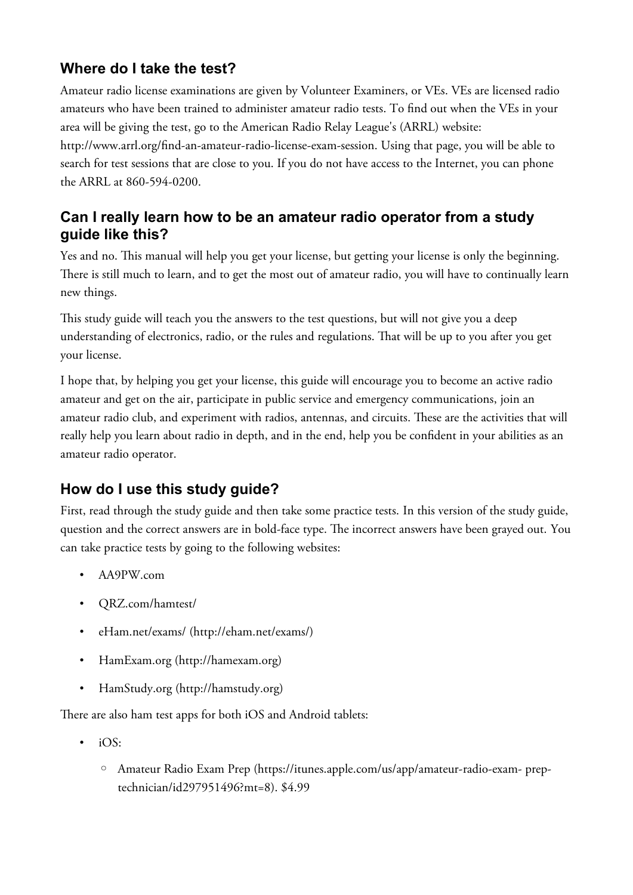## Where do I take the test?

Amateur radio license examinations are given by Volunteer Examiners, or VEs. VEs are licensed radio amateurs who have been trained to administer amateur radio tests. To find out when the VEs in your area will be giving the test, go to the American Radio Relay League's (ARRL) website: http://www.arrl.org/find-an-amateur-radio-license-exam-session. Using that page, you will be able to search for test sessions that are close to you. If you do not have access to the Internet, you can phone the ARRL at 860-594-0200.

## Can I really learn how to be an amateur radio operator from a study guide like this?

Yes and no. This manual will help you get your license, but getting your license is only the beginning. There is still much to learn, and to get the most out of amateur radio, you will have to continually learn new things.

This study guide will teach you the answers to the test questions, but will not give you a deep understanding of electronics, radio, or the rules and regulations. That will be up to you after you get your license.

I hope that, by helping you get your license, this guide will encourage you to become an active radio amateur and get on the air, participate in public service and emergency communications, join an amateur radio club, and experiment with radios, antennas, and circuits. These are the activities that will really help you learn about radio in depth, and in the end, help you be confident in your abilities as an amateur radio operator.

## How do I use this study guide?

First, read through the study guide and then take some practice tests. In this version of the study guide, question and the correct answers are in bold-face type. The incorrect answers have been grayed out. You can take practice tests by going to the following websites:

- AA9PW.com
- QRZ.com/hamtest/
- eHam.net/exams/ (http://eham.net/exams/)
- HamExam.org (http://hamexam.org)
- HamStudy.org (http://hamstudy.org)

There are also ham test apps for both iOS and Android tablets:

- iOS:
  - Amateur Radio Exam Prep (https://itunes.apple.com/us/app/amateur-radio-exam- prep-technician/id297951496?mt=8). $4.99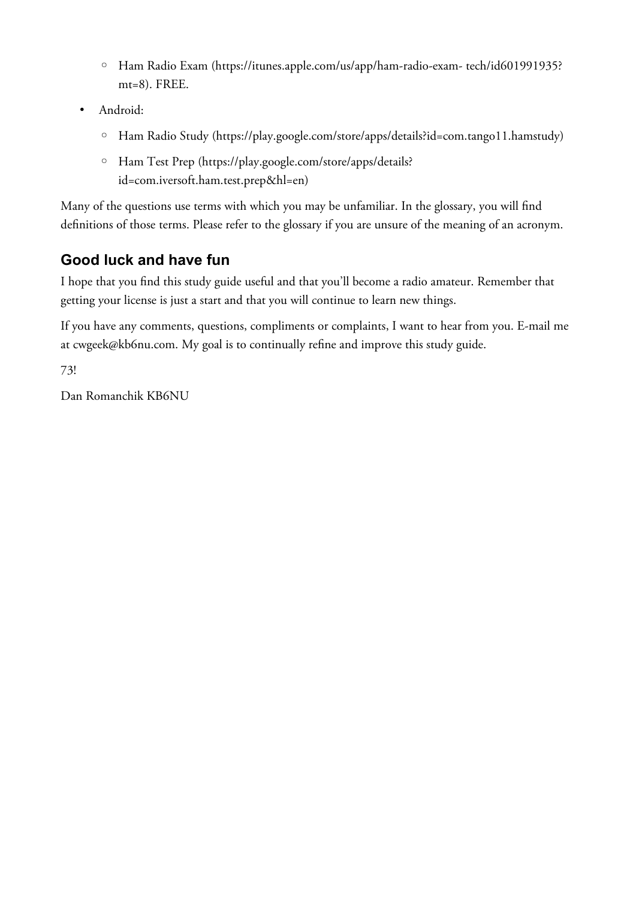- Ham Radio Exam (https://itunes.apple.com/us/app/ham-radio-exam- tech/id601991935?mt=8). FREE.
- Android:
    - Ham Radio Study (https://play.google.com/store/apps/details?id=com.tango11.hamstudy)
    - Ham Test Prep (https://play.google.com/store/apps/details?id=com.iversoft.ham.test.prep&hl=en)

Many of the questions use terms with which you may be unfamiliar. In the glossary, you will find definitions of those terms. Please refer to the glossary if you are unsure of the meaning of an acronym.

## Good luck and have fun

I hope that you find this study guide useful and that you'll become a radio amateur. Remember that getting your license is just a start and that you will continue to learn new things.

If you have any comments, questions, compliments or complaints, I want to hear from you. E-mail me at cwgeek@kb6nu.com. My goal is to continually refine and improve this study guide.

73!

Dan Romanchik KB6NU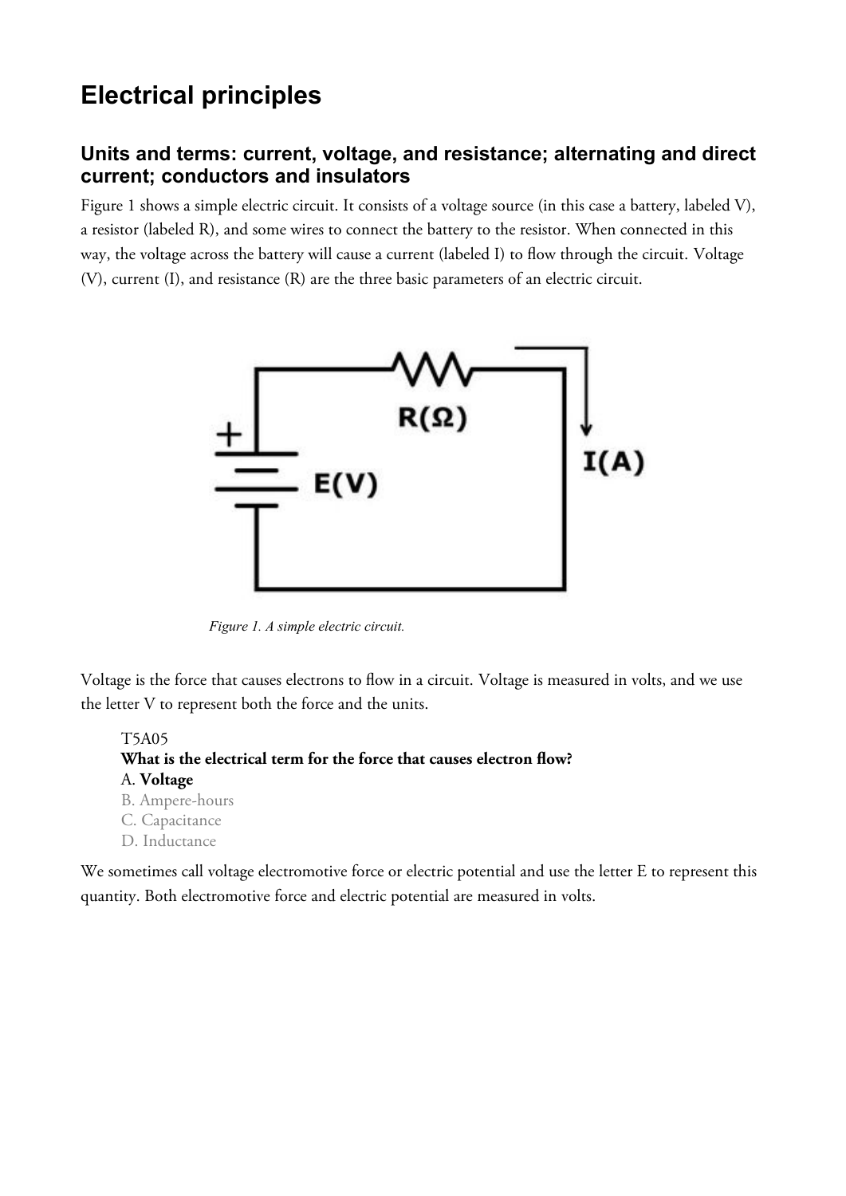# Electrical principles

## Units and terms: current, voltage, and resistance; alternating and direct current; conductors and insulators

Figure 1 shows a simple electric circuit. It consists of a voltage source (in this case a battery, labeled V), a resistor (labeled R), and some wires to connect the battery to the resistor. When connected in this way, the voltage across the battery will cause a current (labeled I) to flow through the circuit. Voltage (V), current (I), and resistance (R) are the three basic parameters of an electric circuit.

R(Ω)

E(V)

I(A)

*Figure 1. A simple electric circuit.*

Voltage is the force that causes electrons to flow in a circuit. Voltage is measured in volts, and we use the letter V to represent both the force and the units.

T5A05
**What is the electrical term for the force that causes electron flow?**
A. **Voltage**
B. Ampere-hours
C. Capacitance
D. Inductance

We sometimes call voltage electromotive force or electric potential and use the letter E to represent this quantity. Both electromotive force and electric potential are measured in volts.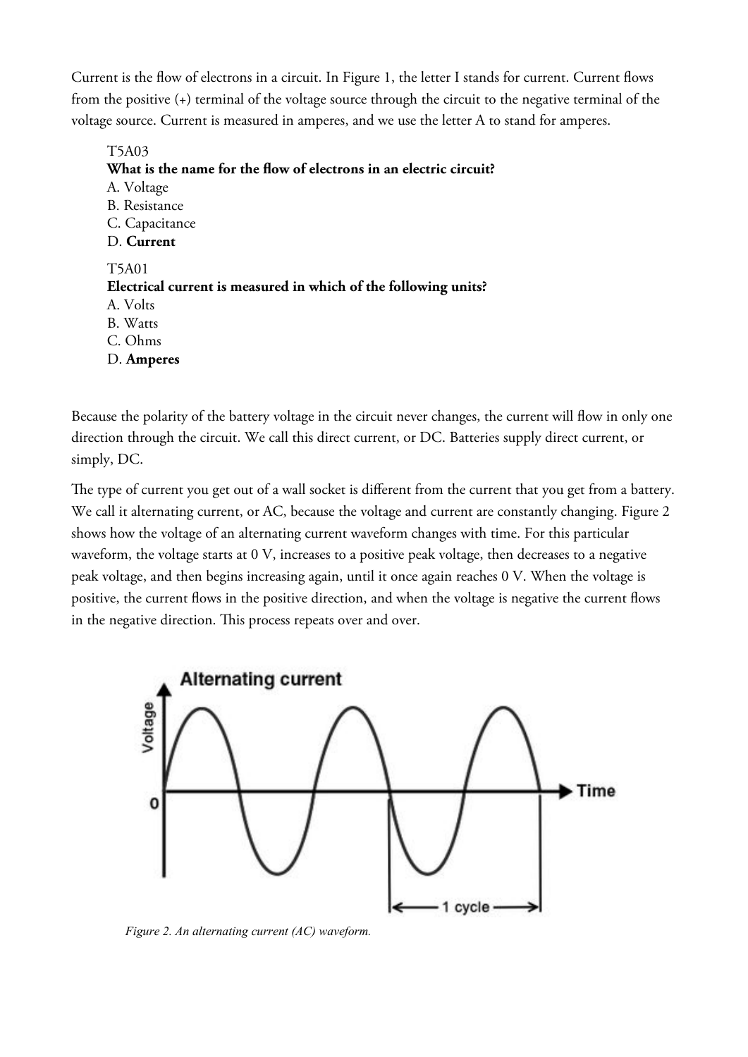Current is the flow of electrons in a circuit. In Figure 1, the letter I stands for current. Current flows from the positive (+) terminal of the voltage source through the circuit to the negative terminal of the voltage source. Current is measured in amperes, and we use the letter A to stand for amperes.

T5A03
**What is the name for the flow of electrons in an electric circuit?**
A. Voltage
B. Resistance
C. Capacitance
D. **Current**

T5A01
**Electrical current is measured in which of the following units?**
A. Volts
B. Watts
C. Ohms
D. **Amperes**

Because the polarity of the battery voltage in the circuit never changes, the current will flow in only one direction through the circuit. We call this direct current, or DC. Batteries supply direct current, or simply, DC.

The type of current you get out of a wall socket is different from the current that you get from a battery. We call it alternating current, or AC, because the voltage and current are constantly changing. Figure 2 shows how the voltage of an alternating current waveform changes with time. For this particular waveform, the voltage starts at 0 V, increases to a positive peak voltage, then decreases to a negative peak voltage, and then begins increasing again, until it once again reaches 0 V. When the voltage is positive, the current flows in the positive direction, and when the voltage is negative the current flows in the negative direction. This process repeats over and over.

Alternating current

Voltage

0

Time

1 cycle

*Figure 2. An alternating current (AC) waveform.*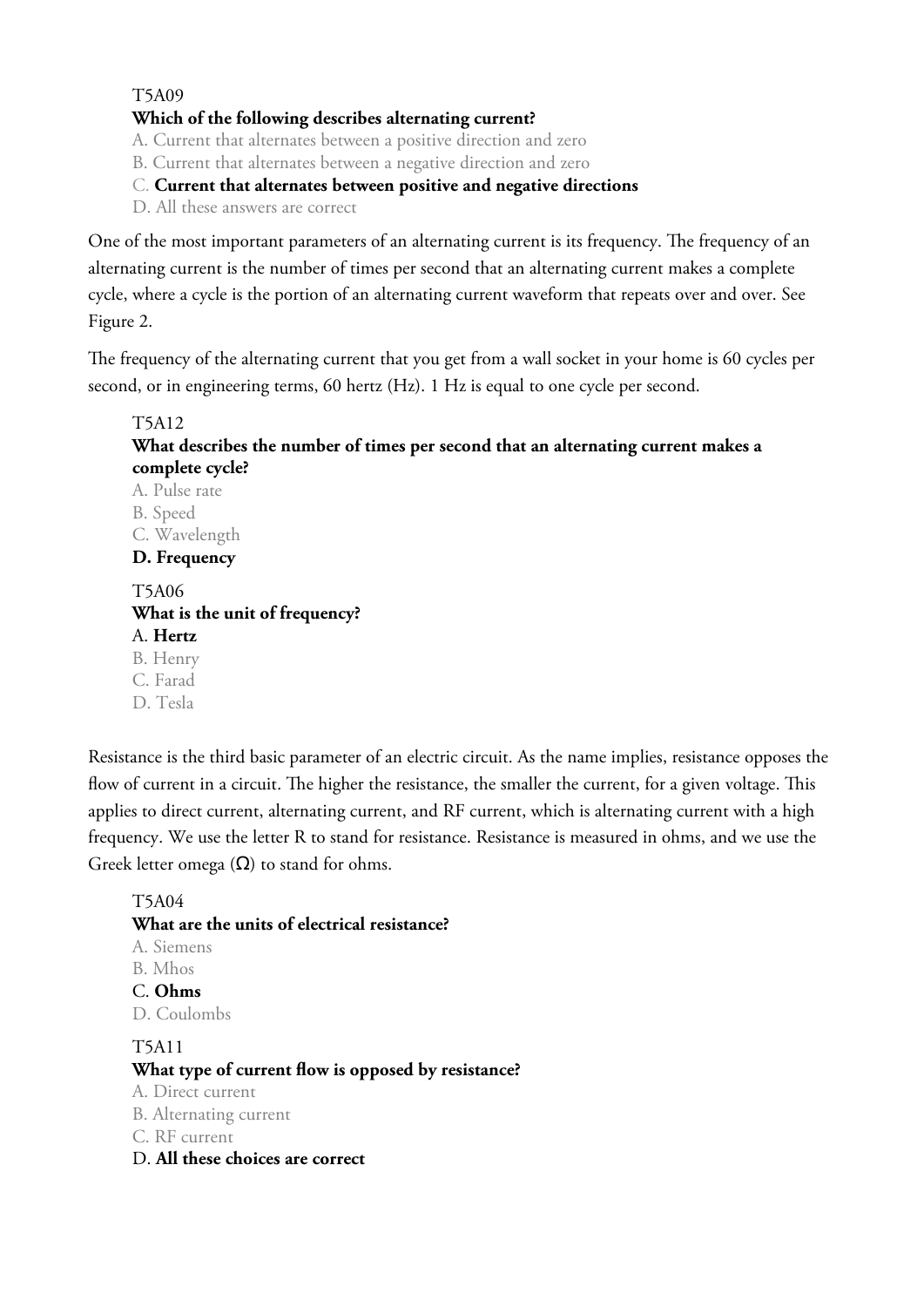T5A09

**Which of the following describes alternating current?**

A. Current that alternates between a positive direction and zero

B. Current that alternates between a negative direction and zero

C. **Current that alternates between positive and negative directions**

D. All these answers are correct

One of the most important parameters of an alternating current is its frequency. The frequency of an alternating current is the number of times per second that an alternating current makes a complete cycle, where a cycle is the portion of an alternating current waveform that repeats over and over. See Figure 2.

The frequency of the alternating current that you get from a wall socket in your home is 60 cycles per second, or in engineering terms, 60 hertz (Hz). 1 Hz is equal to one cycle per second.

T5A12

**What describes the number of times per second that an alternating current makes a complete cycle?**

A. Pulse rate

B. Speed

C. Wavelength

**D. Frequency**

T5A06

**What is the unit of frequency?**

A. **Hertz**

B. Henry

C. Farad

D. Tesla

Resistance is the third basic parameter of an electric circuit. As the name implies, resistance opposes the flow of current in a circuit. The higher the resistance, the smaller the current, for a given voltage. This applies to direct current, alternating current, and RF current, which is alternating current with a high frequency. We use the letter R to stand for resistance. Resistance is measured in ohms, and we use the Greek letter omega ($\Omega$) to stand for ohms.

T5A04

**What are the units of electrical resistance?**

A. Siemens

B. Mhos

C. **Ohms**

D. Coulombs

T5A11

**What type of current flow is opposed by resistance?**

A. Direct current

B. Alternating current

C. RF current

D. **All these choices are correct**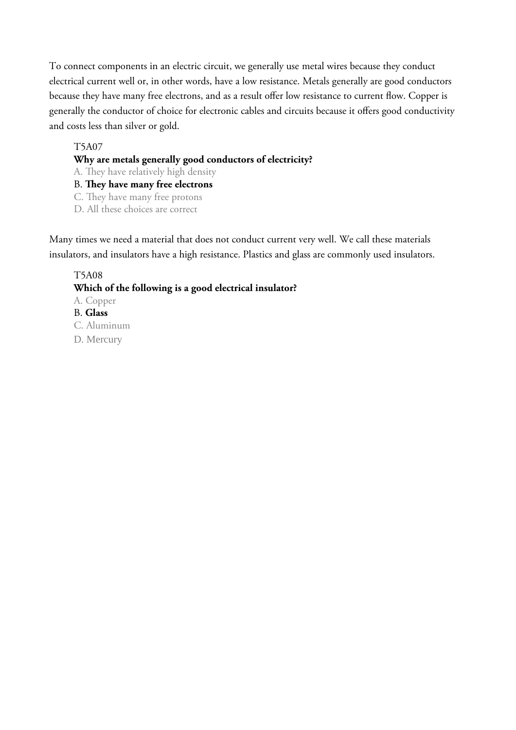To connect components in an electric circuit, we generally use metal wires because they conduct electrical current well or, in other words, have a low resistance. Metals generally are good conductors because they have many free electrons, and as a result offer low resistance to current flow. Copper is generally the conductor of choice for electronic cables and circuits because it offers good conductivity and costs less than silver or gold.

T5A07
**Why are metals generally good conductors of electricity?**
A. They have relatively high density
B. **They have many free electrons**
C. They have many free protons
D. All these choices are correct

Many times we need a material that does not conduct current very well. We call these materials insulators, and insulators have a high resistance. Plastics and glass are commonly used insulators.

T5A08
**Which of the following is a good electrical insulator?**
A. Copper
B. **Glass**
C. Aluminum
D. Mercury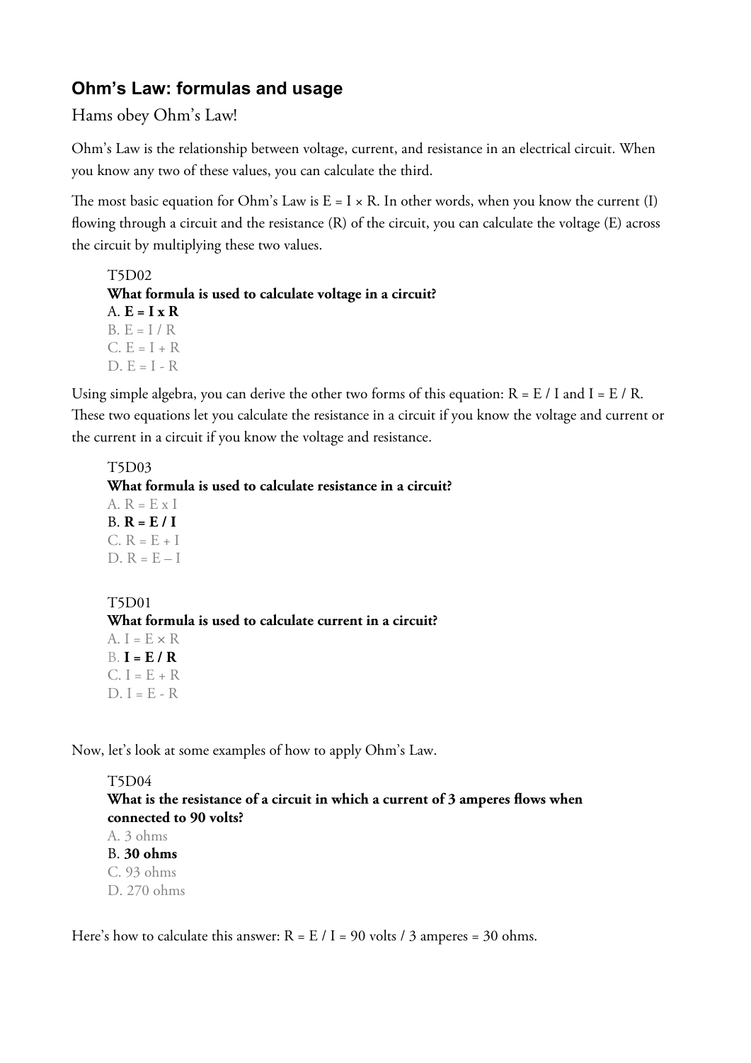## Ohm's Law: formulas and usage

Hams obey Ohm's Law!

Ohm's Law is the relationship between voltage, current, and resistance in an electrical circuit. When you know any two of these values, you can calculate the third.

The most basic equation for Ohm's Law is $E = I \times R$. In other words, when you know the current (I) flowing through a circuit and the resistance (R) of the circuit, you can calculate the voltage (E) across the circuit by multiplying these two values.

T5D02
**What formula is used to calculate voltage in a circuit?**
A. **E = I x R**
B. E = I / R
C. E = I + R
D. E = I - R

Using simple algebra, you can derive the other two forms of this equation: $R = E / I$ and $I = E / R$. These two equations let you calculate the resistance in a circuit if you know the voltage and current or the current in a circuit if you know the voltage and resistance.

T5D03
**What formula is used to calculate resistance in a circuit?**
A. R = E x I
B. **R = E / I**
C. R = E + I
D. R = E – I

T5D01
**What formula is used to calculate current in a circuit?**
A. I = E × R
B. **I = E / R**
C. I = E + R
D. I = E - R

Now, let's look at some examples of how to apply Ohm's Law.

T5D04
**What is the resistance of a circuit in which a current of 3 amperes flows when connected to 90 volts?**
A. 3 ohms
B. **30 ohms**
C. 93 ohms
D. 270 ohms

Here's how to calculate this answer: $R = E / I = 90 \text{ volts} / 3 \text{ amperes} = 30 \text{ ohms}$.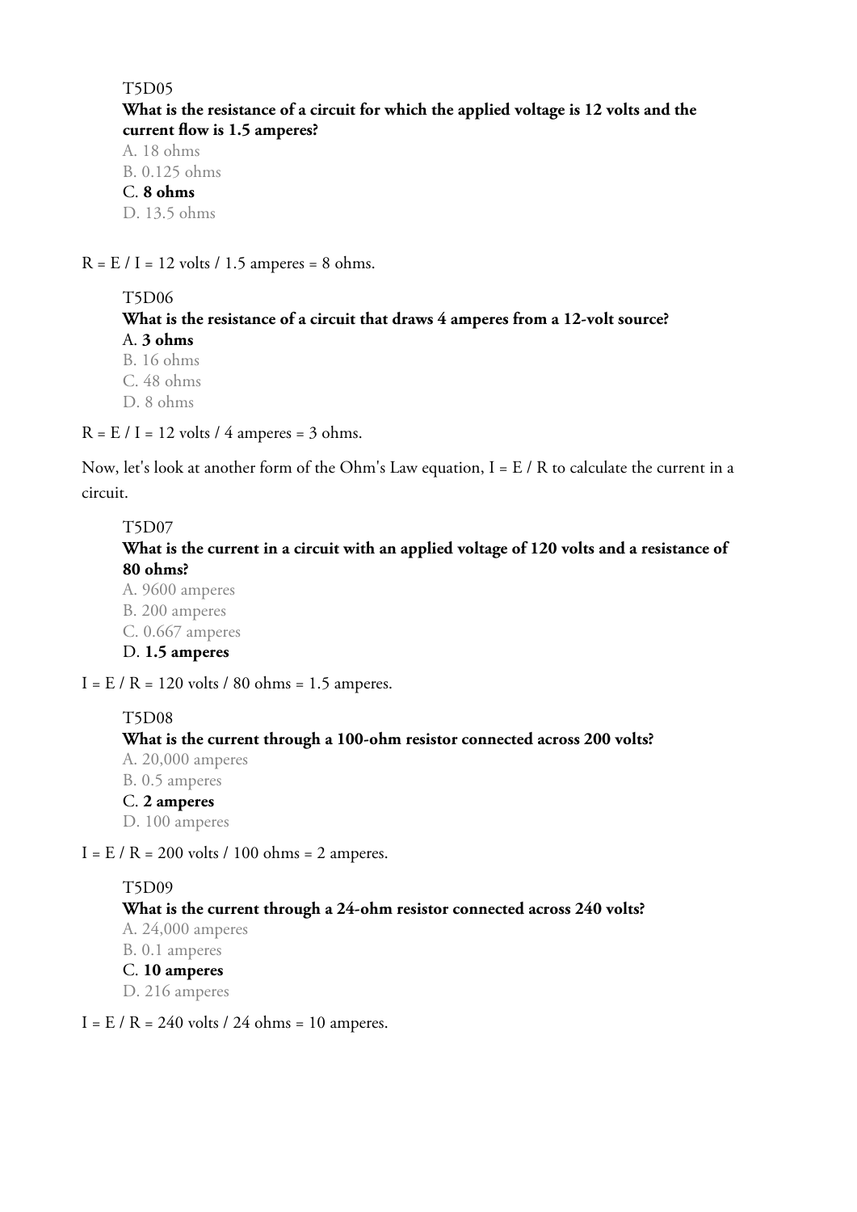T5D05

**What is the resistance of a circuit for which the applied voltage is 12 volts and the current flow is 1.5 amperes?**

A. 18 ohms
B. 0.125 ohms
C. **8 ohms**
D. 13.5 ohms

$R = E / I = 12$ volts / 1.5 amperes = 8 ohms.

T5D06

**What is the resistance of a circuit that draws 4 amperes from a 12-volt source?**

A. **3 ohms**
B. 16 ohms
C. 48 ohms
D. 8 ohms

$R = E / I = 12$ volts / 4 amperes = 3 ohms.

Now, let's look at another form of the Ohm's Law equation, $I = E / R$ to calculate the current in a circuit.

T5D07

**What is the current in a circuit with an applied voltage of 120 volts and a resistance of 80 ohms?**

A. 9600 amperes
B. 200 amperes
C. 0.667 amperes
D. **1.5 amperes**

$I = E / R = 120$ volts / 80 ohms = 1.5 amperes.

T5D08

**What is the current through a 100-ohm resistor connected across 200 volts?**

A. 20,000 amperes
B. 0.5 amperes
C. **2 amperes**
D. 100 amperes

$I = E / R = 200$ volts / 100 ohms = 2 amperes.

T5D09

**What is the current through a 24-ohm resistor connected across 240 volts?**

A. 24,000 amperes
B. 0.1 amperes
C. **10 amperes**
D. 216 amperes

$I = E / R = 240$ volts / 24 ohms = 10 amperes.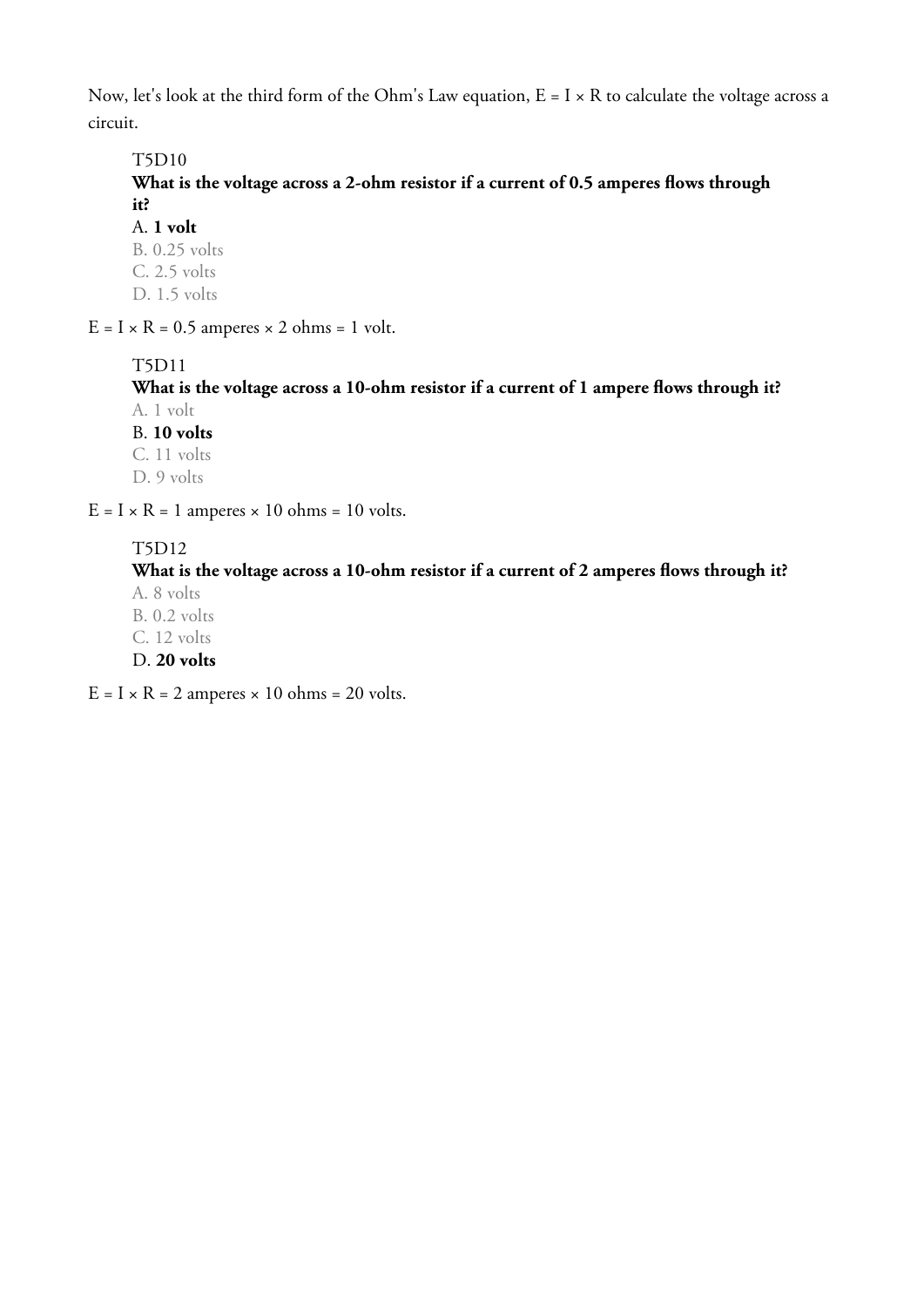Now, let's look at the third form of the Ohm's Law equation, $E = I \times R$ to calculate the voltage across a circuit.

T5D10

**What is the voltage across a 2-ohm resistor if a current of 0.5 amperes flows through it?**

A. **1 volt**
B. 0.25 volts
C. 2.5 volts
D. 1.5 volts

$E = I \times R = 0.5$ amperes $\times$ 2 ohms = 1 volt.

T5D11

**What is the voltage across a 10-ohm resistor if a current of 1 ampere flows through it?**

A. 1 volt
B. **10 volts**
C. 11 volts
D. 9 volts

$E = I \times R = 1$ amperes $\times$ 10 ohms = 10 volts.

T5D12

**What is the voltage across a 10-ohm resistor if a current of 2 amperes flows through it?**

A. 8 volts
B. 0.2 volts
C. 12 volts
D. **20 volts**

$E = I \times R = 2$ amperes $\times$ 10 ohms = 20 volts.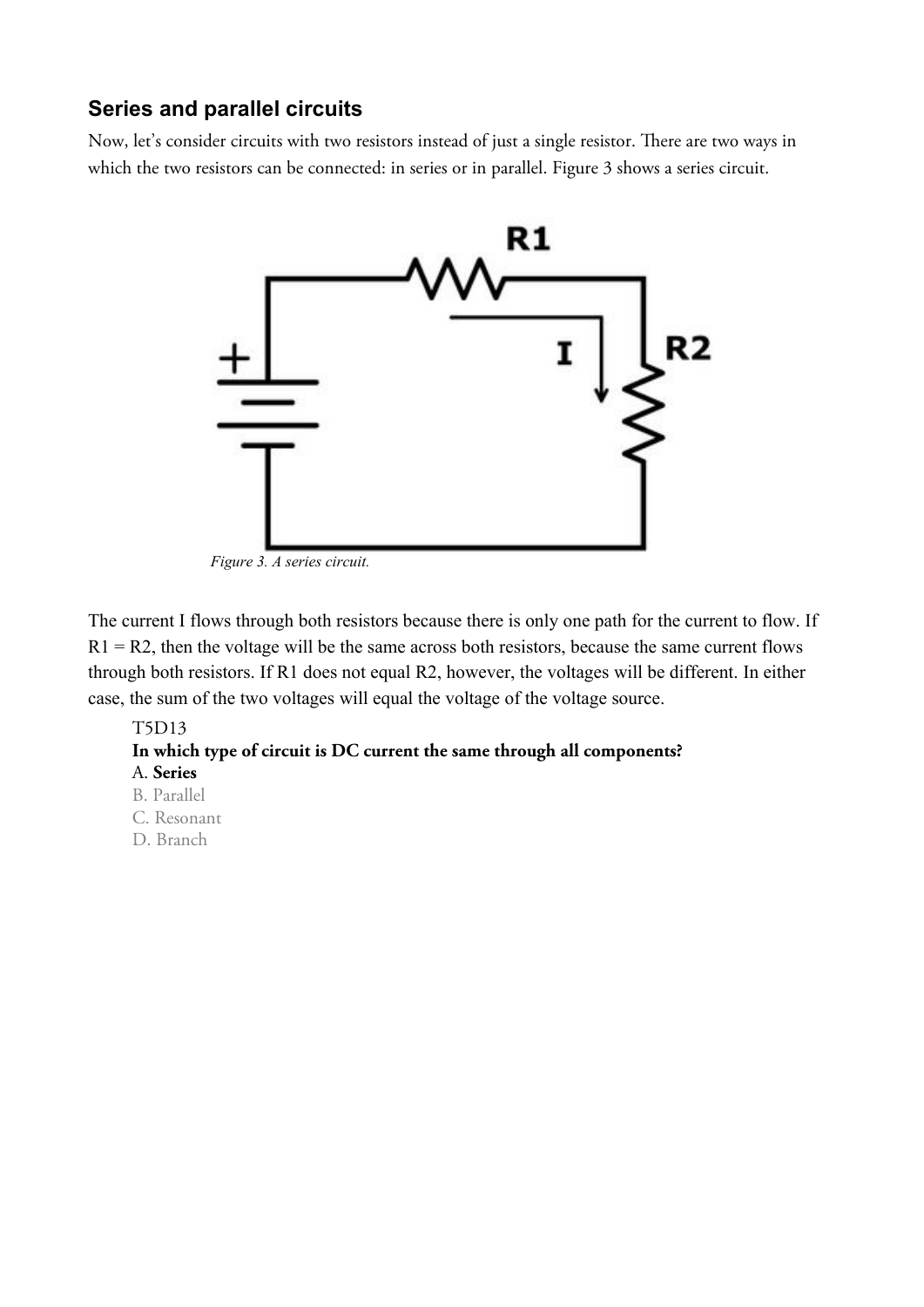## Series and parallel circuits

Now, let's consider circuits with two resistors instead of just a single resistor. There are two ways in which the two resistors can be connected: in series or in parallel. Figure 3 shows a series circuit.

R1

I

R2

+

*Figure 3. A series circuit.*

The current I flows through both resistors because there is only one path for the current to flow. If R1 = R2, then the voltage will be the same across both resistors, because the same current flows through both resistors. If R1 does not equal R2, however, the voltages will be different. In either case, the sum of the two voltages will equal the voltage of the voltage source.

T5D13
**In which type of circuit is DC current the same through all components?**
A. **Series**
B. Parallel
C. Resonant
D. Branch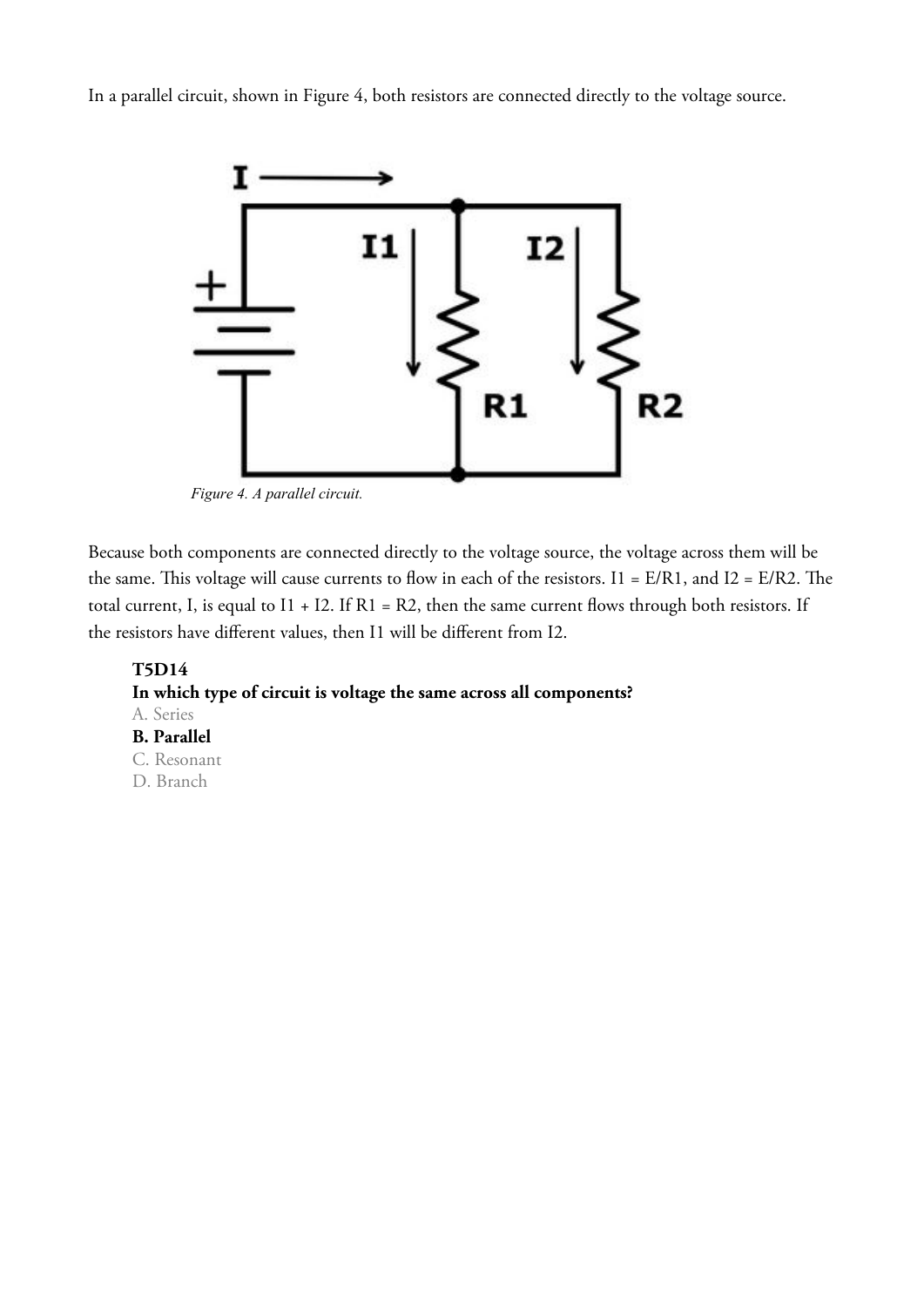In a parallel circuit, shown in Figure 4, both resistors are connected directly to the voltage source.

*Figure 4. A parallel circuit.*

Because both components are connected directly to the voltage source, the voltage across them will be the same. This voltage will cause currents to flow in each of the resistors. $I1 = E/R1$, and $I2 = E/R2$. The total current, I, is equal to $I1 + I2$. If $R1 = R2$, then the same current flows through both resistors. If the resistors have different values, then I1 will be different from I2.

**T5D14**
**In which type of circuit is voltage the same across all components?**
A. Series
**B. Parallel**
C. Resonant
D. Branch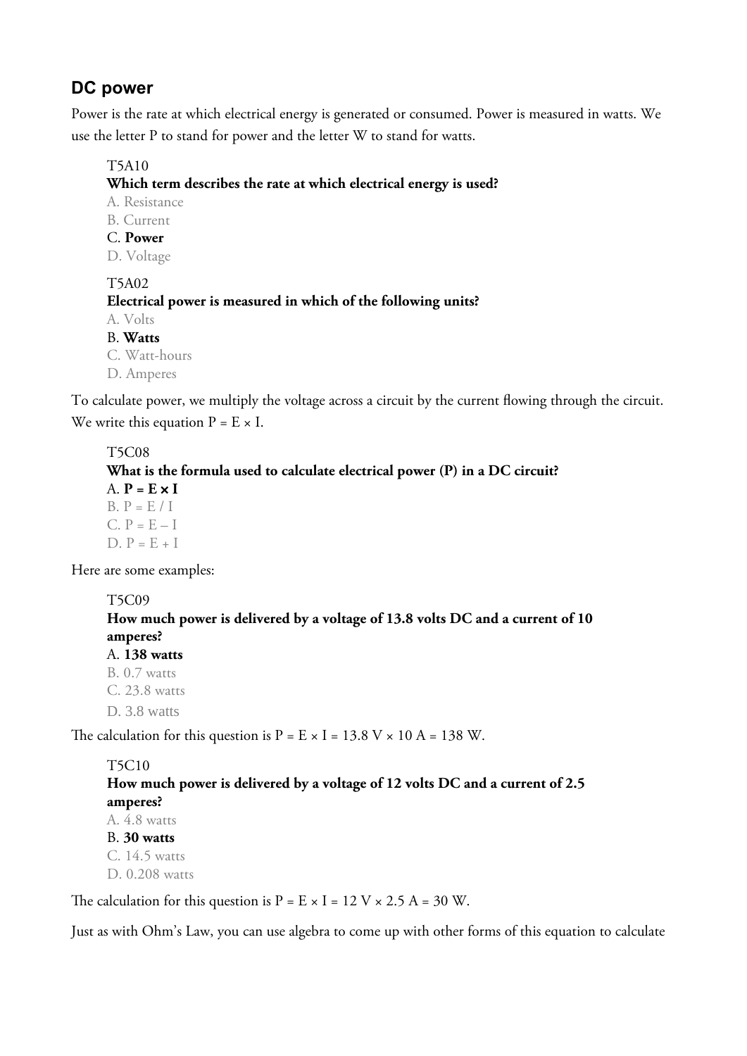## DC power

Power is the rate at which electrical energy is generated or consumed. Power is measured in watts. We use the letter P to stand for power and the letter W to stand for watts.

T5A10
**Which term describes the rate at which electrical energy is used?**
A. Resistance
B. Current
C. **Power**
D. Voltage

T5A02
**Electrical power is measured in which of the following units?**
A. Volts
B. **Watts**
C. Watt-hours
D. Amperes

To calculate power, we multiply the voltage across a circuit by the current flowing through the circuit. We write this equation $P = E \times I$.

T5C08
**What is the formula used to calculate electrical power (P) in a DC circuit?**
A. $\mathbf{P = E \times I}$
B. $P = E / I$
C. $P = E - I$
D. $P = E + I$

Here are some examples:

T5C09
**How much power is delivered by a voltage of 13.8 volts DC and a current of 10 amperes?**
A. **138 watts**
B. 0.7 watts
C. 23.8 watts
D. 3.8 watts

The calculation for this question is $P = E \times I = 13.8\ V \times 10\ A = 138\ W$.

T5C10
**How much power is delivered by a voltage of 12 volts DC and a current of 2.5 amperes?**
A. 4.8 watts
B. **30 watts**
C. 14.5 watts
D. 0.208 watts

The calculation for this question is $P = E \times I = 12\ V \times 2.5\ A = 30\ W$.

Just as with Ohm's Law, you can use algebra to come up with other forms of this equation to calculate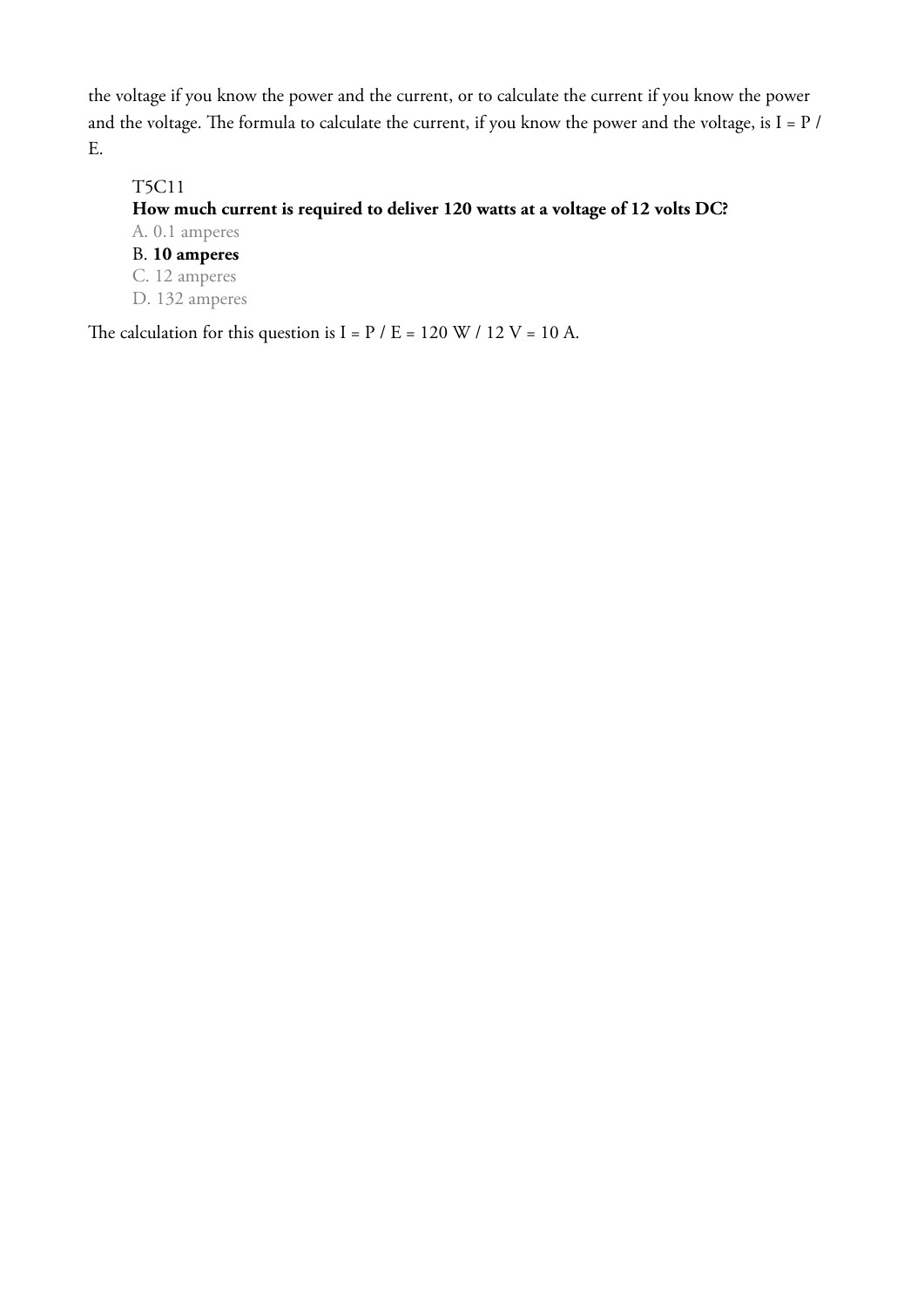the voltage if you know the power and the current, or to calculate the current if you know the power and the voltage. The formula to calculate the current, if you know the power and the voltage, is $I = P / E$.

T5C11

**How much current is required to deliver 120 watts at a voltage of 12 volts DC?**

A. 0.1 amperes

B. **10 amperes**

C. 12 amperes

D. 132 amperes

The calculation for this question is $I = P / E = 120 \text{ W} / 12 \text{ V} = 10 \text{ A}$.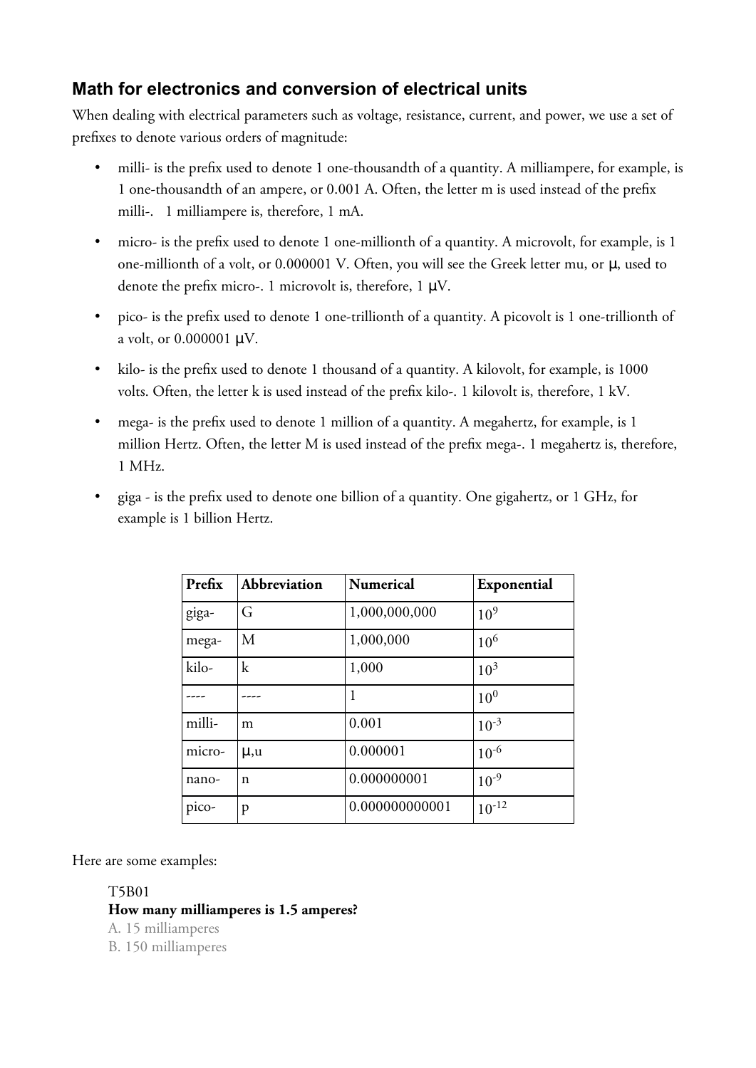## Math for electronics and conversion of electrical units

When dealing with electrical parameters such as voltage, resistance, current, and power, we use a set of prefixes to denote various orders of magnitude:

- milli- is the prefix used to denote 1 one-thousandth of a quantity. A milliampere, for example, is 1 one-thousandth of an ampere, or 0.001 A. Often, the letter m is used instead of the prefix milli-. 1 milliampere is, therefore, 1 mA.
- micro- is the prefix used to denote 1 one-millionth of a quantity. A microvolt, for example, is 1 one-millionth of a volt, or 0.000001 V. Often, you will see the Greek letter mu, or μ, used to denote the prefix micro-. 1 microvolt is, therefore, 1 μV.
- pico- is the prefix used to denote 1 one-trillionth of a quantity. A picovolt is 1 one-trillionth of a volt, or 0.000001 μV.
- kilo- is the prefix used to denote 1 thousand of a quantity. A kilovolt, for example, is 1000 volts. Often, the letter k is used instead of the prefix kilo-. 1 kilovolt is, therefore, 1 kV.
- mega- is the prefix used to denote 1 million of a quantity. A megahertz, for example, is 1 million Hertz. Often, the letter M is used instead of the prefix mega-. 1 megahertz is, therefore, 1 MHz.
- giga - is the prefix used to denote one billion of a quantity. One gigahertz, or 1 GHz, for example is 1 billion Hertz.

| Prefix | Abbreviation | Numerical | Exponential |
|---|---|---|---|
| giga- | G | 1,000,000,000 | $10^9$ |
| mega- | M | 1,000,000 | $10^6$ |
| kilo- | k | 1,000 | $10^3$ |
| ---- | ---- | 1 | $10^0$ |
| milli- | m | 0.001 | $10^{-3}$ |
| micro- | μ,u | 0.000001 | $10^{-6}$ |
| nano- | n | 0.000000001 | $10^{-9}$ |
| pico- | p | 0.000000000001 | $10^{-12}$ |

Here are some examples:

T5B01
**How many milliamperes is 1.5 amperes?**
A. 15 milliamperes
B. 150 milliamperes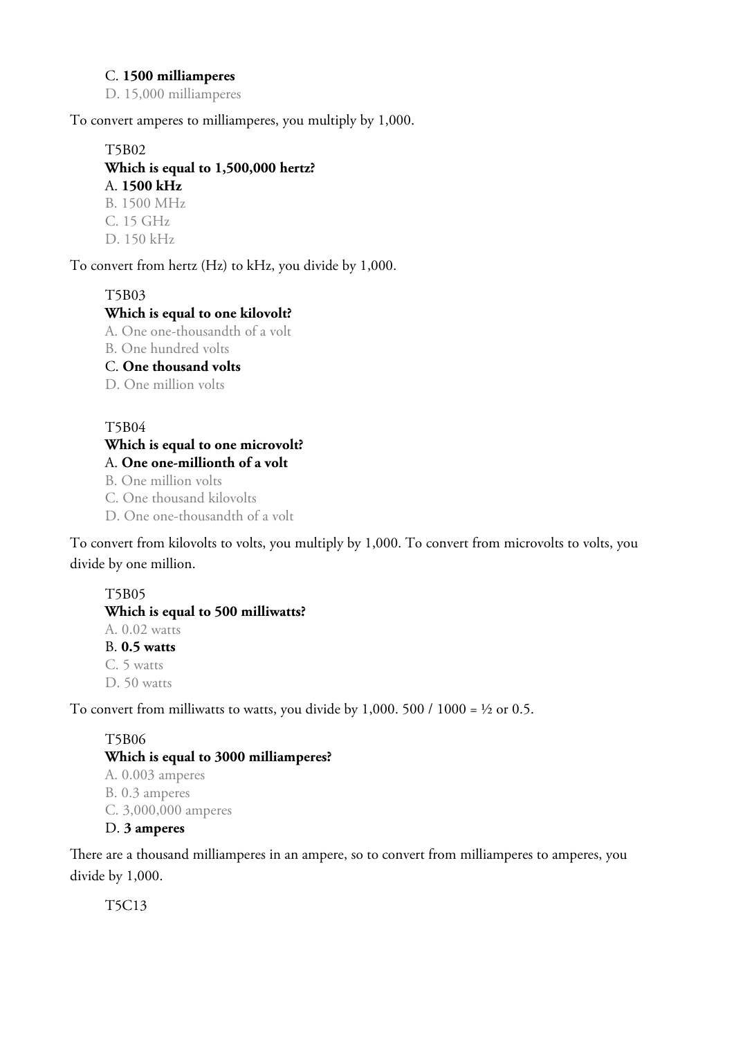C. **1500 milliamperes**
D. 15,000 milliamperes

To convert amperes to milliamperes, you multiply by 1,000.

T5B02
**Which is equal to 1,500,000 hertz?**
A. **1500 kHz**
B. 1500 MHz
C. 15 GHz
D. 150 kHz

To convert from hertz (Hz) to kHz, you divide by 1,000.

T5B03
**Which is equal to one kilovolt?**
A. One one-thousandth of a volt
B. One hundred volts
C. **One thousand volts**
D. One million volts

T5B04
**Which is equal to one microvolt?**
A. **One one-millionth of a volt**
B. One million volts
C. One thousand kilovolts
D. One one-thousandth of a volt

To convert from kilovolts to volts, you multiply by 1,000. To convert from microvolts to volts, you divide by one million.

T5B05
**Which is equal to 500 milliwatts?**
A. 0.02 watts
B. **0.5 watts**
C. 5 watts
D. 50 watts

To convert from milliwatts to watts, you divide by 1,000. 500 / 1000 = ½ or 0.5.

T5B06
**Which is equal to 3000 milliamperes?**
A. 0.003 amperes
B. 0.3 amperes
C. 3,000,000 amperes
D. **3 amperes**

There are a thousand milliamperes in an ampere, so to convert from milliamperes to amperes, you divide by 1,000.

T5C13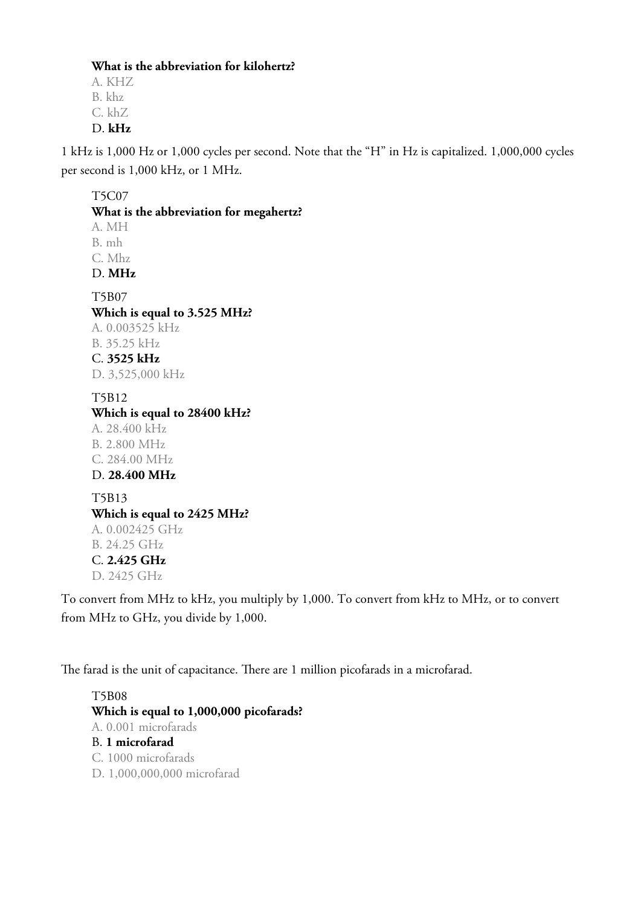**What is the abbreviation for kilohertz?**

A. KHZ
B. khz
C. khZ
D. **kHz**

1 kHz is 1,000 Hz or 1,000 cycles per second. Note that the "H" in Hz is capitalized. 1,000,000 cycles per second is 1,000 kHz, or 1 MHz.

T5C07
**What is the abbreviation for megahertz?**

A. MH
B. mh
C. Mhz
D. **MHz**

T5B07
**Which is equal to 3.525 MHz?**

A. 0.003525 kHz
B. 35.25 kHz
C. **3525 kHz**
D. 3,525,000 kHz

T5B12
**Which is equal to 28400 kHz?**

A. 28.400 kHz
B. 2.800 MHz
C. 284.00 MHz
D. **28.400 MHz**

T5B13
**Which is equal to 2425 MHz?**

A. 0.002425 GHz
B. 24.25 GHz
C. **2.425 GHz**
D. 2425 GHz

To convert from MHz to kHz, you multiply by 1,000. To convert from kHz to MHz, or to convert from MHz to GHz, you divide by 1,000.

The farad is the unit of capacitance. There are 1 million picofarads in a microfarad.

T5B08
**Which is equal to 1,000,000 picofarads?**

A. 0.001 microfarads
B. **1 microfarad**
C. 1000 microfarads
D. 1,000,000,000 microfarad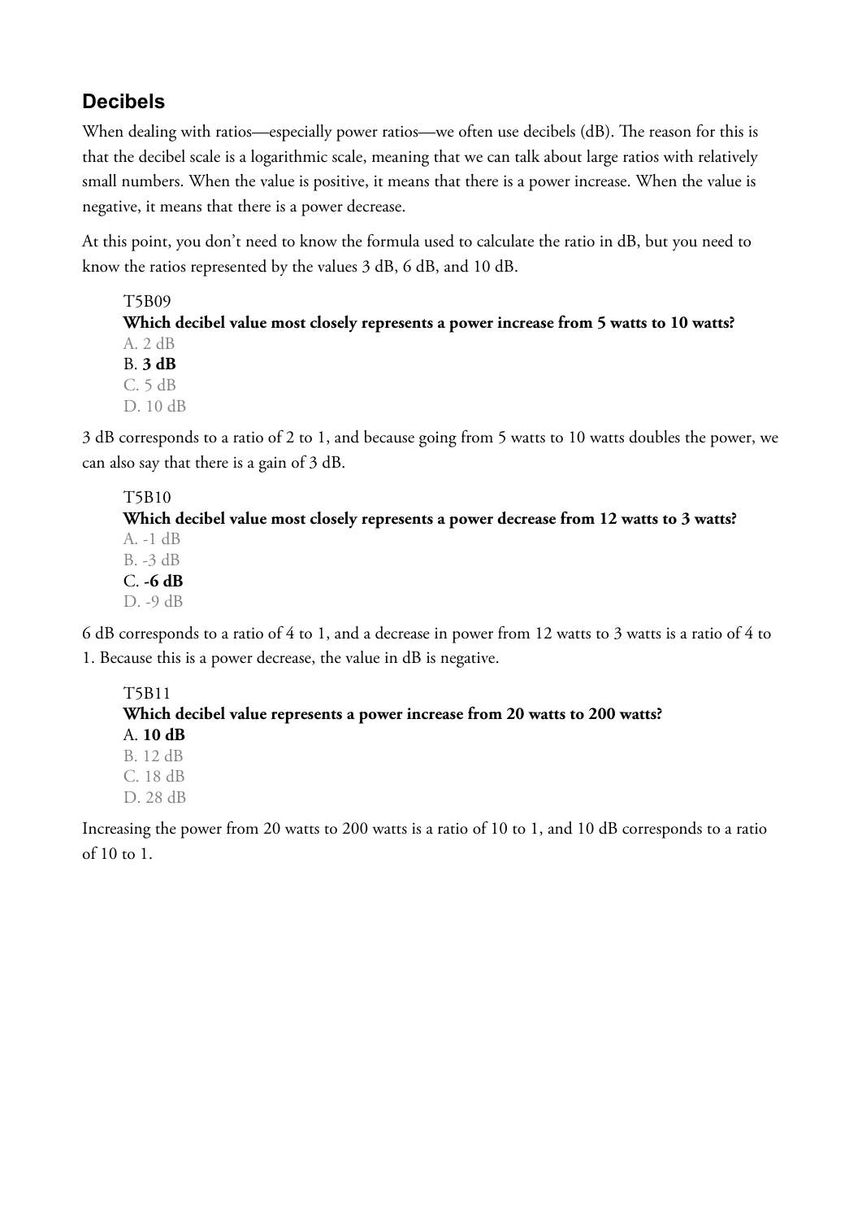## Decibels

When dealing with ratios—especially power ratios—we often use decibels (dB). The reason for this is that the decibel scale is a logarithmic scale, meaning that we can talk about large ratios with relatively small numbers. When the value is positive, it means that there is a power increase. When the value is negative, it means that there is a power decrease.

At this point, you don't need to know the formula used to calculate the ratio in dB, but you need to know the ratios represented by the values 3 dB, 6 dB, and 10 dB.

T5B09
**Which decibel value most closely represents a power increase from 5 watts to 10 watts?**
A. 2 dB
B. **3 dB**
C. 5 dB
D. 10 dB

3 dB corresponds to a ratio of 2 to 1, and because going from 5 watts to 10 watts doubles the power, we can also say that there is a gain of 3 dB.

T5B10
**Which decibel value most closely represents a power decrease from 12 watts to 3 watts?**
A. -1 dB
B. -3 dB
C. **-6 dB**
D. -9 dB

6 dB corresponds to a ratio of 4 to 1, and a decrease in power from 12 watts to 3 watts is a ratio of 4 to 1. Because this is a power decrease, the value in dB is negative.

T5B11
**Which decibel value represents a power increase from 20 watts to 200 watts?**
A. **10 dB**
B. 12 dB
C. 18 dB
D. 28 dB

Increasing the power from 20 watts to 200 watts is a ratio of 10 to 1, and 10 dB corresponds to a ratio of 10 to 1.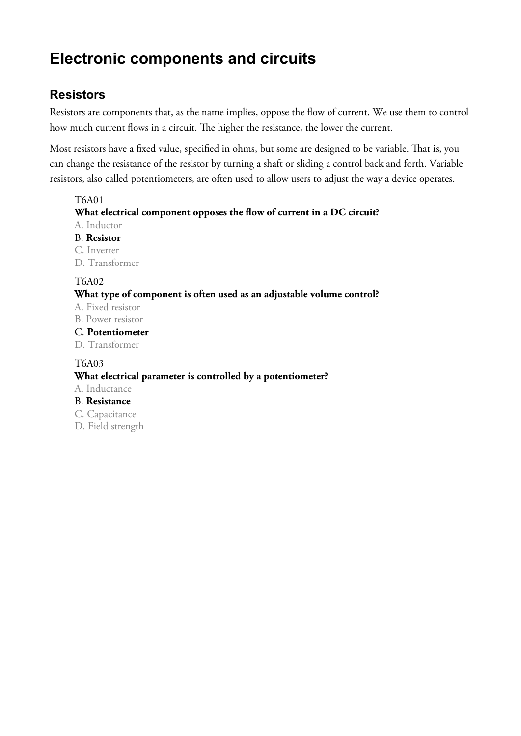# Electronic components and circuits

## Resistors

Resistors are components that, as the name implies, oppose the flow of current. We use them to control how much current flows in a circuit. The higher the resistance, the lower the current.

Most resistors have a fixed value, specified in ohms, but some are designed to be variable. That is, you can change the resistance of the resistor by turning a shaft or sliding a control back and forth. Variable resistors, also called potentiometers, are often used to allow users to adjust the way a device operates.

T6A01
**What electrical component opposes the flow of current in a DC circuit?**
A. Inductor
B. **Resistor**
C. Inverter
D. Transformer

T6A02
**What type of component is often used as an adjustable volume control?**
A. Fixed resistor
B. Power resistor
C. **Potentiometer**
D. Transformer

T6A03
**What electrical parameter is controlled by a potentiometer?**
A. Inductance
B. **Resistance**
C. Capacitance
D. Field strength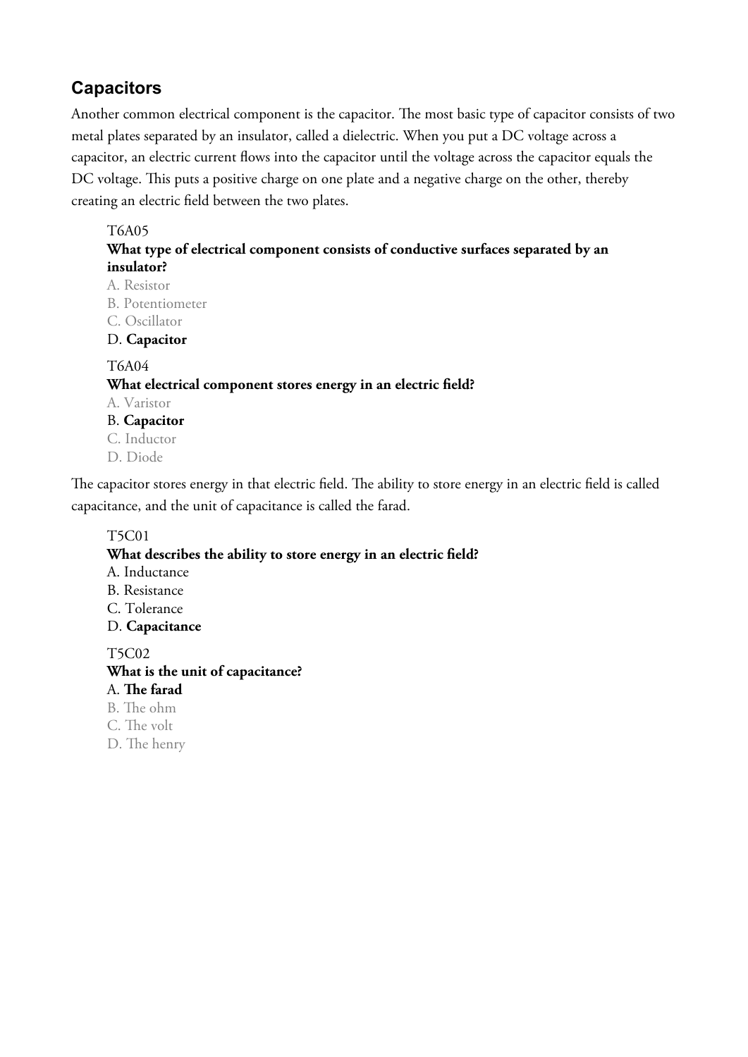## Capacitors

Another common electrical component is the capacitor. The most basic type of capacitor consists of two metal plates separated by an insulator, called a dielectric. When you put a DC voltage across a capacitor, an electric current flows into the capacitor until the voltage across the capacitor equals the DC voltage. This puts a positive charge on one plate and a negative charge on the other, thereby creating an electric field between the two plates.

T6A05

**What type of electrical component consists of conductive surfaces separated by an insulator?**

A. Resistor
B. Potentiometer
C. Oscillator
D. **Capacitor**

T6A04

**What electrical component stores energy in an electric field?**

A. Varistor
B. **Capacitor**
C. Inductor
D. Diode

The capacitor stores energy in that electric field. The ability to store energy in an electric field is called capacitance, and the unit of capacitance is called the farad.

T5C01

**What describes the ability to store energy in an electric field?**

A. Inductance
B. Resistance
C. Tolerance
D. **Capacitance**

T5C02

**What is the unit of capacitance?**

A. **The farad**
B. The ohm
C. The volt
D. The henry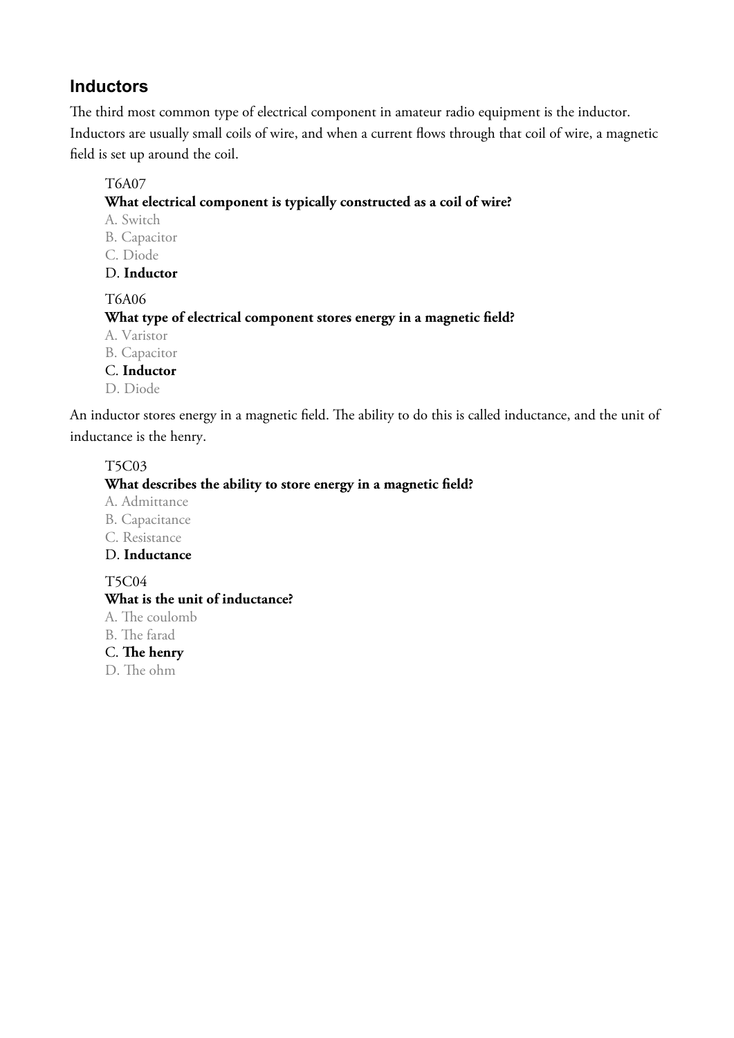## Inductors

The third most common type of electrical component in amateur radio equipment is the inductor. Inductors are usually small coils of wire, and when a current flows through that coil of wire, a magnetic field is set up around the coil.

T6A07

**What electrical component is typically constructed as a coil of wire?**

A. Switch
B. Capacitor
C. Diode
D. **Inductor**

T6A06

**What type of electrical component stores energy in a magnetic field?**

A. Varistor
B. Capacitor
C. **Inductor**
D. Diode

An inductor stores energy in a magnetic field. The ability to do this is called inductance, and the unit of inductance is the henry.

T5C03

**What describes the ability to store energy in a magnetic field?**

A. Admittance
B. Capacitance
C. Resistance
D. **Inductance**

T5C04

**What is the unit of inductance?**

A. The coulomb
B. The farad
C. **The henry**
D. The ohm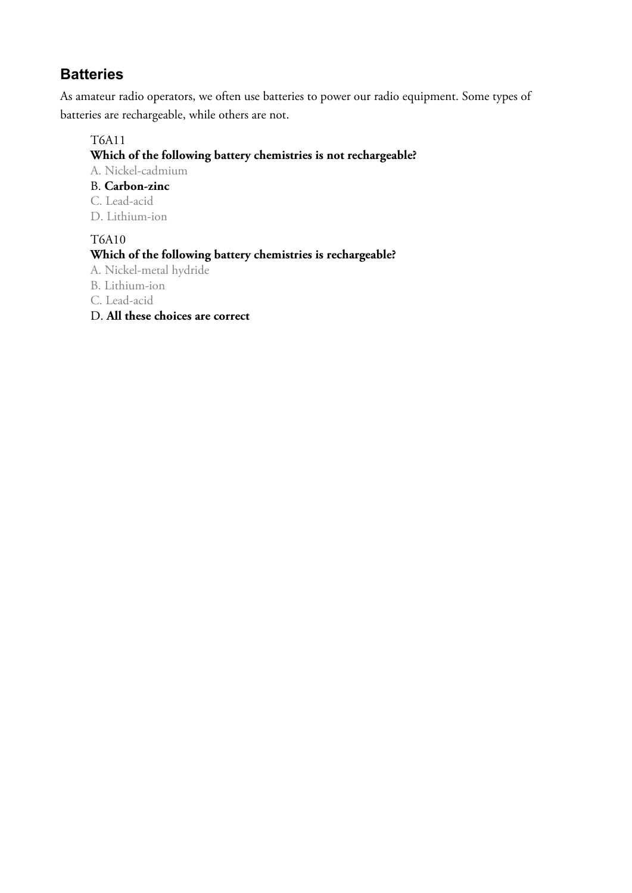## Batteries

As amateur radio operators, we often use batteries to power our radio equipment. Some types of batteries are rechargeable, while others are not.

T6A11

**Which of the following battery chemistries is not rechargeable?**

A. Nickel-cadmium

B. **Carbon-zinc**

C. Lead-acid

D. Lithium-ion

T6A10

**Which of the following battery chemistries is rechargeable?**

A. Nickel-metal hydride

B. Lithium-ion

C. Lead-acid

D. **All these choices are correct**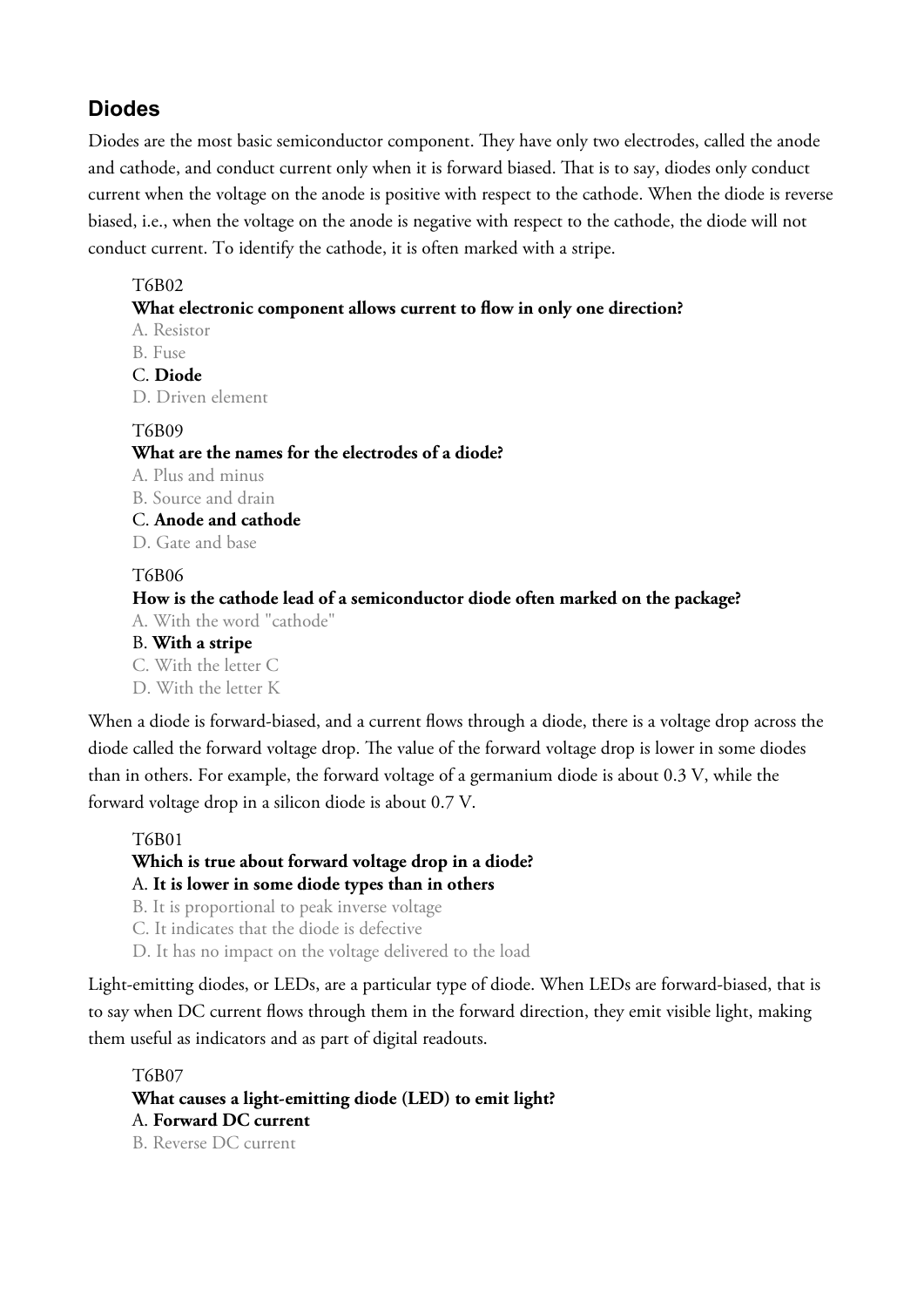## Diodes

Diodes are the most basic semiconductor component. They have only two electrodes, called the anode and cathode, and conduct current only when it is forward biased. That is to say, diodes only conduct current when the voltage on the anode is positive with respect to the cathode. When the diode is reverse biased, i.e., when the voltage on the anode is negative with respect to the cathode, the diode will not conduct current. To identify the cathode, it is often marked with a stripe.

T6B02
**What electronic component allows current to flow in only one direction?**
A. Resistor
B. Fuse
C. **Diode**
D. Driven element

T6B09
**What are the names for the electrodes of a diode?**
A. Plus and minus
B. Source and drain
C. **Anode and cathode**
D. Gate and base

T6B06
**How is the cathode lead of a semiconductor diode often marked on the package?**
A. With the word "cathode"
B. **With a stripe**
C. With the letter C
D. With the letter K

When a diode is forward-biased, and a current flows through a diode, there is a voltage drop across the diode called the forward voltage drop. The value of the forward voltage drop is lower in some diodes than in others. For example, the forward voltage of a germanium diode is about 0.3 V, while the forward voltage drop in a silicon diode is about 0.7 V.

T6B01
**Which is true about forward voltage drop in a diode?**
A. **It is lower in some diode types than in others**
B. It is proportional to peak inverse voltage
C. It indicates that the diode is defective
D. It has no impact on the voltage delivered to the load

Light-emitting diodes, or LEDs, are a particular type of diode. When LEDs are forward-biased, that is to say when DC current flows through them in the forward direction, they emit visible light, making them useful as indicators and as part of digital readouts.

T6B07
**What causes a light-emitting diode (LED) to emit light?**
A. **Forward DC current**
B. Reverse DC current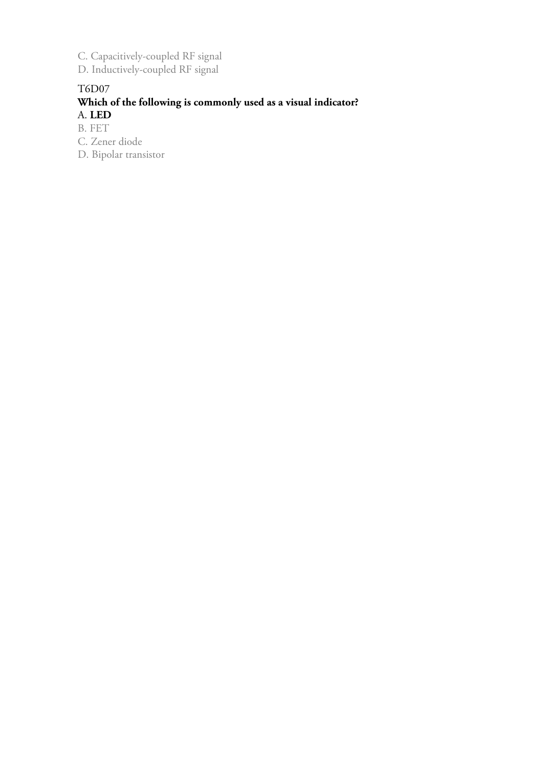C. Capacitively-coupled RF signal
D. Inductively-coupled RF signal

T6D07
**Which of the following is commonly used as a visual indicator?**
A. **LED**
B. FET
C. Zener diode
D. Bipolar transistor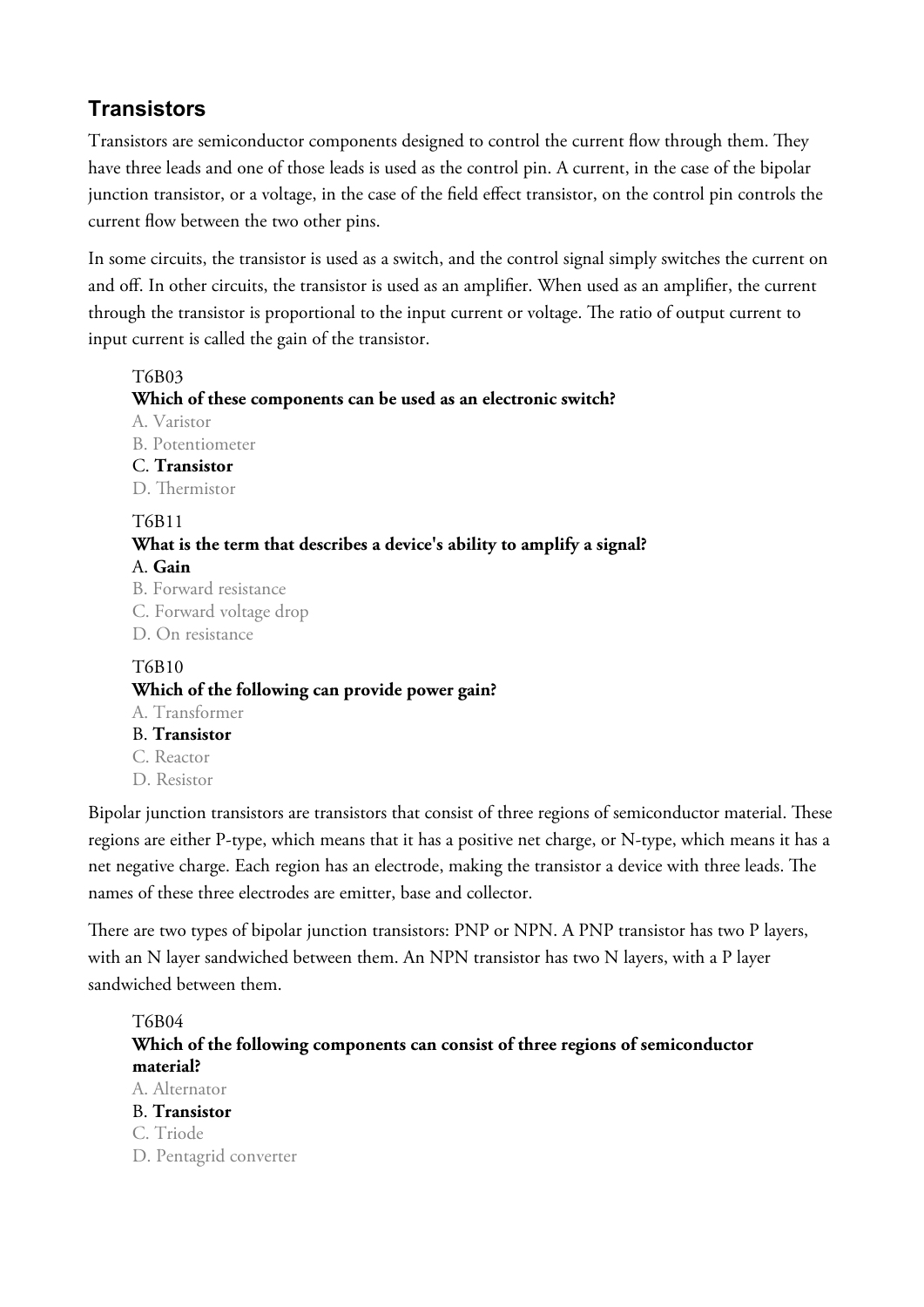## Transistors

Transistors are semiconductor components designed to control the current flow through them. They have three leads and one of those leads is used as the control pin. A current, in the case of the bipolar junction transistor, or a voltage, in the case of the field effect transistor, on the control pin controls the current flow between the two other pins.

In some circuits, the transistor is used as a switch, and the control signal simply switches the current on and off. In other circuits, the transistor is used as an amplifier. When used as an amplifier, the current through the transistor is proportional to the input current or voltage. The ratio of output current to input current is called the gain of the transistor.

T6B03
**Which of these components can be used as an electronic switch?**
A. Varistor
B. Potentiometer
C. **Transistor**
D. Thermistor

T6B11
**What is the term that describes a device's ability to amplify a signal?**
A. **Gain**
B. Forward resistance
C. Forward voltage drop
D. On resistance

T6B10
**Which of the following can provide power gain?**
A. Transformer
B. **Transistor**
C. Reactor
D. Resistor

Bipolar junction transistors are transistors that consist of three regions of semiconductor material. These regions are either P-type, which means that it has a positive net charge, or N-type, which means it has a net negative charge. Each region has an electrode, making the transistor a device with three leads. The names of these three electrodes are emitter, base and collector.

There are two types of bipolar junction transistors: PNP or NPN. A PNP transistor has two P layers, with an N layer sandwiched between them. An NPN transistor has two N layers, with a P layer sandwiched between them.

T6B04
**Which of the following components can consist of three regions of semiconductor material?**
A. Alternator
B. **Transistor**
C. Triode
D. Pentagrid converter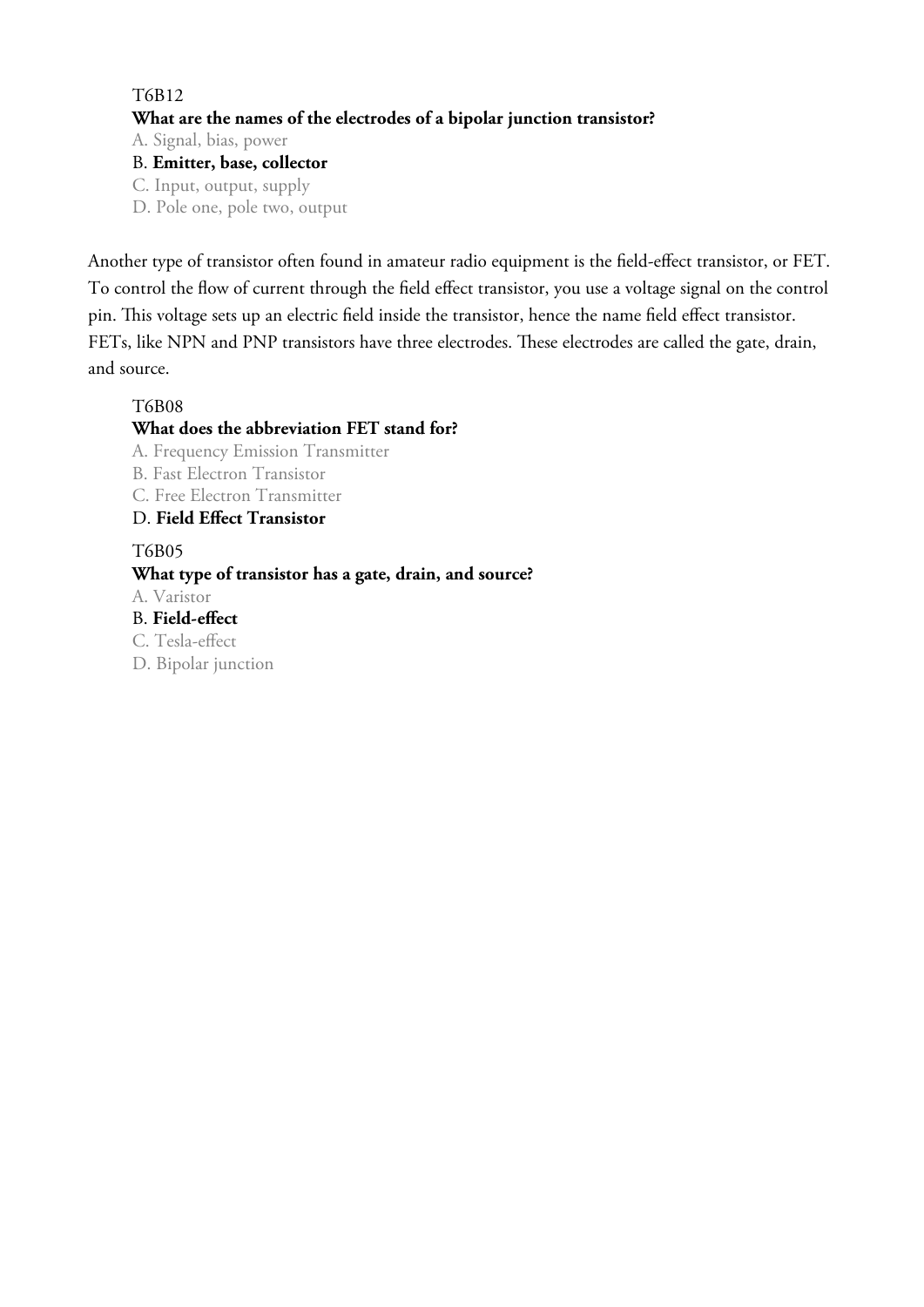T6B12

**What are the names of the electrodes of a bipolar junction transistor?**

A. Signal, bias, power

B. **Emitter, base, collector**

C. Input, output, supply

D. Pole one, pole two, output

Another type of transistor often found in amateur radio equipment is the field-effect transistor, or FET. To control the flow of current through the field effect transistor, you use a voltage signal on the control pin. This voltage sets up an electric field inside the transistor, hence the name field effect transistor. FETs, like NPN and PNP transistors have three electrodes. These electrodes are called the gate, drain, and source.

T6B08

**What does the abbreviation FET stand for?**

A. Frequency Emission Transmitter

B. Fast Electron Transistor

C. Free Electron Transmitter

D. **Field Effect Transistor**

T6B05

**What type of transistor has a gate, drain, and source?**

A. Varistor

B. **Field-effect**

C. Tesla-effect

D. Bipolar junction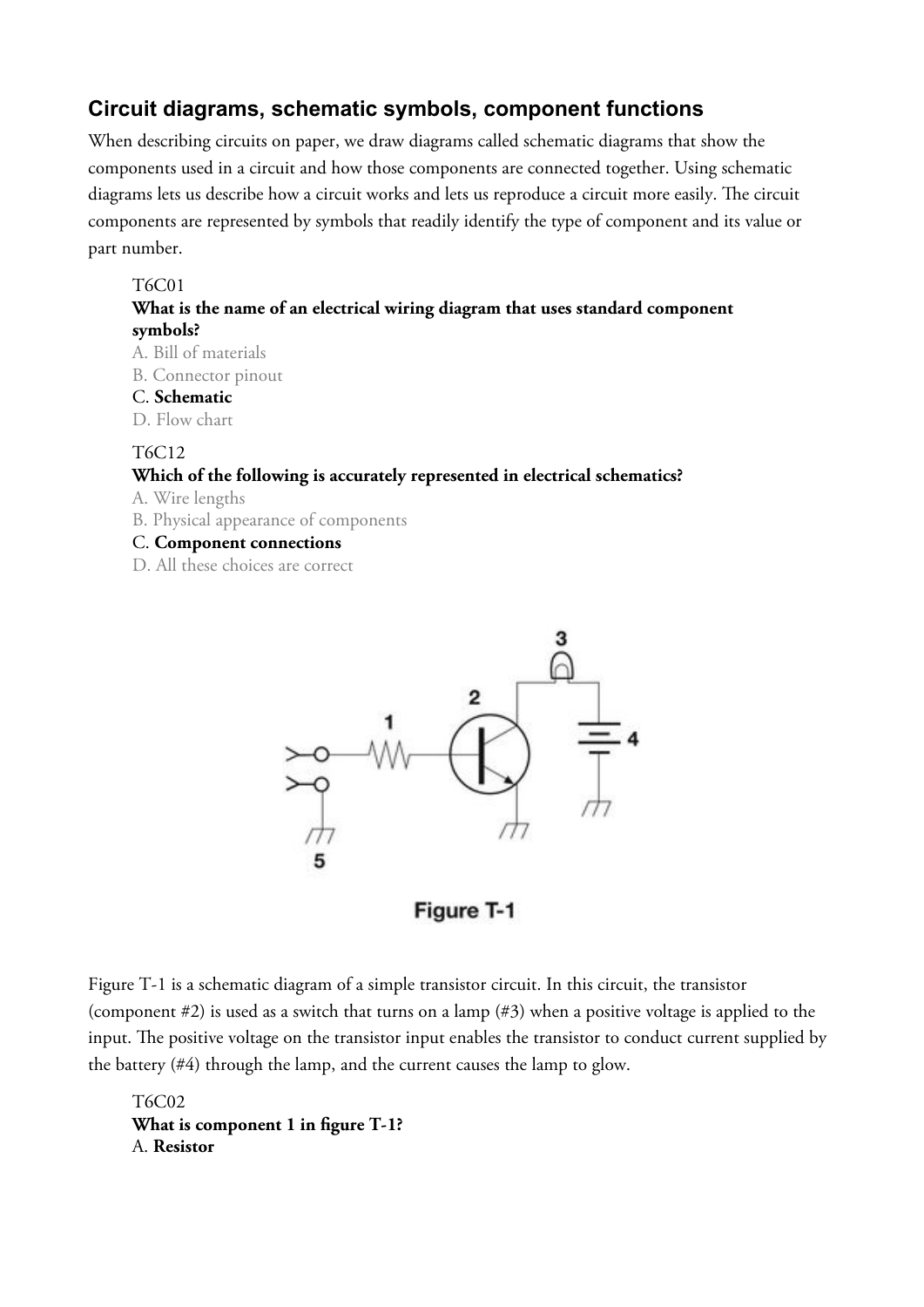## Circuit diagrams, schematic symbols, component functions

When describing circuits on paper, we draw diagrams called schematic diagrams that show the components used in a circuit and how those components are connected together. Using schematic diagrams lets us describe how a circuit works and lets us reproduce a circuit more easily. The circuit components are represented by symbols that readily identify the type of component and its value or part number.

T6C01

**What is the name of an electrical wiring diagram that uses standard component symbols?**

A. Bill of materials

B. Connector pinout

C. **Schematic**

D. Flow chart

T6C12

**Which of the following is accurately represented in electrical schematics?**

A. Wire lengths

B. Physical appearance of components

C. **Component connections**

D. All these choices are correct

3

2

1

4

5

Figure T-1

Figure T-1 is a schematic diagram of a simple transistor circuit. In this circuit, the transistor (component #2) is used as a switch that turns on a lamp (#3) when a positive voltage is applied to the input. The positive voltage on the transistor input enables the transistor to conduct current supplied by the battery (#4) through the lamp, and the current causes the lamp to glow.

T6C02

**What is component 1 in figure T-1?**

A. **Resistor**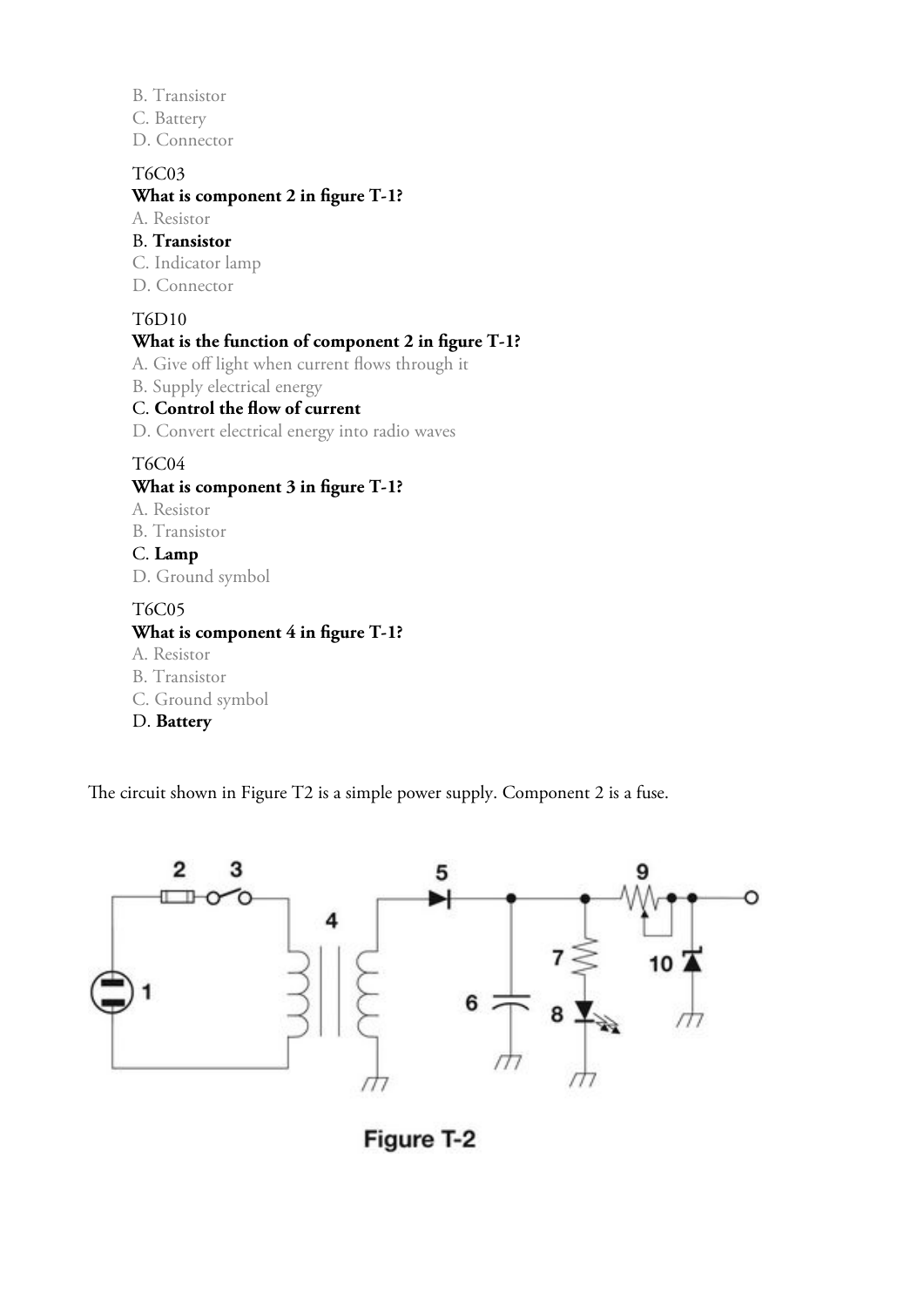B. Transistor
C. Battery
D. Connector

T6C03
**What is component 2 in figure T-1?**
A. Resistor
B. **Transistor**
C. Indicator lamp
D. Connector

T6D10
**What is the function of component 2 in figure T-1?**
A. Give off light when current flows through it
B. Supply electrical energy
C. **Control the flow of current**
D. Convert electrical energy into radio waves

T6C04
**What is component 3 in figure T-1?**
A. Resistor
B. Transistor
C. **Lamp**
D. Ground symbol

T6C05
**What is component 4 in figure T-1?**
A. Resistor
B. Transistor
C. Ground symbol
D. **Battery**

The circuit shown in Figure T2 is a simple power supply. Component 2 is a fuse.

2
3
4
5
9
1
7
10
6
8

Figure T-2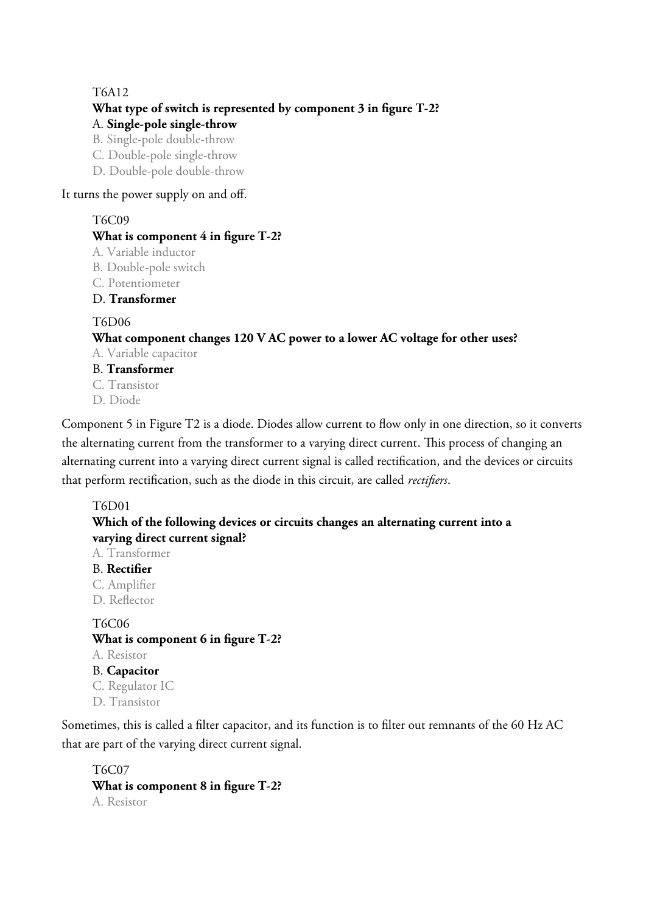T6A12
**What type of switch is represented by component 3 in figure T-2?**
A. **Single-pole single-throw**
B. Single-pole double-throw
C. Double-pole single-throw
D. Double-pole double-throw

It turns the power supply on and off.

T6C09
**What is component 4 in figure T-2?**
A. Variable inductor
B. Double-pole switch
C. Potentiometer
D. **Transformer**

T6D06
**What component changes 120 V AC power to a lower AC voltage for other uses?**
A. Variable capacitor
B. **Transformer**
C. Transistor
D. Diode

Component 5 in Figure T2 is a diode. Diodes allow current to flow only in one direction, so it converts the alternating current from the transformer to a varying direct current. This process of changing an alternating current into a varying direct current signal is called rectification, and the devices or circuits that perform rectification, such as the diode in this circuit, are called *rectifiers*.

T6D01
**Which of the following devices or circuits changes an alternating current into a varying direct current signal?**
A. Transformer
B. **Rectifier**
C. Amplifier
D. Reflector

T6C06
**What is component 6 in figure T-2?**
A. Resistor
B. **Capacitor**
C. Regulator IC
D. Transistor

Sometimes, this is called a filter capacitor, and its function is to filter out remnants of the 60 Hz AC that are part of the varying direct current signal.

T6C07
**What is component 8 in figure T-2?**
A. Resistor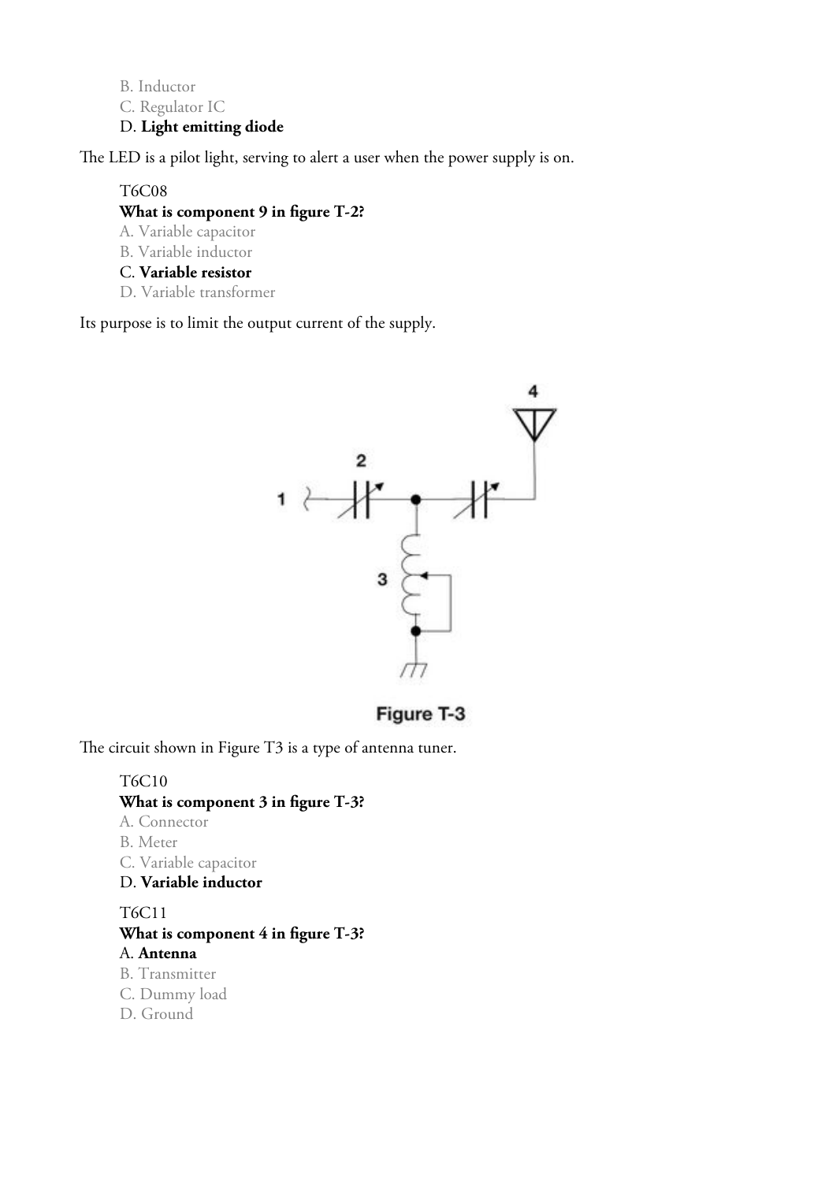B. Inductor
C. Regulator IC
D. **Light emitting diode**

The LED is a pilot light, serving to alert a user when the power supply is on.

T6C08
**What is component 9 in figure T-2?**
A. Variable capacitor
B. Variable inductor
C. **Variable resistor**
D. Variable transformer

Its purpose is to limit the output current of the supply.

4
2
1
3

Figure T-3

The circuit shown in Figure T3 is a type of antenna tuner.

T6C10
**What is component 3 in figure T-3?**
A. Connector
B. Meter
C. Variable capacitor
D. **Variable inductor**

T6C11
**What is component 4 in figure T-3?**
A. **Antenna**
B. Transmitter
C. Dummy load
D. Ground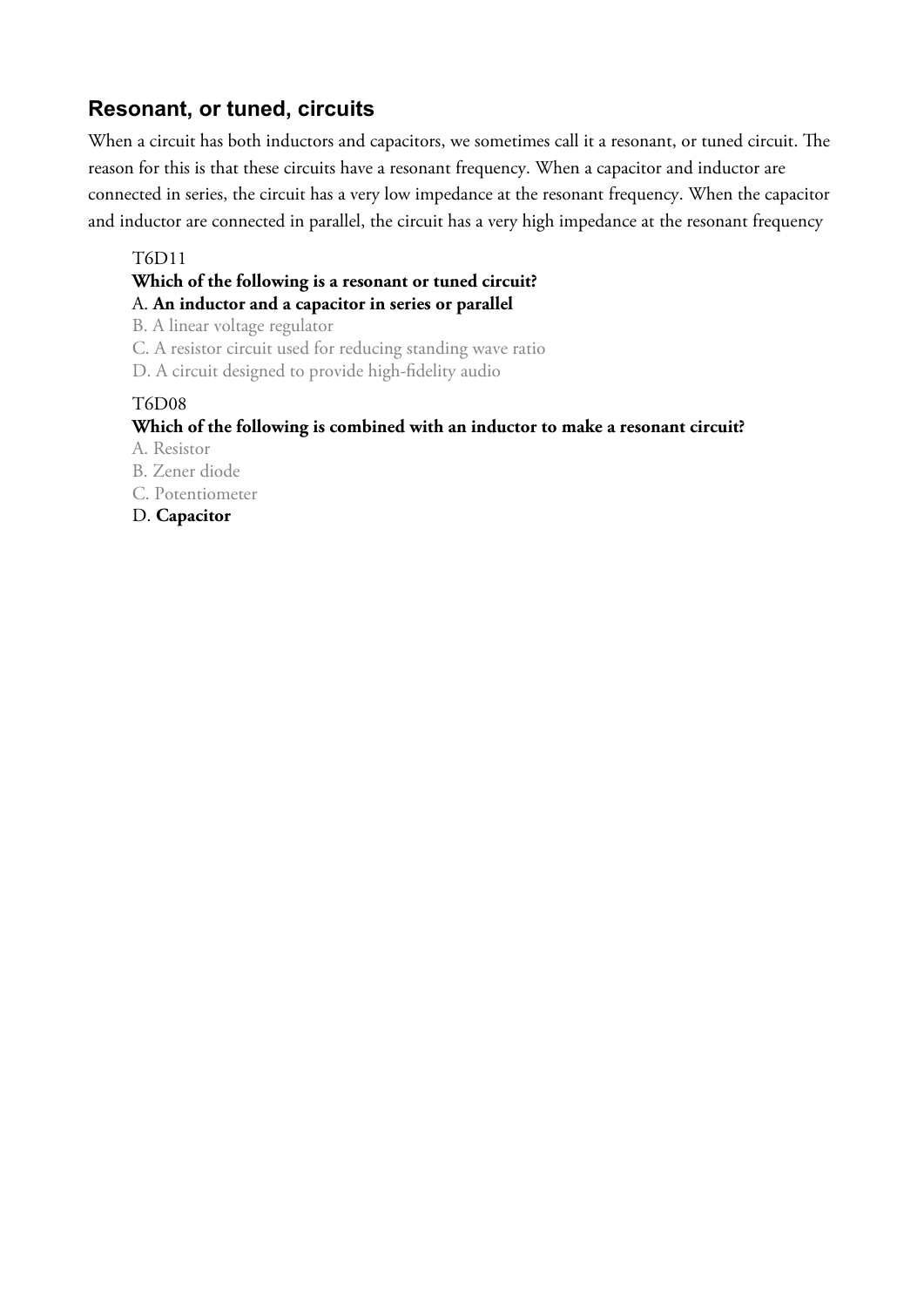## Resonant, or tuned, circuits

When a circuit has both inductors and capacitors, we sometimes call it a resonant, or tuned circuit. The reason for this is that these circuits have a resonant frequency. When a capacitor and inductor are connected in series, the circuit has a very low impedance at the resonant frequency. When the capacitor and inductor are connected in parallel, the circuit has a very high impedance at the resonant frequency

T6D11

**Which of the following is a resonant or tuned circuit?**

A. **An inductor and a capacitor in series or parallel**

B. A linear voltage regulator

C. A resistor circuit used for reducing standing wave ratio

D. A circuit designed to provide high-fidelity audio

T6D08

**Which of the following is combined with an inductor to make a resonant circuit?**

A. Resistor

B. Zener diode

C. Potentiometer

D. **Capacitor**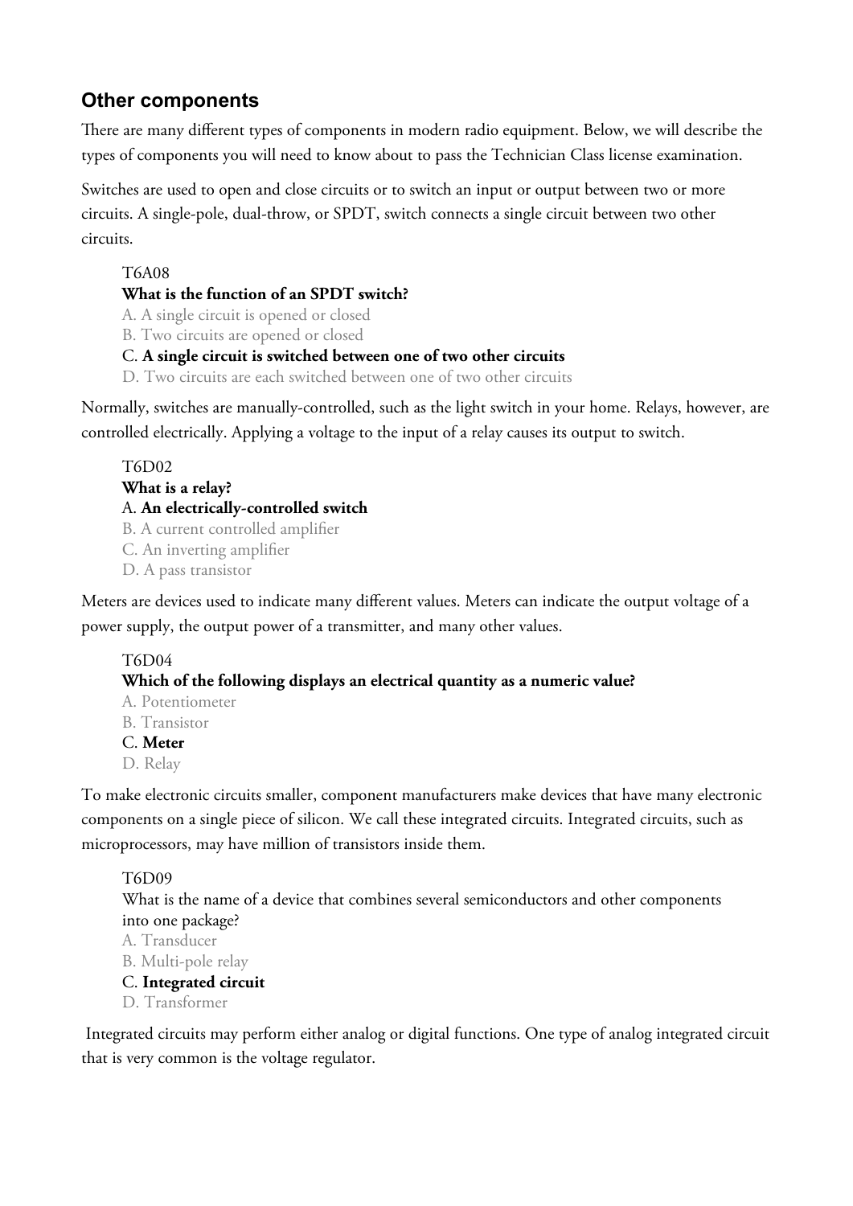## Other components

There are many different types of components in modern radio equipment. Below, we will describe the types of components you will need to know about to pass the Technician Class license examination.

Switches are used to open and close circuits or to switch an input or output between two or more circuits. A single-pole, dual-throw, or SPDT, switch connects a single circuit between two other circuits.

T6A08
**What is the function of an SPDT switch?**
A. A single circuit is opened or closed
B. Two circuits are opened or closed
C. **A single circuit is switched between one of two other circuits**
D. Two circuits are each switched between one of two other circuits

Normally, switches are manually-controlled, such as the light switch in your home. Relays, however, are controlled electrically. Applying a voltage to the input of a relay causes its output to switch.

T6D02
**What is a relay?**
A. **An electrically-controlled switch**
B. A current controlled amplifier
C. An inverting amplifier
D. A pass transistor

Meters are devices used to indicate many different values. Meters can indicate the output voltage of a power supply, the output power of a transmitter, and many other values.

T6D04
**Which of the following displays an electrical quantity as a numeric value?**
A. Potentiometer
B. Transistor
C. **Meter**
D. Relay

To make electronic circuits smaller, component manufacturers make devices that have many electronic components on a single piece of silicon. We call these integrated circuits. Integrated circuits, such as microprocessors, may have million of transistors inside them.

T6D09
What is the name of a device that combines several semiconductors and other components into one package?
A. Transducer
B. Multi-pole relay
C. **Integrated circuit**
D. Transformer

Integrated circuits may perform either analog or digital functions. One type of analog integrated circuit that is very common is the voltage regulator.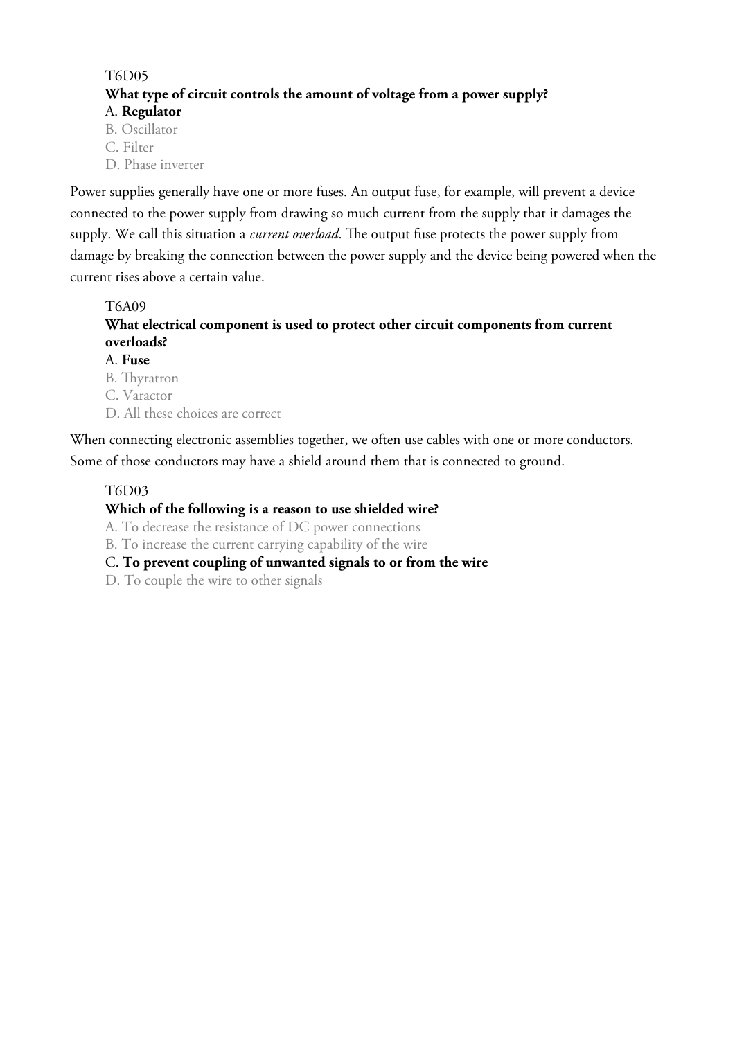T6D05

**What type of circuit controls the amount of voltage from a power supply?**

A. **Regulator**

B. Oscillator

C. Filter

D. Phase inverter

Power supplies generally have one or more fuses. An output fuse, for example, will prevent a device connected to the power supply from drawing so much current from the supply that it damages the supply. We call this situation a *current overload*. The output fuse protects the power supply from damage by breaking the connection between the power supply and the device being powered when the current rises above a certain value.

T6A09

**What electrical component is used to protect other circuit components from current overloads?**

A. **Fuse**

B. Thyratron

C. Varactor

D. All these choices are correct

When connecting electronic assemblies together, we often use cables with one or more conductors. Some of those conductors may have a shield around them that is connected to ground.

T6D03

**Which of the following is a reason to use shielded wire?**

A. To decrease the resistance of DC power connections

B. To increase the current carrying capability of the wire

C. **To prevent coupling of unwanted signals to or from the wire**

D. To couple the wire to other signals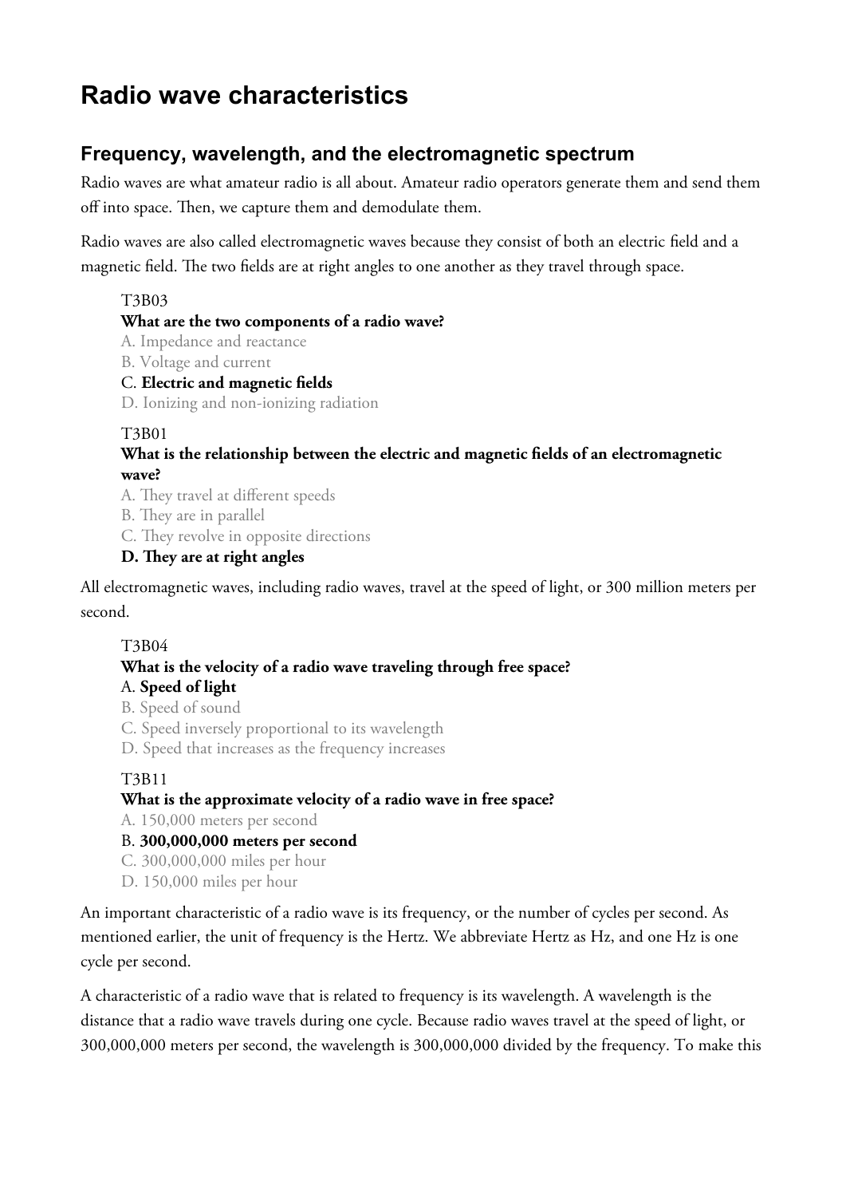# Radio wave characteristics

## Frequency, wavelength, and the electromagnetic spectrum

Radio waves are what amateur radio is all about. Amateur radio operators generate them and send them off into space. Then, we capture them and demodulate them.

Radio waves are also called electromagnetic waves because they consist of both an electric field and a magnetic field. The two fields are at right angles to one another as they travel through space.

T3B03
**What are the two components of a radio wave?**
A. Impedance and reactance
B. Voltage and current
C. **Electric and magnetic fields**
D. Ionizing and non-ionizing radiation

T3B01
**What is the relationship between the electric and magnetic fields of an electromagnetic wave?**
A. They travel at different speeds
B. They are in parallel
C. They revolve in opposite directions
**D. They are at right angles**

All electromagnetic waves, including radio waves, travel at the speed of light, or 300 million meters per second.

T3B04
**What is the velocity of a radio wave traveling through free space?**
A. **Speed of light**
B. Speed of sound
C. Speed inversely proportional to its wavelength
D. Speed that increases as the frequency increases

T3B11
**What is the approximate velocity of a radio wave in free space?**
A. 150,000 meters per second
B. **300,000,000 meters per second**
C. 300,000,000 miles per hour
D. 150,000 miles per hour

An important characteristic of a radio wave is its frequency, or the number of cycles per second. As mentioned earlier, the unit of frequency is the Hertz. We abbreviate Hertz as Hz, and one Hz is one cycle per second.

A characteristic of a radio wave that is related to frequency is its wavelength. A wavelength is the distance that a radio wave travels during one cycle. Because radio waves travel at the speed of light, or 300,000,000 meters per second, the wavelength is 300,000,000 divided by the frequency. To make this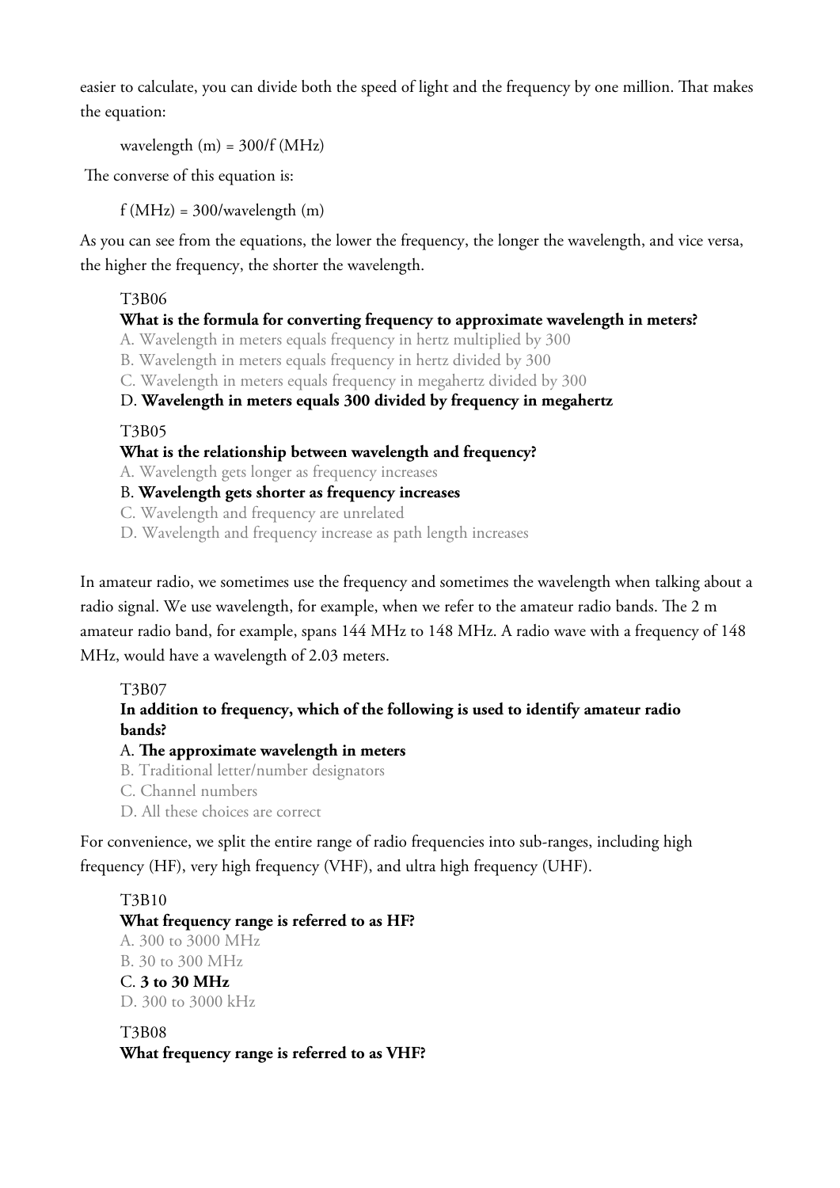easier to calculate, you can divide both the speed of light and the frequency by one million. That makes the equation:

wavelength (m) = 300/f (MHz)

The converse of this equation is:

f (MHz) = 300/wavelength (m)

As you can see from the equations, the lower the frequency, the longer the wavelength, and vice versa, the higher the frequency, the shorter the wavelength.

T3B06

**What is the formula for converting frequency to approximate wavelength in meters?**

A. Wavelength in meters equals frequency in hertz multiplied by 300
B. Wavelength in meters equals frequency in hertz divided by 300
C. Wavelength in meters equals frequency in megahertz divided by 300
D. **Wavelength in meters equals 300 divided by frequency in megahertz**

T3B05

**What is the relationship between wavelength and frequency?**

A. Wavelength gets longer as frequency increases
B. **Wavelength gets shorter as frequency increases**
C. Wavelength and frequency are unrelated
D. Wavelength and frequency increase as path length increases

In amateur radio, we sometimes use the frequency and sometimes the wavelength when talking about a radio signal. We use wavelength, for example, when we refer to the amateur radio bands. The 2 m amateur radio band, for example, spans 144 MHz to 148 MHz. A radio wave with a frequency of 148 MHz, would have a wavelength of 2.03 meters.

T3B07

**In addition to frequency, which of the following is used to identify amateur radio bands?**

A. **The approximate wavelength in meters**
B. Traditional letter/number designators
C. Channel numbers
D. All these choices are correct

For convenience, we split the entire range of radio frequencies into sub-ranges, including high frequency (HF), very high frequency (VHF), and ultra high frequency (UHF).

T3B10

**What frequency range is referred to as HF?**

A. 300 to 3000 MHz
B. 30 to 300 MHz
C. **3 to 30 MHz**
D. 300 to 3000 kHz

T3B08

**What frequency range is referred to as VHF?**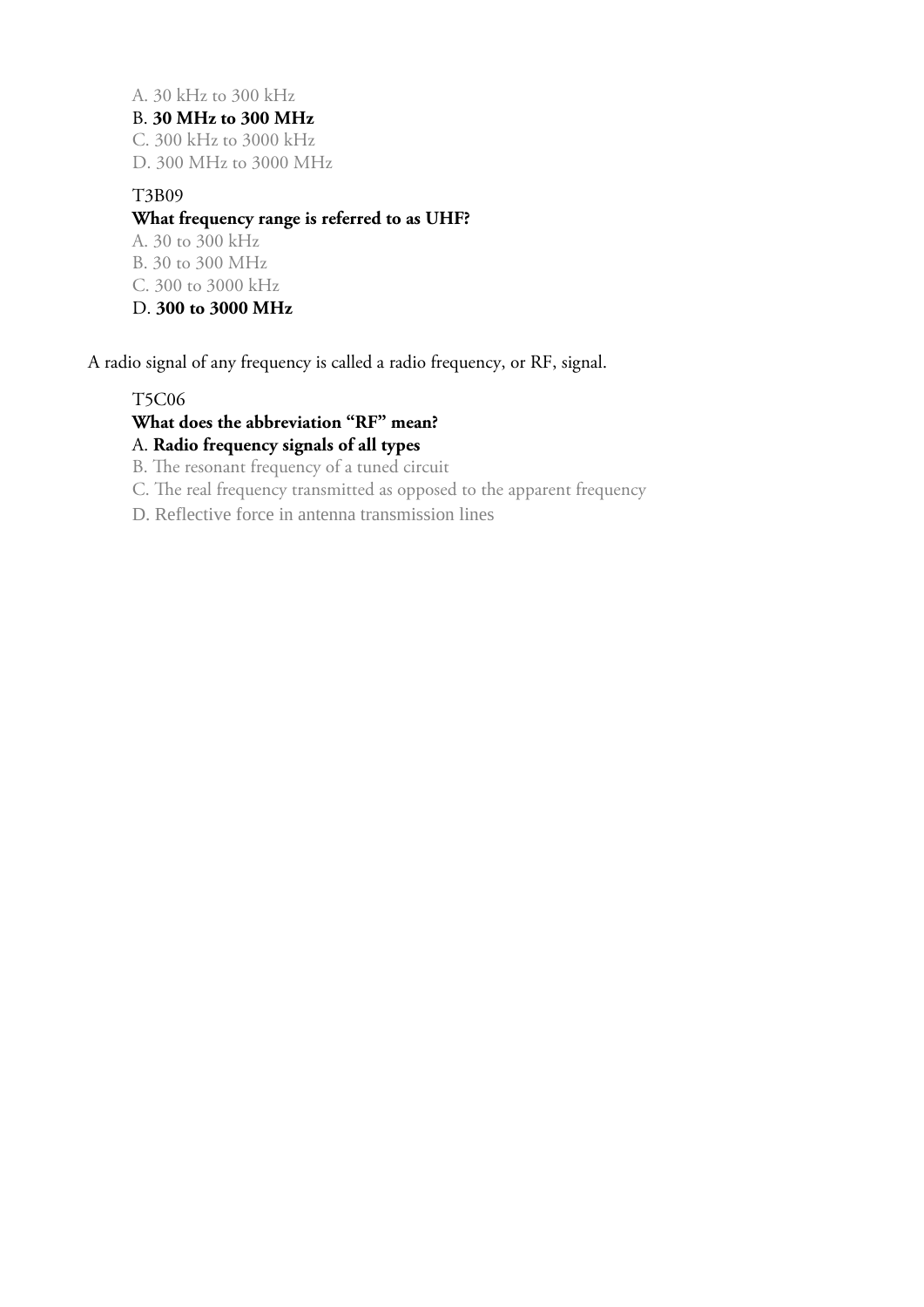A. 30 kHz to 300 kHz
B. **30 MHz to 300 MHz**
C. 300 kHz to 3000 kHz
D. 300 MHz to 3000 MHz

T3B09
**What frequency range is referred to as UHF?**
A. 30 to 300 kHz
B. 30 to 300 MHz
C. 300 to 3000 kHz
D. **300 to 3000 MHz**

A radio signal of any frequency is called a radio frequency, or RF, signal.

T5C06
**What does the abbreviation "RF" mean?**
A. **Radio frequency signals of all types**
B. The resonant frequency of a tuned circuit
C. The real frequency transmitted as opposed to the apparent frequency
D. Reflective force in antenna transmission lines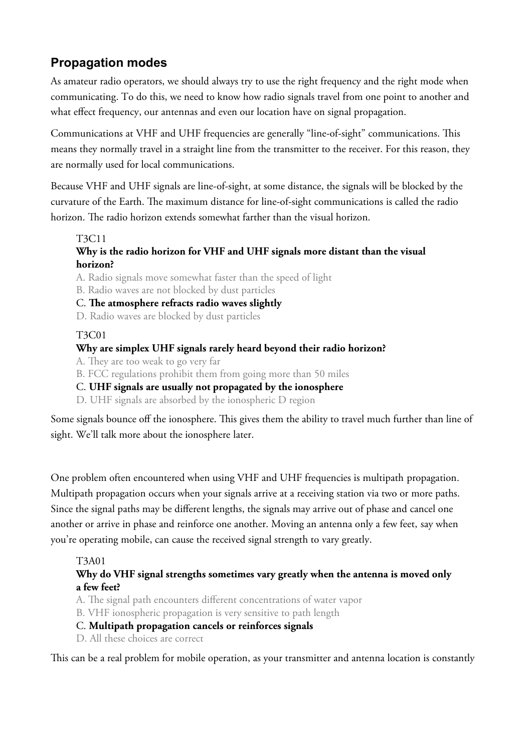## Propagation modes

As amateur radio operators, we should always try to use the right frequency and the right mode when communicating. To do this, we need to know how radio signals travel from one point to another and what effect frequency, our antennas and even our location have on signal propagation.

Communications at VHF and UHF frequencies are generally "line-of-sight" communications. This means they normally travel in a straight line from the transmitter to the receiver. For this reason, they are normally used for local communications.

Because VHF and UHF signals are line-of-sight, at some distance, the signals will be blocked by the curvature of the Earth. The maximum distance for line-of-sight communications is called the radio horizon. The radio horizon extends somewhat farther than the visual horizon.

T3C11
**Why is the radio horizon for VHF and UHF signals more distant than the visual horizon?**

A. Radio signals move somewhat faster than the speed of light
B. Radio waves are not blocked by dust particles
C. **The atmosphere refracts radio waves slightly**
D. Radio waves are blocked by dust particles

T3C01
**Why are simplex UHF signals rarely heard beyond their radio horizon?**

A. They are too weak to go very far
B. FCC regulations prohibit them from going more than 50 miles
C. **UHF signals are usually not propagated by the ionosphere**
D. UHF signals are absorbed by the ionospheric D region

Some signals bounce off the ionosphere. This gives them the ability to travel much further than line of sight. We'll talk more about the ionosphere later.

One problem often encountered when using VHF and UHF frequencies is multipath propagation. Multipath propagation occurs when your signals arrive at a receiving station via two or more paths. Since the signal paths may be different lengths, the signals may arrive out of phase and cancel one another or arrive in phase and reinforce one another. Moving an antenna only a few feet, say when you're operating mobile, can cause the received signal strength to vary greatly.

T3A01
**Why do VHF signal strengths sometimes vary greatly when the antenna is moved only a few feet?**

A. The signal path encounters different concentrations of water vapor
B. VHF ionospheric propagation is very sensitive to path length
C. **Multipath propagation cancels or reinforces signals**
D. All these choices are correct

This can be a real problem for mobile operation, as your transmitter and antenna location is constantly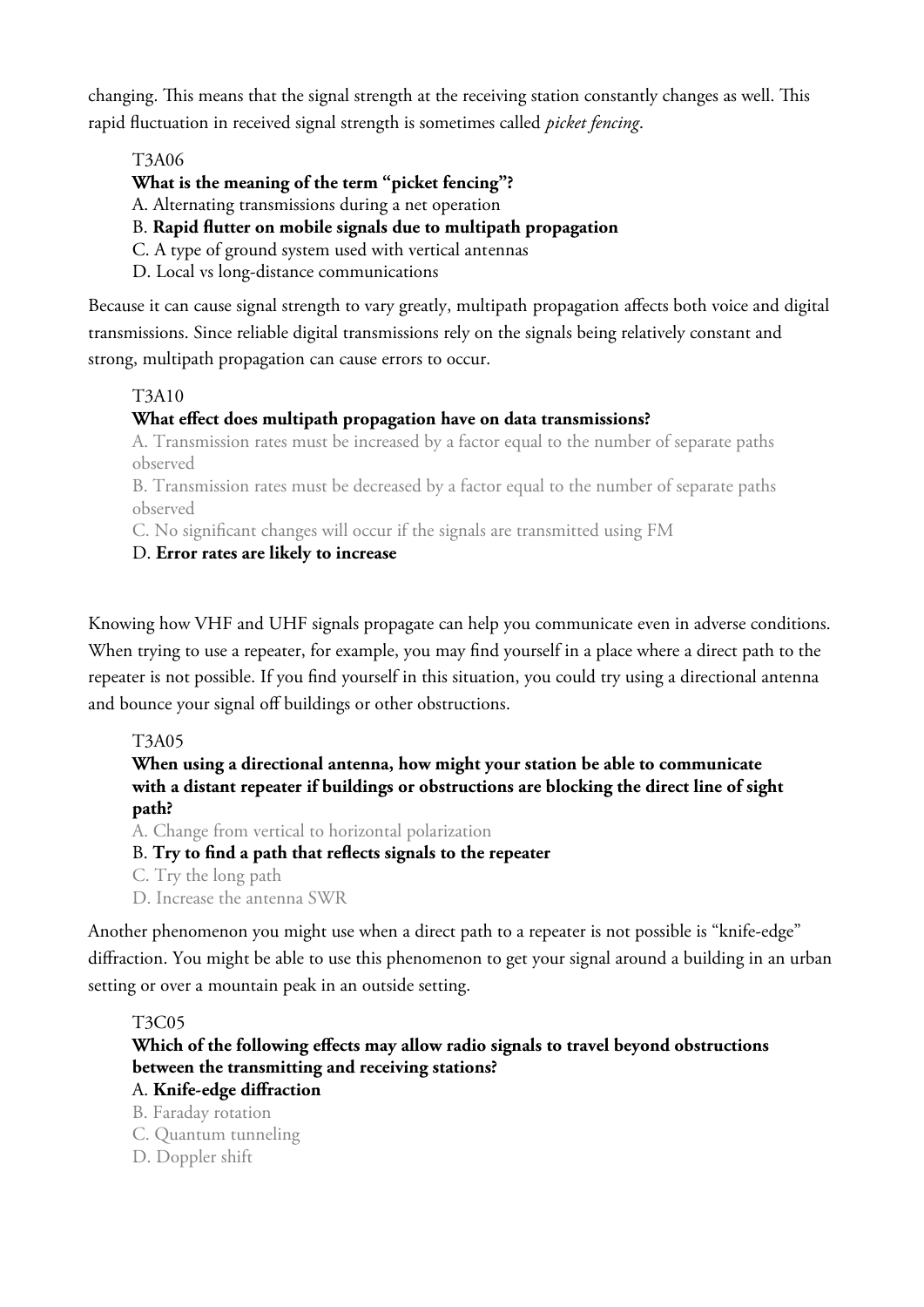changing. This means that the signal strength at the receiving station constantly changes as well. This rapid fluctuation in received signal strength is sometimes called *picket fencing*.

T3A06

**What is the meaning of the term "picket fencing"?**

A. Alternating transmissions during a net operation

B. **Rapid flutter on mobile signals due to multipath propagation**

C. A type of ground system used with vertical antennas

D. Local vs long-distance communications

Because it can cause signal strength to vary greatly, multipath propagation affects both voice and digital transmissions. Since reliable digital transmissions rely on the signals being relatively constant and strong, multipath propagation can cause errors to occur.

T3A10

**What effect does multipath propagation have on data transmissions?**

A. Transmission rates must be increased by a factor equal to the number of separate paths observed

B. Transmission rates must be decreased by a factor equal to the number of separate paths observed

C. No significant changes will occur if the signals are transmitted using FM

D. **Error rates are likely to increase**

Knowing how VHF and UHF signals propagate can help you communicate even in adverse conditions. When trying to use a repeater, for example, you may find yourself in a place where a direct path to the repeater is not possible. If you find yourself in this situation, you could try using a directional antenna and bounce your signal off buildings or other obstructions.

T3A05

**When using a directional antenna, how might your station be able to communicate with a distant repeater if buildings or obstructions are blocking the direct line of sight path?**

A. Change from vertical to horizontal polarization

B. **Try to find a path that reflects signals to the repeater**

C. Try the long path

D. Increase the antenna SWR

Another phenomenon you might use when a direct path to a repeater is not possible is "knife-edge" diffraction. You might be able to use this phenomenon to get your signal around a building in an urban setting or over a mountain peak in an outside setting.

T3C05

**Which of the following effects may allow radio signals to travel beyond obstructions between the transmitting and receiving stations?**

A. **Knife-edge diffraction**

B. Faraday rotation

C. Quantum tunneling

D. Doppler shift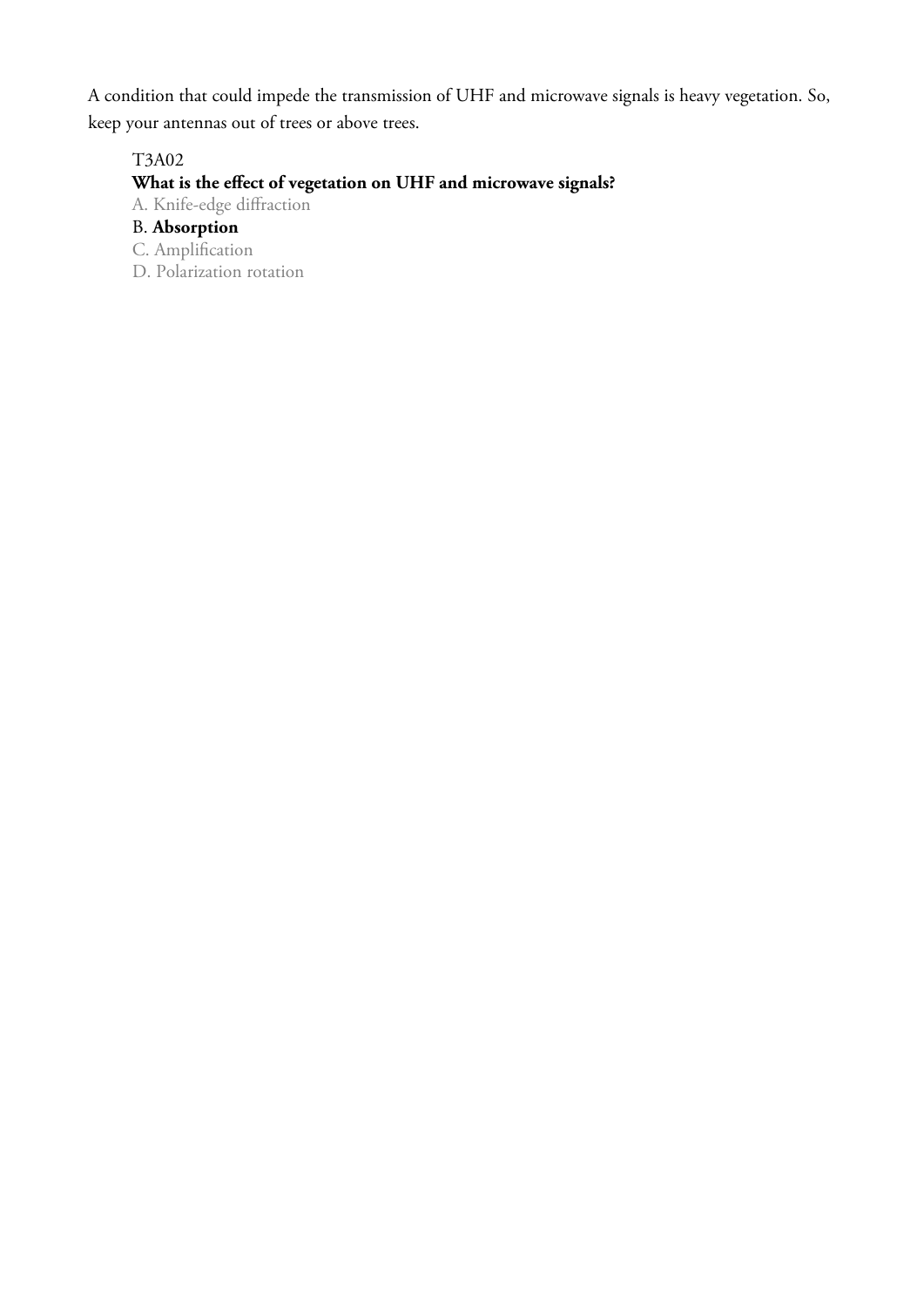A condition that could impede the transmission of UHF and microwave signals is heavy vegetation. So, keep your antennas out of trees or above trees.

T3A02
**What is the effect of vegetation on UHF and microwave signals?**
A. Knife-edge diffraction
B. **Absorption**
C. Amplification
D. Polarization rotation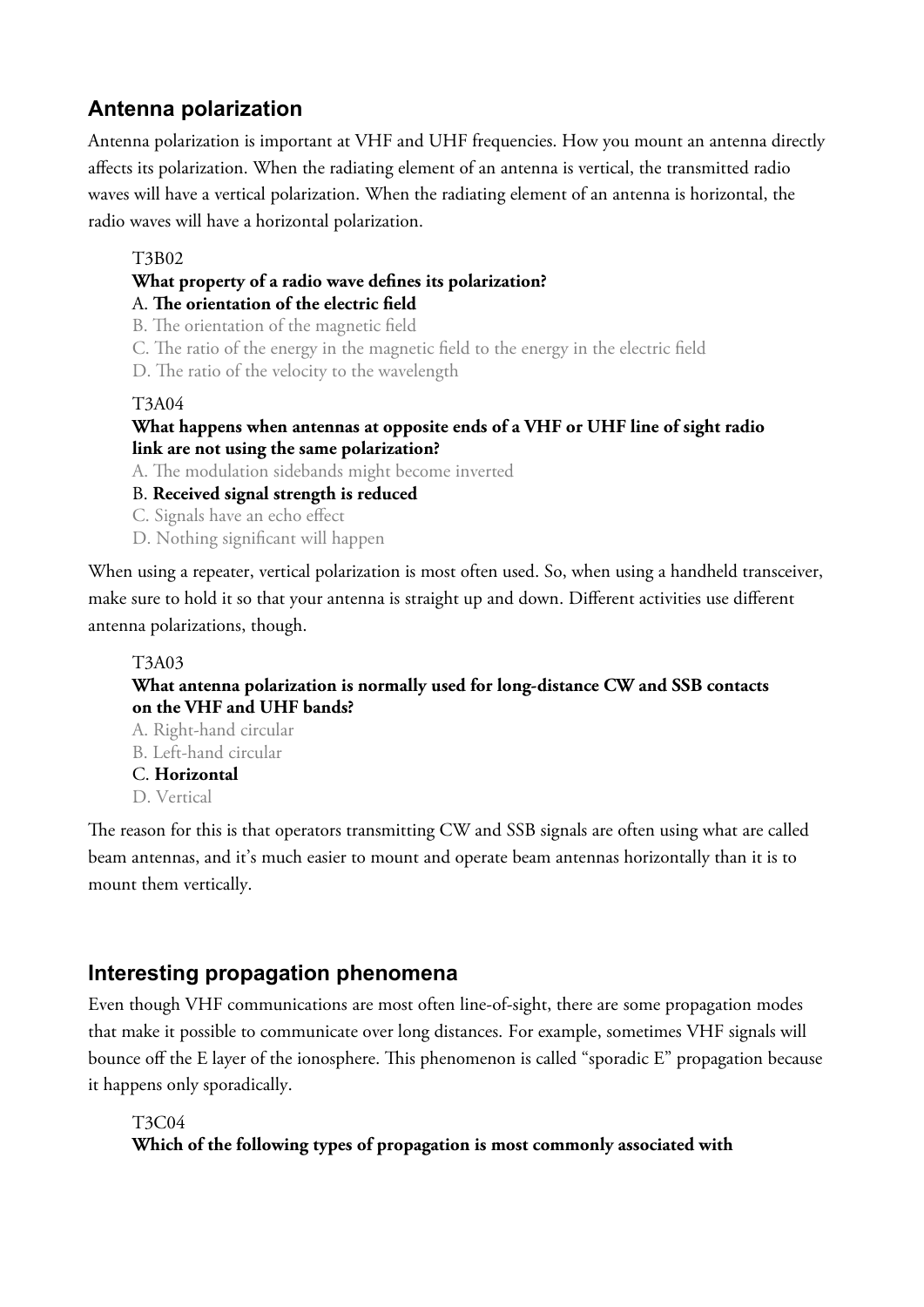## Antenna polarization

Antenna polarization is important at VHF and UHF frequencies. How you mount an antenna directly affects its polarization. When the radiating element of an antenna is vertical, the transmitted radio waves will have a vertical polarization. When the radiating element of an antenna is horizontal, the radio waves will have a horizontal polarization.

T3B02
**What property of a radio wave defines its polarization?**
A. **The orientation of the electric field**
B. The orientation of the magnetic field
C. The ratio of the energy in the magnetic field to the energy in the electric field
D. The ratio of the velocity to the wavelength

T3A04
**What happens when antennas at opposite ends of a VHF or UHF line of sight radio link are not using the same polarization?**
A. The modulation sidebands might become inverted
B. **Received signal strength is reduced**
C. Signals have an echo effect
D. Nothing significant will happen

When using a repeater, vertical polarization is most often used. So, when using a handheld transceiver, make sure to hold it so that your antenna is straight up and down. Different activities use different antenna polarizations, though.

T3A03
**What antenna polarization is normally used for long-distance CW and SSB contacts on the VHF and UHF bands?**
A. Right-hand circular
B. Left-hand circular
C. **Horizontal**
D. Vertical

The reason for this is that operators transmitting CW and SSB signals are often using what are called beam antennas, and it's much easier to mount and operate beam antennas horizontally than it is to mount them vertically.

## Interesting propagation phenomena

Even though VHF communications are most often line-of-sight, there are some propagation modes that make it possible to communicate over long distances. For example, sometimes VHF signals will bounce off the E layer of the ionosphere. This phenomenon is called "sporadic E" propagation because it happens only sporadically.

T3C04
**Which of the following types of propagation is most commonly associated with**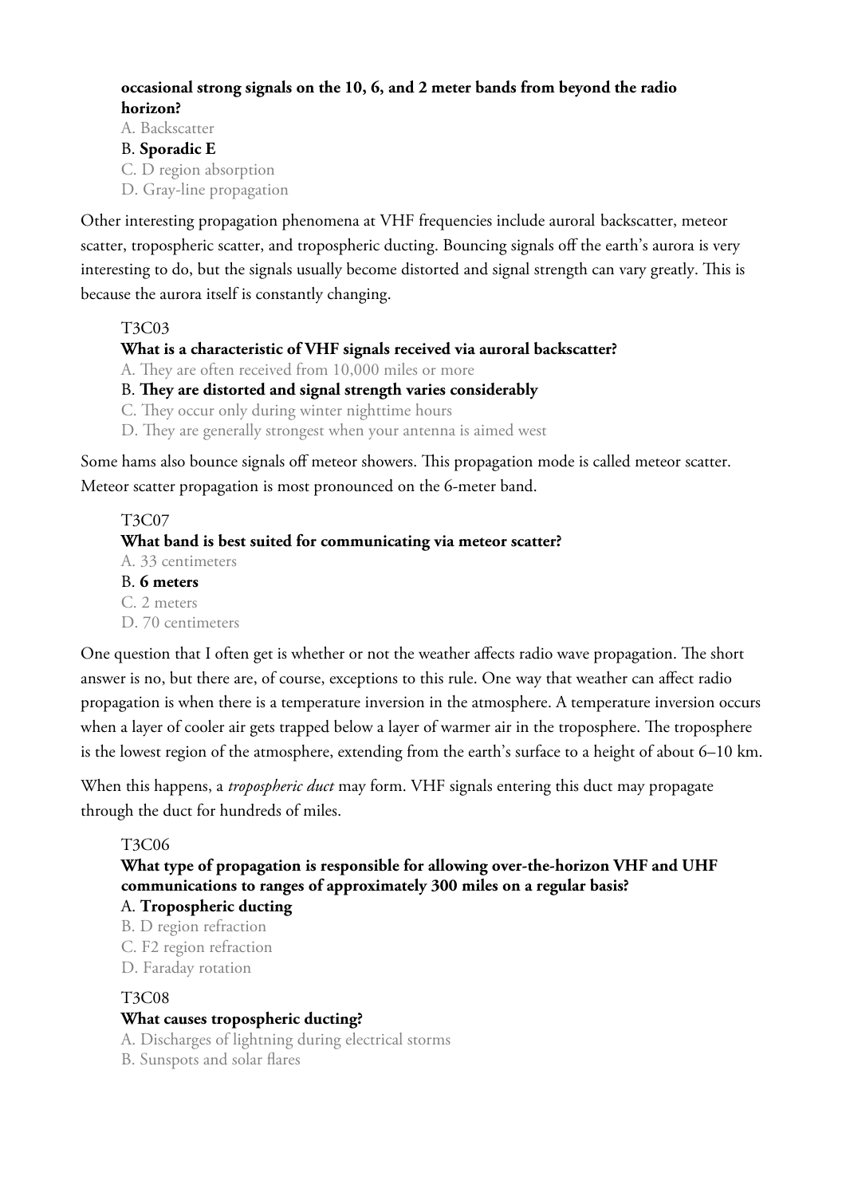**occasional strong signals on the 10, 6, and 2 meter bands from beyond the radio horizon?**

A. Backscatter
B. **Sporadic E**
C. D region absorption
D. Gray-line propagation

Other interesting propagation phenomena at VHF frequencies include auroral backscatter, meteor scatter, tropospheric scatter, and tropospheric ducting. Bouncing signals off the earth's aurora is very interesting to do, but the signals usually become distorted and signal strength can vary greatly. This is because the aurora itself is constantly changing.

T3C03
**What is a characteristic of VHF signals received via auroral backscatter?**
A. They are often received from 10,000 miles or more
B. **They are distorted and signal strength varies considerably**
C. They occur only during winter nighttime hours
D. They are generally strongest when your antenna is aimed west

Some hams also bounce signals off meteor showers. This propagation mode is called meteor scatter. Meteor scatter propagation is most pronounced on the 6-meter band.

T3C07
**What band is best suited for communicating via meteor scatter?**
A. 33 centimeters
B. **6 meters**
C. 2 meters
D. 70 centimeters

One question that I often get is whether or not the weather affects radio wave propagation. The short answer is no, but there are, of course, exceptions to this rule. One way that weather can affect radio propagation is when there is a temperature inversion in the atmosphere. A temperature inversion occurs when a layer of cooler air gets trapped below a layer of warmer air in the troposphere. The troposphere is the lowest region of the atmosphere, extending from the earth's surface to a height of about 6–10 km.

When this happens, a *tropospheric duct* may form. VHF signals entering this duct may propagate through the duct for hundreds of miles.

T3C06
**What type of propagation is responsible for allowing over-the-horizon VHF and UHF communications to ranges of approximately 300 miles on a regular basis?**
A. **Tropospheric ducting**
B. D region refraction
C. F2 region refraction
D. Faraday rotation

T3C08
**What causes tropospheric ducting?**
A. Discharges of lightning during electrical storms
B. Sunspots and solar flares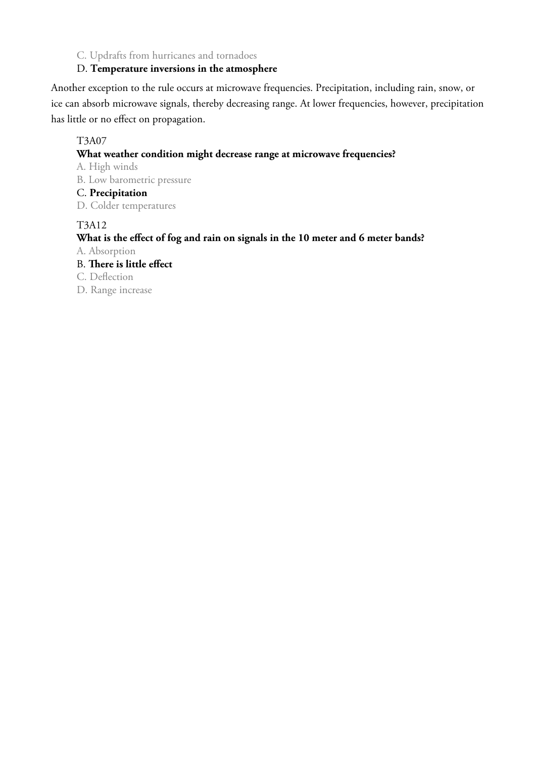C. Updrafts from hurricanes and tornadoes

D. **Temperature inversions in the atmosphere**

Another exception to the rule occurs at microwave frequencies. Precipitation, including rain, snow, or ice can absorb microwave signals, thereby decreasing range. At lower frequencies, however, precipitation has little or no effect on propagation.

T3A07

**What weather condition might decrease range at microwave frequencies?**

A. High winds

B. Low barometric pressure

C. **Precipitation**

D. Colder temperatures

T3A12

**What is the effect of fog and rain on signals in the 10 meter and 6 meter bands?**

A. Absorption

B. **There is little effect**

C. Deflection

D. Range increase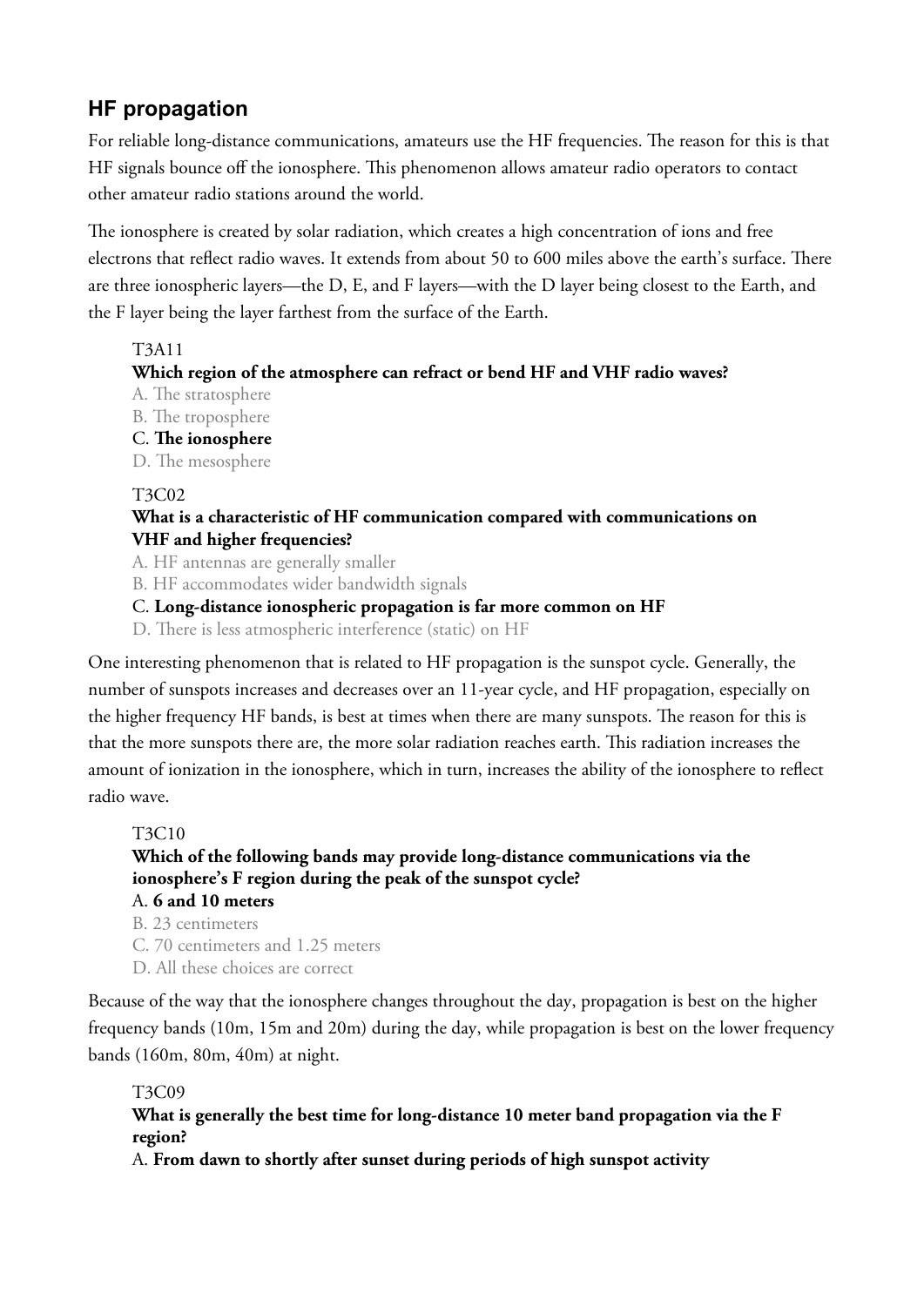## HF propagation

For reliable long-distance communications, amateurs use the HF frequencies. The reason for this is that HF signals bounce off the ionosphere. This phenomenon allows amateur radio operators to contact other amateur radio stations around the world.

The ionosphere is created by solar radiation, which creates a high concentration of ions and free electrons that reflect radio waves. It extends from about 50 to 600 miles above the earth's surface. There are three ionospheric layers—the D, E, and F layers—with the D layer being closest to the Earth, and the F layer being the layer farthest from the surface of the Earth.

T3A11
**Which region of the atmosphere can refract or bend HF and VHF radio waves?**
A. The stratosphere
B. The troposphere
C. **The ionosphere**
D. The mesosphere

T3C02
**What is a characteristic of HF communication compared with communications on VHF and higher frequencies?**
A. HF antennas are generally smaller
B. HF accommodates wider bandwidth signals
C. **Long-distance ionospheric propagation is far more common on HF**
D. There is less atmospheric interference (static) on HF

One interesting phenomenon that is related to HF propagation is the sunspot cycle. Generally, the number of sunspots increases and decreases over an 11-year cycle, and HF propagation, especially on the higher frequency HF bands, is best at times when there are many sunspots. The reason for this is that the more sunspots there are, the more solar radiation reaches earth. This radiation increases the amount of ionization in the ionosphere, which in turn, increases the ability of the ionosphere to reflect radio wave.

T3C10
**Which of the following bands may provide long-distance communications via the ionosphere's F region during the peak of the sunspot cycle?**
A. **6 and 10 meters**
B. 23 centimeters
C. 70 centimeters and 1.25 meters
D. All these choices are correct

Because of the way that the ionosphere changes throughout the day, propagation is best on the higher frequency bands (10m, 15m and 20m) during the day, while propagation is best on the lower frequency bands (160m, 80m, 40m) at night.

T3C09
**What is generally the best time for long-distance 10 meter band propagation via the F region?**
A. **From dawn to shortly after sunset during periods of high sunspot activity**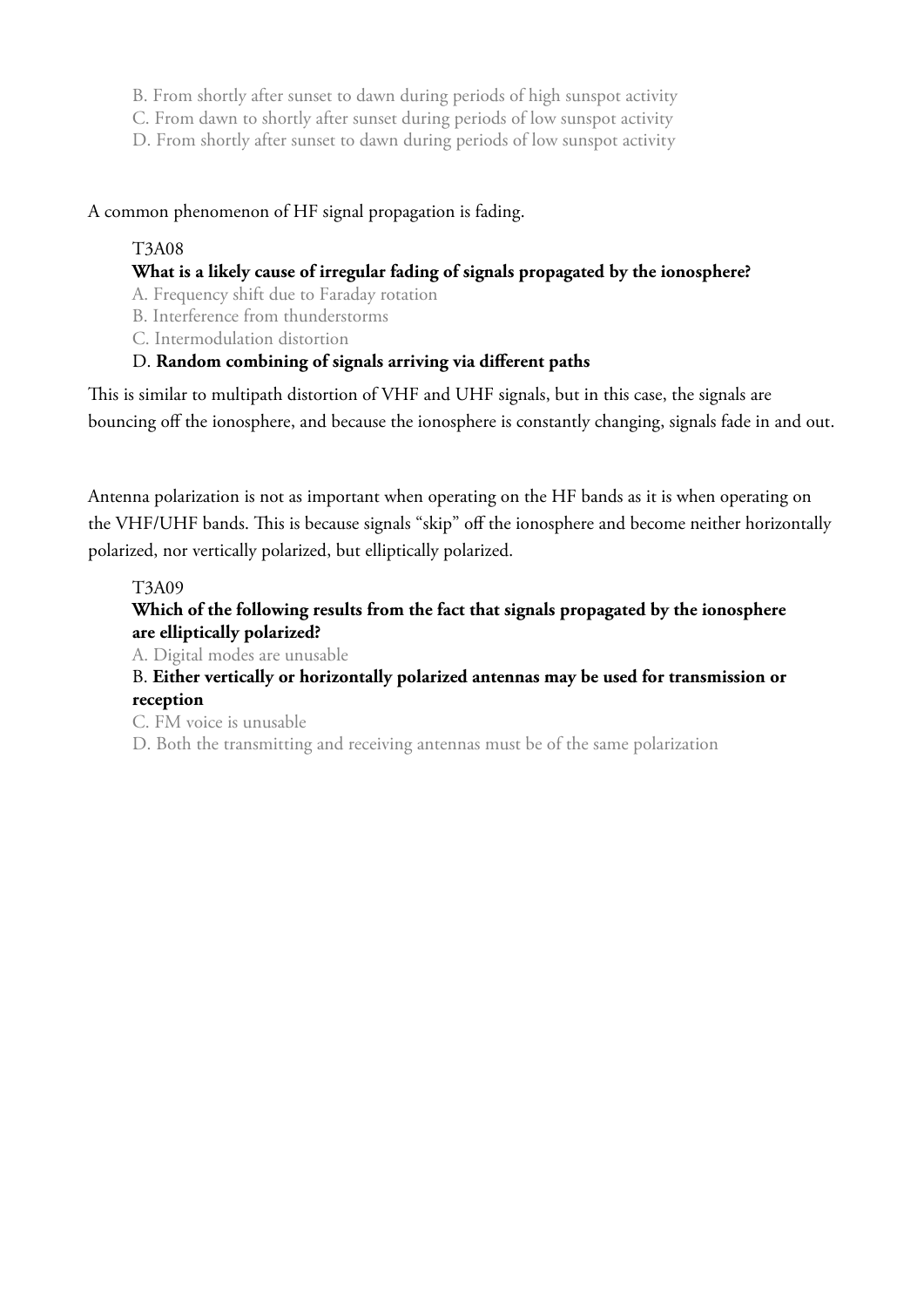B. From shortly after sunset to dawn during periods of high sunspot activity
C. From dawn to shortly after sunset during periods of low sunspot activity
D. From shortly after sunset to dawn during periods of low sunspot activity

A common phenomenon of HF signal propagation is fading.

T3A08
**What is a likely cause of irregular fading of signals propagated by the ionosphere?**
A. Frequency shift due to Faraday rotation
B. Interference from thunderstorms
C. Intermodulation distortion
D. **Random combining of signals arriving via different paths**

This is similar to multipath distortion of VHF and UHF signals, but in this case, the signals are bouncing off the ionosphere, and because the ionosphere is constantly changing, signals fade in and out.

Antenna polarization is not as important when operating on the HF bands as it is when operating on the VHF/UHF bands. This is because signals "skip" off the ionosphere and become neither horizontally polarized, nor vertically polarized, but elliptically polarized.

T3A09
**Which of the following results from the fact that signals propagated by the ionosphere are elliptically polarized?**
A. Digital modes are unusable
B. **Either vertically or horizontally polarized antennas may be used for transmission or reception**
C. FM voice is unusable
D. Both the transmitting and receiving antennas must be of the same polarization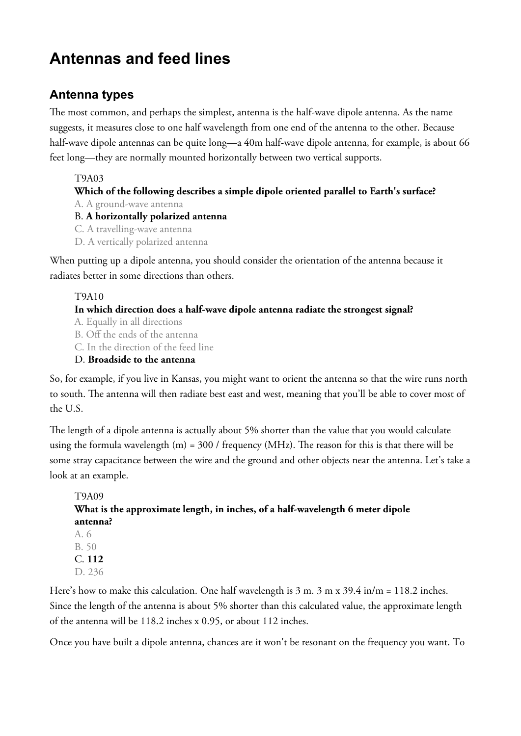# Antennas and feed lines

## Antenna types

The most common, and perhaps the simplest, antenna is the half-wave dipole antenna. As the name suggests, it measures close to one half wavelength from one end of the antenna to the other. Because half-wave dipole antennas can be quite long—a 40m half-wave dipole antenna, for example, is about 66 feet long—they are normally mounted horizontally between two vertical supports.

T9A03
**Which of the following describes a simple dipole oriented parallel to Earth's surface?**
A. A ground-wave antenna
B. **A horizontally polarized antenna**
C. A travelling-wave antenna
D. A vertically polarized antenna

When putting up a dipole antenna, you should consider the orientation of the antenna because it radiates better in some directions than others.

T9A10
**In which direction does a half-wave dipole antenna radiate the strongest signal?**
A. Equally in all directions
B. Off the ends of the antenna
C. In the direction of the feed line
D. **Broadside to the antenna**

So, for example, if you live in Kansas, you might want to orient the antenna so that the wire runs north to south. The antenna will then radiate best east and west, meaning that you'll be able to cover most of the U.S.

The length of a dipole antenna is actually about 5% shorter than the value that you would calculate using the formula wavelength (m) = 300 / frequency (MHz). The reason for this is that there will be some stray capacitance between the wire and the ground and other objects near the antenna. Let's take a look at an example.

T9A09
**What is the approximate length, in inches, of a half-wavelength 6 meter dipole antenna?**
A. 6
B. 50
C. **112**
D. 236

Here's how to make this calculation. One half wavelength is 3 m. 3 m x 39.4 in/m = 118.2 inches. Since the length of the antenna is about 5% shorter than this calculated value, the approximate length of the antenna will be 118.2 inches x 0.95, or about 112 inches.

Once you have built a dipole antenna, chances are it won't be resonant on the frequency you want. To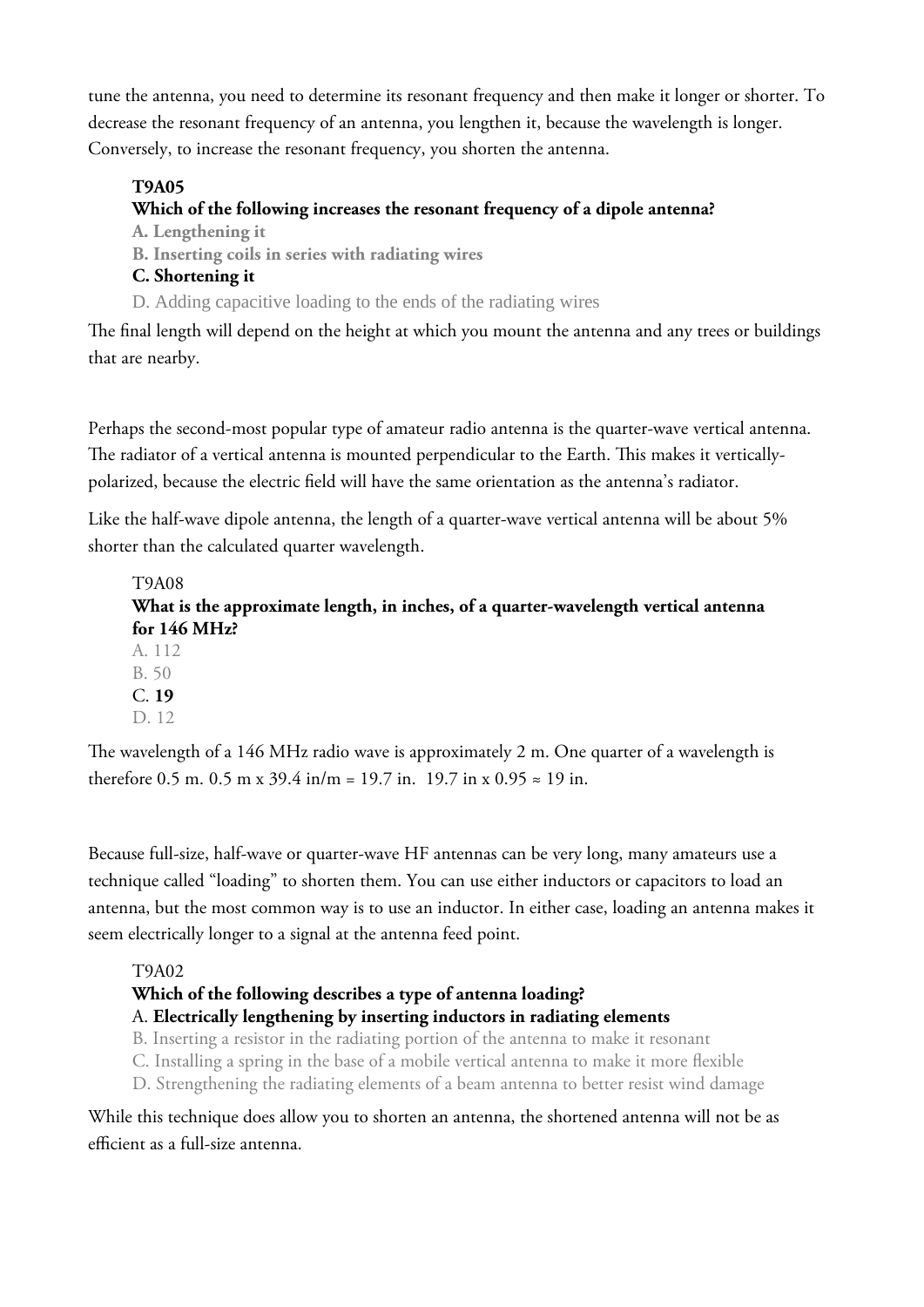tune the antenna, you need to determine its resonant frequency and then make it longer or shorter. To decrease the resonant frequency of an antenna, you lengthen it, because the wavelength is longer. Conversely, to increase the resonant frequency, you shorten the antenna.

**T9A05**
**Which of the following increases the resonant frequency of a dipole antenna?**
A. Lengthening it
B. Inserting coils in series with radiating wires
**C. Shortening it**
D. Adding capacitive loading to the ends of the radiating wires

The final length will depend on the height at which you mount the antenna and any trees or buildings that are nearby.

Perhaps the second-most popular type of amateur radio antenna is the quarter-wave vertical antenna. The radiator of a vertical antenna is mounted perpendicular to the Earth. This makes it vertically-polarized, because the electric field will have the same orientation as the antenna's radiator.

Like the half-wave dipole antenna, the length of a quarter-wave vertical antenna will be about 5% shorter than the calculated quarter wavelength.

T9A08
**What is the approximate length, in inches, of a quarter-wavelength vertical antenna for 146 MHz?**
A. 112
B. 50
C. **19**
D. 12

The wavelength of a 146 MHz radio wave is approximately 2 m. One quarter of a wavelength is therefore 0.5 m. 0.5 m x 39.4 in/m = 19.7 in. 19.7 in x 0.95 ≈ 19 in.

Because full-size, half-wave or quarter-wave HF antennas can be very long, many amateurs use a technique called "loading" to shorten them. You can use either inductors or capacitors to load an antenna, but the most common way is to use an inductor. In either case, loading an antenna makes it seem electrically longer to a signal at the antenna feed point.

T9A02
**Which of the following describes a type of antenna loading?**
A. **Electrically lengthening by inserting inductors in radiating elements**
B. Inserting a resistor in the radiating portion of the antenna to make it resonant
C. Installing a spring in the base of a mobile vertical antenna to make it more flexible
D. Strengthening the radiating elements of a beam antenna to better resist wind damage

While this technique does allow you to shorten an antenna, the shortened antenna will not be as efficient as a full-size antenna.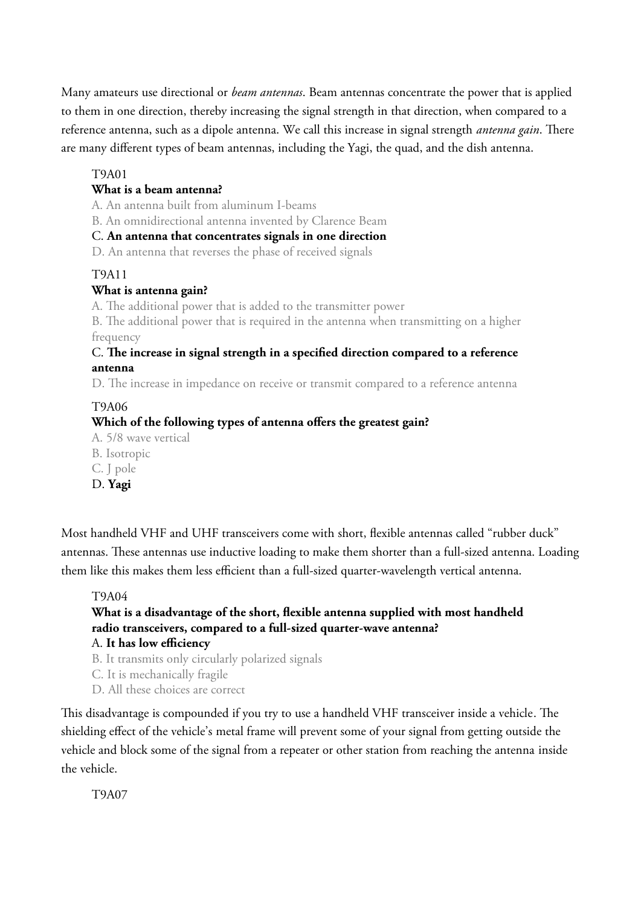Many amateurs use directional or *beam antennas*. Beam antennas concentrate the power that is applied to them in one direction, thereby increasing the signal strength in that direction, when compared to a reference antenna, such as a dipole antenna. We call this increase in signal strength *antenna gain*. There are many different types of beam antennas, including the Yagi, the quad, and the dish antenna.

T9A01

**What is a beam antenna?**

A. An antenna built from aluminum I-beams

B. An omnidirectional antenna invented by Clarence Beam

C. **An antenna that concentrates signals in one direction**

D. An antenna that reverses the phase of received signals

T9A11

**What is antenna gain?**

A. The additional power that is added to the transmitter power

B. The additional power that is required in the antenna when transmitting on a higher frequency

C. **The increase in signal strength in a specified direction compared to a reference antenna**

D. The increase in impedance on receive or transmit compared to a reference antenna

T9A06

**Which of the following types of antenna offers the greatest gain?**

A. 5/8 wave vertical

B. Isotropic

C. J pole

D. **Yagi**

Most handheld VHF and UHF transceivers come with short, flexible antennas called "rubber duck" antennas. These antennas use inductive loading to make them shorter than a full-sized antenna. Loading them like this makes them less efficient than a full-sized quarter-wavelength vertical antenna.

T9A04

**What is a disadvantage of the short, flexible antenna supplied with most handheld radio transceivers, compared to a full-sized quarter-wave antenna?**

A. **It has low efficiency**

B. It transmits only circularly polarized signals

C. It is mechanically fragile

D. All these choices are correct

This disadvantage is compounded if you try to use a handheld VHF transceiver inside a vehicle. The shielding effect of the vehicle's metal frame will prevent some of your signal from getting outside the vehicle and block some of the signal from a repeater or other station from reaching the antenna inside the vehicle.

T9A07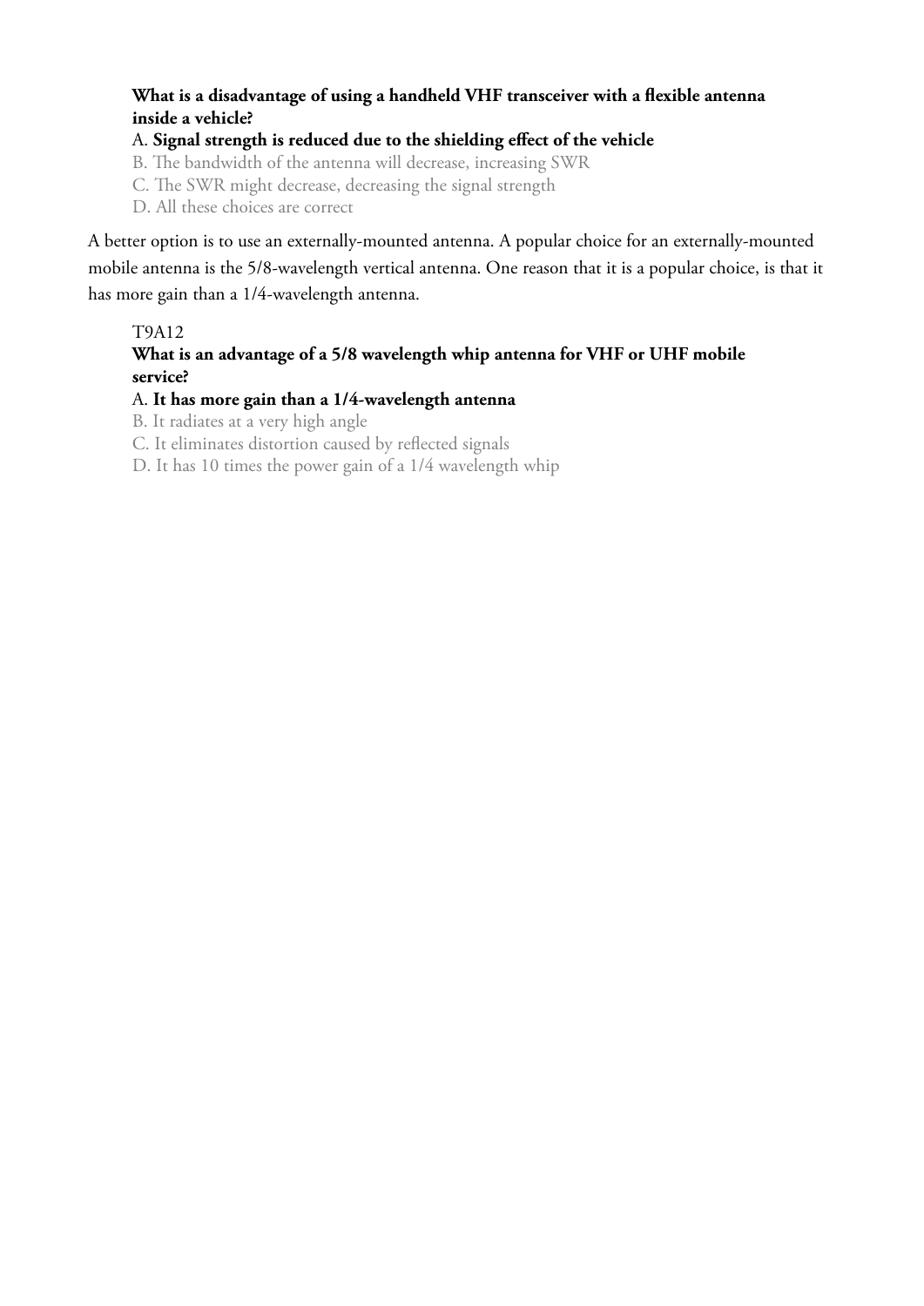**What is a disadvantage of using a handheld VHF transceiver with a flexible antenna inside a vehicle?**

A. **Signal strength is reduced due to the shielding effect of the vehicle**

B. The bandwidth of the antenna will decrease, increasing SWR

C. The SWR might decrease, decreasing the signal strength

D. All these choices are correct

A better option is to use an externally-mounted antenna. A popular choice for an externally-mounted mobile antenna is the 5/8-wavelength vertical antenna. One reason that it is a popular choice, is that it has more gain than a 1/4-wavelength antenna.

T9A12

**What is an advantage of a 5/8 wavelength whip antenna for VHF or UHF mobile service?**

A. **It has more gain than a 1/4-wavelength antenna**

B. It radiates at a very high angle

C. It eliminates distortion caused by reflected signals

D. It has 10 times the power gain of a 1/4 wavelength whip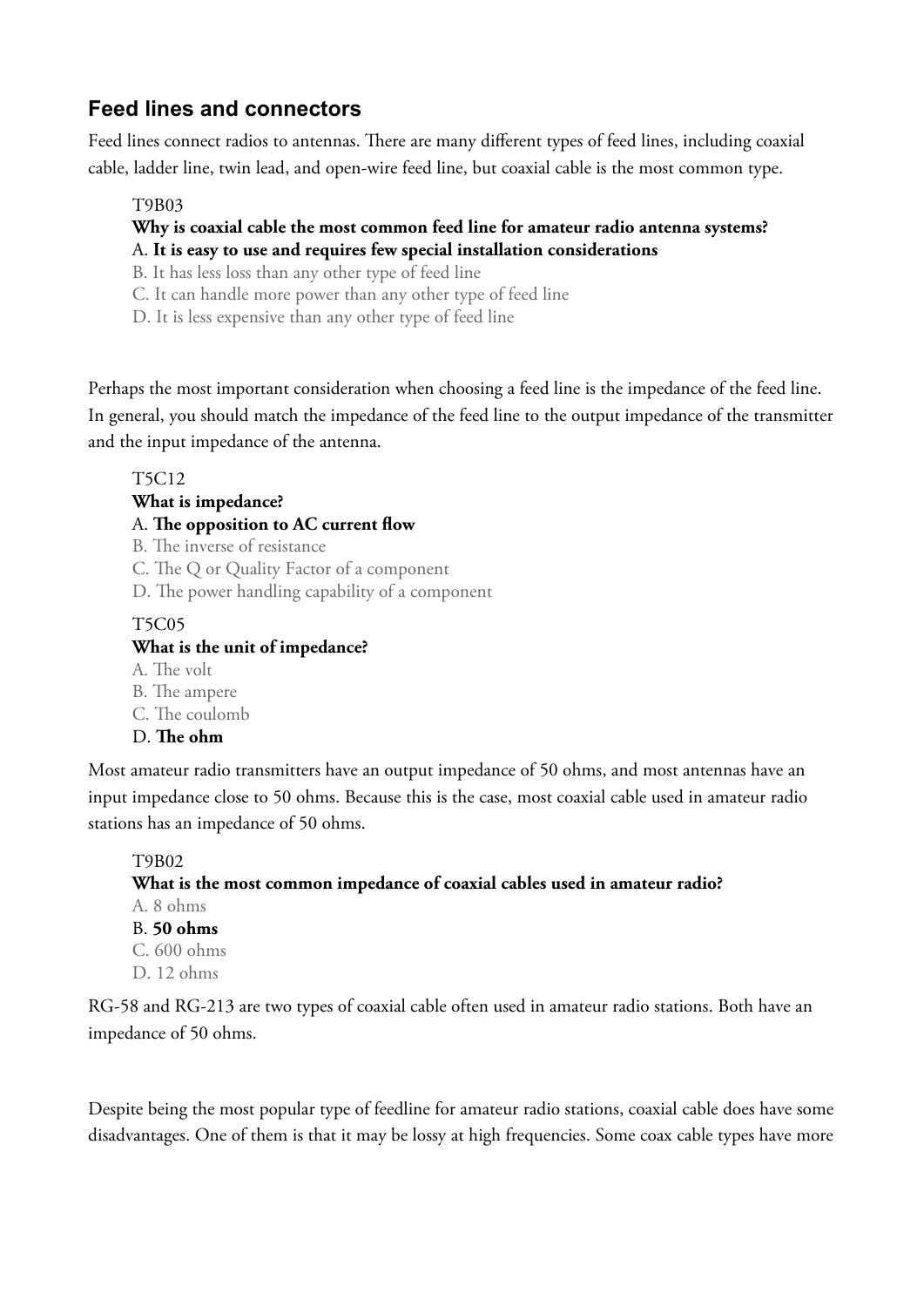## Feed lines and connectors

Feed lines connect radios to antennas. There are many different types of feed lines, including coaxial cable, ladder line, twin lead, and open-wire feed line, but coaxial cable is the most common type.

T9B03
**Why is coaxial cable the most common feed line for amateur radio antenna systems?**
A. **It is easy to use and requires few special installation considerations**
B. It has less loss than any other type of feed line
C. It can handle more power than any other type of feed line
D. It is less expensive than any other type of feed line

Perhaps the most important consideration when choosing a feed line is the impedance of the feed line. In general, you should match the impedance of the feed line to the output impedance of the transmitter and the input impedance of the antenna.

T5C12
**What is impedance?**
A. **The opposition to AC current flow**
B. The inverse of resistance
C. The Q or Quality Factor of a component
D. The power handling capability of a component

T5C05
**What is the unit of impedance?**
A. The volt
B. The ampere
C. The coulomb
D. **The ohm**

Most amateur radio transmitters have an output impedance of 50 ohms, and most antennas have an input impedance close to 50 ohms. Because this is the case, most coaxial cable used in amateur radio stations has an impedance of 50 ohms.

T9B02
**What is the most common impedance of coaxial cables used in amateur radio?**
A. 8 ohms
B. **50 ohms**
C. 600 ohms
D. 12 ohms

RG-58 and RG-213 are two types of coaxial cable often used in amateur radio stations. Both have an impedance of 50 ohms.

Despite being the most popular type of feedline for amateur radio stations, coaxial cable does have some disadvantages. One of them is that it may be lossy at high frequencies. Some coax cable types have more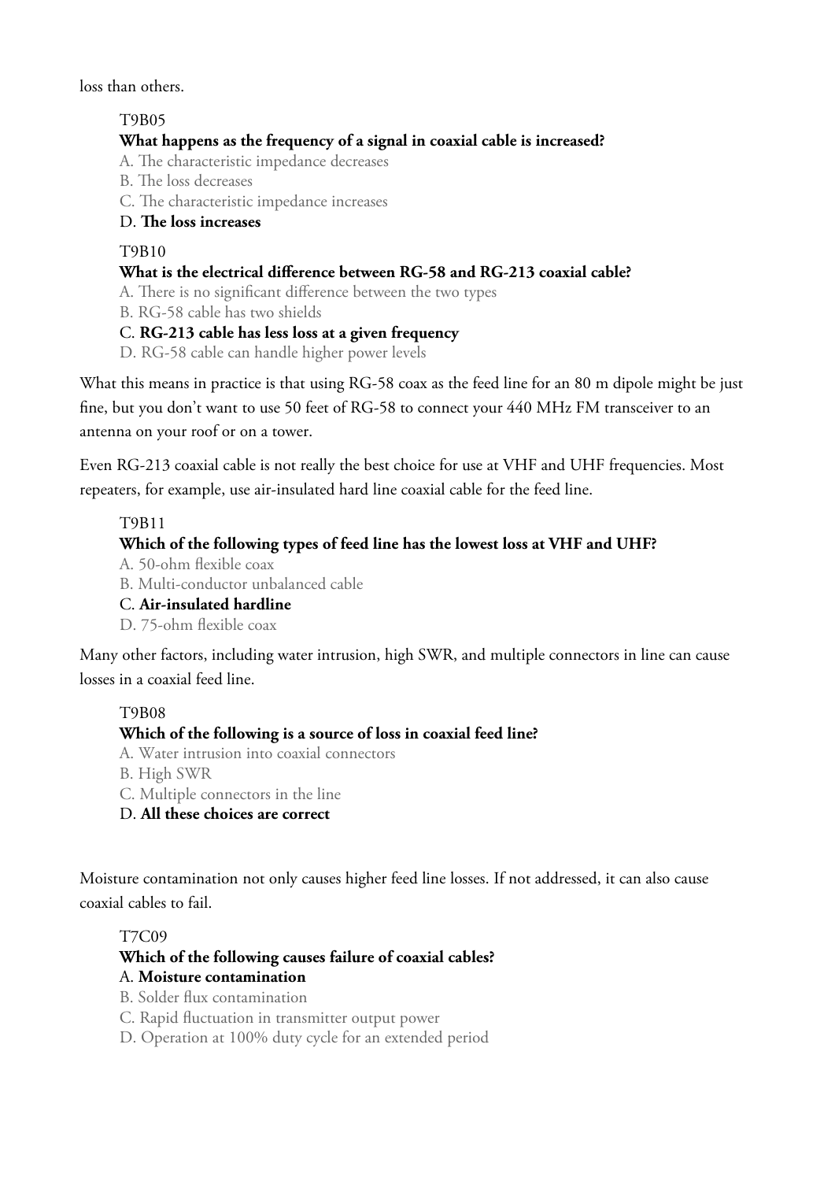loss than others.

T9B05

**What happens as the frequency of a signal in coaxial cable is increased?**

A. The characteristic impedance decreases
B. The loss decreases
C. The characteristic impedance increases
D. **The loss increases**

T9B10

**What is the electrical difference between RG-58 and RG-213 coaxial cable?**

A. There is no significant difference between the two types
B. RG-58 cable has two shields
C. **RG-213 cable has less loss at a given frequency**
D. RG-58 cable can handle higher power levels

What this means in practice is that using RG-58 coax as the feed line for an 80 m dipole might be just fine, but you don't want to use 50 feet of RG-58 to connect your 440 MHz FM transceiver to an antenna on your roof or on a tower.

Even RG-213 coaxial cable is not really the best choice for use at VHF and UHF frequencies. Most repeaters, for example, use air-insulated hard line coaxial cable for the feed line.

T9B11

**Which of the following types of feed line has the lowest loss at VHF and UHF?**

A. 50-ohm flexible coax
B. Multi-conductor unbalanced cable
C. **Air-insulated hardline**
D. 75-ohm flexible coax

Many other factors, including water intrusion, high SWR, and multiple connectors in line can cause losses in a coaxial feed line.

T9B08

**Which of the following is a source of loss in coaxial feed line?**

A. Water intrusion into coaxial connectors
B. High SWR
C. Multiple connectors in the line
D. **All these choices are correct**

Moisture contamination not only causes higher feed line losses. If not addressed, it can also cause coaxial cables to fail.

T7C09

**Which of the following causes failure of coaxial cables?**

A. **Moisture contamination**
B. Solder flux contamination
C. Rapid fluctuation in transmitter output power
D. Operation at 100% duty cycle for an extended period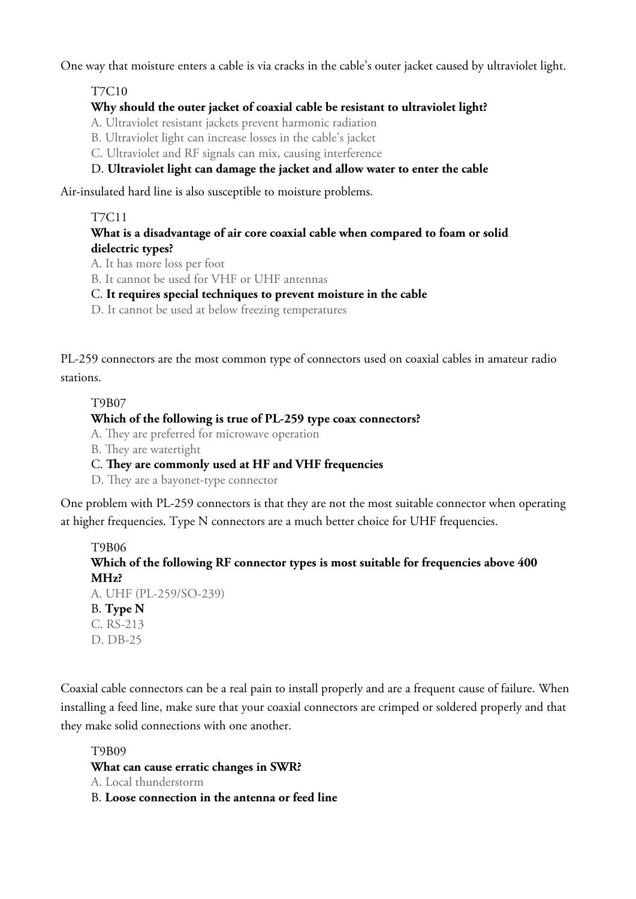One way that moisture enters a cable is via cracks in the cable's outer jacket caused by ultraviolet light.

T7C10

**Why should the outer jacket of coaxial cable be resistant to ultraviolet light?**

A. Ultraviolet resistant jackets prevent harmonic radiation
B. Ultraviolet light can increase losses in the cable's jacket
C. Ultraviolet and RF signals can mix, causing interference
D. **Ultraviolet light can damage the jacket and allow water to enter the cable**

Air-insulated hard line is also susceptible to moisture problems.

T7C11

**What is a disadvantage of air core coaxial cable when compared to foam or solid dielectric types?**

A. It has more loss per foot
B. It cannot be used for VHF or UHF antennas
C. **It requires special techniques to prevent moisture in the cable**
D. It cannot be used at below freezing temperatures

PL-259 connectors are the most common type of connectors used on coaxial cables in amateur radio stations.

T9B07

**Which of the following is true of PL-259 type coax connectors?**

A. They are preferred for microwave operation
B. They are watertight
C. **They are commonly used at HF and VHF frequencies**
D. They are a bayonet-type connector

One problem with PL-259 connectors is that they are not the most suitable connector when operating at higher frequencies. Type N connectors are a much better choice for UHF frequencies.

T9B06

**Which of the following RF connector types is most suitable for frequencies above 400 MHz?**

A. UHF (PL-259/SO-239)
B. **Type N**
C. RS-213
D. DB-25

Coaxial cable connectors can be a real pain to install properly and are a frequent cause of failure. When installing a feed line, make sure that your coaxial connectors are crimped or soldered properly and that they make solid connections with one another.

T9B09

**What can cause erratic changes in SWR?**

A. Local thunderstorm
B. **Loose connection in the antenna or feed line**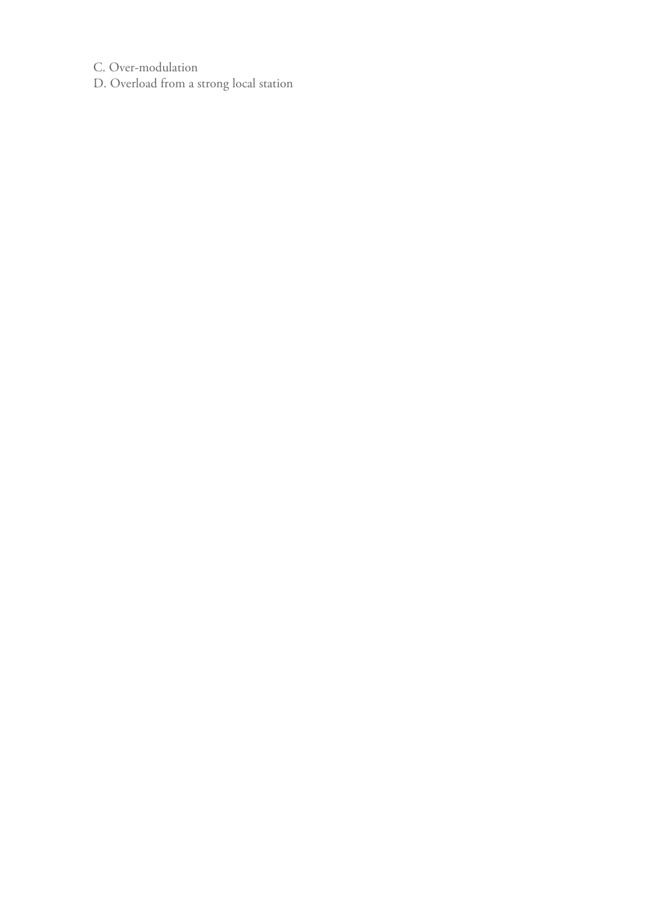C. Over-modulation  
D. Overload from a strong local station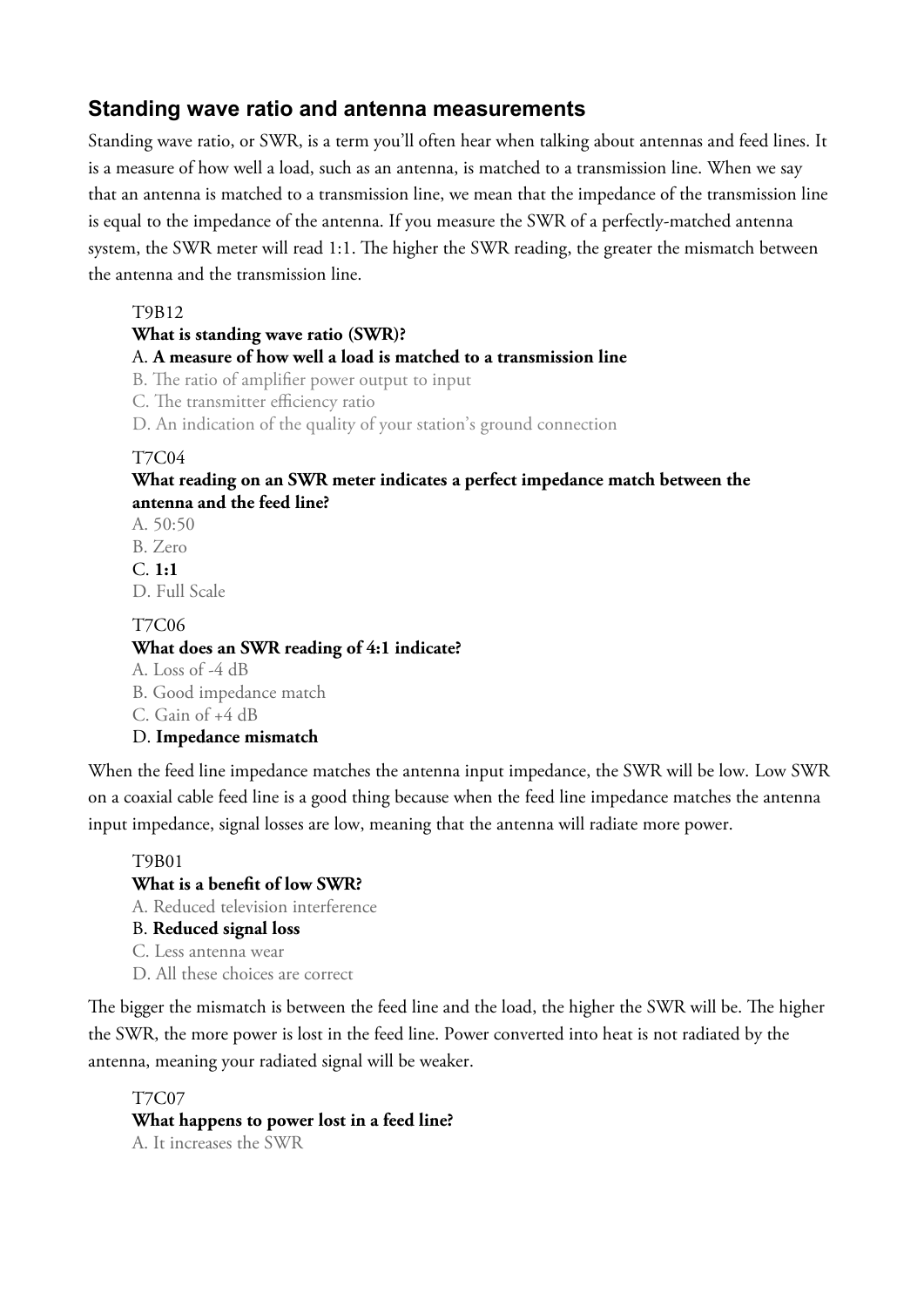## Standing wave ratio and antenna measurements

Standing wave ratio, or SWR, is a term you'll often hear when talking about antennas and feed lines. It is a measure of how well a load, such as an antenna, is matched to a transmission line. When we say that an antenna is matched to a transmission line, we mean that the impedance of the transmission line is equal to the impedance of the antenna. If you measure the SWR of a perfectly-matched antenna system, the SWR meter will read 1:1. The higher the SWR reading, the greater the mismatch between the antenna and the transmission line.

T9B12
**What is standing wave ratio (SWR)?**
A. **A measure of how well a load is matched to a transmission line**
B. The ratio of amplifier power output to input
C. The transmitter efficiency ratio
D. An indication of the quality of your station's ground connection

T7C04
**What reading on an SWR meter indicates a perfect impedance match between the antenna and the feed line?**
A. 50:50
B. Zero
C. **1:1**
D. Full Scale

T7C06
**What does an SWR reading of 4:1 indicate?**
A. Loss of -4 dB
B. Good impedance match
C. Gain of +4 dB
D. **Impedance mismatch**

When the feed line impedance matches the antenna input impedance, the SWR will be low. Low SWR on a coaxial cable feed line is a good thing because when the feed line impedance matches the antenna input impedance, signal losses are low, meaning that the antenna will radiate more power.

T9B01
**What is a benefit of low SWR?**
A. Reduced television interference
B. **Reduced signal loss**
C. Less antenna wear
D. All these choices are correct

The bigger the mismatch is between the feed line and the load, the higher the SWR will be. The higher the SWR, the more power is lost in the feed line. Power converted into heat is not radiated by the antenna, meaning your radiated signal will be weaker.

T7C07
**What happens to power lost in a feed line?**
A. It increases the SWR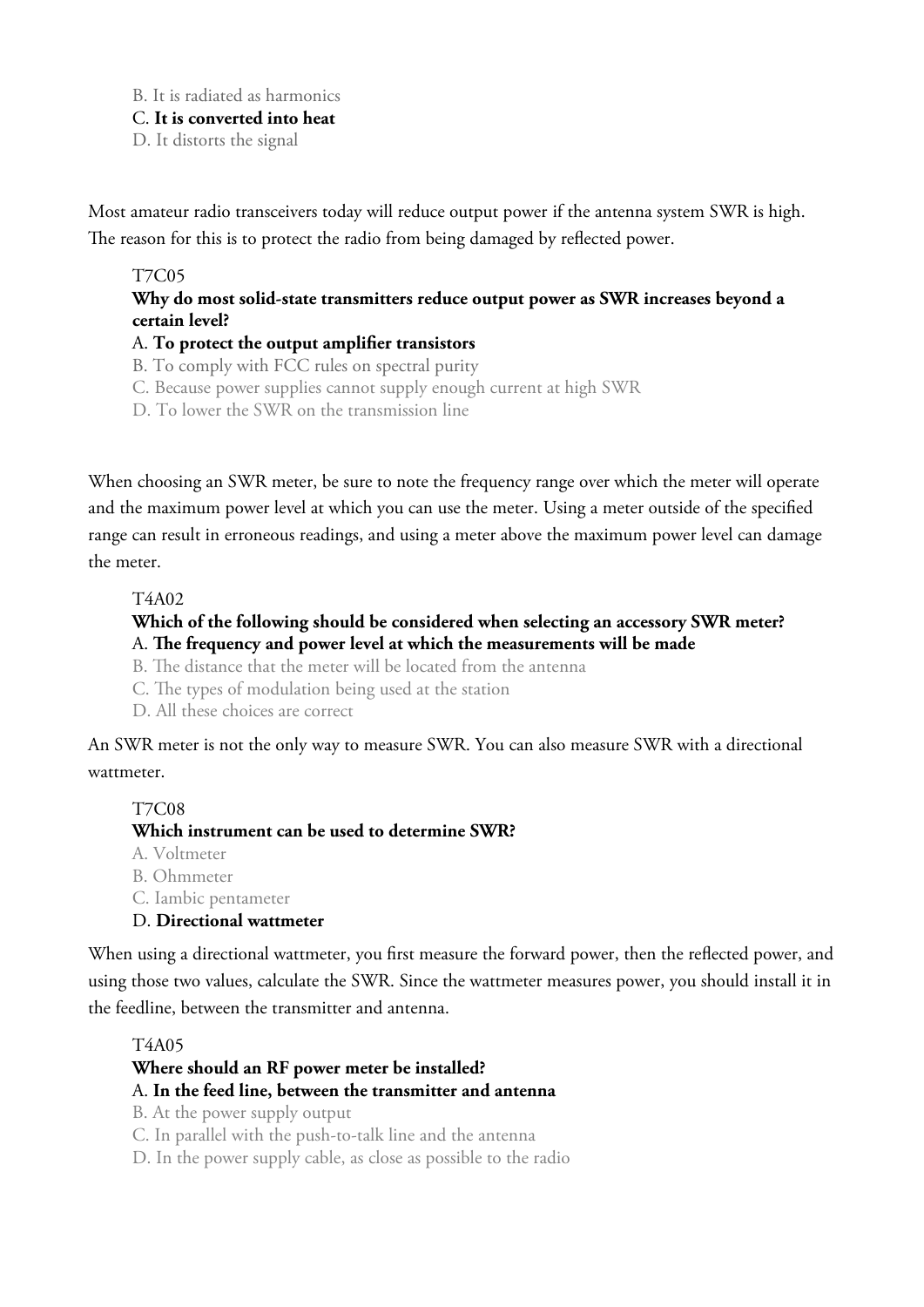B. It is radiated as harmonics  
C. **It is converted into heat**  
D. It distorts the signal

Most amateur radio transceivers today will reduce output power if the antenna system SWR is high. The reason for this is to protect the radio from being damaged by reflected power.

T7C05  
**Why do most solid-state transmitters reduce output power as SWR increases beyond a certain level?**  
A. **To protect the output amplifier transistors**  
B. To comply with FCC rules on spectral purity  
C. Because power supplies cannot supply enough current at high SWR  
D. To lower the SWR on the transmission line

When choosing an SWR meter, be sure to note the frequency range over which the meter will operate and the maximum power level at which you can use the meter. Using a meter outside of the specified range can result in erroneous readings, and using a meter above the maximum power level can damage the meter.

T4A02  
**Which of the following should be considered when selecting an accessory SWR meter?**  
A. **The frequency and power level at which the measurements will be made**  
B. The distance that the meter will be located from the antenna  
C. The types of modulation being used at the station  
D. All these choices are correct

An SWR meter is not the only way to measure SWR. You can also measure SWR with a directional wattmeter.

T7C08  
**Which instrument can be used to determine SWR?**  
A. Voltmeter  
B. Ohmmeter  
C. Iambic pentameter  
D. **Directional wattmeter**

When using a directional wattmeter, you first measure the forward power, then the reflected power, and using those two values, calculate the SWR. Since the wattmeter measures power, you should install it in the feedline, between the transmitter and antenna.

T4A05  
**Where should an RF power meter be installed?**  
A. **In the feed line, between the transmitter and antenna**  
B. At the power supply output  
C. In parallel with the push-to-talk line and the antenna  
D. In the power supply cable, as close as possible to the radio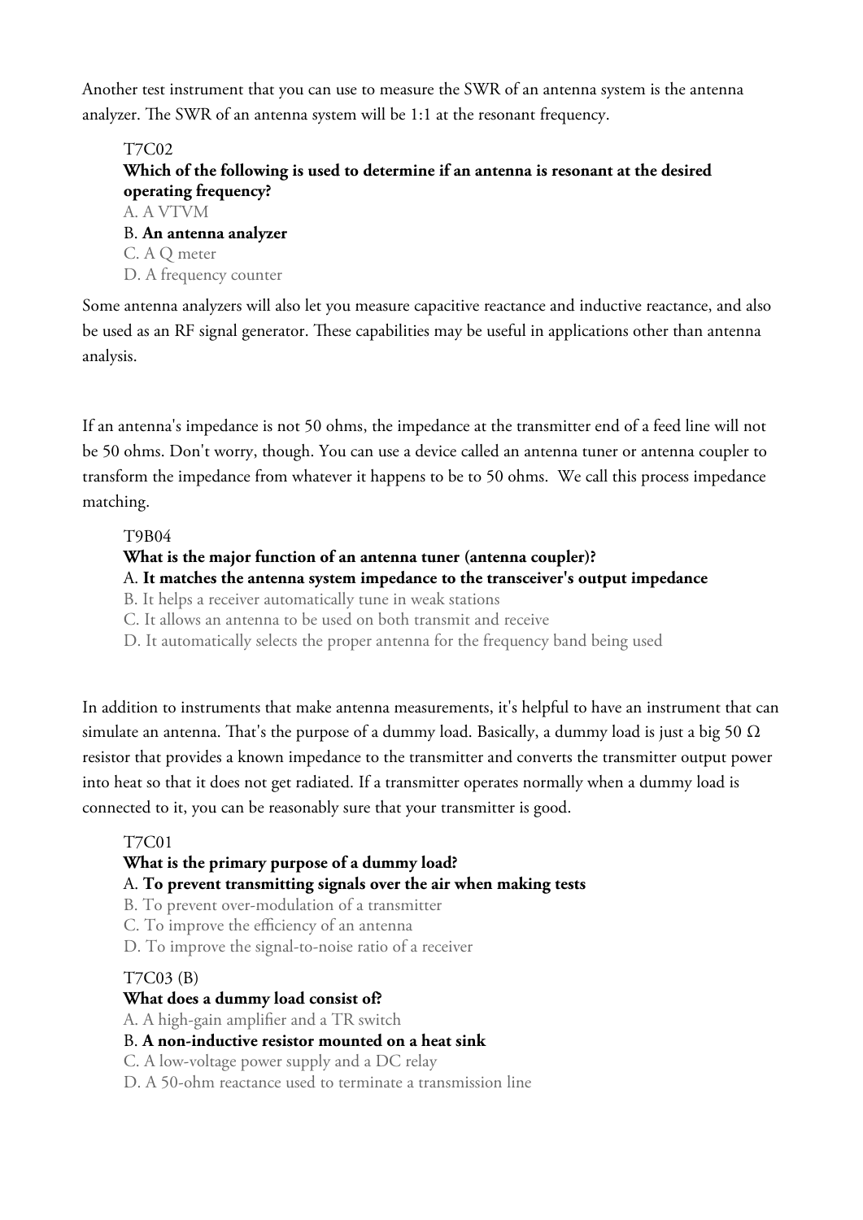Another test instrument that you can use to measure the SWR of an antenna system is the antenna analyzer. The SWR of an antenna system will be 1:1 at the resonant frequency.

T7C02
**Which of the following is used to determine if an antenna is resonant at the desired operating frequency?**
A. A VTVM
B. **An antenna analyzer**
C. A Q meter
D. A frequency counter

Some antenna analyzers will also let you measure capacitive reactance and inductive reactance, and also be used as an RF signal generator. These capabilities may be useful in applications other than antenna analysis.

If an antenna's impedance is not 50 ohms, the impedance at the transmitter end of a feed line will not be 50 ohms. Don't worry, though. You can use a device called an antenna tuner or antenna coupler to transform the impedance from whatever it happens to be to 50 ohms. We call this process impedance matching.

T9B04
**What is the major function of an antenna tuner (antenna coupler)?**
A. **It matches the antenna system impedance to the transceiver's output impedance**
B. It helps a receiver automatically tune in weak stations
C. It allows an antenna to be used on both transmit and receive
D. It automatically selects the proper antenna for the frequency band being used

In addition to instruments that make antenna measurements, it's helpful to have an instrument that can simulate an antenna. That's the purpose of a dummy load. Basically, a dummy load is just a big 50 Ω resistor that provides a known impedance to the transmitter and converts the transmitter output power into heat so that it does not get radiated. If a transmitter operates normally when a dummy load is connected to it, you can be reasonably sure that your transmitter is good.

T7C01
**What is the primary purpose of a dummy load?**
A. **To prevent transmitting signals over the air when making tests**
B. To prevent over-modulation of a transmitter
C. To improve the efficiency of an antenna
D. To improve the signal-to-noise ratio of a receiver

T7C03 (B)
**What does a dummy load consist of?**
A. A high-gain amplifier and a TR switch
B. **A non-inductive resistor mounted on a heat sink**
C. A low-voltage power supply and a DC relay
D. A 50-ohm reactance used to terminate a transmission line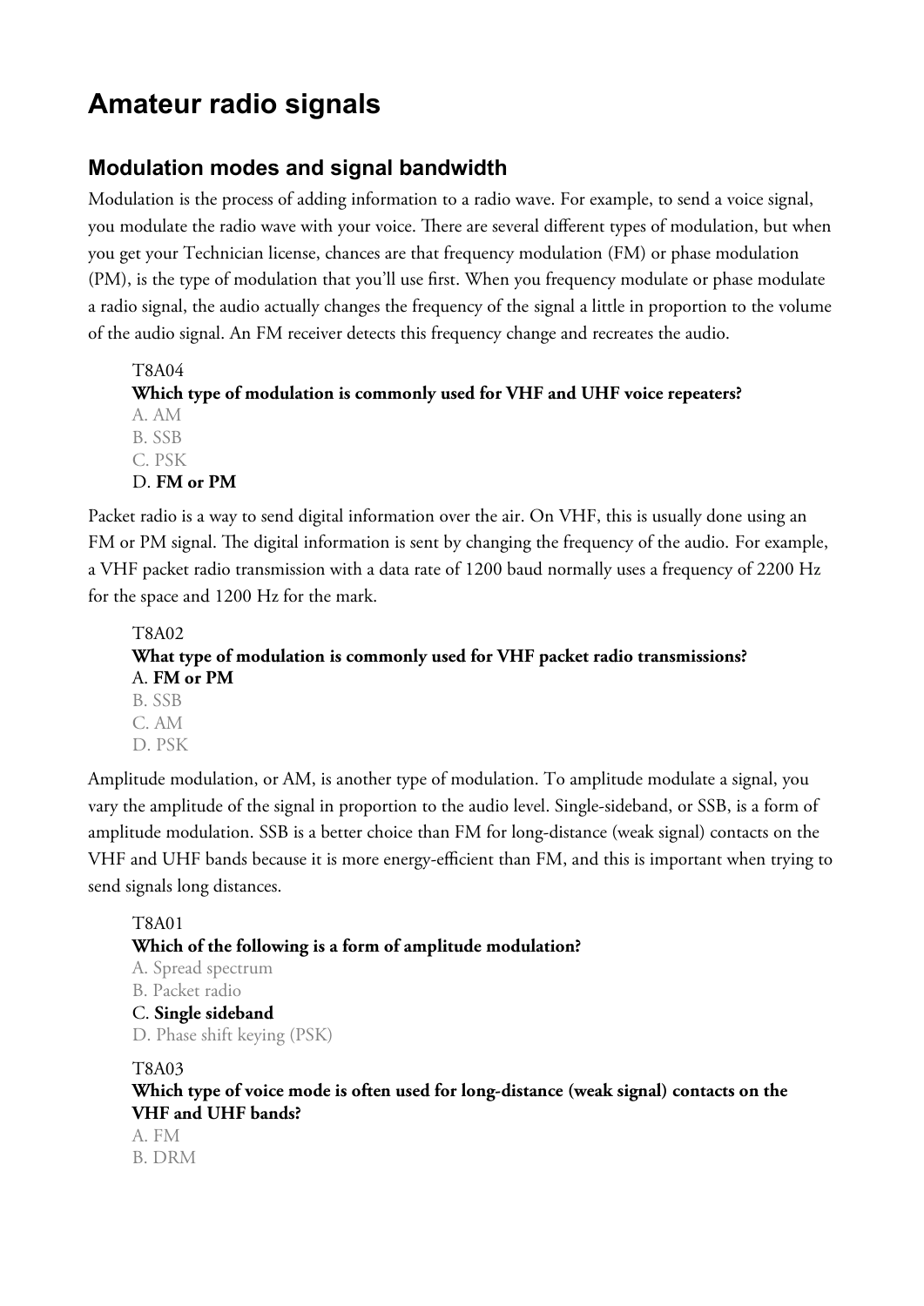# Amateur radio signals

## Modulation modes and signal bandwidth

Modulation is the process of adding information to a radio wave. For example, to send a voice signal, you modulate the radio wave with your voice. There are several different types of modulation, but when you get your Technician license, chances are that frequency modulation (FM) or phase modulation (PM), is the type of modulation that you'll use first. When you frequency modulate or phase modulate a radio signal, the audio actually changes the frequency of the signal a little in proportion to the volume of the audio signal. An FM receiver detects this frequency change and recreates the audio.

T8A04
**Which type of modulation is commonly used for VHF and UHF voice repeaters?**
A. AM
B. SSB
C. PSK
D. **FM or PM**

Packet radio is a way to send digital information over the air. On VHF, this is usually done using an FM or PM signal. The digital information is sent by changing the frequency of the audio. For example, a VHF packet radio transmission with a data rate of 1200 baud normally uses a frequency of 2200 Hz for the space and 1200 Hz for the mark.

T8A02
**What type of modulation is commonly used for VHF packet radio transmissions?**
A. **FM or PM**
B. SSB
C. AM
D. PSK

Amplitude modulation, or AM, is another type of modulation. To amplitude modulate a signal, you vary the amplitude of the signal in proportion to the audio level. Single-sideband, or SSB, is a form of amplitude modulation. SSB is a better choice than FM for long-distance (weak signal) contacts on the VHF and UHF bands because it is more energy-efficient than FM, and this is important when trying to send signals long distances.

T8A01
**Which of the following is a form of amplitude modulation?**
A. Spread spectrum
B. Packet radio
C. **Single sideband**
D. Phase shift keying (PSK)

T8A03
**Which type of voice mode is often used for long-distance (weak signal) contacts on the VHF and UHF bands?**
A. FM
B. DRM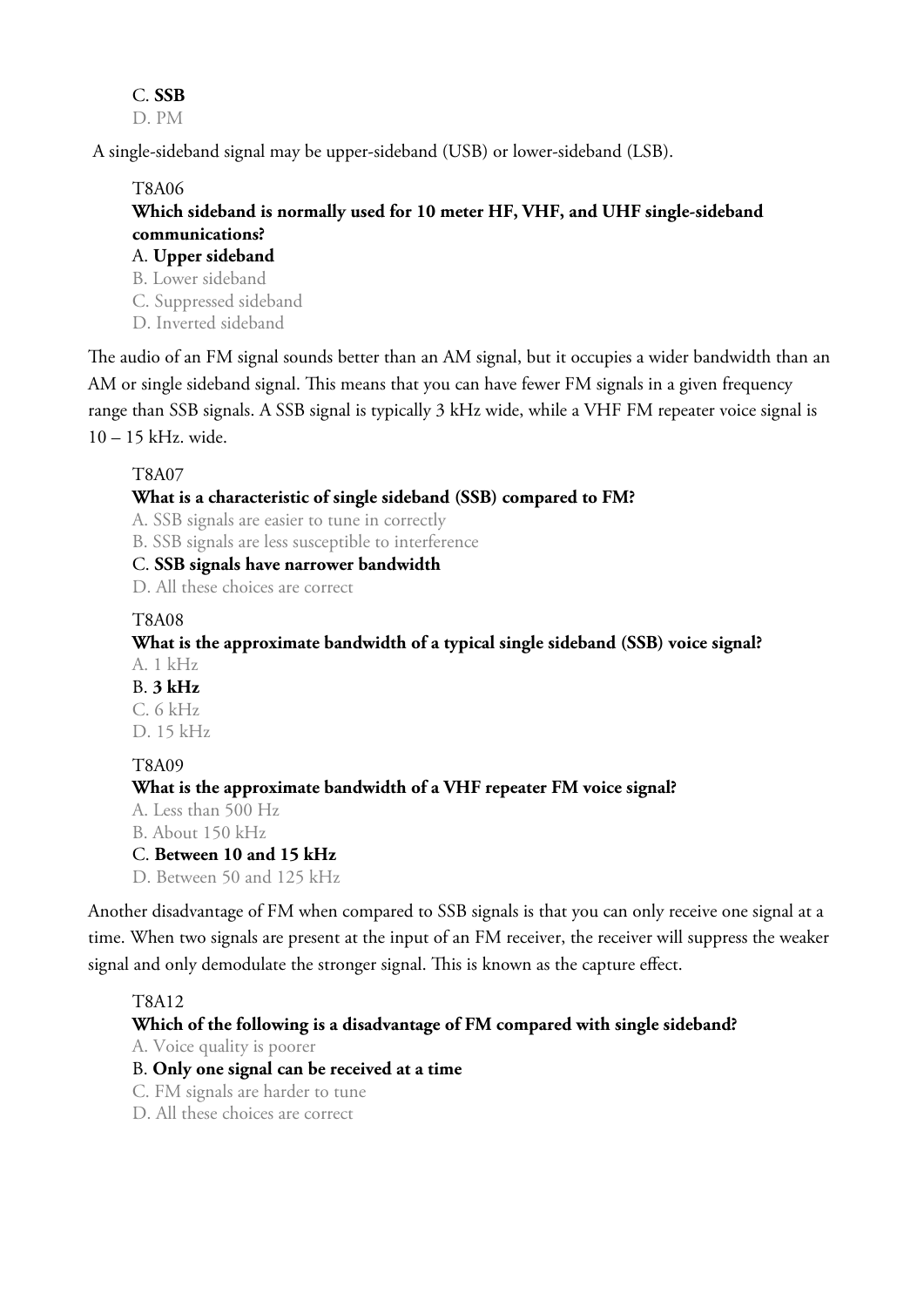C. **SSB**
D. PM

A single-sideband signal may be upper-sideband (USB) or lower-sideband (LSB).

T8A06
**Which sideband is normally used for 10 meter HF, VHF, and UHF single-sideband communications?**
A. **Upper sideband**
B. Lower sideband
C. Suppressed sideband
D. Inverted sideband

The audio of an FM signal sounds better than an AM signal, but it occupies a wider bandwidth than an AM or single sideband signal. This means that you can have fewer FM signals in a given frequency range than SSB signals. A SSB signal is typically 3 kHz wide, while a VHF FM repeater voice signal is 10 – 15 kHz. wide.

T8A07
**What is a characteristic of single sideband (SSB) compared to FM?**
A. SSB signals are easier to tune in correctly
B. SSB signals are less susceptible to interference
C. **SSB signals have narrower bandwidth**
D. All these choices are correct

T8A08
**What is the approximate bandwidth of a typical single sideband (SSB) voice signal?**
A. 1 kHz
B. **3 kHz**
C. 6 kHz
D. 15 kHz

T8A09
**What is the approximate bandwidth of a VHF repeater FM voice signal?**
A. Less than 500 Hz
B. About 150 kHz
C. **Between 10 and 15 kHz**
D. Between 50 and 125 kHz

Another disadvantage of FM when compared to SSB signals is that you can only receive one signal at a time. When two signals are present at the input of an FM receiver, the receiver will suppress the weaker signal and only demodulate the stronger signal. This is known as the capture effect.

T8A12
**Which of the following is a disadvantage of FM compared with single sideband?**
A. Voice quality is poorer
B. **Only one signal can be received at a time**
C. FM signals are harder to tune
D. All these choices are correct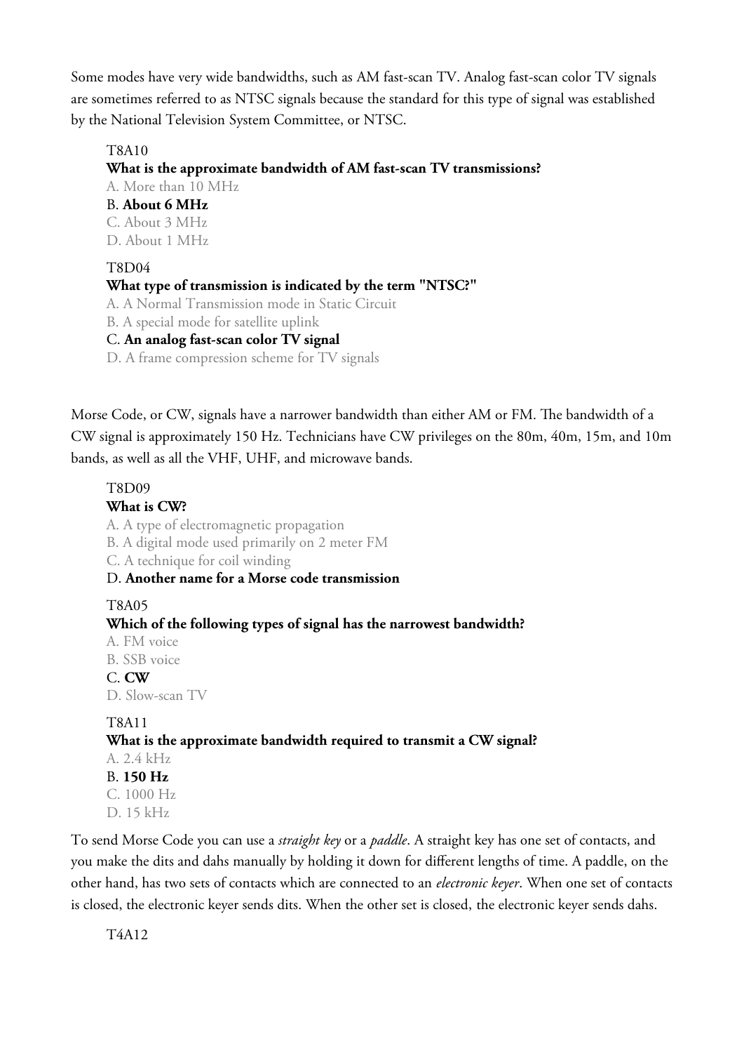Some modes have very wide bandwidths, such as AM fast-scan TV. Analog fast-scan color TV signals are sometimes referred to as NTSC signals because the standard for this type of signal was established by the National Television System Committee, or NTSC.

T8A10
**What is the approximate bandwidth of AM fast-scan TV transmissions?**
A. More than 10 MHz
B. **About 6 MHz**
C. About 3 MHz
D. About 1 MHz

T8D04
**What type of transmission is indicated by the term "NTSC?"**
A. A Normal Transmission mode in Static Circuit
B. A special mode for satellite uplink
C. **An analog fast-scan color TV signal**
D. A frame compression scheme for TV signals

Morse Code, or CW, signals have a narrower bandwidth than either AM or FM. The bandwidth of a CW signal is approximately 150 Hz. Technicians have CW privileges on the 80m, 40m, 15m, and 10m bands, as well as all the VHF, UHF, and microwave bands.

T8D09
**What is CW?**
A. A type of electromagnetic propagation
B. A digital mode used primarily on 2 meter FM
C. A technique for coil winding
D. **Another name for a Morse code transmission**

T8A05
**Which of the following types of signal has the narrowest bandwidth?**
A. FM voice
B. SSB voice
C. **CW**
D. Slow-scan TV

T8A11
**What is the approximate bandwidth required to transmit a CW signal?**
A. 2.4 kHz
B. **150 Hz**
C. 1000 Hz
D. 15 kHz

To send Morse Code you can use a *straight key* or a *paddle*. A straight key has one set of contacts, and you make the dits and dahs manually by holding it down for different lengths of time. A paddle, on the other hand, has two sets of contacts which are connected to an *electronic keyer*. When one set of contacts is closed, the electronic keyer sends dits. When the other set is closed, the electronic keyer sends dahs.

T4A12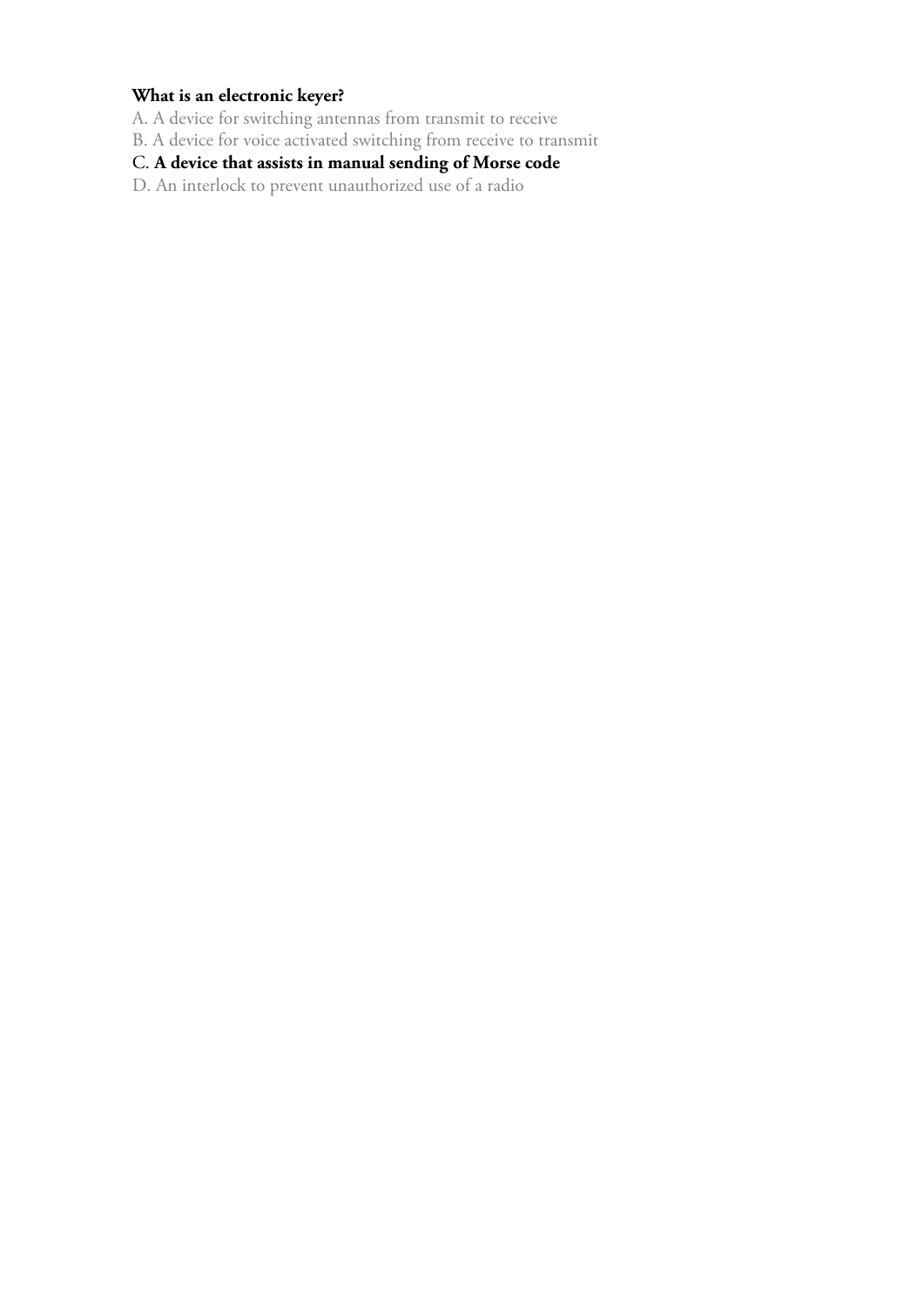**What is an electronic keyer?**

A. A device for switching antennas from transmit to receive

B. A device for voice activated switching from receive to transmit

C. **A device that assists in manual sending of Morse code**

D. An interlock to prevent unauthorized use of a radio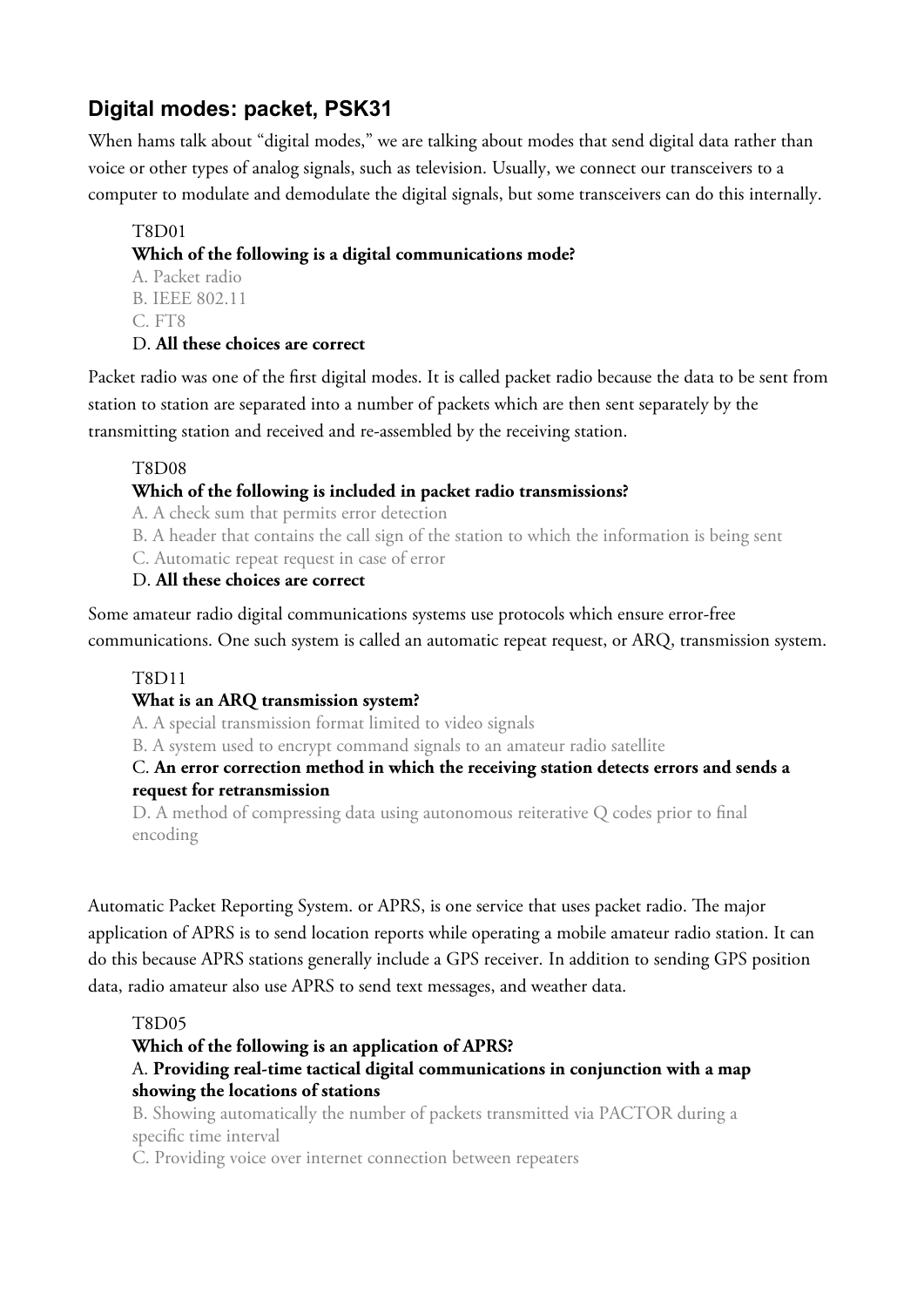## Digital modes: packet, PSK31

When hams talk about "digital modes," we are talking about modes that send digital data rather than voice or other types of analog signals, such as television. Usually, we connect our transceivers to a computer to modulate and demodulate the digital signals, but some transceivers can do this internally.

T8D01
**Which of the following is a digital communications mode?**
A. Packet radio
B. IEEE 802.11
C. FT8
D. **All these choices are correct**

Packet radio was one of the first digital modes. It is called packet radio because the data to be sent from station to station are separated into a number of packets which are then sent separately by the transmitting station and received and re-assembled by the receiving station.

T8D08
**Which of the following is included in packet radio transmissions?**
A. A check sum that permits error detection
B. A header that contains the call sign of the station to which the information is being sent
C. Automatic repeat request in case of error
D. **All these choices are correct**

Some amateur radio digital communications systems use protocols which ensure error-free communications. One such system is called an automatic repeat request, or ARQ, transmission system.

T8D11
**What is an ARQ transmission system?**
A. A special transmission format limited to video signals
B. A system used to encrypt command signals to an amateur radio satellite
C. **An error correction method in which the receiving station detects errors and sends a request for retransmission**
D. A method of compressing data using autonomous reiterative Q codes prior to final encoding

Automatic Packet Reporting System. or APRS, is one service that uses packet radio. The major application of APRS is to send location reports while operating a mobile amateur radio station. It can do this because APRS stations generally include a GPS receiver. In addition to sending GPS position data, radio amateur also use APRS to send text messages, and weather data.

T8D05
**Which of the following is an application of APRS?**
A. **Providing real-time tactical digital communications in conjunction with a map showing the locations of stations**
B. Showing automatically the number of packets transmitted via PACTOR during a specific time interval
C. Providing voice over internet connection between repeaters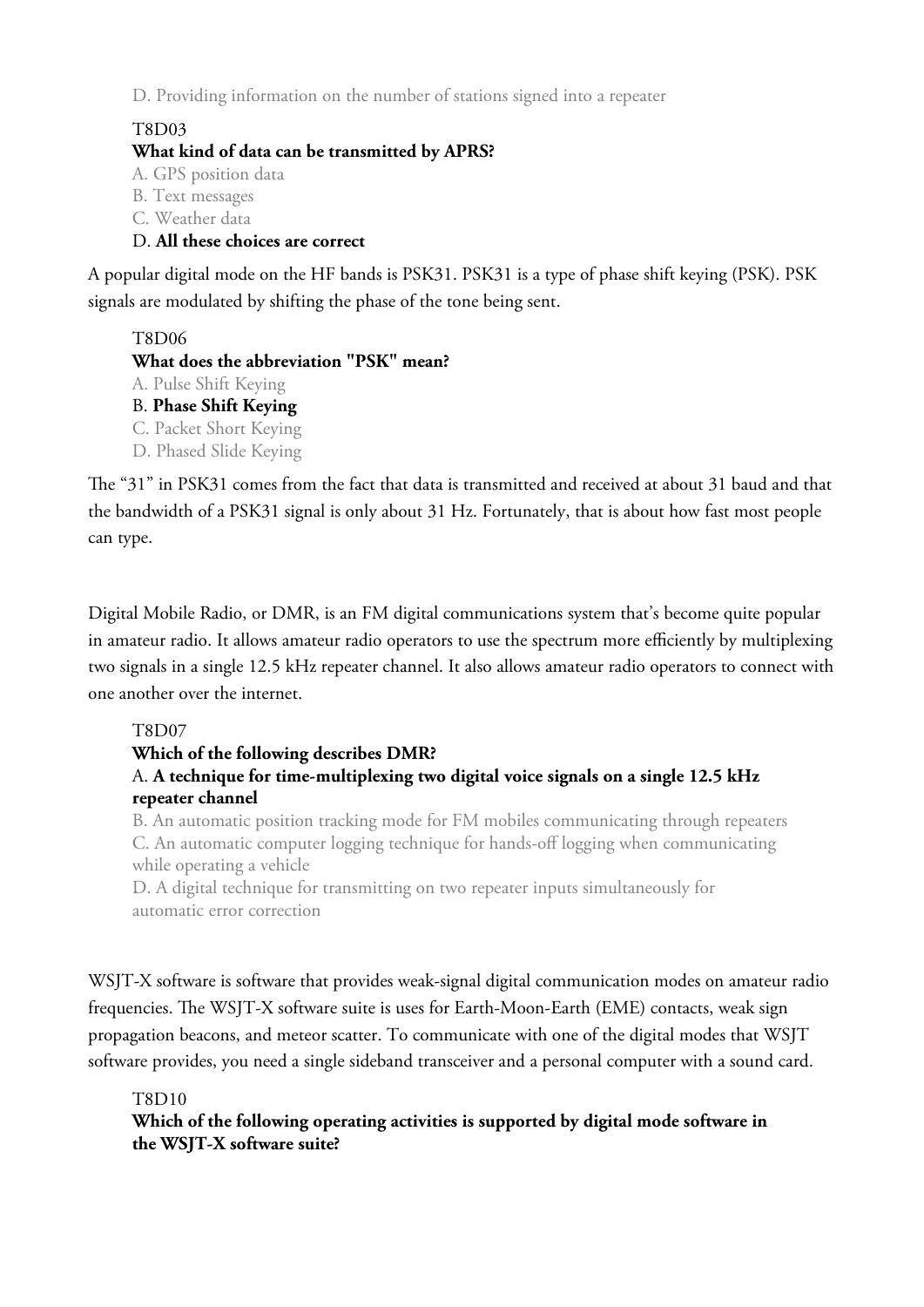D. Providing information on the number of stations signed into a repeater

T8D03
**What kind of data can be transmitted by APRS?**
A. GPS position data
B. Text messages
C. Weather data
D. **All these choices are correct**

A popular digital mode on the HF bands is PSK31. PSK31 is a type of phase shift keying (PSK). PSK signals are modulated by shifting the phase of the tone being sent.

T8D06
**What does the abbreviation "PSK" mean?**
A. Pulse Shift Keying
B. **Phase Shift Keying**
C. Packet Short Keying
D. Phased Slide Keying

The "31" in PSK31 comes from the fact that data is transmitted and received at about 31 baud and that the bandwidth of a PSK31 signal is only about 31 Hz. Fortunately, that is about how fast most people can type.

Digital Mobile Radio, or DMR, is an FM digital communications system that's become quite popular in amateur radio. It allows amateur radio operators to use the spectrum more efficiently by multiplexing two signals in a single 12.5 kHz repeater channel. It also allows amateur radio operators to connect with one another over the internet.

T8D07
**Which of the following describes DMR?**
A. **A technique for time-multiplexing two digital voice signals on a single 12.5 kHz repeater channel**
B. An automatic position tracking mode for FM mobiles communicating through repeaters
C. An automatic computer logging technique for hands-off logging when communicating while operating a vehicle
D. A digital technique for transmitting on two repeater inputs simultaneously for automatic error correction

WSJT-X software is software that provides weak-signal digital communication modes on amateur radio frequencies. The WSJT-X software suite is uses for Earth-Moon-Earth (EME) contacts, weak sign propagation beacons, and meteor scatter. To communicate with one of the digital modes that WSJT software provides, you need a single sideband transceiver and a personal computer with a sound card.

T8D10
**Which of the following operating activities is supported by digital mode software in the WSJT-X software suite?**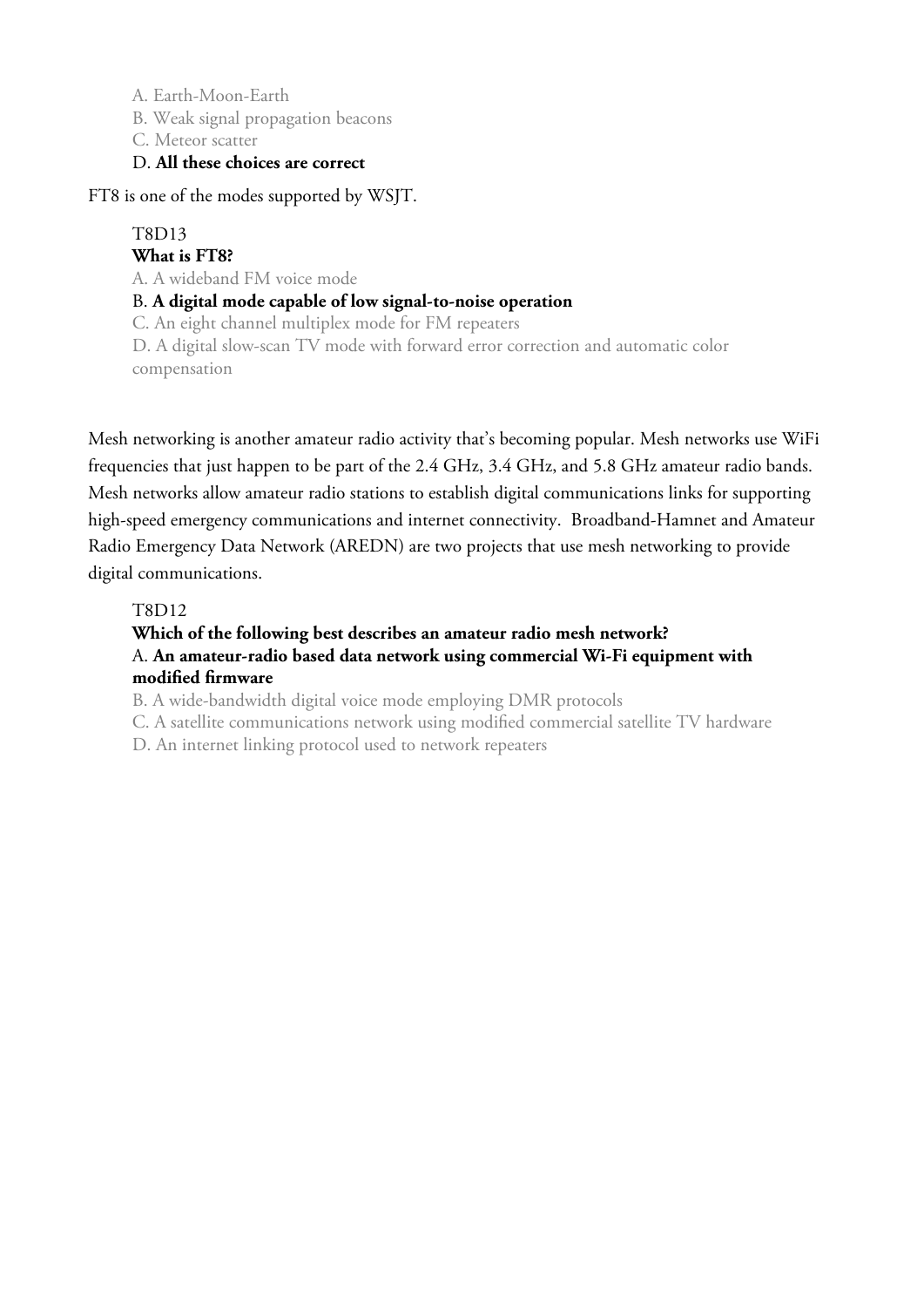A. Earth-Moon-Earth
B. Weak signal propagation beacons
C. Meteor scatter
D. **All these choices are correct**

FT8 is one of the modes supported by WSJT.

T8D13
**What is FT8?**
A. A wideband FM voice mode
B. **A digital mode capable of low signal-to-noise operation**
C. An eight channel multiplex mode for FM repeaters
D. A digital slow-scan TV mode with forward error correction and automatic color compensation

Mesh networking is another amateur radio activity that's becoming popular. Mesh networks use WiFi frequencies that just happen to be part of the 2.4 GHz, 3.4 GHz, and 5.8 GHz amateur radio bands. Mesh networks allow amateur radio stations to establish digital communications links for supporting high-speed emergency communications and internet connectivity. Broadband-Hamnet and Amateur Radio Emergency Data Network (AREDN) are two projects that use mesh networking to provide digital communications.

T8D12
**Which of the following best describes an amateur radio mesh network?**
A. **An amateur-radio based data network using commercial Wi-Fi equipment with modified firmware**
B. A wide-bandwidth digital voice mode employing DMR protocols
C. A satellite communications network using modified commercial satellite TV hardware
D. An internet linking protocol used to network repeaters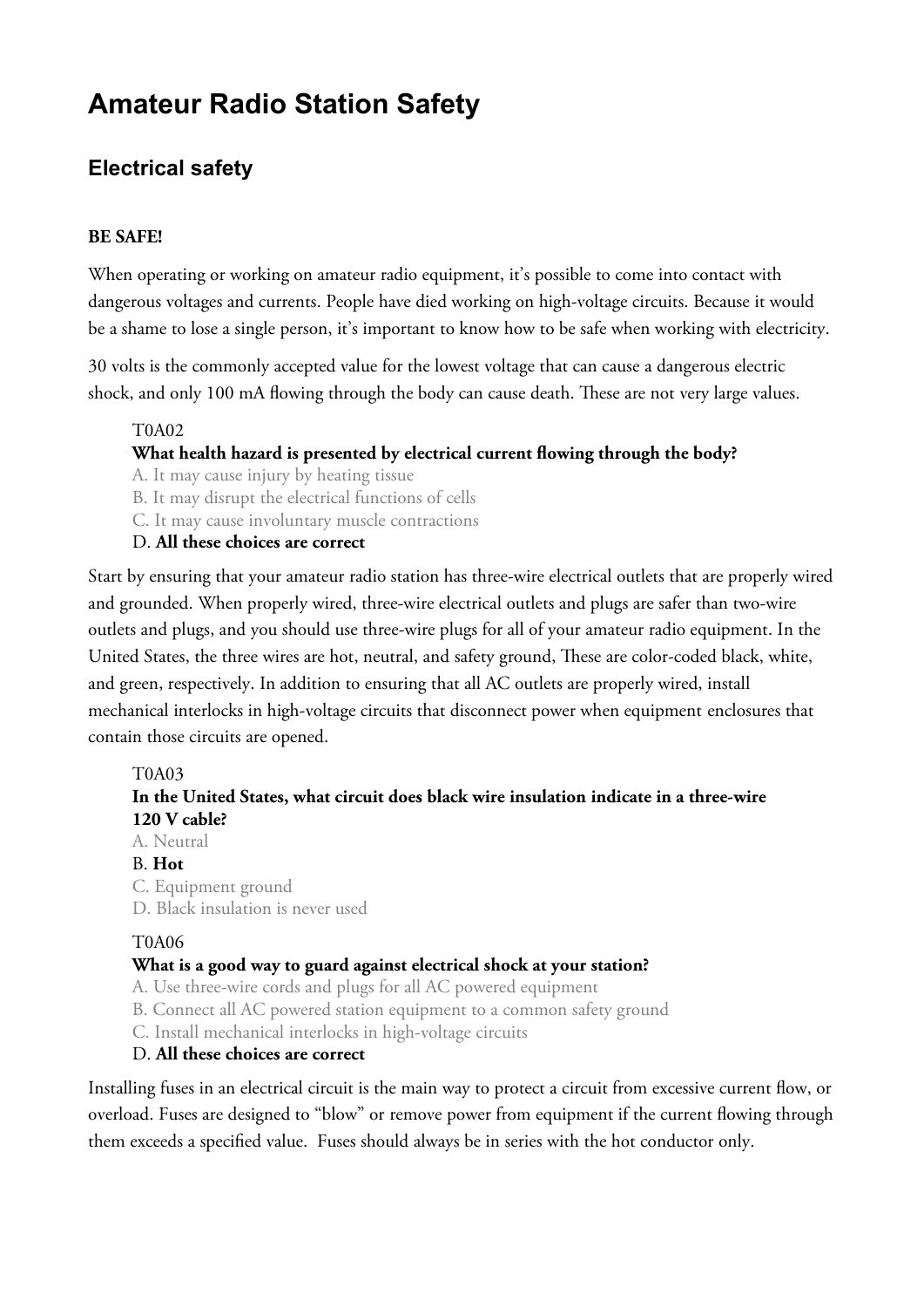# Amateur Radio Station Safety

## Electrical safety

**BE SAFE!**

When operating or working on amateur radio equipment, it's possible to come into contact with dangerous voltages and currents. People have died working on high-voltage circuits. Because it would be a shame to lose a single person, it's important to know how to be safe when working with electricity.

30 volts is the commonly accepted value for the lowest voltage that can cause a dangerous electric shock, and only 100 mA flowing through the body can cause death. These are not very large values.

T0A02
**What health hazard is presented by electrical current flowing through the body?**
A. It may cause injury by heating tissue
B. It may disrupt the electrical functions of cells
C. It may cause involuntary muscle contractions
D. **All these choices are correct**

Start by ensuring that your amateur radio station has three-wire electrical outlets that are properly wired and grounded. When properly wired, three-wire electrical outlets and plugs are safer than two-wire outlets and plugs, and you should use three-wire plugs for all of your amateur radio equipment. In the United States, the three wires are hot, neutral, and safety ground, These are color-coded black, white, and green, respectively. In addition to ensuring that all AC outlets are properly wired, install mechanical interlocks in high-voltage circuits that disconnect power when equipment enclosures that contain those circuits are opened.

T0A03
**In the United States, what circuit does black wire insulation indicate in a three-wire 120 V cable?**
A. Neutral
B. **Hot**
C. Equipment ground
D. Black insulation is never used

T0A06
**What is a good way to guard against electrical shock at your station?**
A. Use three-wire cords and plugs for all AC powered equipment
B. Connect all AC powered station equipment to a common safety ground
C. Install mechanical interlocks in high-voltage circuits
D. **All these choices are correct**

Installing fuses in an electrical circuit is the main way to protect a circuit from excessive current flow, or overload. Fuses are designed to "blow" or remove power from equipment if the current flowing through them exceeds a specified value. Fuses should always be in series with the hot conductor only.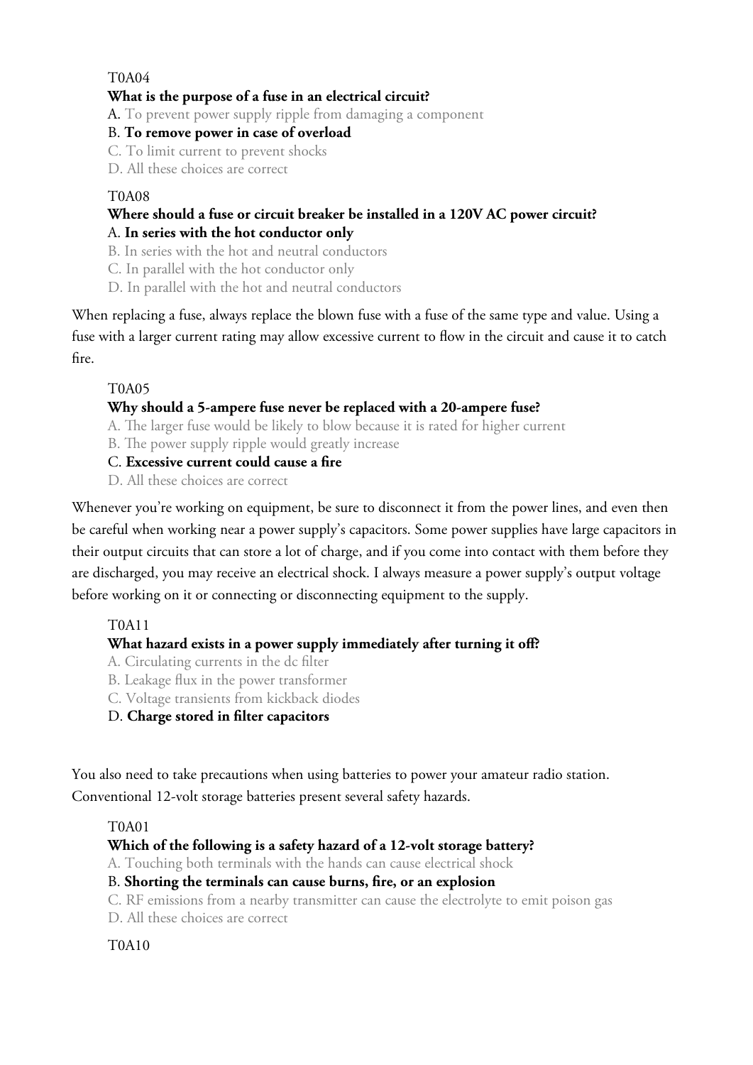T0A04

**What is the purpose of a fuse in an electrical circuit?**

A. To prevent power supply ripple from damaging a component

B. **To remove power in case of overload**

C. To limit current to prevent shocks

D. All these choices are correct

T0A08

**Where should a fuse or circuit breaker be installed in a 120V AC power circuit?**

A. **In series with the hot conductor only**

B. In series with the hot and neutral conductors

C. In parallel with the hot conductor only

D. In parallel with the hot and neutral conductors

When replacing a fuse, always replace the blown fuse with a fuse of the same type and value. Using a fuse with a larger current rating may allow excessive current to flow in the circuit and cause it to catch fire.

T0A05

**Why should a 5-ampere fuse never be replaced with a 20-ampere fuse?**

A. The larger fuse would be likely to blow because it is rated for higher current

B. The power supply ripple would greatly increase

C. **Excessive current could cause a fire**

D. All these choices are correct

Whenever you're working on equipment, be sure to disconnect it from the power lines, and even then be careful when working near a power supply's capacitors. Some power supplies have large capacitors in their output circuits that can store a lot of charge, and if you come into contact with them before they are discharged, you may receive an electrical shock. I always measure a power supply's output voltage before working on it or connecting or disconnecting equipment to the supply.

T0A11

**What hazard exists in a power supply immediately after turning it off?**

A. Circulating currents in the dc filter

B. Leakage flux in the power transformer

C. Voltage transients from kickback diodes

D. **Charge stored in filter capacitors**

You also need to take precautions when using batteries to power your amateur radio station. Conventional 12-volt storage batteries present several safety hazards.

T0A01

**Which of the following is a safety hazard of a 12-volt storage battery?**

A. Touching both terminals with the hands can cause electrical shock

B. **Shorting the terminals can cause burns, fire, or an explosion**

C. RF emissions from a nearby transmitter can cause the electrolyte to emit poison gas

D. All these choices are correct

T0A10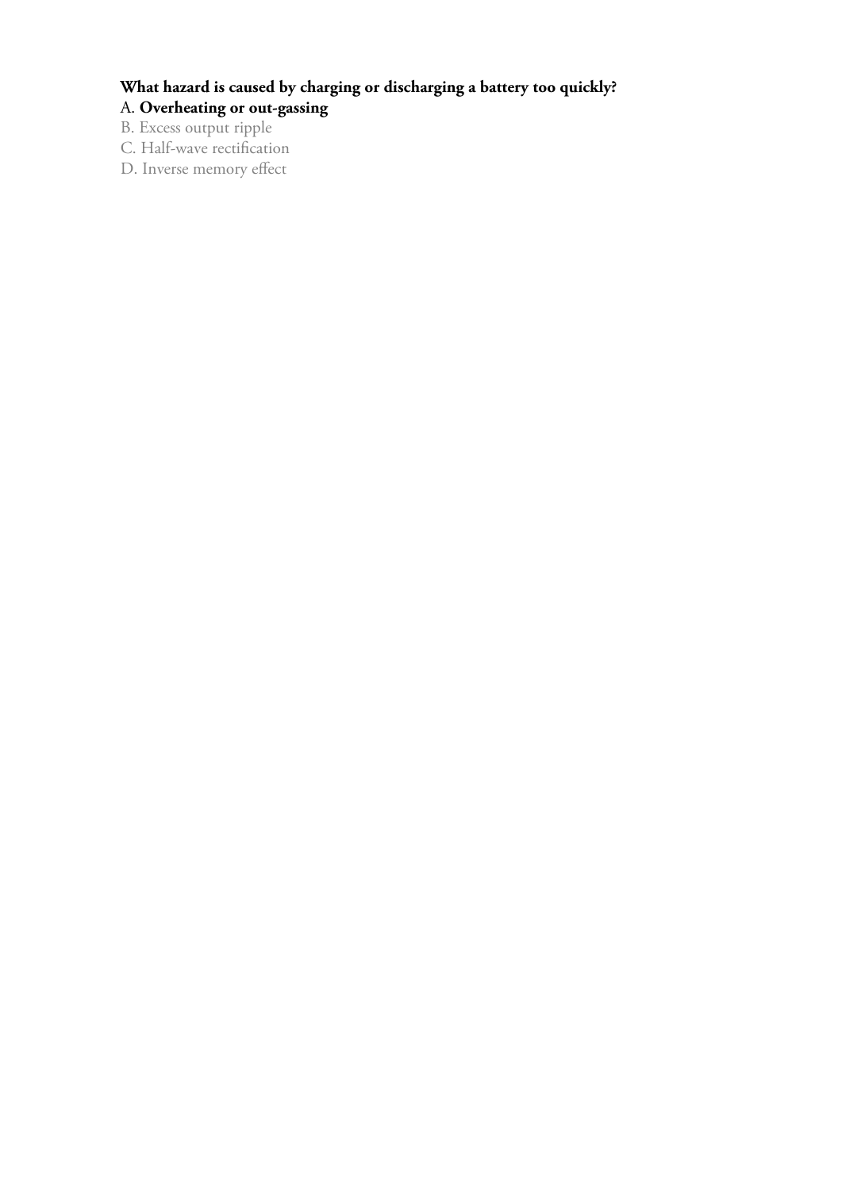**What hazard is caused by charging or discharging a battery too quickly?**

A. **Overheating or out-gassing**

B. Excess output ripple

C. Half-wave rectification

D. Inverse memory effect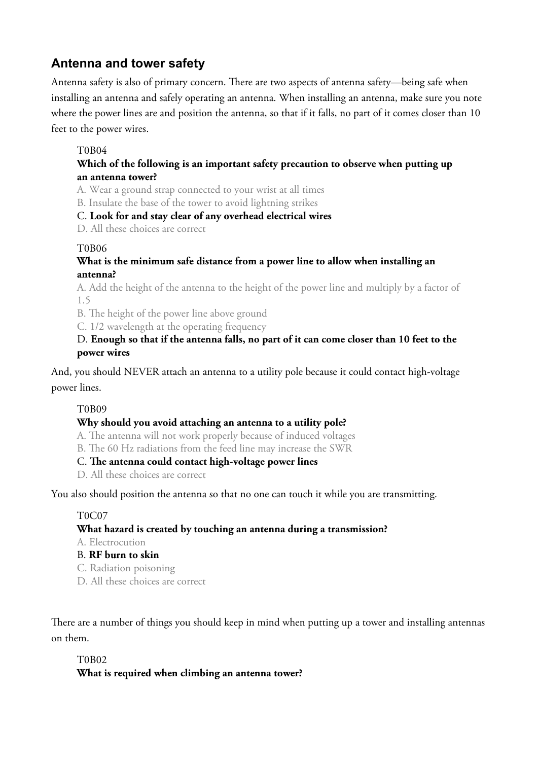## Antenna and tower safety

Antenna safety is also of primary concern. There are two aspects of antenna safety—being safe when installing an antenna and safely operating an antenna. When installing an antenna, make sure you note where the power lines are and position the antenna, so that if it falls, no part of it comes closer than 10 feet to the power wires.

T0B04

**Which of the following is an important safety precaution to observe when putting up an antenna tower?**

A. Wear a ground strap connected to your wrist at all times
B. Insulate the base of the tower to avoid lightning strikes
C. **Look for and stay clear of any overhead electrical wires**
D. All these choices are correct

T0B06

**What is the minimum safe distance from a power line to allow when installing an antenna?**

A. Add the height of the antenna to the height of the power line and multiply by a factor of 1.5
B. The height of the power line above ground
C. 1/2 wavelength at the operating frequency
D. **Enough so that if the antenna falls, no part of it can come closer than 10 feet to the power wires**

And, you should NEVER attach an antenna to a utility pole because it could contact high-voltage power lines.

T0B09

**Why should you avoid attaching an antenna to a utility pole?**

A. The antenna will not work properly because of induced voltages
B. The 60 Hz radiations from the feed line may increase the SWR
C. **The antenna could contact high-voltage power lines**
D. All these choices are correct

You also should position the antenna so that no one can touch it while you are transmitting.

T0C07

**What hazard is created by touching an antenna during a transmission?**

A. Electrocution
B. **RF burn to skin**
C. Radiation poisoning
D. All these choices are correct

There are a number of things you should keep in mind when putting up a tower and installing antennas on them.

T0B02

**What is required when climbing an antenna tower?**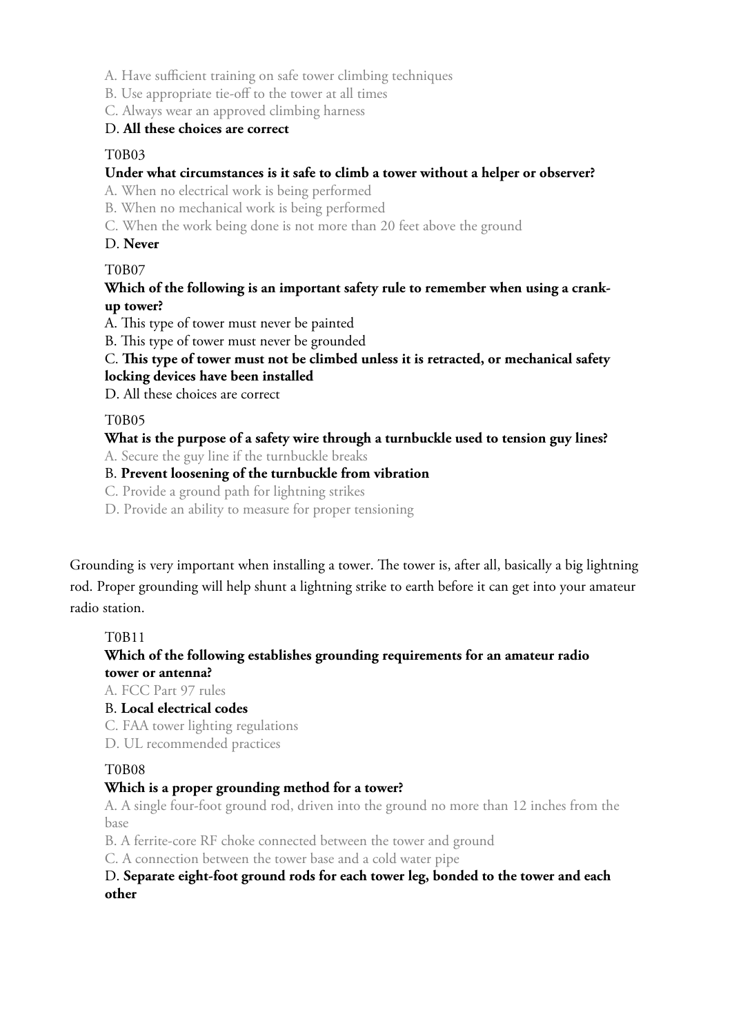A. Have sufficient training on safe tower climbing techniques

B. Use appropriate tie-off to the tower at all times

C. Always wear an approved climbing harness

D. **All these choices are correct**

T0B03

**Under what circumstances is it safe to climb a tower without a helper or observer?**

A. When no electrical work is being performed

B. When no mechanical work is being performed

C. When the work being done is not more than 20 feet above the ground

D. **Never**

T0B07

**Which of the following is an important safety rule to remember when using a crank-up tower?**

A. This type of tower must never be painted

B. This type of tower must never be grounded

C. **This type of tower must not be climbed unless it is retracted, or mechanical safety locking devices have been installed**

D. All these choices are correct

T0B05

**What is the purpose of a safety wire through a turnbuckle used to tension guy lines?**

A. Secure the guy line if the turnbuckle breaks

B. **Prevent loosening of the turnbuckle from vibration**

C. Provide a ground path for lightning strikes

D. Provide an ability to measure for proper tensioning

Grounding is very important when installing a tower. The tower is, after all, basically a big lightning rod. Proper grounding will help shunt a lightning strike to earth before it can get into your amateur radio station.

T0B11

**Which of the following establishes grounding requirements for an amateur radio tower or antenna?**

A. FCC Part 97 rules

B. **Local electrical codes**

C. FAA tower lighting regulations

D. UL recommended practices

T0B08

**Which is a proper grounding method for a tower?**

A. A single four-foot ground rod, driven into the ground no more than 12 inches from the base

B. A ferrite-core RF choke connected between the tower and ground

C. A connection between the tower base and a cold water pipe

D. **Separate eight-foot ground rods for each tower leg, bonded to the tower and each other**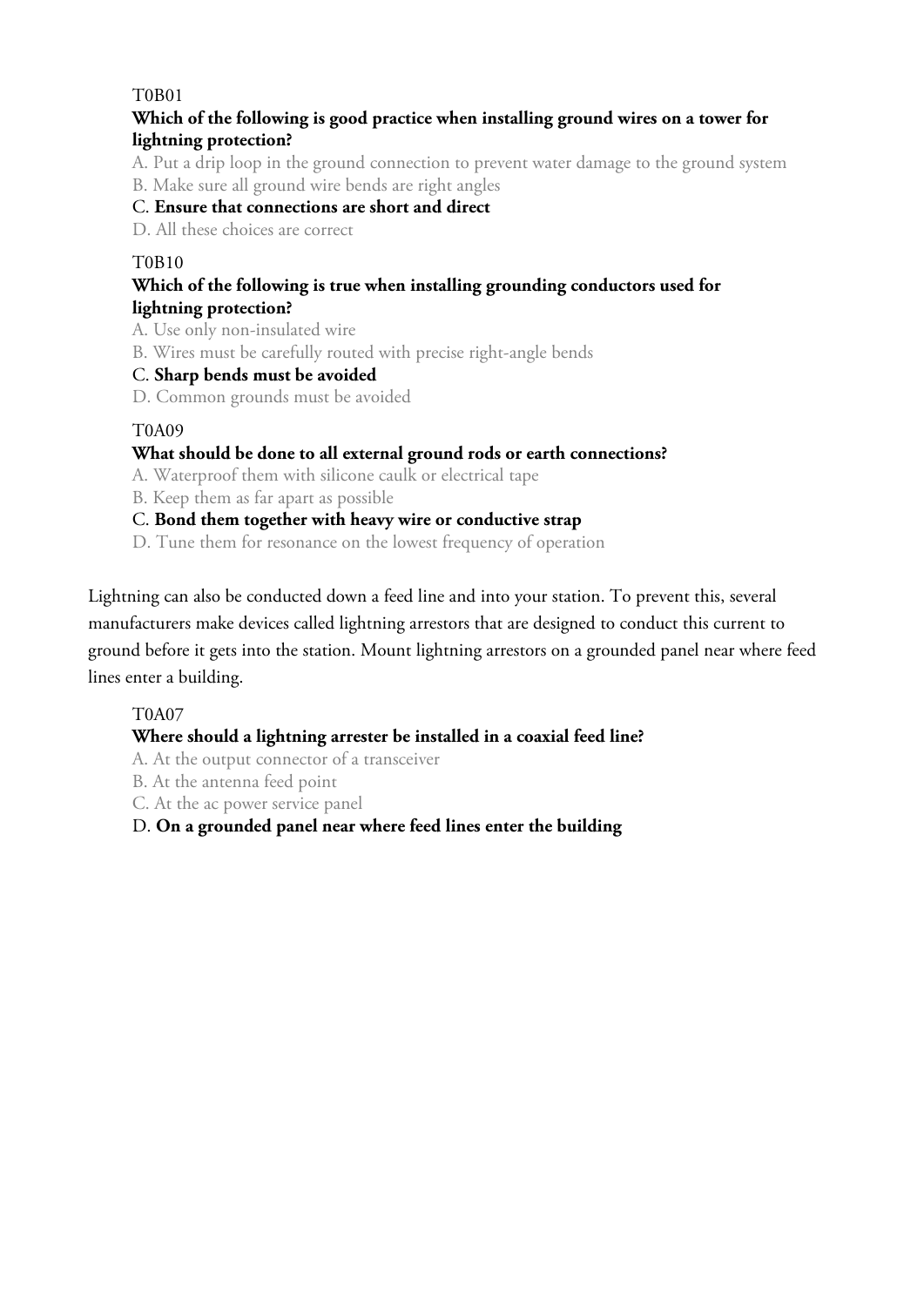T0B01

**Which of the following is good practice when installing ground wires on a tower for lightning protection?**

A. Put a drip loop in the ground connection to prevent water damage to the ground system
B. Make sure all ground wire bends are right angles
C. **Ensure that connections are short and direct**
D. All these choices are correct

T0B10

**Which of the following is true when installing grounding conductors used for lightning protection?**

A. Use only non-insulated wire
B. Wires must be carefully routed with precise right-angle bends
C. **Sharp bends must be avoided**
D. Common grounds must be avoided

T0A09

**What should be done to all external ground rods or earth connections?**

A. Waterproof them with silicone caulk or electrical tape
B. Keep them as far apart as possible
C. **Bond them together with heavy wire or conductive strap**
D. Tune them for resonance on the lowest frequency of operation

Lightning can also be conducted down a feed line and into your station. To prevent this, several manufacturers make devices called lightning arrestors that are designed to conduct this current to ground before it gets into the station. Mount lightning arrestors on a grounded panel near where feed lines enter a building.

T0A07

**Where should a lightning arrester be installed in a coaxial feed line?**

A. At the output connector of a transceiver
B. At the antenna feed point
C. At the ac power service panel
D. **On a grounded panel near where feed lines enter the building**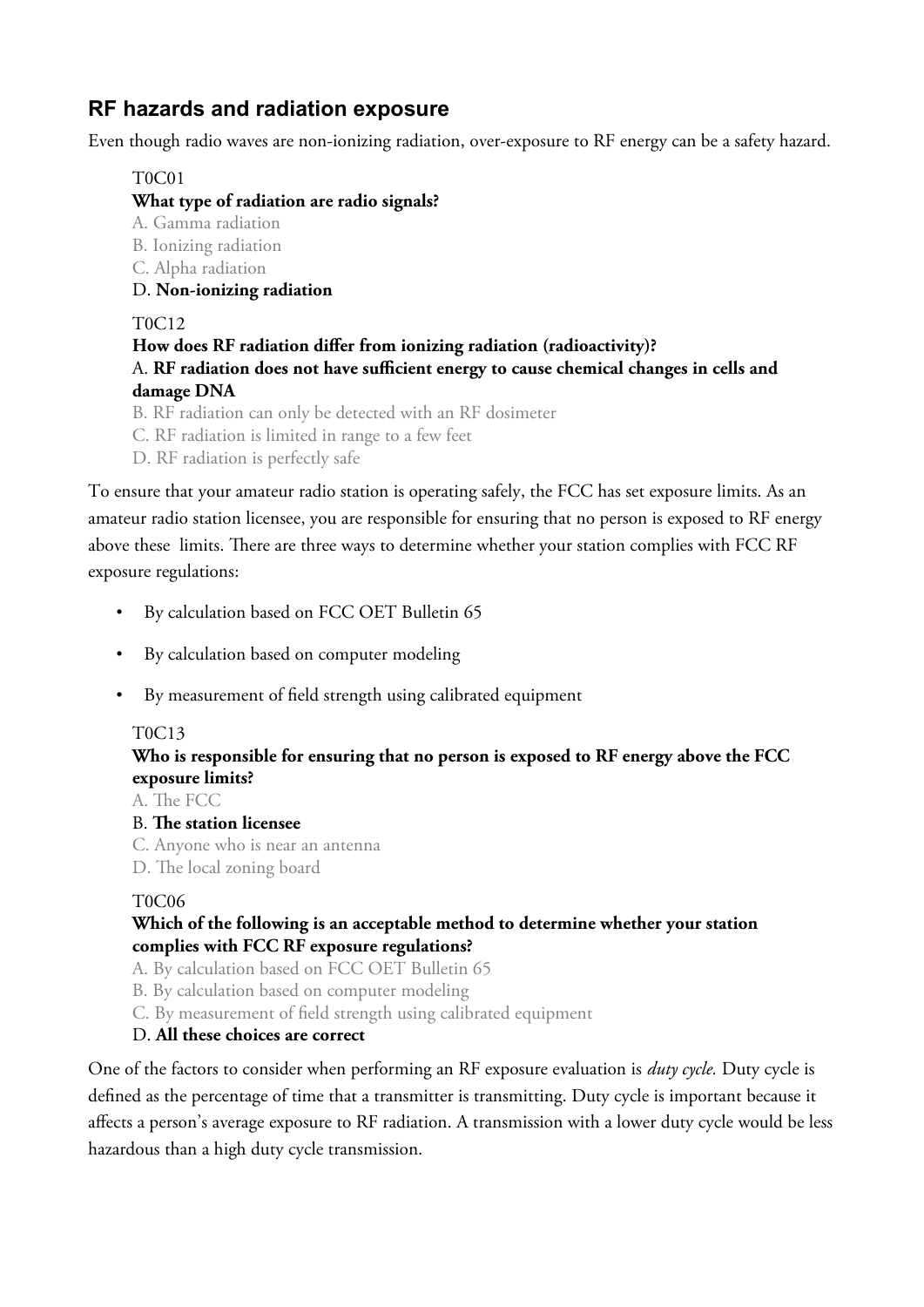## RF hazards and radiation exposure

Even though radio waves are non-ionizing radiation, over-exposure to RF energy can be a safety hazard.

T0C01

**What type of radiation are radio signals?**

A. Gamma radiation

B. Ionizing radiation

C. Alpha radiation

D. **Non-ionizing radiation**

T0C12

**How does RF radiation differ from ionizing radiation (radioactivity)?**

A. **RF radiation does not have sufficient energy to cause chemical changes in cells and damage DNA**

B. RF radiation can only be detected with an RF dosimeter

C. RF radiation is limited in range to a few feet

D. RF radiation is perfectly safe

To ensure that your amateur radio station is operating safely, the FCC has set exposure limits. As an amateur radio station licensee, you are responsible for ensuring that no person is exposed to RF energy above these limits. There are three ways to determine whether your station complies with FCC RF exposure regulations:

- By calculation based on FCC OET Bulletin 65
- By calculation based on computer modeling
- By measurement of field strength using calibrated equipment

T0C13

**Who is responsible for ensuring that no person is exposed to RF energy above the FCC exposure limits?**

A. The FCC

B. **The station licensee**

C. Anyone who is near an antenna

D. The local zoning board

T0C06

**Which of the following is an acceptable method to determine whether your station complies with FCC RF exposure regulations?**

A. By calculation based on FCC OET Bulletin 65

B. By calculation based on computer modeling

C. By measurement of field strength using calibrated equipment

D. **All these choices are correct**

One of the factors to consider when performing an RF exposure evaluation is *duty cycle.* Duty cycle is defined as the percentage of time that a transmitter is transmitting. Duty cycle is important because it affects a person's average exposure to RF radiation. A transmission with a lower duty cycle would be less hazardous than a high duty cycle transmission.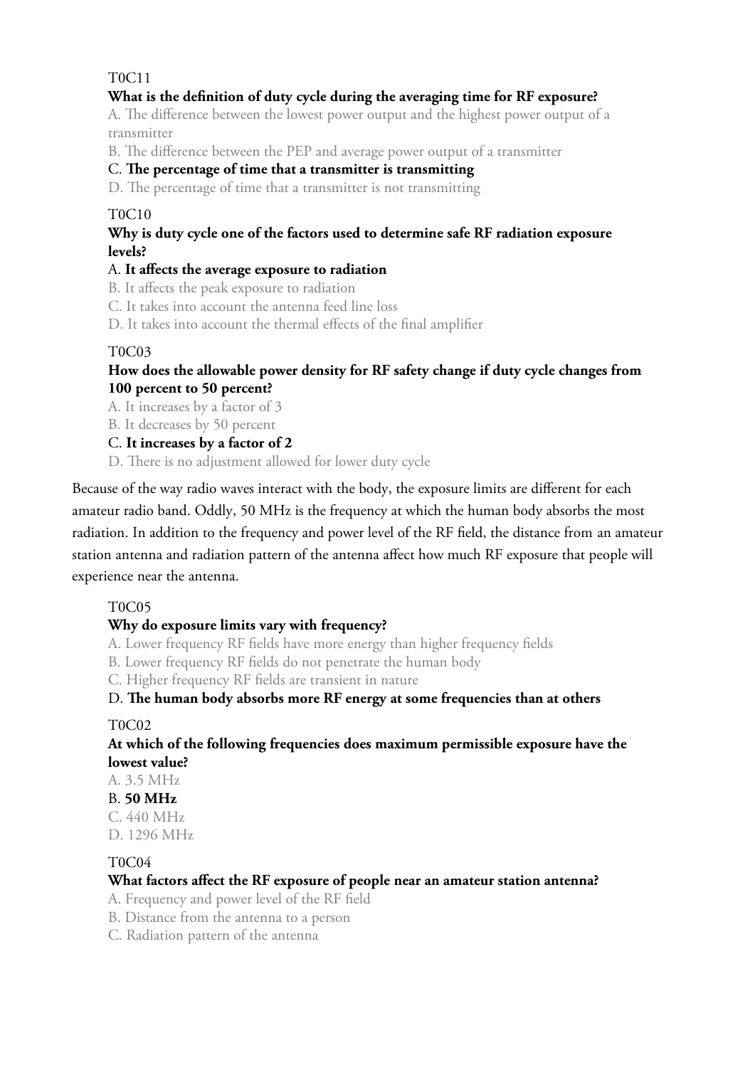T0C11

**What is the definition of duty cycle during the averaging time for RF exposure?**

A. The difference between the lowest power output and the highest power output of a transmitter

B. The difference between the PEP and average power output of a transmitter

C. **The percentage of time that a transmitter is transmitting**

D. The percentage of time that a transmitter is not transmitting

T0C10

**Why is duty cycle one of the factors used to determine safe RF radiation exposure levels?**

A. **It affects the average exposure to radiation**

B. It affects the peak exposure to radiation

C. It takes into account the antenna feed line loss

D. It takes into account the thermal effects of the final amplifier

T0C03

**How does the allowable power density for RF safety change if duty cycle changes from 100 percent to 50 percent?**

A. It increases by a factor of 3

B. It decreases by 50 percent

C. **It increases by a factor of 2**

D. There is no adjustment allowed for lower duty cycle

Because of the way radio waves interact with the body, the exposure limits are different for each amateur radio band. Oddly, 50 MHz is the frequency at which the human body absorbs the most radiation. In addition to the frequency and power level of the RF field, the distance from an amateur station antenna and radiation pattern of the antenna affect how much RF exposure that people will experience near the antenna.

T0C05

**Why do exposure limits vary with frequency?**

A. Lower frequency RF fields have more energy than higher frequency fields

B. Lower frequency RF fields do not penetrate the human body

C. Higher frequency RF fields are transient in nature

D. **The human body absorbs more RF energy at some frequencies than at others**

T0C02

**At which of the following frequencies does maximum permissible exposure have the lowest value?**

A. 3.5 MHz

B. **50 MHz**

C. 440 MHz

D. 1296 MHz

T0C04

**What factors affect the RF exposure of people near an amateur station antenna?**

A. Frequency and power level of the RF field

B. Distance from the antenna to a person

C. Radiation pattern of the antenna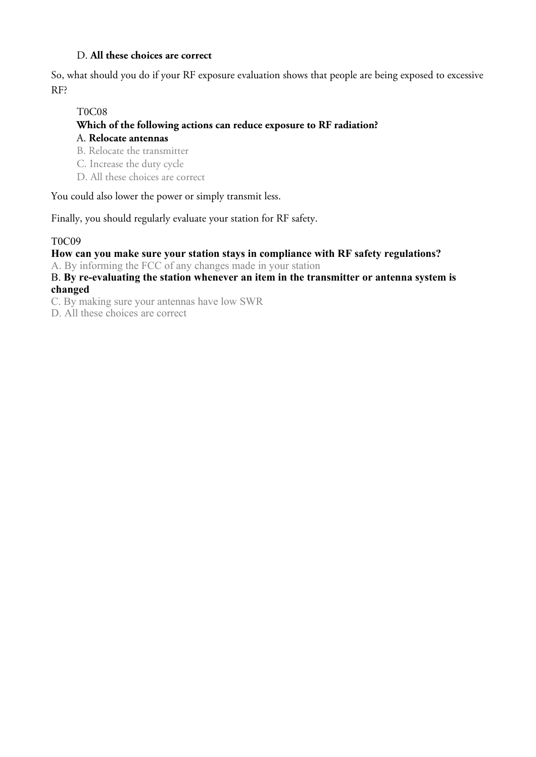D. **All these choices are correct**

So, what should you do if your RF exposure evaluation shows that people are being exposed to excessive RF?

T0C08
**Which of the following actions can reduce exposure to RF radiation?**
A. **Relocate antennas**
B. Relocate the transmitter
C. Increase the duty cycle
D. All these choices are correct

You could also lower the power or simply transmit less.

Finally, you should regularly evaluate your station for RF safety.

T0C09
**How can you make sure your station stays in compliance with RF safety regulations?**
A. By informing the FCC of any changes made in your station
B. **By re-evaluating the station whenever an item in the transmitter or antenna system is changed**
C. By making sure your antennas have low SWR
D. All these choices are correct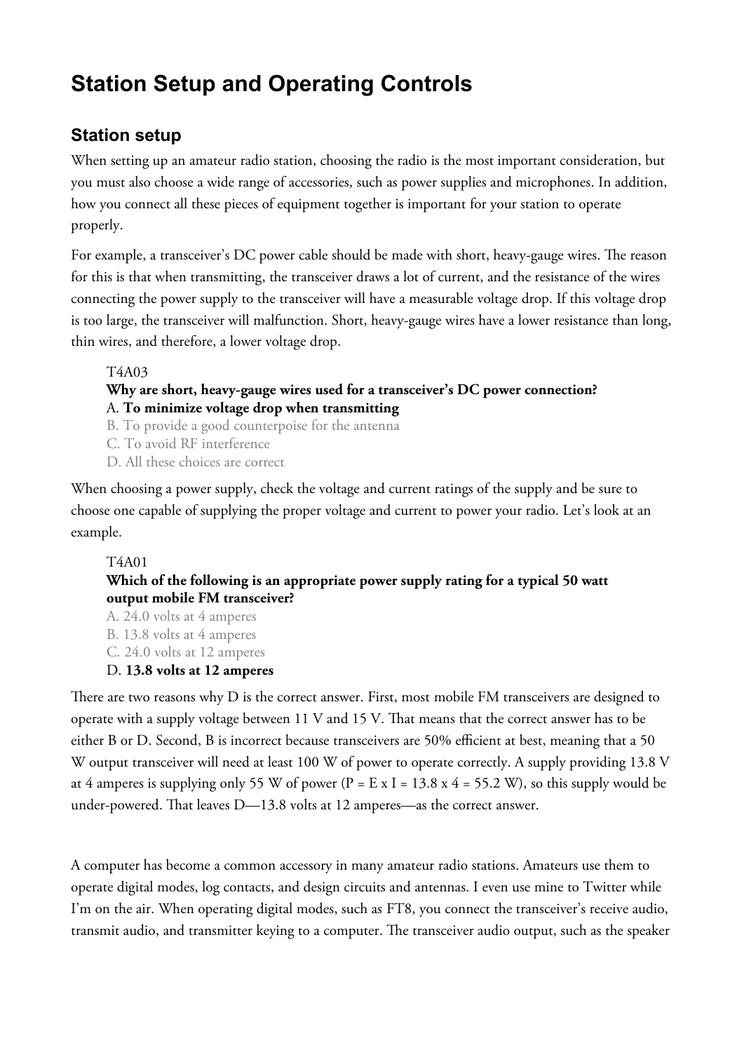# Station Setup and Operating Controls

## Station setup

When setting up an amateur radio station, choosing the radio is the most important consideration, but you must also choose a wide range of accessories, such as power supplies and microphones. In addition, how you connect all these pieces of equipment together is important for your station to operate properly.

For example, a transceiver's DC power cable should be made with short, heavy-gauge wires. The reason for this is that when transmitting, the transceiver draws a lot of current, and the resistance of the wires connecting the power supply to the transceiver will have a measurable voltage drop. If this voltage drop is too large, the transceiver will malfunction. Short, heavy-gauge wires have a lower resistance than long, thin wires, and therefore, a lower voltage drop.

T4A03
**Why are short, heavy-gauge wires used for a transceiver's DC power connection?**
A. **To minimize voltage drop when transmitting**
B. To provide a good counterpoise for the antenna
C. To avoid RF interference
D. All these choices are correct

When choosing a power supply, check the voltage and current ratings of the supply and be sure to choose one capable of supplying the proper voltage and current to power your radio. Let's look at an example.

T4A01
**Which of the following is an appropriate power supply rating for a typical 50 watt output mobile FM transceiver?**
A. 24.0 volts at 4 amperes
B. 13.8 volts at 4 amperes
C. 24.0 volts at 12 amperes
D. **13.8 volts at 12 amperes**

There are two reasons why D is the correct answer. First, most mobile FM transceivers are designed to operate with a supply voltage between 11 V and 15 V. That means that the correct answer has to be either B or D. Second, B is incorrect because transceivers are 50% efficient at best, meaning that a 50 W output transceiver will need at least 100 W of power to operate correctly. A supply providing 13.8 V at 4 amperes is supplying only 55 W of power ($P = E \times I = 13.8 \times 4 = 55.2$ W), so this supply would be under-powered. That leaves D—13.8 volts at 12 amperes—as the correct answer.

A computer has become a common accessory in many amateur radio stations. Amateurs use them to operate digital modes, log contacts, and design circuits and antennas. I even use mine to Twitter while I'm on the air. When operating digital modes, such as FT8, you connect the transceiver's receive audio, transmit audio, and transmitter keying to a computer. The transceiver audio output, such as the speaker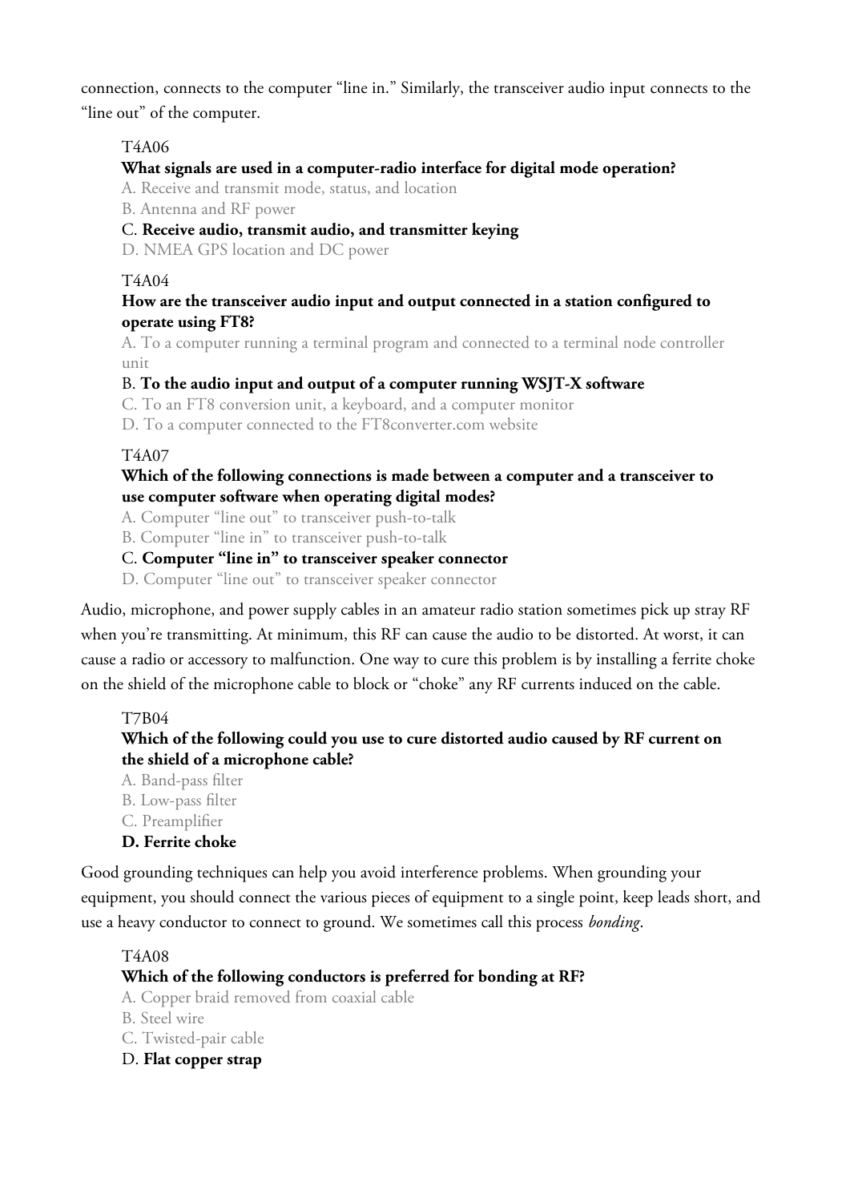connection, connects to the computer "line in." Similarly, the transceiver audio input connects to the "line out" of the computer.

T4A06

**What signals are used in a computer-radio interface for digital mode operation?**

A. Receive and transmit mode, status, and location

B. Antenna and RF power

C. **Receive audio, transmit audio, and transmitter keying**

D. NMEA GPS location and DC power

T4A04

**How are the transceiver audio input and output connected in a station configured to operate using FT8?**

A. To a computer running a terminal program and connected to a terminal node controller unit

B. **To the audio input and output of a computer running WSJT-X software**

C. To an FT8 conversion unit, a keyboard, and a computer monitor

D. To a computer connected to the FT8converter.com website

T4A07

**Which of the following connections is made between a computer and a transceiver to use computer software when operating digital modes?**

A. Computer "line out" to transceiver push-to-talk

B. Computer "line in" to transceiver push-to-talk

C. **Computer "line in" to transceiver speaker connector**

D. Computer "line out" to transceiver speaker connector

Audio, microphone, and power supply cables in an amateur radio station sometimes pick up stray RF when you're transmitting. At minimum, this RF can cause the audio to be distorted. At worst, it can cause a radio or accessory to malfunction. One way to cure this problem is by installing a ferrite choke on the shield of the microphone cable to block or "choke" any RF currents induced on the cable.

T7B04

**Which of the following could you use to cure distorted audio caused by RF current on the shield of a microphone cable?**

A. Band-pass filter

B. Low-pass filter

C. Preamplifier

**D. Ferrite choke**

Good grounding techniques can help you avoid interference problems. When grounding your equipment, you should connect the various pieces of equipment to a single point, keep leads short, and use a heavy conductor to connect to ground. We sometimes call this process *bonding*.

T4A08

**Which of the following conductors is preferred for bonding at RF?**

A. Copper braid removed from coaxial cable

B. Steel wire

C. Twisted-pair cable

D. **Flat copper strap**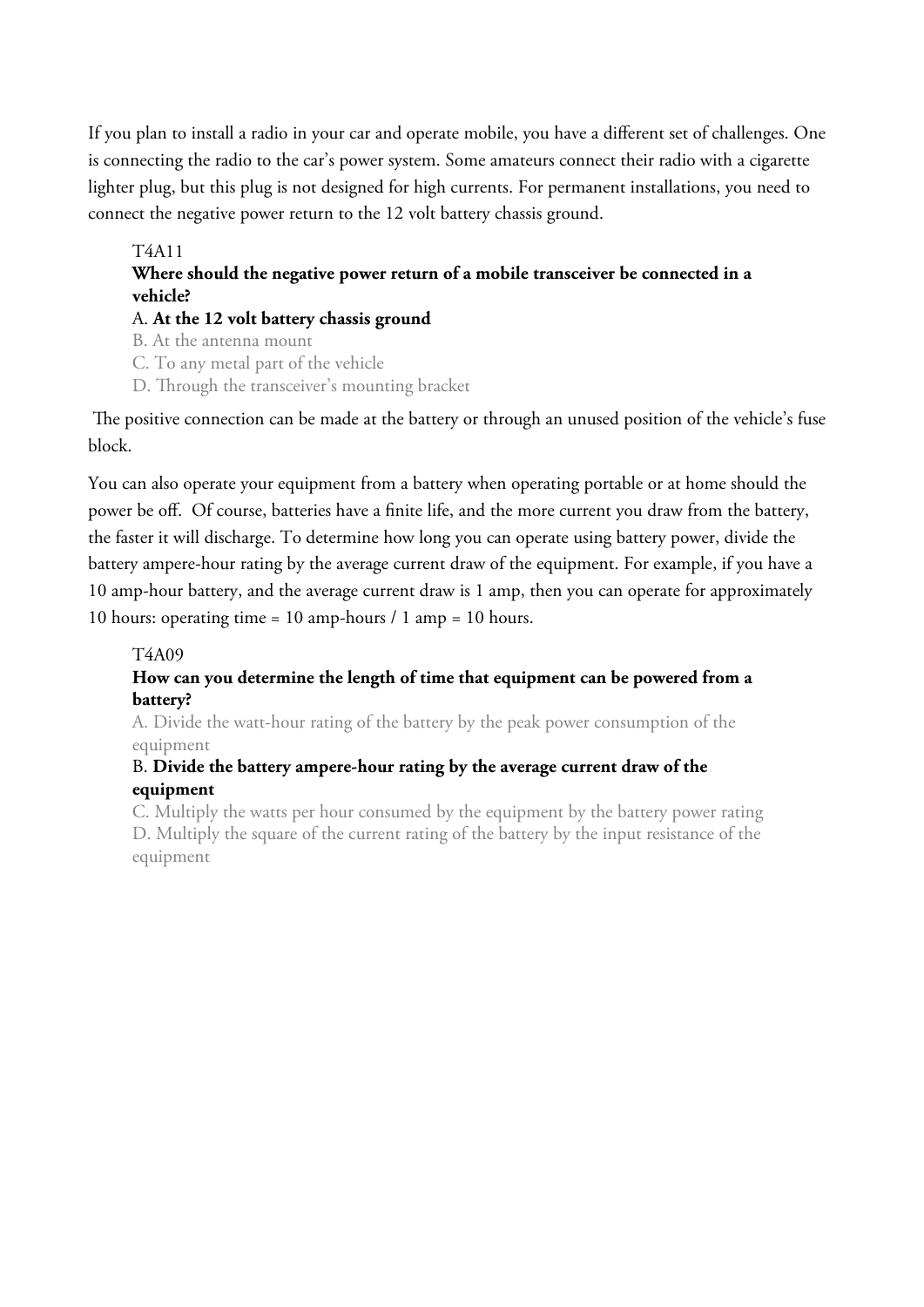If you plan to install a radio in your car and operate mobile, you have a different set of challenges. One is connecting the radio to the car's power system. Some amateurs connect their radio with a cigarette lighter plug, but this plug is not designed for high currents. For permanent installations, you need to connect the negative power return to the 12 volt battery chassis ground.

T4A11
**Where should the negative power return of a mobile transceiver be connected in a vehicle?**
A. **At the 12 volt battery chassis ground**
B. At the antenna mount
C. To any metal part of the vehicle
D. Through the transceiver's mounting bracket

The positive connection can be made at the battery or through an unused position of the vehicle's fuse block.

You can also operate your equipment from a battery when operating portable or at home should the power be off. Of course, batteries have a finite life, and the more current you draw from the battery, the faster it will discharge. To determine how long you can operate using battery power, divide the battery ampere-hour rating by the average current draw of the equipment. For example, if you have a 10 amp-hour battery, and the average current draw is 1 amp, then you can operate for approximately 10 hours: operating time = 10 amp-hours / 1 amp = 10 hours.

T4A09
**How can you determine the length of time that equipment can be powered from a battery?**
A. Divide the watt-hour rating of the battery by the peak power consumption of the equipment
B. **Divide the battery ampere-hour rating by the average current draw of the equipment**
C. Multiply the watts per hour consumed by the equipment by the battery power rating
D. Multiply the square of the current rating of the battery by the input resistance of the equipment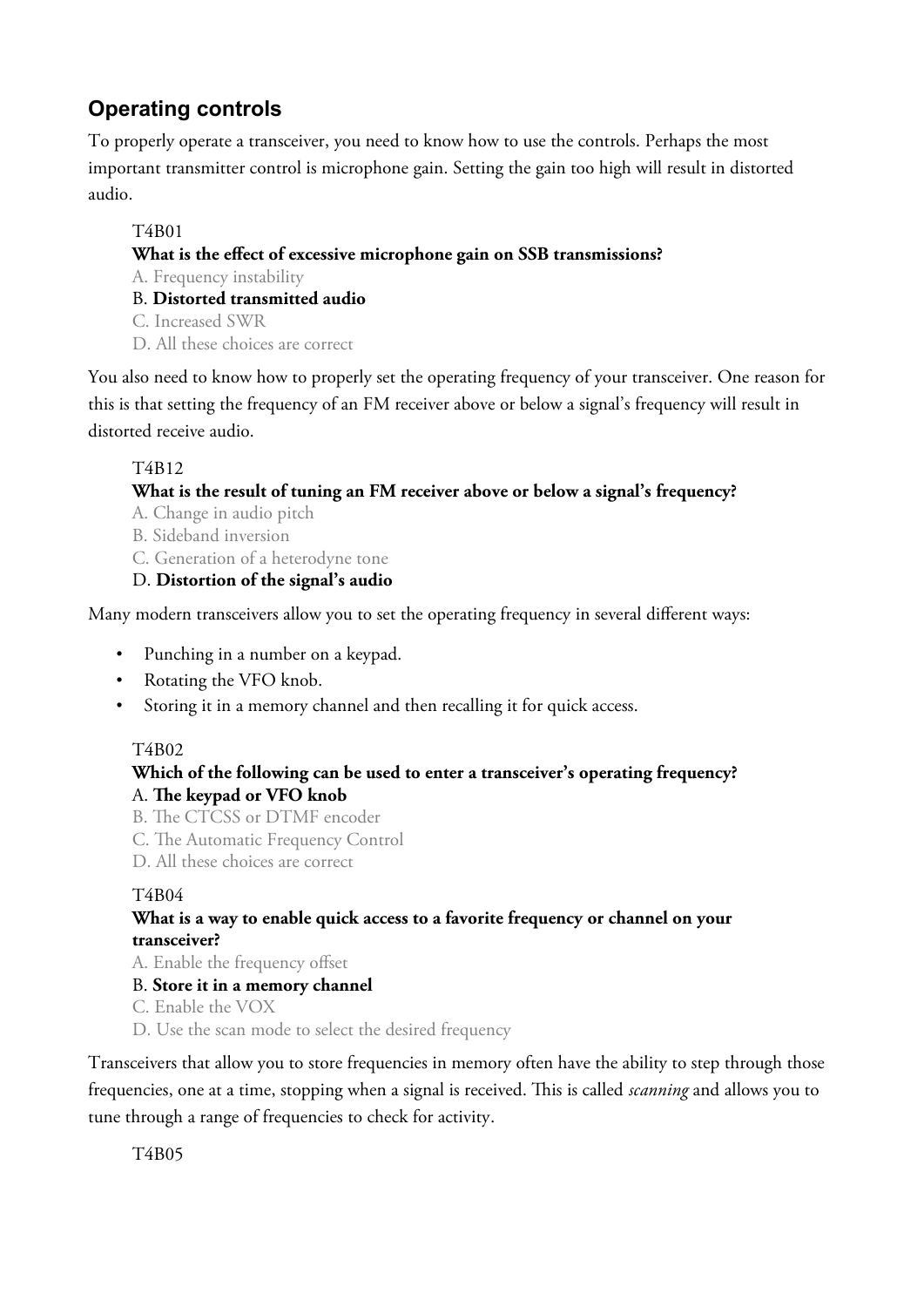## Operating controls

To properly operate a transceiver, you need to know how to use the controls. Perhaps the most important transmitter control is microphone gain. Setting the gain too high will result in distorted audio.

T4B01
**What is the effect of excessive microphone gain on SSB transmissions?**
A. Frequency instability
B. **Distorted transmitted audio**
C. Increased SWR
D. All these choices are correct

You also need to know how to properly set the operating frequency of your transceiver. One reason for this is that setting the frequency of an FM receiver above or below a signal's frequency will result in distorted receive audio.

T4B12
**What is the result of tuning an FM receiver above or below a signal's frequency?**
A. Change in audio pitch
B. Sideband inversion
C. Generation of a heterodyne tone
D. **Distortion of the signal's audio**

Many modern transceivers allow you to set the operating frequency in several different ways:

- Punching in a number on a keypad.
- Rotating the VFO knob.
- Storing it in a memory channel and then recalling it for quick access.

T4B02
**Which of the following can be used to enter a transceiver's operating frequency?**
A. **The keypad or VFO knob**
B. The CTCSS or DTMF encoder
C. The Automatic Frequency Control
D. All these choices are correct

T4B04
**What is a way to enable quick access to a favorite frequency or channel on your transceiver?**
A. Enable the frequency offset
B. **Store it in a memory channel**
C. Enable the VOX
D. Use the scan mode to select the desired frequency

Transceivers that allow you to store frequencies in memory often have the ability to step through those frequencies, one at a time, stopping when a signal is received. This is called *scanning* and allows you to tune through a range of frequencies to check for activity.

T4B05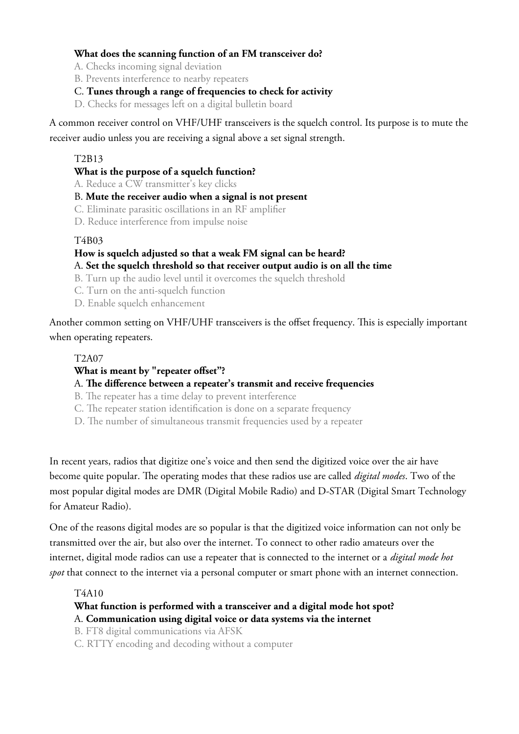**What does the scanning function of an FM transceiver do?**

A. Checks incoming signal deviation

B. Prevents interference to nearby repeaters

C. **Tunes through a range of frequencies to check for activity**

D. Checks for messages left on a digital bulletin board

A common receiver control on VHF/UHF transceivers is the squelch control. Its purpose is to mute the receiver audio unless you are receiving a signal above a set signal strength.

T2B13

**What is the purpose of a squelch function?**

A. Reduce a CW transmitter's key clicks

B. **Mute the receiver audio when a signal is not present**

C. Eliminate parasitic oscillations in an RF amplifier

D. Reduce interference from impulse noise

T4B03

**How is squelch adjusted so that a weak FM signal can be heard?**

A. **Set the squelch threshold so that receiver output audio is on all the time**

B. Turn up the audio level until it overcomes the squelch threshold

C. Turn on the anti-squelch function

D. Enable squelch enhancement

Another common setting on VHF/UHF transceivers is the offset frequency. This is especially important when operating repeaters.

T2A07

**What is meant by "repeater offset"?**

A. **The difference between a repeater's transmit and receive frequencies**

B. The repeater has a time delay to prevent interference

C. The repeater station identification is done on a separate frequency

D. The number of simultaneous transmit frequencies used by a repeater

In recent years, radios that digitize one's voice and then send the digitized voice over the air have become quite popular. The operating modes that these radios use are called *digital modes*. Two of the most popular digital modes are DMR (Digital Mobile Radio) and D-STAR (Digital Smart Technology for Amateur Radio).

One of the reasons digital modes are so popular is that the digitized voice information can not only be transmitted over the air, but also over the internet. To connect to other radio amateurs over the internet, digital mode radios can use a repeater that is connected to the internet or a *digital mode hot spot* that connect to the internet via a personal computer or smart phone with an internet connection.

T4A10

**What function is performed with a transceiver and a digital mode hot spot?**

A. **Communication using digital voice or data systems via the internet**

B. FT8 digital communications via AFSK

C. RTTY encoding and decoding without a computer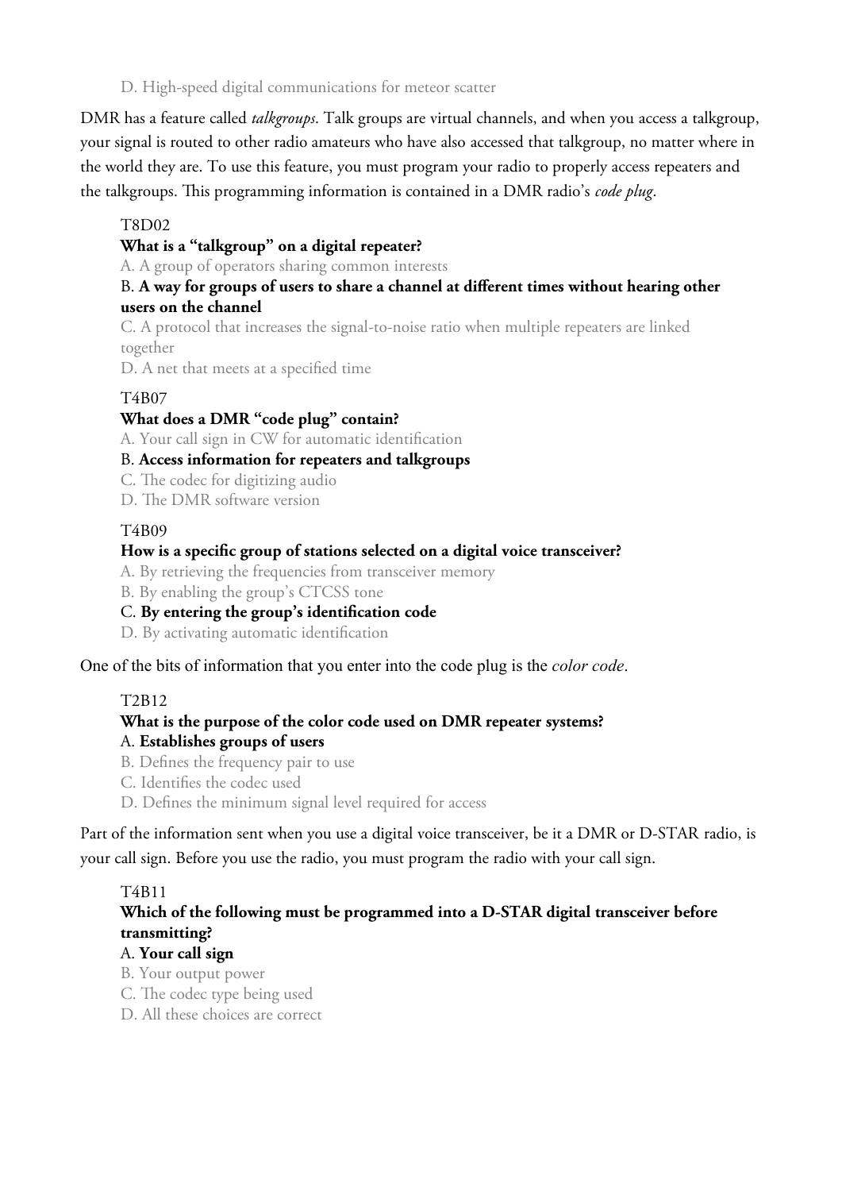D. High-speed digital communications for meteor scatter

DMR has a feature called *talkgroups*. Talk groups are virtual channels, and when you access a talkgroup, your signal is routed to other radio amateurs who have also accessed that talkgroup, no matter where in the world they are. To use this feature, you must program your radio to properly access repeaters and the talkgroups. This programming information is contained in a DMR radio's *code plug*.

T8D02
**What is a "talkgroup" on a digital repeater?**
A. A group of operators sharing common interests
B. **A way for groups of users to share a channel at different times without hearing other users on the channel**
C. A protocol that increases the signal-to-noise ratio when multiple repeaters are linked together
D. A net that meets at a specified time

T4B07
**What does a DMR "code plug" contain?**
A. Your call sign in CW for automatic identification
B. **Access information for repeaters and talkgroups**
C. The codec for digitizing audio
D. The DMR software version

T4B09
**How is a specific group of stations selected on a digital voice transceiver?**
A. By retrieving the frequencies from transceiver memory
B. By enabling the group's CTCSS tone
C. **By entering the group's identification code**
D. By activating automatic identification

One of the bits of information that you enter into the code plug is the *color code*.

T2B12
**What is the purpose of the color code used on DMR repeater systems?**
A. **Establishes groups of users**
B. Defines the frequency pair to use
C. Identifies the codec used
D. Defines the minimum signal level required for access

Part of the information sent when you use a digital voice transceiver, be it a DMR or D-STAR radio, is your call sign. Before you use the radio, you must program the radio with your call sign.

T4B11
**Which of the following must be programmed into a D-STAR digital transceiver before transmitting?**
A. **Your call sign**
B. Your output power
C. The codec type being used
D. All these choices are correct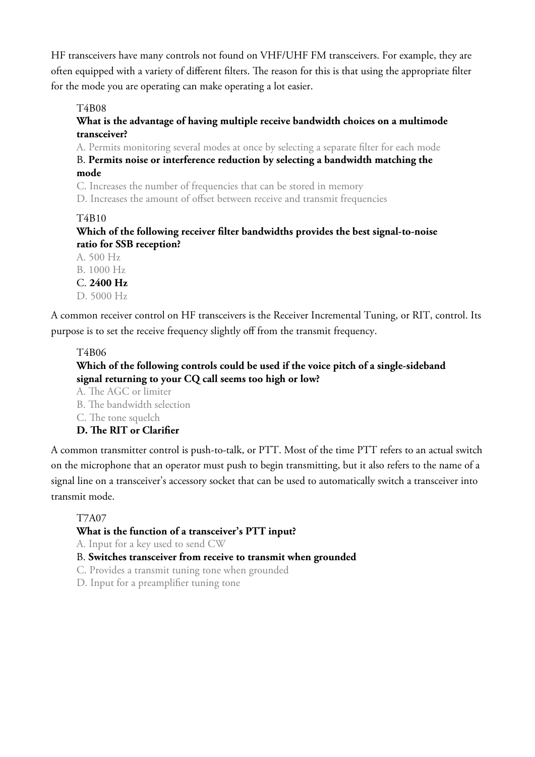HF transceivers have many controls not found on VHF/UHF FM transceivers. For example, they are often equipped with a variety of different filters. The reason for this is that using the appropriate filter for the mode you are operating can make operating a lot easier.

T4B08

**What is the advantage of having multiple receive bandwidth choices on a multimode transceiver?**

A. Permits monitoring several modes at once by selecting a separate filter for each mode

B. **Permits noise or interference reduction by selecting a bandwidth matching the mode**

C. Increases the number of frequencies that can be stored in memory

D. Increases the amount of offset between receive and transmit frequencies

T4B10

**Which of the following receiver filter bandwidths provides the best signal-to-noise ratio for SSB reception?**

A. 500 Hz

B. 1000 Hz

C. **2400 Hz**

D. 5000 Hz

A common receiver control on HF transceivers is the Receiver Incremental Tuning, or RIT, control. Its purpose is to set the receive frequency slightly off from the transmit frequency.

T4B06

**Which of the following controls could be used if the voice pitch of a single-sideband signal returning to your CQ call seems too high or low?**

A. The AGC or limiter

B. The bandwidth selection

C. The tone squelch

**D. The RIT or Clarifier**

A common transmitter control is push-to-talk, or PTT. Most of the time PTT refers to an actual switch on the microphone that an operator must push to begin transmitting, but it also refers to the name of a signal line on a transceiver's accessory socket that can be used to automatically switch a transceiver into transmit mode.

T7A07

**What is the function of a transceiver's PTT input?**

A. Input for a key used to send CW

B. **Switches transceiver from receive to transmit when grounded**

C. Provides a transmit tuning tone when grounded

D. Input for a preamplifier tuning tone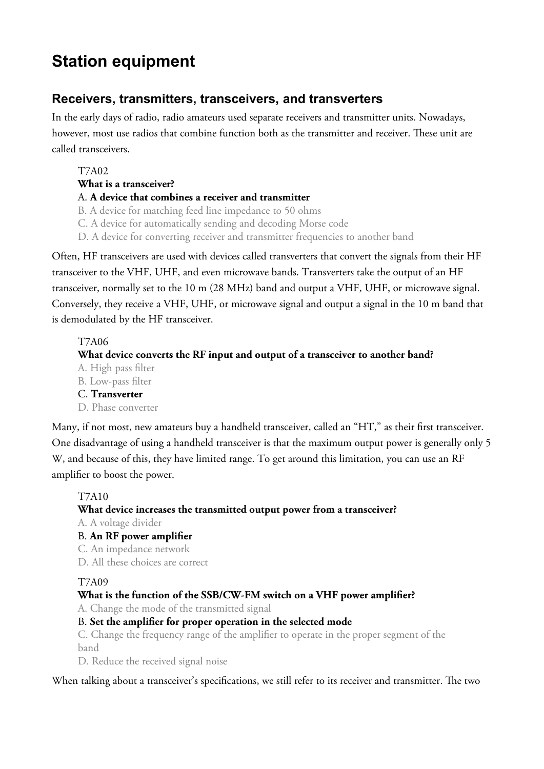# Station equipment

## Receivers, transmitters, transceivers, and transverters

In the early days of radio, radio amateurs used separate receivers and transmitter units. Nowadays, however, most use radios that combine function both as the transmitter and receiver. These unit are called transceivers.

T7A02
**What is a transceiver?**
A. **A device that combines a receiver and transmitter**
B. A device for matching feed line impedance to 50 ohms
C. A device for automatically sending and decoding Morse code
D. A device for converting receiver and transmitter frequencies to another band

Often, HF transceivers are used with devices called transverters that convert the signals from their HF transceiver to the VHF, UHF, and even microwave bands. Transverters take the output of an HF transceiver, normally set to the 10 m (28 MHz) band and output a VHF, UHF, or microwave signal. Conversely, they receive a VHF, UHF, or microwave signal and output a signal in the 10 m band that is demodulated by the HF transceiver.

T7A06
**What device converts the RF input and output of a transceiver to another band?**
A. High pass filter
B. Low-pass filter
C. **Transverter**
D. Phase converter

Many, if not most, new amateurs buy a handheld transceiver, called an "HT," as their first transceiver. One disadvantage of using a handheld transceiver is that the maximum output power is generally only 5 W, and because of this, they have limited range. To get around this limitation, you can use an RF amplifier to boost the power.

T7A10
**What device increases the transmitted output power from a transceiver?**
A. A voltage divider
B. **An RF power amplifier**
C. An impedance network
D. All these choices are correct

T7A09
**What is the function of the SSB/CW-FM switch on a VHF power amplifier?**
A. Change the mode of the transmitted signal
B. **Set the amplifier for proper operation in the selected mode**
C. Change the frequency range of the amplifier to operate in the proper segment of the band
D. Reduce the received signal noise

When talking about a transceiver's specifications, we still refer to its receiver and transmitter. The two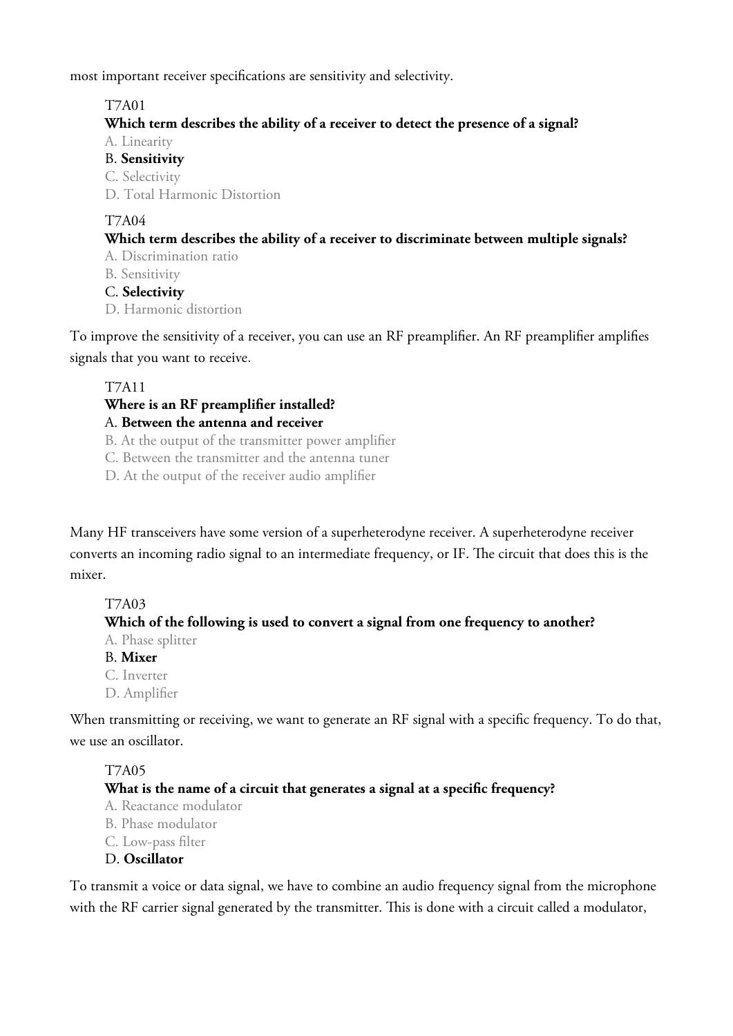most important receiver specifications are sensitivity and selectivity.

T7A01
**Which term describes the ability of a receiver to detect the presence of a signal?**
A. Linearity
B. **Sensitivity**
C. Selectivity
D. Total Harmonic Distortion

T7A04
**Which term describes the ability of a receiver to discriminate between multiple signals?**
A. Discrimination ratio
B. Sensitivity
C. **Selectivity**
D. Harmonic distortion

To improve the sensitivity of a receiver, you can use an RF preamplifier. An RF preamplifier amplifies signals that you want to receive.

T7A11
**Where is an RF preamplifier installed?**
A. **Between the antenna and receiver**
B. At the output of the transmitter power amplifier
C. Between the transmitter and the antenna tuner
D. At the output of the receiver audio amplifier

Many HF transceivers have some version of a superheterodyne receiver. A superheterodyne receiver converts an incoming radio signal to an intermediate frequency, or IF. The circuit that does this is the mixer.

T7A03
**Which of the following is used to convert a signal from one frequency to another?**
A. Phase splitter
B. **Mixer**
C. Inverter
D. Amplifier

When transmitting or receiving, we want to generate an RF signal with a specific frequency. To do that, we use an oscillator.

T7A05
**What is the name of a circuit that generates a signal at a specific frequency?**
A. Reactance modulator
B. Phase modulator
C. Low-pass filter
D. **Oscillator**

To transmit a voice or data signal, we have to combine an audio frequency signal from the microphone with the RF carrier signal generated by the transmitter. This is done with a circuit called a modulator,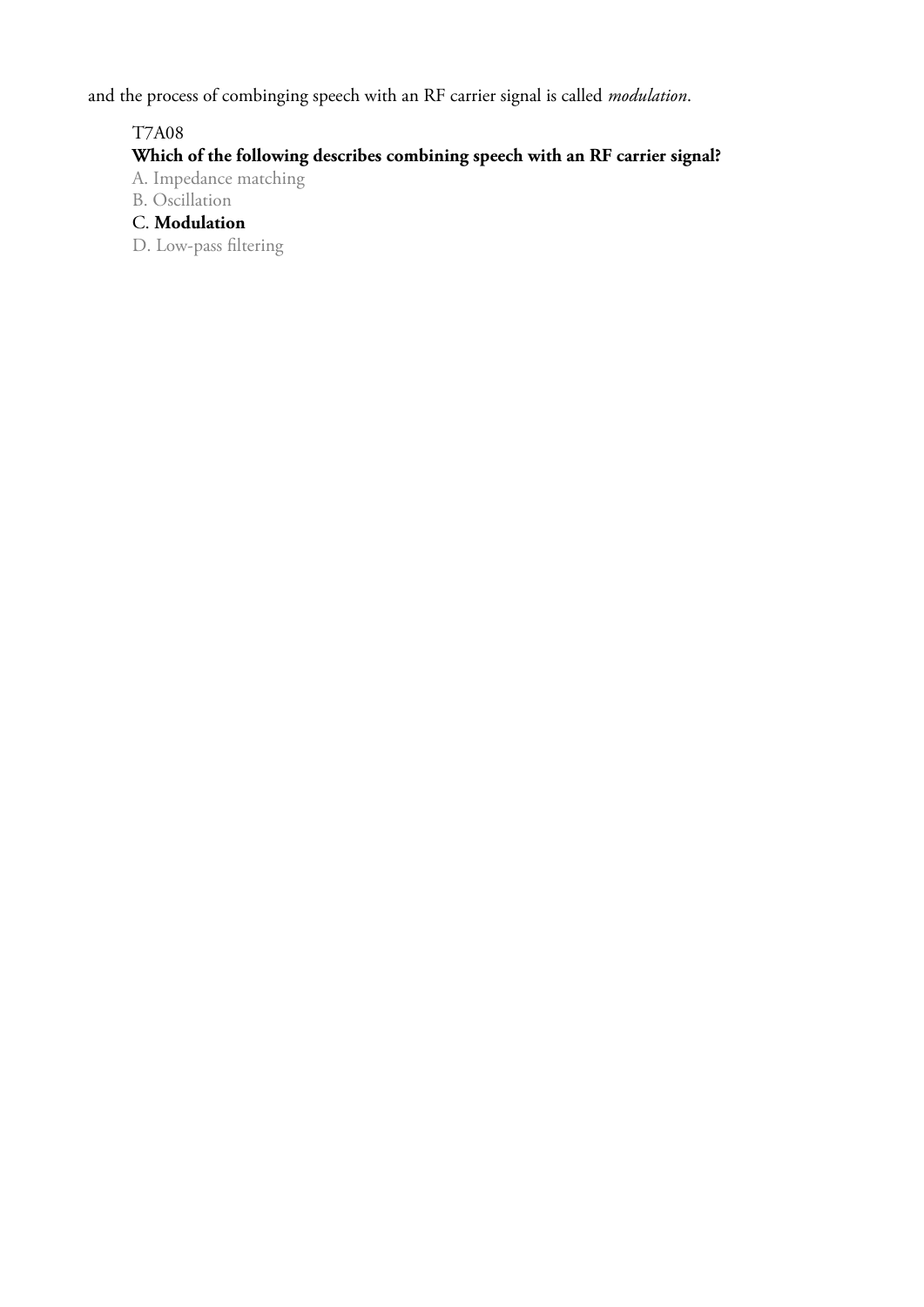and the process of combinging speech with an RF carrier signal is called *modulation*.

T7A08

**Which of the following describes combining speech with an RF carrier signal?**

A. Impedance matching
B. Oscillation
C. **Modulation**
D. Low-pass filtering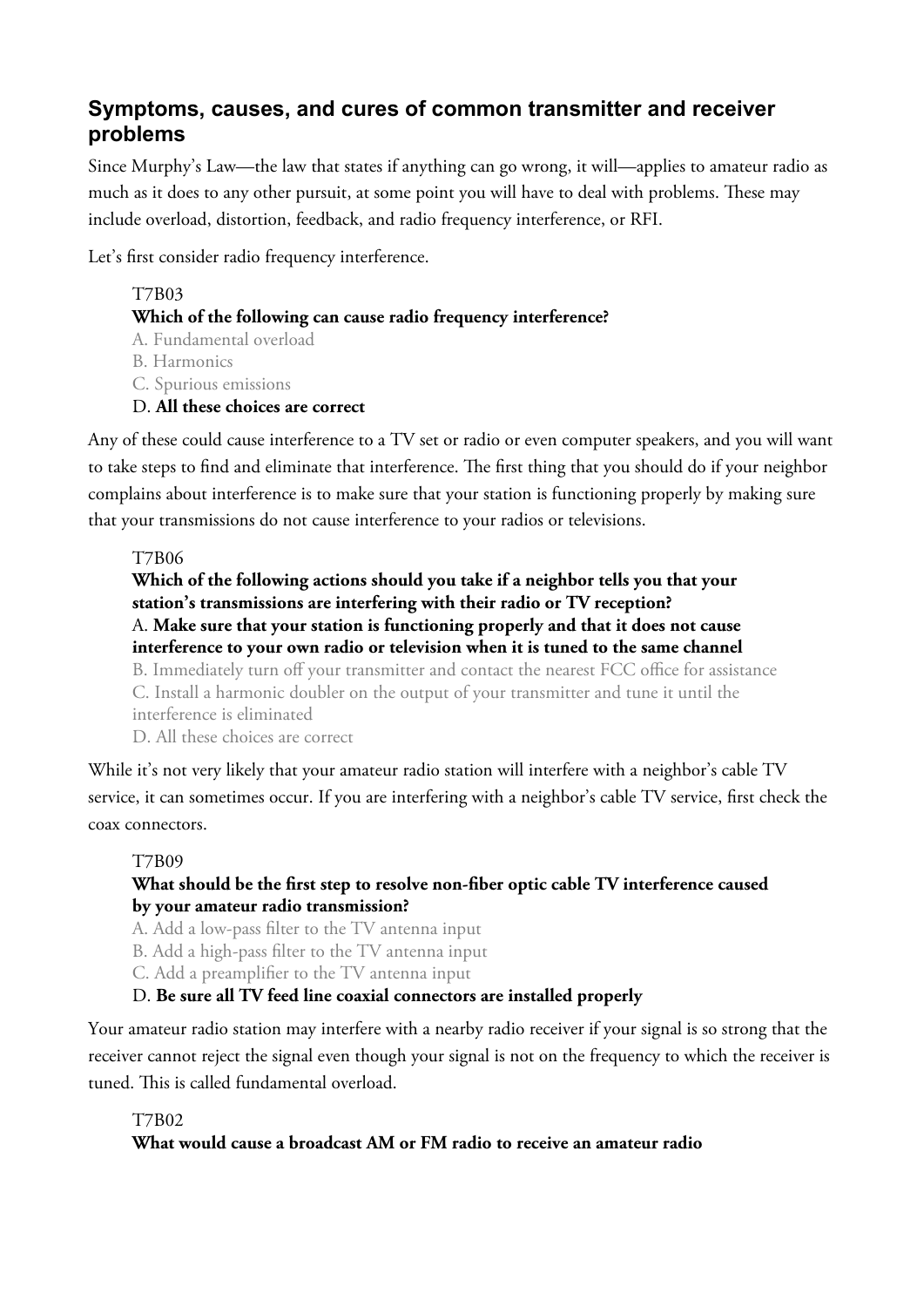## Symptoms, causes, and cures of common transmitter and receiver problems

Since Murphy's Law—the law that states if anything can go wrong, it will—applies to amateur radio as much as it does to any other pursuit, at some point you will have to deal with problems. These may include overload, distortion, feedback, and radio frequency interference, or RFI.

Let's first consider radio frequency interference.

T7B03
**Which of the following can cause radio frequency interference?**
A. Fundamental overload
B. Harmonics
C. Spurious emissions
D. **All these choices are correct**

Any of these could cause interference to a TV set or radio or even computer speakers, and you will want to take steps to find and eliminate that interference. The first thing that you should do if your neighbor complains about interference is to make sure that your station is functioning properly by making sure that your transmissions do not cause interference to your radios or televisions.

T7B06
**Which of the following actions should you take if a neighbor tells you that your station's transmissions are interfering with their radio or TV reception?**
A. **Make sure that your station is functioning properly and that it does not cause interference to your own radio or television when it is tuned to the same channel**
B. Immediately turn off your transmitter and contact the nearest FCC office for assistance
C. Install a harmonic doubler on the output of your transmitter and tune it until the interference is eliminated
D. All these choices are correct

While it's not very likely that your amateur radio station will interfere with a neighbor's cable TV service, it can sometimes occur. If you are interfering with a neighbor's cable TV service, first check the coax connectors.

T7B09
**What should be the first step to resolve non-fiber optic cable TV interference caused by your amateur radio transmission?**
A. Add a low-pass filter to the TV antenna input
B. Add a high-pass filter to the TV antenna input
C. Add a preamplifier to the TV antenna input
D. **Be sure all TV feed line coaxial connectors are installed properly**

Your amateur radio station may interfere with a nearby radio receiver if your signal is so strong that the receiver cannot reject the signal even though your signal is not on the frequency to which the receiver is tuned. This is called fundamental overload.

T7B02
**What would cause a broadcast AM or FM radio to receive an amateur radio**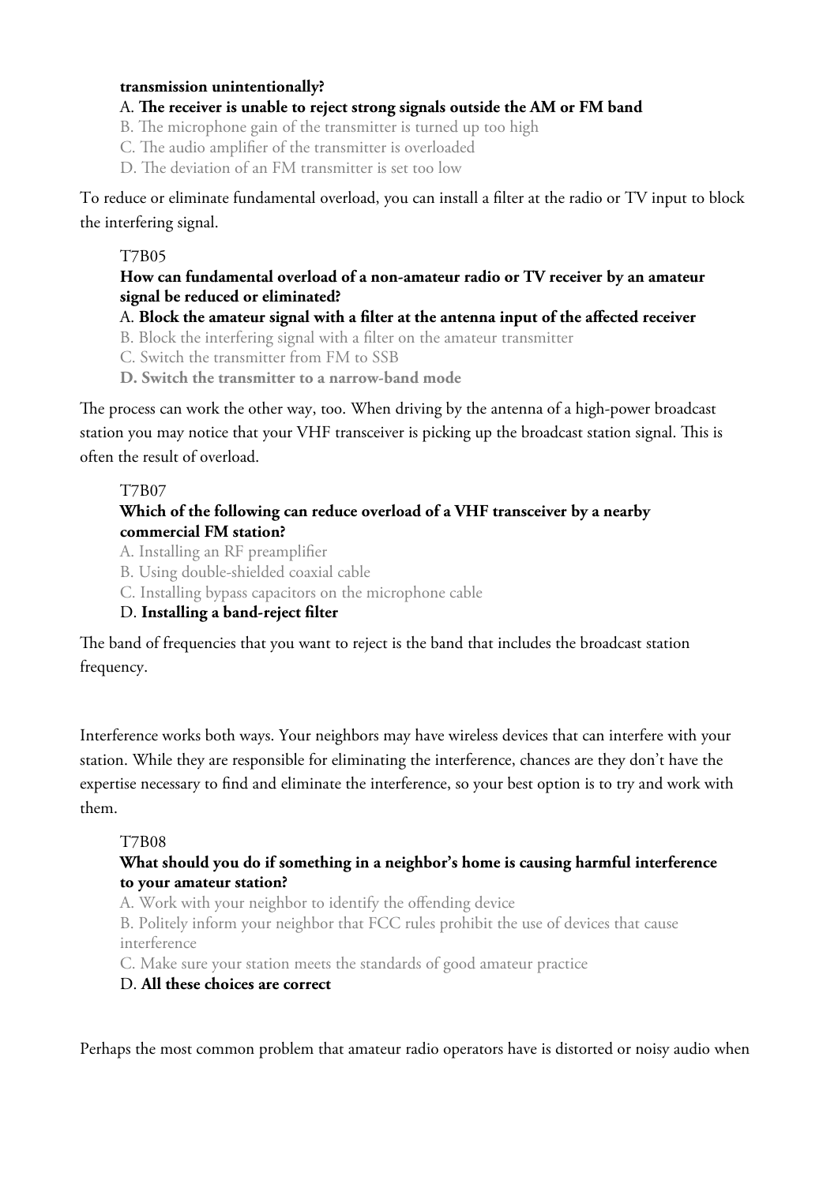**transmission unintentionally?**

A. **The receiver is unable to reject strong signals outside the AM or FM band**
B. The microphone gain of the transmitter is turned up too high
C. The audio amplifier of the transmitter is overloaded
D. The deviation of an FM transmitter is set too low

To reduce or eliminate fundamental overload, you can install a filter at the radio or TV input to block the interfering signal.

T7B05
**How can fundamental overload of a non-amateur radio or TV receiver by an amateur signal be reduced or eliminated?**

A. **Block the amateur signal with a filter at the antenna input of the affected receiver**
B. Block the interfering signal with a filter on the amateur transmitter
C. Switch the transmitter from FM to SSB
**D. Switch the transmitter to a narrow-band mode**

The process can work the other way, too. When driving by the antenna of a high-power broadcast station you may notice that your VHF transceiver is picking up the broadcast station signal. This is often the result of overload.

T7B07
**Which of the following can reduce overload of a VHF transceiver by a nearby commercial FM station?**

A. Installing an RF preamplifier
B. Using double-shielded coaxial cable
C. Installing bypass capacitors on the microphone cable
D. **Installing a band-reject filter**

The band of frequencies that you want to reject is the band that includes the broadcast station frequency.

Interference works both ways. Your neighbors may have wireless devices that can interfere with your station. While they are responsible for eliminating the interference, chances are they don't have the expertise necessary to find and eliminate the interference, so your best option is to try and work with them.

T7B08
**What should you do if something in a neighbor's home is causing harmful interference to your amateur station?**

A. Work with your neighbor to identify the offending device
B. Politely inform your neighbor that FCC rules prohibit the use of devices that cause interference
C. Make sure your station meets the standards of good amateur practice
D. **All these choices are correct**

Perhaps the most common problem that amateur radio operators have is distorted or noisy audio when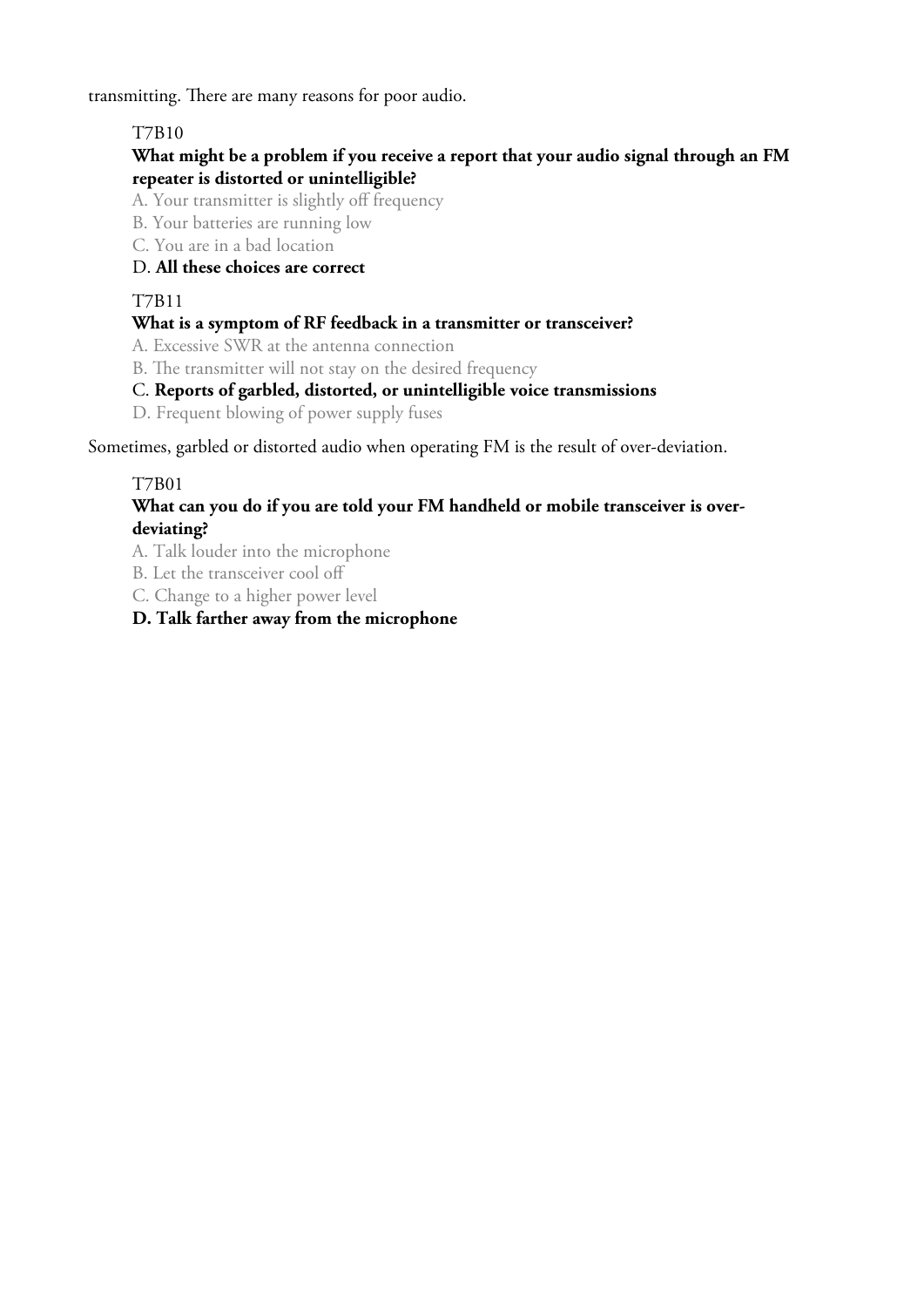transmitting. There are many reasons for poor audio.

T7B10

**What might be a problem if you receive a report that your audio signal through an FM repeater is distorted or unintelligible?**

A. Your transmitter is slightly off frequency

B. Your batteries are running low

C. You are in a bad location

D. **All these choices are correct**

T7B11

**What is a symptom of RF feedback in a transmitter or transceiver?**

A. Excessive SWR at the antenna connection

B. The transmitter will not stay on the desired frequency

C. **Reports of garbled, distorted, or unintelligible voice transmissions**

D. Frequent blowing of power supply fuses

Sometimes, garbled or distorted audio when operating FM is the result of over-deviation.

T7B01

**What can you do if you are told your FM handheld or mobile transceiver is over-deviating?**

A. Talk louder into the microphone

B. Let the transceiver cool off

C. Change to a higher power level

**D. Talk farther away from the microphone**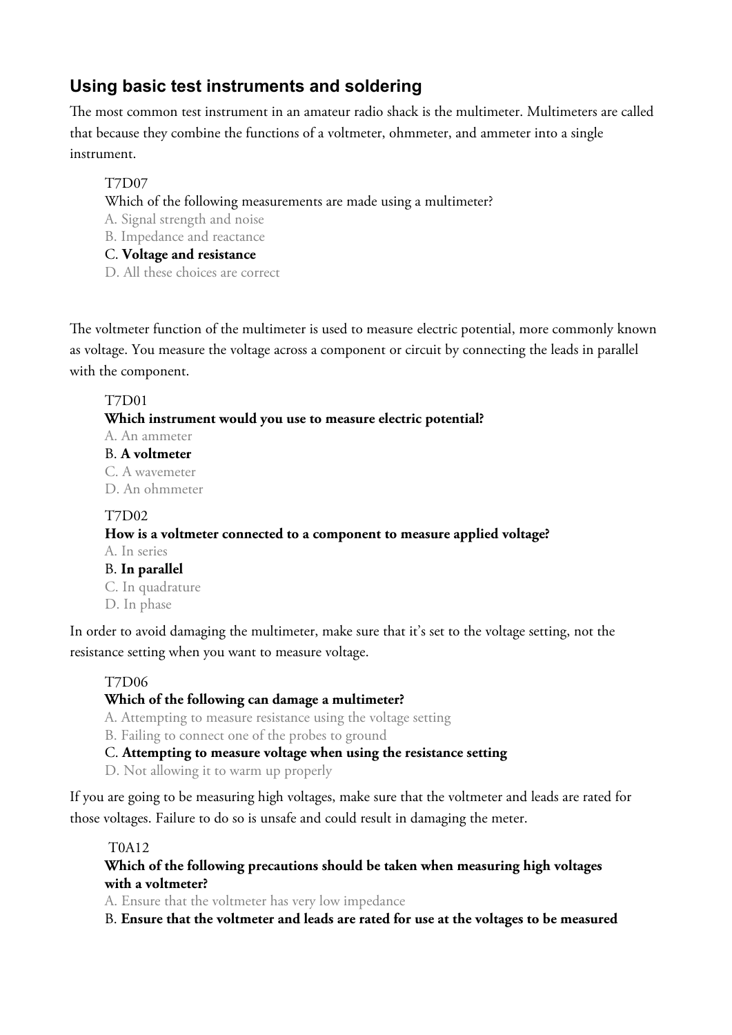## Using basic test instruments and soldering

The most common test instrument in an amateur radio shack is the multimeter. Multimeters are called that because they combine the functions of a voltmeter, ohmmeter, and ammeter into a single instrument.

T7D07
Which of the following measurements are made using a multimeter?
A. Signal strength and noise
B. Impedance and reactance
C. **Voltage and resistance**
D. All these choices are correct

The voltmeter function of the multimeter is used to measure electric potential, more commonly known as voltage. You measure the voltage across a component or circuit by connecting the leads in parallel with the component.

T7D01
**Which instrument would you use to measure electric potential?**
A. An ammeter
B. **A voltmeter**
C. A wavemeter
D. An ohmmeter

T7D02
**How is a voltmeter connected to a component to measure applied voltage?**
A. In series
B. **In parallel**
C. In quadrature
D. In phase

In order to avoid damaging the multimeter, make sure that it's set to the voltage setting, not the resistance setting when you want to measure voltage.

T7D06
**Which of the following can damage a multimeter?**
A. Attempting to measure resistance using the voltage setting
B. Failing to connect one of the probes to ground
C. **Attempting to measure voltage when using the resistance setting**
D. Not allowing it to warm up properly

If you are going to be measuring high voltages, make sure that the voltmeter and leads are rated for those voltages. Failure to do so is unsafe and could result in damaging the meter.

T0A12
**Which of the following precautions should be taken when measuring high voltages with a voltmeter?**
A. Ensure that the voltmeter has very low impedance
B. **Ensure that the voltmeter and leads are rated for use at the voltages to be measured**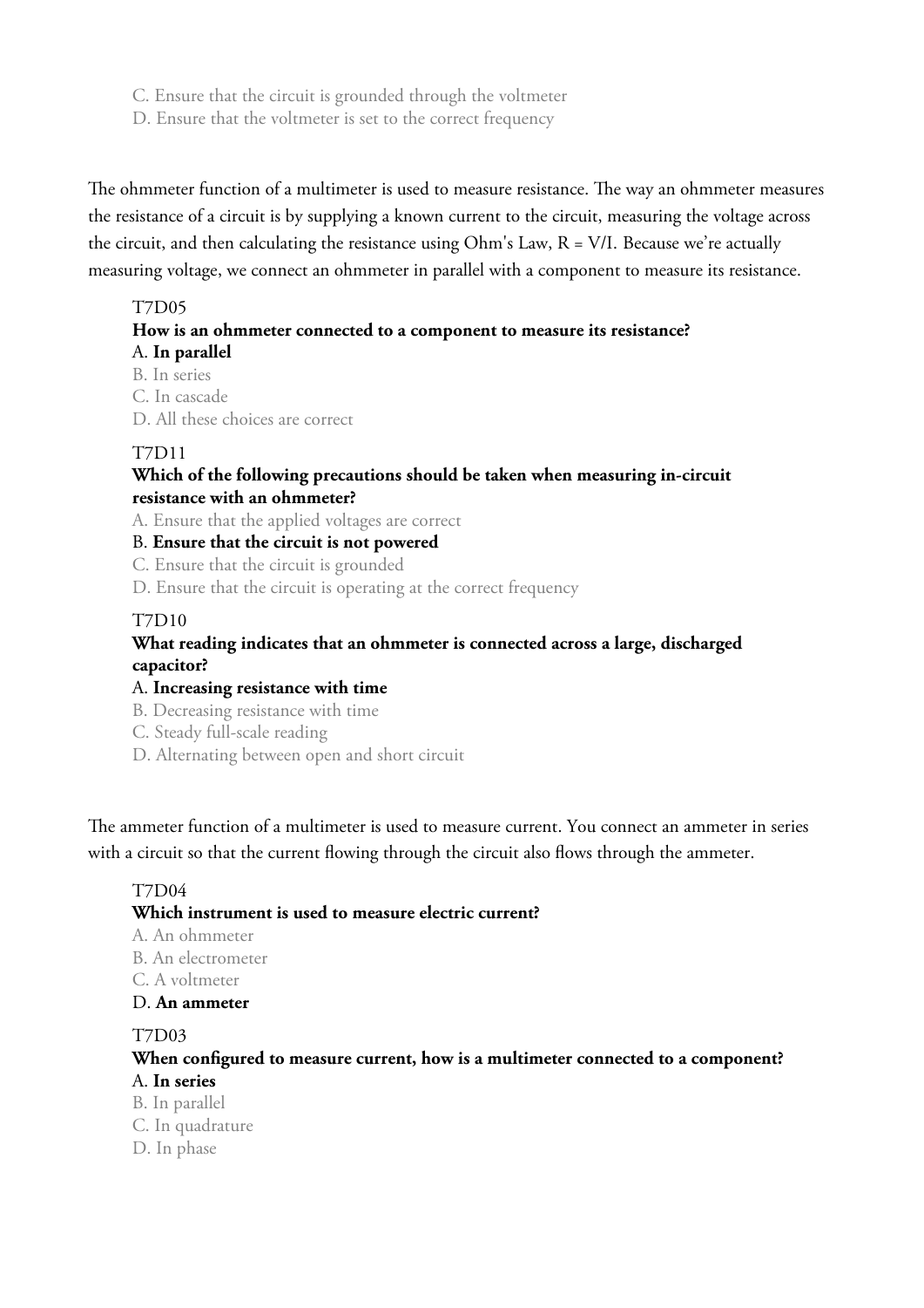C. Ensure that the circuit is grounded through the voltmeter
D. Ensure that the voltmeter is set to the correct frequency

The ohmmeter function of a multimeter is used to measure resistance. The way an ohmmeter measures the resistance of a circuit is by supplying a known current to the circuit, measuring the voltage across the circuit, and then calculating the resistance using Ohm's Law, R = V/I. Because we're actually measuring voltage, we connect an ohmmeter in parallel with a component to measure its resistance.

T7D05
**How is an ohmmeter connected to a component to measure its resistance?**
A. **In parallel**
B. In series
C. In cascade
D. All these choices are correct

T7D11
**Which of the following precautions should be taken when measuring in-circuit resistance with an ohmmeter?**
A. Ensure that the applied voltages are correct
B. **Ensure that the circuit is not powered**
C. Ensure that the circuit is grounded
D. Ensure that the circuit is operating at the correct frequency

T7D10
**What reading indicates that an ohmmeter is connected across a large, discharged capacitor?**
A. **Increasing resistance with time**
B. Decreasing resistance with time
C. Steady full-scale reading
D. Alternating between open and short circuit

The ammeter function of a multimeter is used to measure current. You connect an ammeter in series with a circuit so that the current flowing through the circuit also flows through the ammeter.

T7D04
**Which instrument is used to measure electric current?**
A. An ohmmeter
B. An electrometer
C. A voltmeter
D. **An ammeter**

T7D03
**When configured to measure current, how is a multimeter connected to a component?**
A. **In series**
B. In parallel
C. In quadrature
D. In phase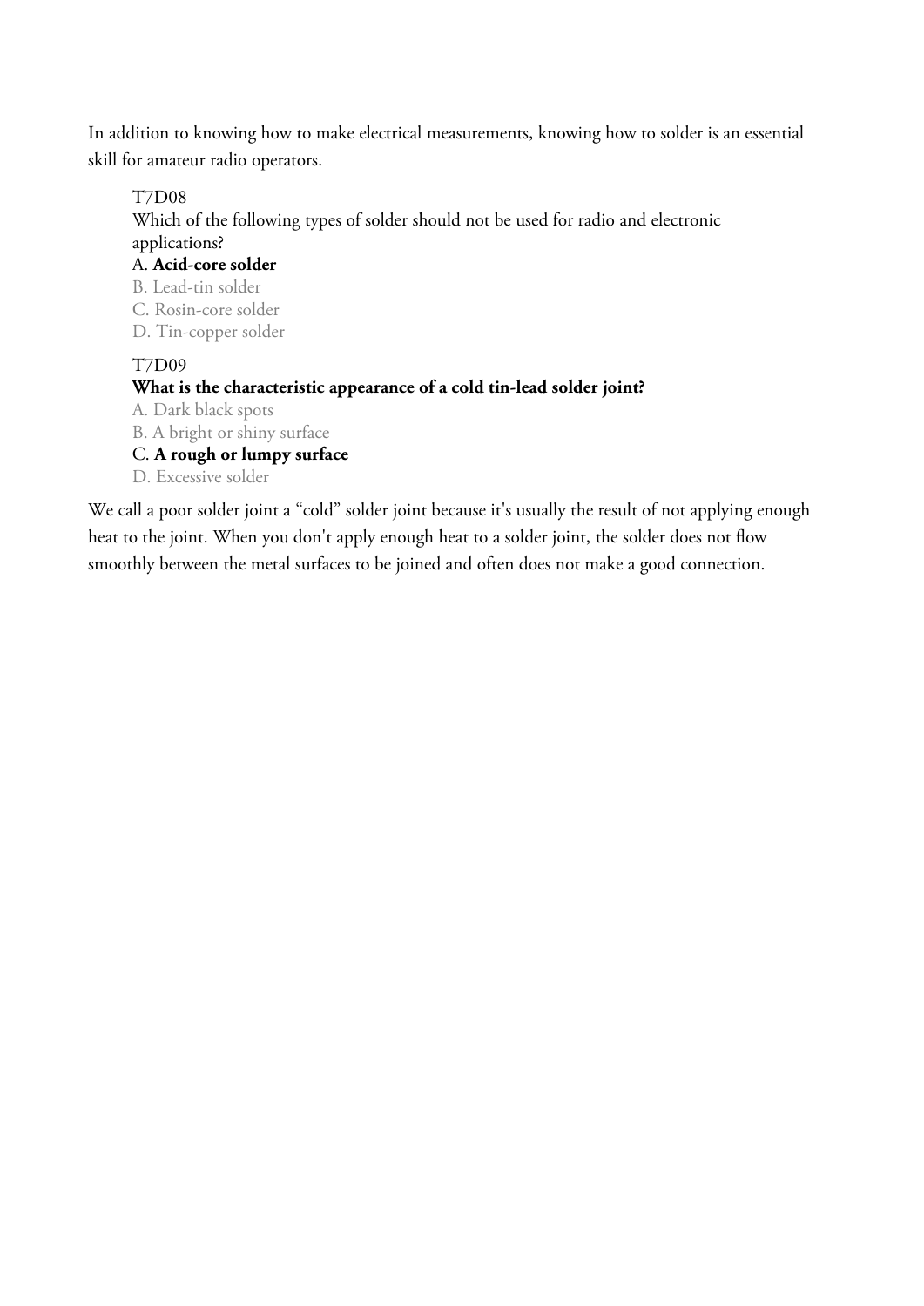In addition to knowing how to make electrical measurements, knowing how to solder is an essential skill for amateur radio operators.

T7D08
Which of the following types of solder should not be used for radio and electronic applications?
A. **Acid-core solder**
B. Lead-tin solder
C. Rosin-core solder
D. Tin-copper solder

T7D09
**What is the characteristic appearance of a cold tin-lead solder joint?**
A. Dark black spots
B. A bright or shiny surface
C. **A rough or lumpy surface**
D. Excessive solder

We call a poor solder joint a "cold" solder joint because it's usually the result of not applying enough heat to the joint. When you don't apply enough heat to a solder joint, the solder does not flow smoothly between the metal surfaces to be joined and often does not make a good connection.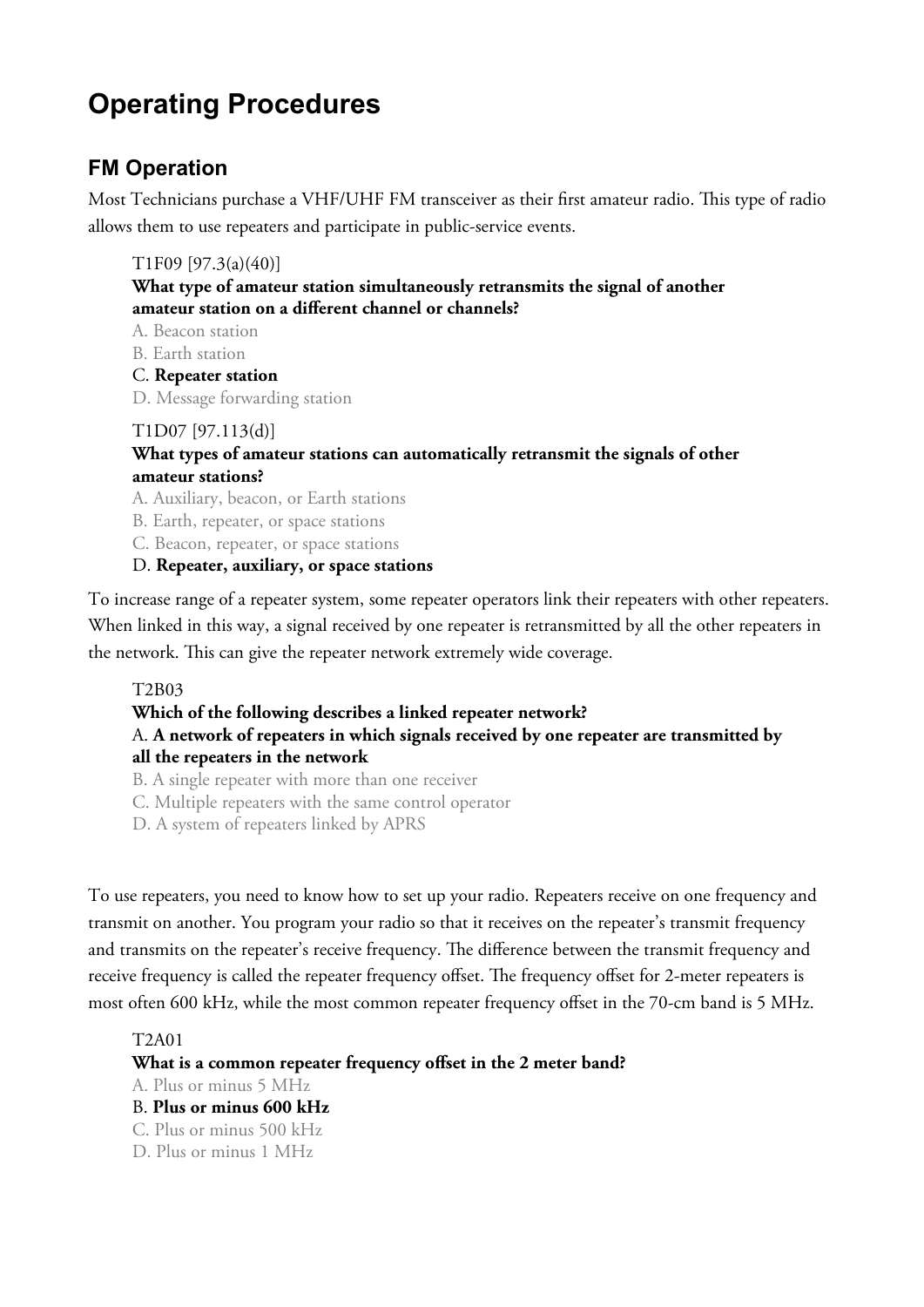# Operating Procedures

## FM Operation

Most Technicians purchase a VHF/UHF FM transceiver as their first amateur radio. This type of radio allows them to use repeaters and participate in public-service events.

T1F09 [97.3(a)(40)]
**What type of amateur station simultaneously retransmits the signal of another amateur station on a different channel or channels?**
A. Beacon station
B. Earth station
C. **Repeater station**
D. Message forwarding station

T1D07 [97.113(d)]
**What types of amateur stations can automatically retransmit the signals of other amateur stations?**
A. Auxiliary, beacon, or Earth stations
B. Earth, repeater, or space stations
C. Beacon, repeater, or space stations
D. **Repeater, auxiliary, or space stations**

To increase range of a repeater system, some repeater operators link their repeaters with other repeaters. When linked in this way, a signal received by one repeater is retransmitted by all the other repeaters in the network. This can give the repeater network extremely wide coverage.

T2B03
**Which of the following describes a linked repeater network?**
A. **A network of repeaters in which signals received by one repeater are transmitted by all the repeaters in the network**
B. A single repeater with more than one receiver
C. Multiple repeaters with the same control operator
D. A system of repeaters linked by APRS

To use repeaters, you need to know how to set up your radio. Repeaters receive on one frequency and transmit on another. You program your radio so that it receives on the repeater's transmit frequency and transmits on the repeater's receive frequency. The difference between the transmit frequency and receive frequency is called the repeater frequency offset. The frequency offset for 2-meter repeaters is most often 600 kHz, while the most common repeater frequency offset in the 70-cm band is 5 MHz.

T2A01
**What is a common repeater frequency offset in the 2 meter band?**
A. Plus or minus 5 MHz
B. **Plus or minus 600 kHz**
C. Plus or minus 500 kHz
D. Plus or minus 1 MHz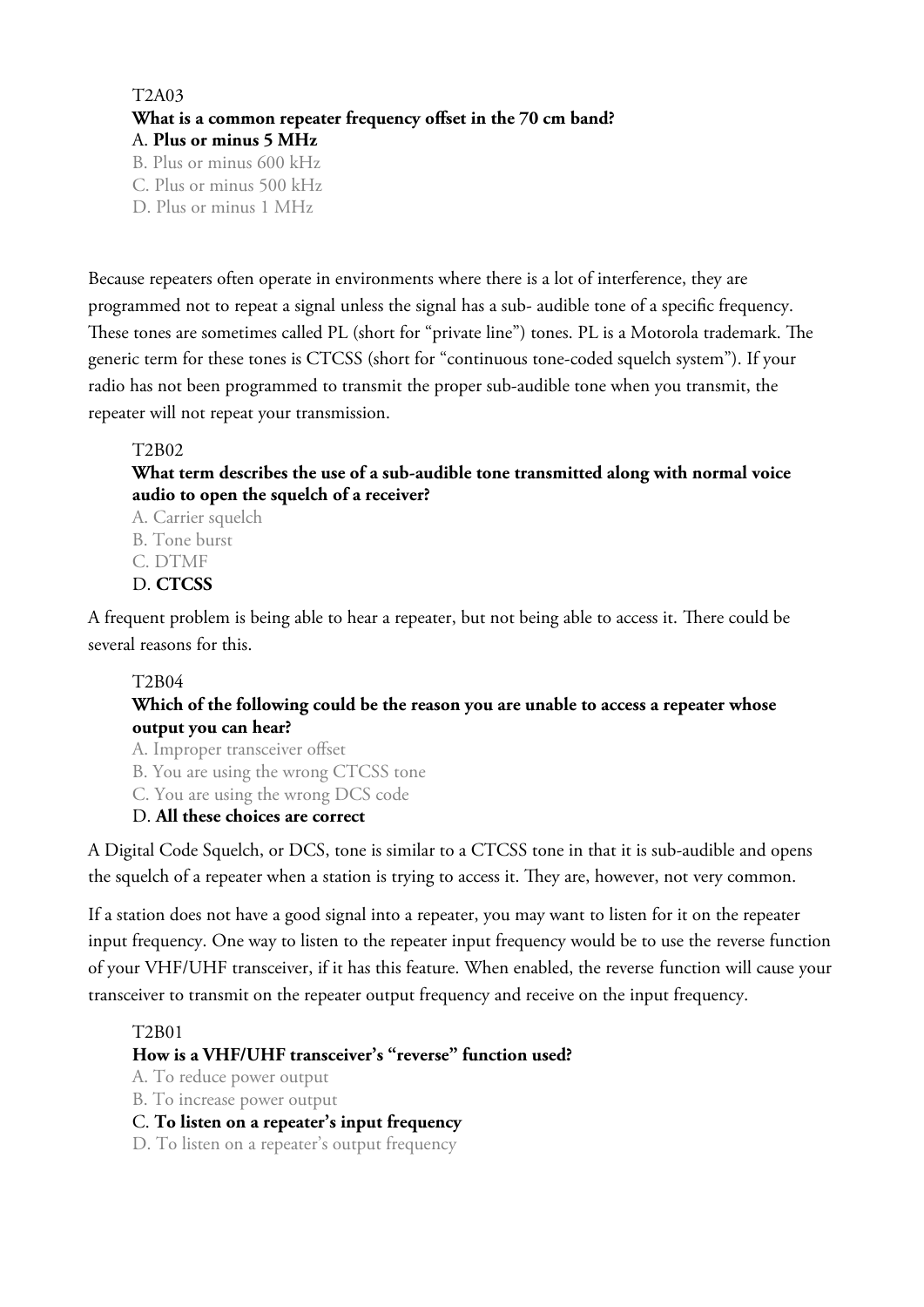T2A03
**What is a common repeater frequency offset in the 70 cm band?**
A. **Plus or minus 5 MHz**
B. Plus or minus 600 kHz
C. Plus or minus 500 kHz
D. Plus or minus 1 MHz

Because repeaters often operate in environments where there is a lot of interference, they are programmed not to repeat a signal unless the signal has a sub- audible tone of a specific frequency. These tones are sometimes called PL (short for "private line") tones. PL is a Motorola trademark. The generic term for these tones is CTCSS (short for "continuous tone-coded squelch system"). If your radio has not been programmed to transmit the proper sub-audible tone when you transmit, the repeater will not repeat your transmission.

T2B02
**What term describes the use of a sub-audible tone transmitted along with normal voice audio to open the squelch of a receiver?**
A. Carrier squelch
B. Tone burst
C. DTMF
D. **CTCSS**

A frequent problem is being able to hear a repeater, but not being able to access it. There could be several reasons for this.

T2B04
**Which of the following could be the reason you are unable to access a repeater whose output you can hear?**
A. Improper transceiver offset
B. You are using the wrong CTCSS tone
C. You are using the wrong DCS code
D. **All these choices are correct**

A Digital Code Squelch, or DCS, tone is similar to a CTCSS tone in that it is sub-audible and opens the squelch of a repeater when a station is trying to access it. They are, however, not very common.

If a station does not have a good signal into a repeater, you may want to listen for it on the repeater input frequency. One way to listen to the repeater input frequency would be to use the reverse function of your VHF/UHF transceiver, if it has this feature. When enabled, the reverse function will cause your transceiver to transmit on the repeater output frequency and receive on the input frequency.

T2B01
**How is a VHF/UHF transceiver's "reverse" function used?**
A. To reduce power output
B. To increase power output
C. **To listen on a repeater's input frequency**
D. To listen on a repeater's output frequency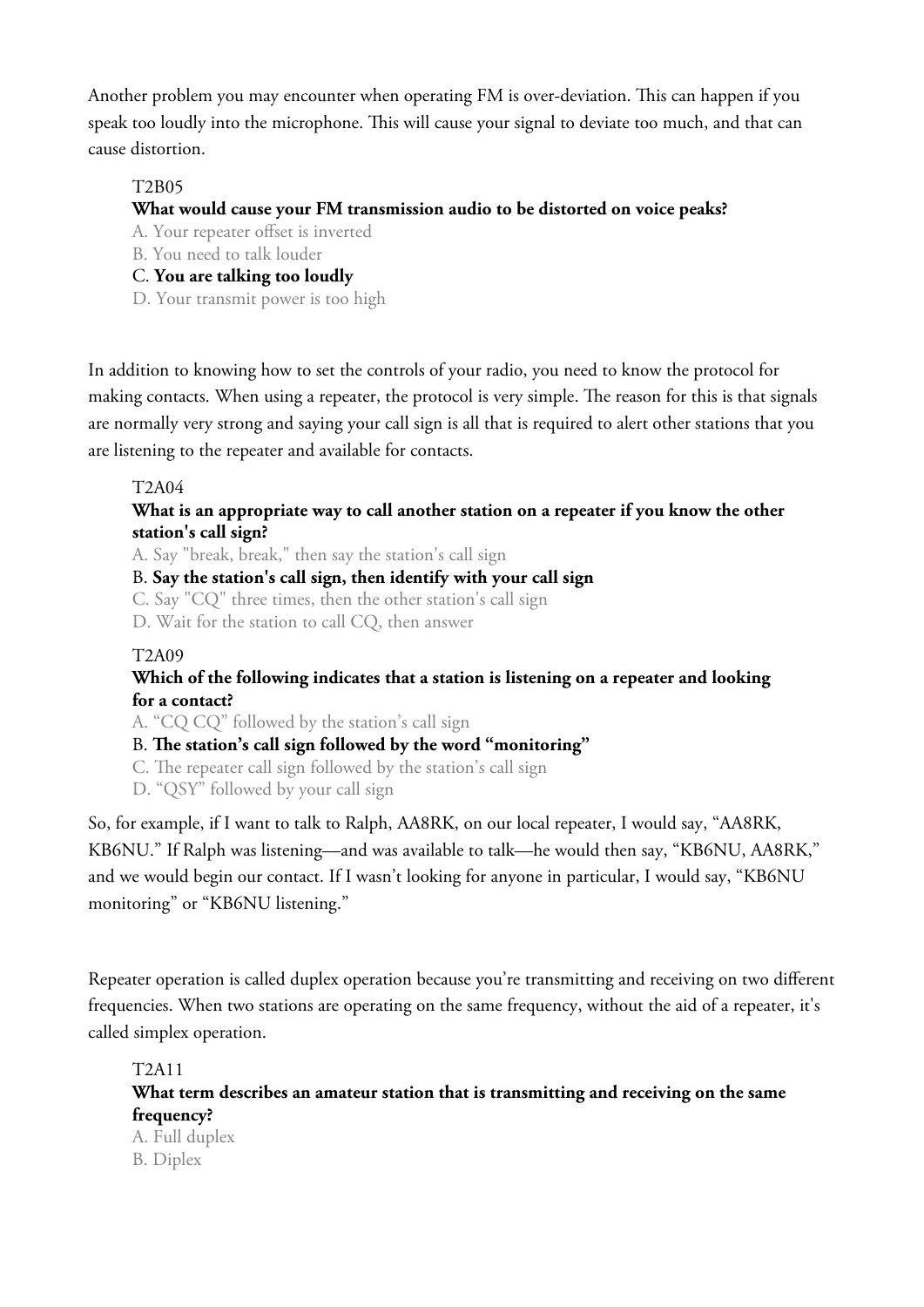Another problem you may encounter when operating FM is over-deviation. This can happen if you speak too loudly into the microphone. This will cause your signal to deviate too much, and that can cause distortion.

T2B05

**What would cause your FM transmission audio to be distorted on voice peaks?**

A. Your repeater offset is inverted
B. You need to talk louder
C. **You are talking too loudly**
D. Your transmit power is too high

In addition to knowing how to set the controls of your radio, you need to know the protocol for making contacts. When using a repeater, the protocol is very simple. The reason for this is that signals are normally very strong and saying your call sign is all that is required to alert other stations that you are listening to the repeater and available for contacts.

T2A04

**What is an appropriate way to call another station on a repeater if you know the other station's call sign?**

A. Say "break, break," then say the station's call sign
B. **Say the station's call sign, then identify with your call sign**
C. Say "CQ" three times, then the other station's call sign
D. Wait for the station to call CQ, then answer

T2A09

**Which of the following indicates that a station is listening on a repeater and looking for a contact?**

A. "CQ CQ" followed by the station's call sign
B. **The station's call sign followed by the word "monitoring"**
C. The repeater call sign followed by the station's call sign
D. "QSY" followed by your call sign

So, for example, if I want to talk to Ralph, AA8RK, on our local repeater, I would say, "AA8RK, KB6NU." If Ralph was listening—and was available to talk—he would then say, "KB6NU, AA8RK," and we would begin our contact. If I wasn't looking for anyone in particular, I would say, "KB6NU monitoring" or "KB6NU listening."

Repeater operation is called duplex operation because you're transmitting and receiving on two different frequencies. When two stations are operating on the same frequency, without the aid of a repeater, it's called simplex operation.

T2A11

**What term describes an amateur station that is transmitting and receiving on the same frequency?**

A. Full duplex
B. Diplex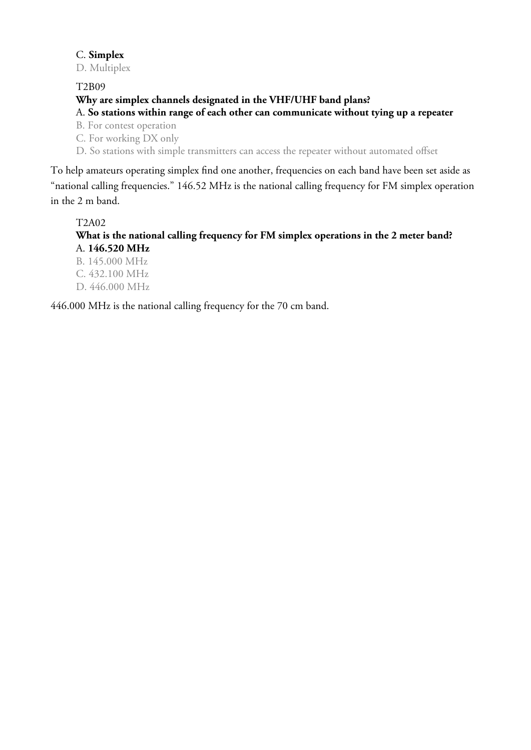C. **Simplex**
D. Multiplex

T2B09
**Why are simplex channels designated in the VHF/UHF band plans?**
A. **So stations within range of each other can communicate without tying up a repeater**
B. For contest operation
C. For working DX only
D. So stations with simple transmitters can access the repeater without automated offset

To help amateurs operating simplex find one another, frequencies on each band have been set aside as "national calling frequencies." 146.52 MHz is the national calling frequency for FM simplex operation in the 2 m band.

T2A02
**What is the national calling frequency for FM simplex operations in the 2 meter band?**
A. **146.520 MHz**
B. 145.000 MHz
C. 432.100 MHz
D. 446.000 MHz

446.000 MHz is the national calling frequency for the 70 cm band.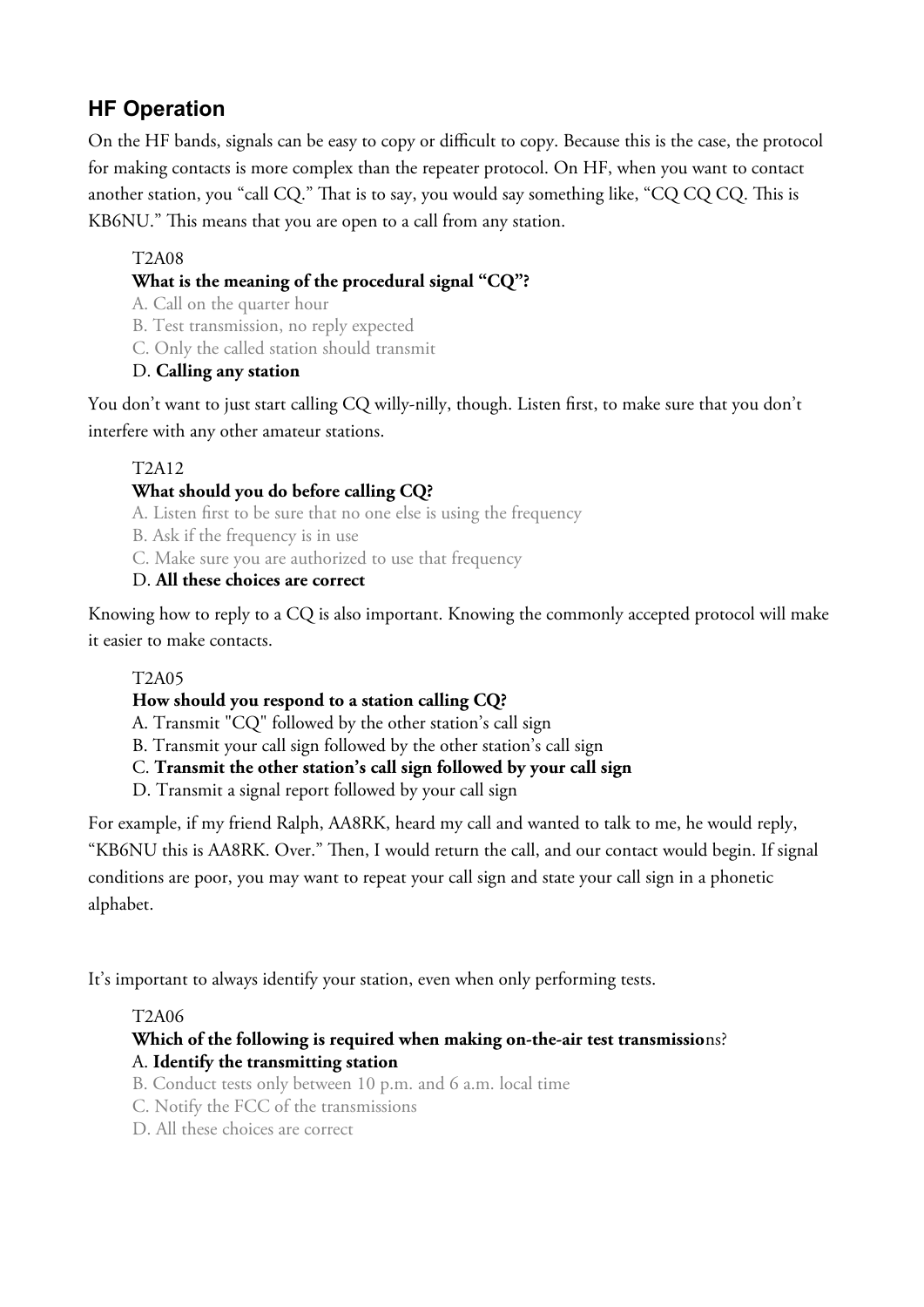## HF Operation

On the HF bands, signals can be easy to copy or difficult to copy. Because this is the case, the protocol for making contacts is more complex than the repeater protocol. On HF, when you want to contact another station, you "call CQ." That is to say, you would say something like, "CQ CQ CQ. This is KB6NU." This means that you are open to a call from any station.

T2A08
**What is the meaning of the procedural signal "CQ"?**
A. Call on the quarter hour
B. Test transmission, no reply expected
C. Only the called station should transmit
D. **Calling any station**

You don't want to just start calling CQ willy-nilly, though. Listen first, to make sure that you don't interfere with any other amateur stations.

T2A12
**What should you do before calling CQ?**
A. Listen first to be sure that no one else is using the frequency
B. Ask if the frequency is in use
C. Make sure you are authorized to use that frequency
D. **All these choices are correct**

Knowing how to reply to a CQ is also important. Knowing the commonly accepted protocol will make it easier to make contacts.

T2A05
**How should you respond to a station calling CQ?**
A. Transmit "CQ" followed by the other station's call sign
B. Transmit your call sign followed by the other station's call sign
C. **Transmit the other station's call sign followed by your call sign**
D. Transmit a signal report followed by your call sign

For example, if my friend Ralph, AA8RK, heard my call and wanted to talk to me, he would reply, "KB6NU this is AA8RK. Over." Then, I would return the call, and our contact would begin. If signal conditions are poor, you may want to repeat your call sign and state your call sign in a phonetic alphabet.

It's important to always identify your station, even when only performing tests.

T2A06
**Which of the following is required when making on-the-air test transmissio**ns?
A. **Identify the transmitting station**
B. Conduct tests only between 10 p.m. and 6 a.m. local time
C. Notify the FCC of the transmissions
D. All these choices are correct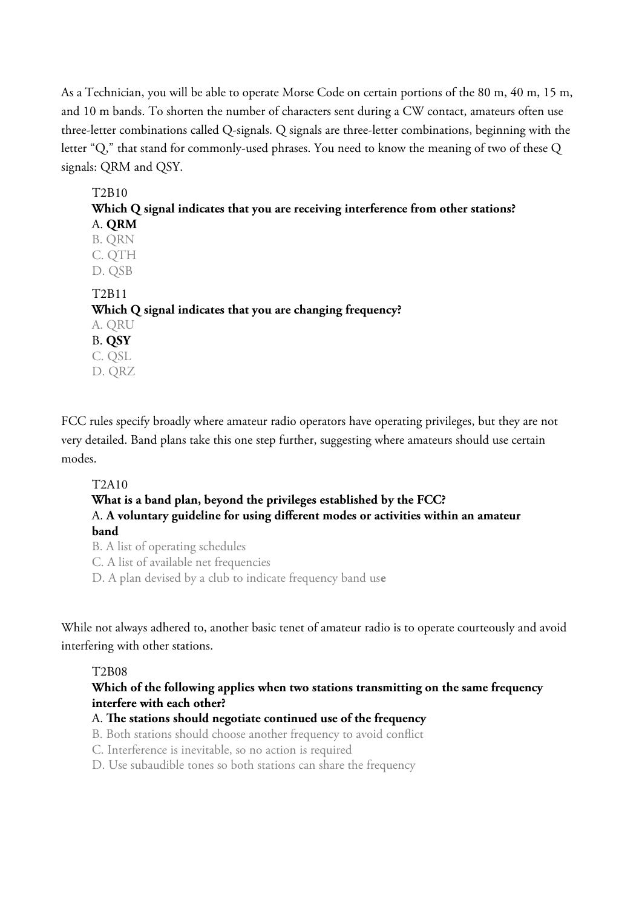As a Technician, you will be able to operate Morse Code on certain portions of the 80 m, 40 m, 15 m, and 10 m bands. To shorten the number of characters sent during a CW contact, amateurs often use three-letter combinations called Q-signals. Q signals are three-letter combinations, beginning with the letter "Q," that stand for commonly-used phrases. You need to know the meaning of two of these Q signals: QRM and QSY.

T2B10
**Which Q signal indicates that you are receiving interference from other stations?**
A. **QRM**
B. QRN
C. QTH
D. QSB

T2B11
**Which Q signal indicates that you are changing frequency?**
A. QRU
B. **QSY**
C. QSL
D. QRZ

FCC rules specify broadly where amateur radio operators have operating privileges, but they are not very detailed. Band plans take this one step further, suggesting where amateurs should use certain modes.

T2A10
**What is a band plan, beyond the privileges established by the FCC?**
A. **A voluntary guideline for using different modes or activities within an amateur band**
B. A list of operating schedules
C. A list of available net frequencies
D. A plan devised by a club to indicate frequency band use

While not always adhered to, another basic tenet of amateur radio is to operate courteously and avoid interfering with other stations.

T2B08
**Which of the following applies when two stations transmitting on the same frequency interfere with each other?**
A. **The stations should negotiate continued use of the frequency**
B. Both stations should choose another frequency to avoid conflict
C. Interference is inevitable, so no action is required
D. Use subaudible tones so both stations can share the frequency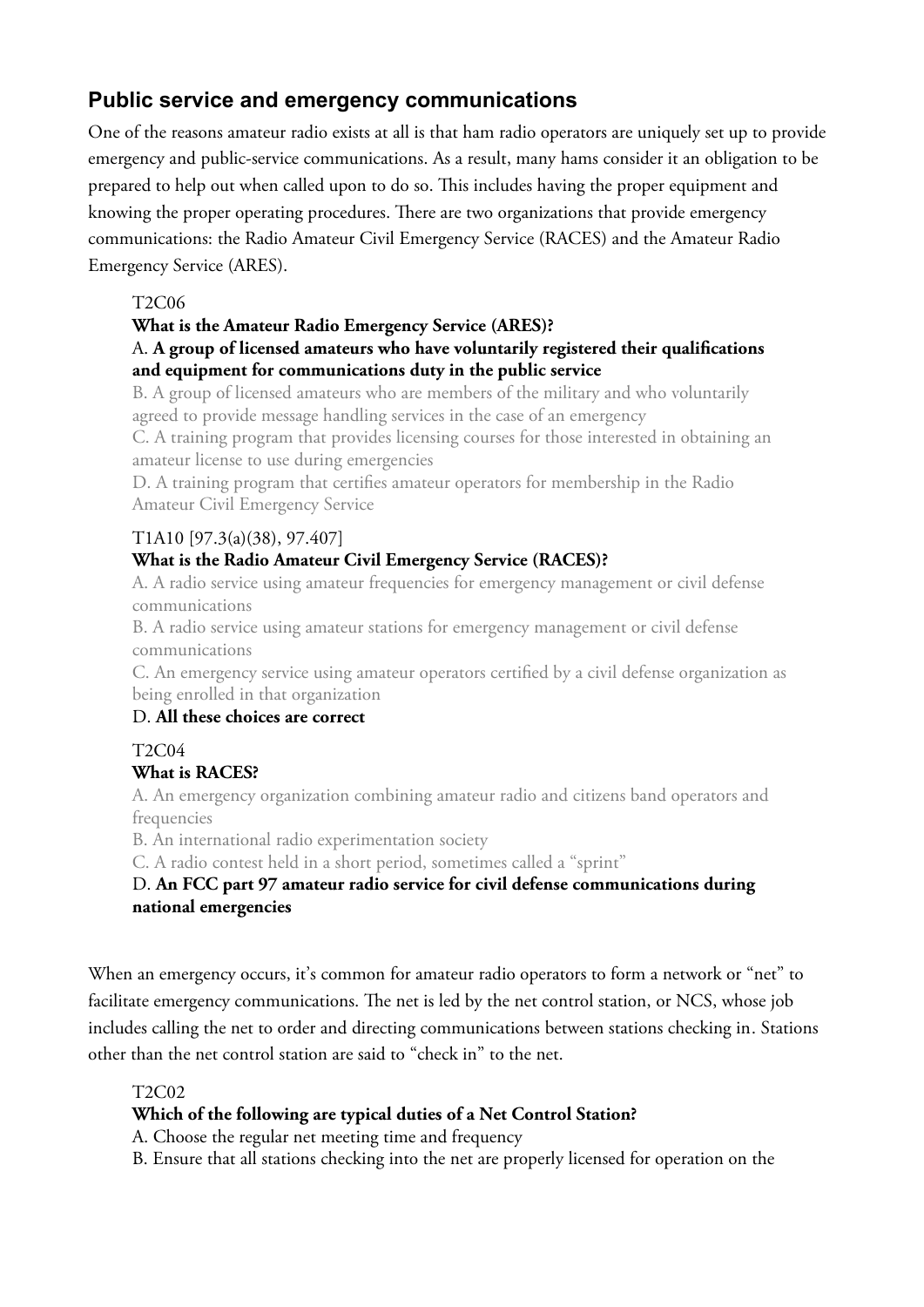## Public service and emergency communications

One of the reasons amateur radio exists at all is that ham radio operators are uniquely set up to provide emergency and public-service communications. As a result, many hams consider it an obligation to be prepared to help out when called upon to do so. This includes having the proper equipment and knowing the proper operating procedures. There are two organizations that provide emergency communications: the Radio Amateur Civil Emergency Service (RACES) and the Amateur Radio Emergency Service (ARES).

T2C06

**What is the Amateur Radio Emergency Service (ARES)?**

A. **A group of licensed amateurs who have voluntarily registered their qualifications and equipment for communications duty in the public service**

B. A group of licensed amateurs who are members of the military and who voluntarily agreed to provide message handling services in the case of an emergency

C. A training program that provides licensing courses for those interested in obtaining an amateur license to use during emergencies

D. A training program that certifies amateur operators for membership in the Radio Amateur Civil Emergency Service

T1A10 [97.3(a)(38), 97.407]

**What is the Radio Amateur Civil Emergency Service (RACES)?**

A. A radio service using amateur frequencies for emergency management or civil defense communications

B. A radio service using amateur stations for emergency management or civil defense communications

C. An emergency service using amateur operators certified by a civil defense organization as being enrolled in that organization

D. **All these choices are correct**

T2C04

**What is RACES?**

A. An emergency organization combining amateur radio and citizens band operators and frequencies

B. An international radio experimentation society

C. A radio contest held in a short period, sometimes called a "sprint"

D. **An FCC part 97 amateur radio service for civil defense communications during national emergencies**

When an emergency occurs, it's common for amateur radio operators to form a network or "net" to facilitate emergency communications. The net is led by the net control station, or NCS, whose job includes calling the net to order and directing communications between stations checking in. Stations other than the net control station are said to "check in" to the net.

T2C02

**Which of the following are typical duties of a Net Control Station?**

A. Choose the regular net meeting time and frequency

B. Ensure that all stations checking into the net are properly licensed for operation on the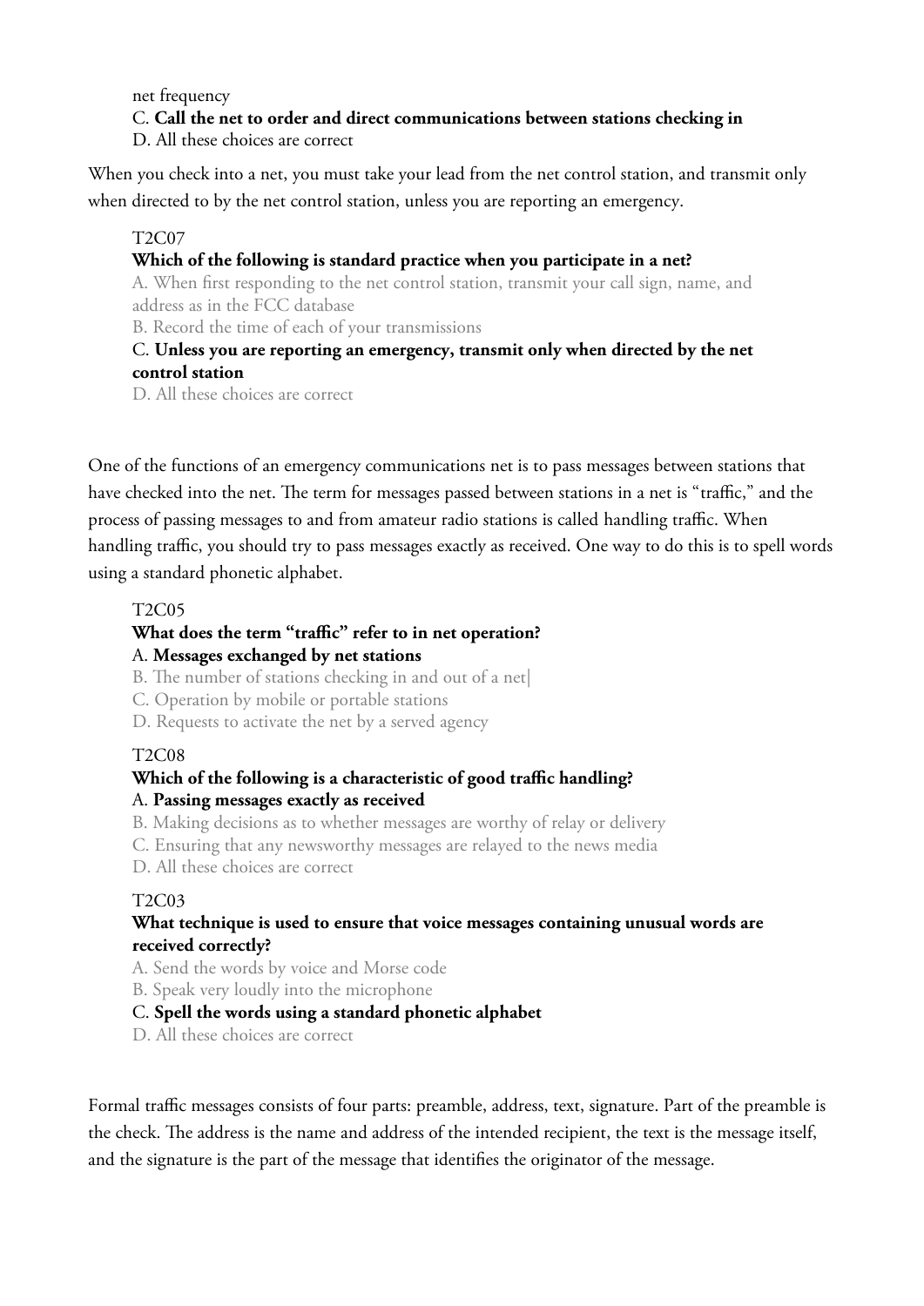net frequency

C. **Call the net to order and direct communications between stations checking in**

D. All these choices are correct

When you check into a net, you must take your lead from the net control station, and transmit only when directed to by the net control station, unless you are reporting an emergency.

T2C07

**Which of the following is standard practice when you participate in a net?**

A. When first responding to the net control station, transmit your call sign, name, and address as in the FCC database

B. Record the time of each of your transmissions

C. **Unless you are reporting an emergency, transmit only when directed by the net control station**

D. All these choices are correct

One of the functions of an emergency communications net is to pass messages between stations that have checked into the net. The term for messages passed between stations in a net is "traffic," and the process of passing messages to and from amateur radio stations is called handling traffic. When handling traffic, you should try to pass messages exactly as received. One way to do this is to spell words using a standard phonetic alphabet.

T2C05

**What does the term "traffic" refer to in net operation?**

A. **Messages exchanged by net stations**

B. The number of stations checking in and out of a net|

C. Operation by mobile or portable stations

D. Requests to activate the net by a served agency

T2C08

**Which of the following is a characteristic of good traffic handling?**

A. **Passing messages exactly as received**

B. Making decisions as to whether messages are worthy of relay or delivery

C. Ensuring that any newsworthy messages are relayed to the news media

D. All these choices are correct

T2C03

**What technique is used to ensure that voice messages containing unusual words are received correctly?**

A. Send the words by voice and Morse code

B. Speak very loudly into the microphone

C. **Spell the words using a standard phonetic alphabet**

D. All these choices are correct

Formal traffic messages consists of four parts: preamble, address, text, signature. Part of the preamble is the check. The address is the name and address of the intended recipient, the text is the message itself, and the signature is the part of the message that identifies the originator of the message.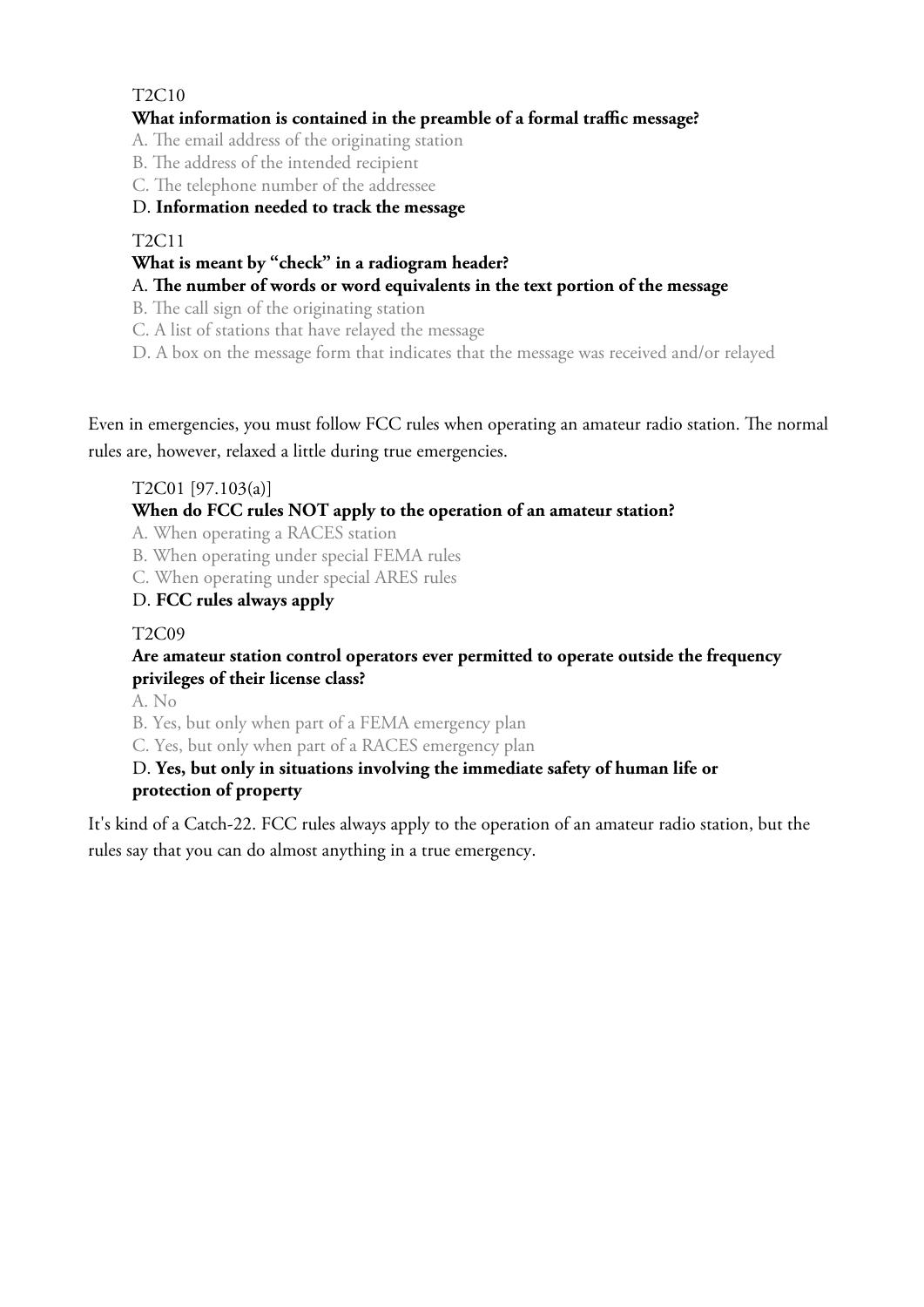T2C10

**What information is contained in the preamble of a formal traffic message?**

A. The email address of the originating station
B. The address of the intended recipient
C. The telephone number of the addressee
D. **Information needed to track the message**

T2C11

**What is meant by "check" in a radiogram header?**

A. **The number of words or word equivalents in the text portion of the message**
B. The call sign of the originating station
C. A list of stations that have relayed the message
D. A box on the message form that indicates that the message was received and/or relayed

Even in emergencies, you must follow FCC rules when operating an amateur radio station. The normal rules are, however, relaxed a little during true emergencies.

T2C01 [97.103(a)]

**When do FCC rules NOT apply to the operation of an amateur station?**

A. When operating a RACES station
B. When operating under special FEMA rules
C. When operating under special ARES rules
D. **FCC rules always apply**

T2C09

**Are amateur station control operators ever permitted to operate outside the frequency privileges of their license class?**

A. No
B. Yes, but only when part of a FEMA emergency plan
C. Yes, but only when part of a RACES emergency plan
D. **Yes, but only in situations involving the immediate safety of human life or protection of property**

It's kind of a Catch-22. FCC rules always apply to the operation of an amateur radio station, but the rules say that you can do almost anything in a true emergency.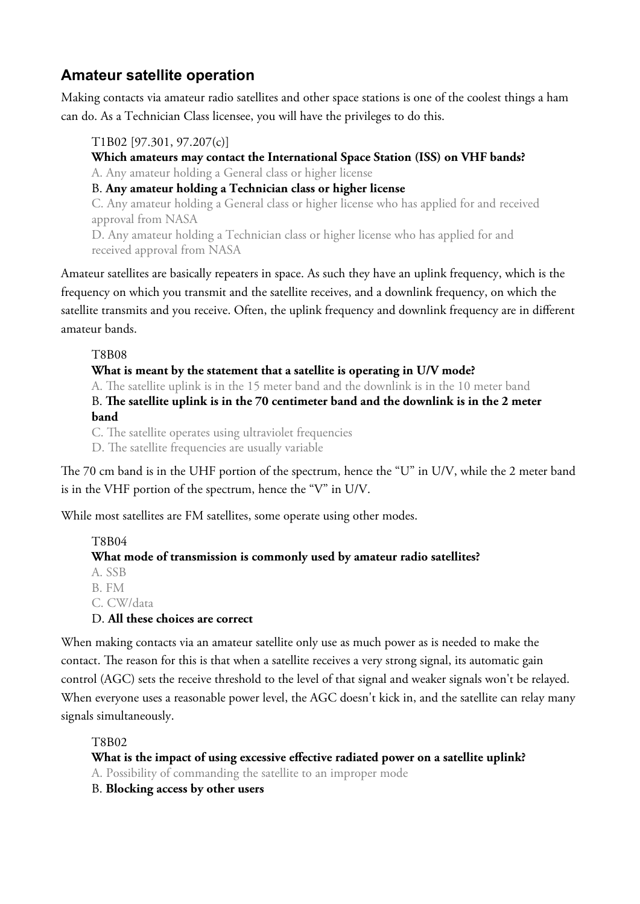## Amateur satellite operation

Making contacts via amateur radio satellites and other space stations is one of the coolest things a ham can do. As a Technician Class licensee, you will have the privileges to do this.

T1B02 [97.301, 97.207(c)]
**Which amateurs may contact the International Space Station (ISS) on VHF bands?**
A. Any amateur holding a General class or higher license
B. **Any amateur holding a Technician class or higher license**
C. Any amateur holding a General class or higher license who has applied for and received approval from NASA
D. Any amateur holding a Technician class or higher license who has applied for and received approval from NASA

Amateur satellites are basically repeaters in space. As such they have an uplink frequency, which is the frequency on which you transmit and the satellite receives, and a downlink frequency, on which the satellite transmits and you receive. Often, the uplink frequency and downlink frequency are in different amateur bands.

T8B08
**What is meant by the statement that a satellite is operating in U/V mode?**
A. The satellite uplink is in the 15 meter band and the downlink is in the 10 meter band
B. **The satellite uplink is in the 70 centimeter band and the downlink is in the 2 meter band**
C. The satellite operates using ultraviolet frequencies
D. The satellite frequencies are usually variable

The 70 cm band is in the UHF portion of the spectrum, hence the "U" in U/V, while the 2 meter band is in the VHF portion of the spectrum, hence the "V" in U/V.

While most satellites are FM satellites, some operate using other modes.

T8B04
**What mode of transmission is commonly used by amateur radio satellites?**
A. SSB
B. FM
C. CW/data
D. **All these choices are correct**

When making contacts via an amateur satellite only use as much power as is needed to make the contact. The reason for this is that when a satellite receives a very strong signal, its automatic gain control (AGC) sets the receive threshold to the level of that signal and weaker signals won't be relayed. When everyone uses a reasonable power level, the AGC doesn't kick in, and the satellite can relay many signals simultaneously.

T8B02
**What is the impact of using excessive effective radiated power on a satellite uplink?**
A. Possibility of commanding the satellite to an improper mode
B. **Blocking access by other users**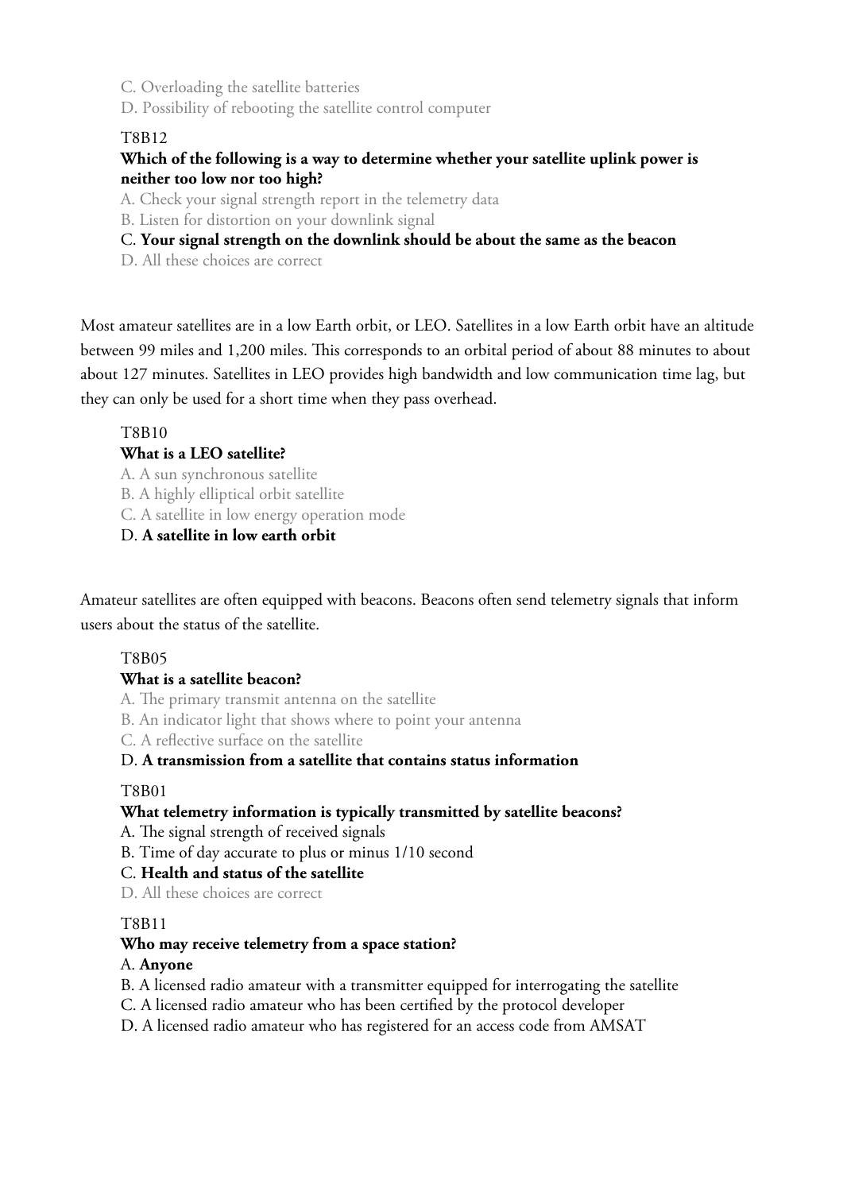C. Overloading the satellite batteries
D. Possibility of rebooting the satellite control computer

T8B12
**Which of the following is a way to determine whether your satellite uplink power is neither too low nor too high?**
A. Check your signal strength report in the telemetry data
B. Listen for distortion on your downlink signal
C. **Your signal strength on the downlink should be about the same as the beacon**
D. All these choices are correct

Most amateur satellites are in a low Earth orbit, or LEO. Satellites in a low Earth orbit have an altitude between 99 miles and 1,200 miles. This corresponds to an orbital period of about 88 minutes to about about 127 minutes. Satellites in LEO provides high bandwidth and low communication time lag, but they can only be used for a short time when they pass overhead.

T8B10
**What is a LEO satellite?**
A. A sun synchronous satellite
B. A highly elliptical orbit satellite
C. A satellite in low energy operation mode
D. **A satellite in low earth orbit**

Amateur satellites are often equipped with beacons. Beacons often send telemetry signals that inform users about the status of the satellite.

T8B05
**What is a satellite beacon?**
A. The primary transmit antenna on the satellite
B. An indicator light that shows where to point your antenna
C. A reflective surface on the satellite
D. **A transmission from a satellite that contains status information**

T8B01
**What telemetry information is typically transmitted by satellite beacons?**
A. The signal strength of received signals
B. Time of day accurate to plus or minus 1/10 second
C. **Health and status of the satellite**
D. All these choices are correct

T8B11
**Who may receive telemetry from a space station?**
A. **Anyone**
B. A licensed radio amateur with a transmitter equipped for interrogating the satellite
C. A licensed radio amateur who has been certified by the protocol developer
D. A licensed radio amateur who has registered for an access code from AMSAT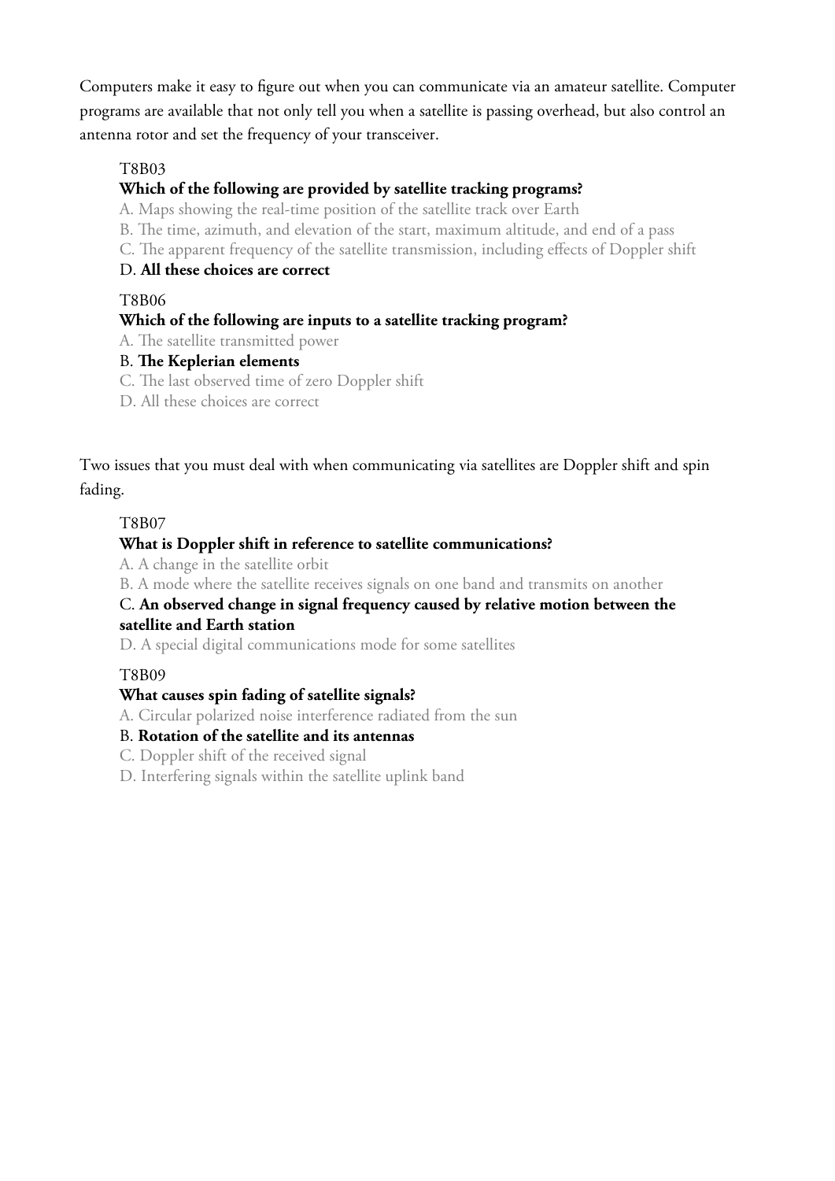Computers make it easy to figure out when you can communicate via an amateur satellite. Computer programs are available that not only tell you when a satellite is passing overhead, but also control an antenna rotor and set the frequency of your transceiver.

T8B03

**Which of the following are provided by satellite tracking programs?**

A. Maps showing the real-time position of the satellite track over Earth

B. The time, azimuth, and elevation of the start, maximum altitude, and end of a pass

C. The apparent frequency of the satellite transmission, including effects of Doppler shift

D. **All these choices are correct**

T8B06

**Which of the following are inputs to a satellite tracking program?**

A. The satellite transmitted power

B. **The Keplerian elements**

C. The last observed time of zero Doppler shift

D. All these choices are correct

Two issues that you must deal with when communicating via satellites are Doppler shift and spin fading.

T8B07

**What is Doppler shift in reference to satellite communications?**

A. A change in the satellite orbit

B. A mode where the satellite receives signals on one band and transmits on another

C. **An observed change in signal frequency caused by relative motion between the satellite and Earth station**

D. A special digital communications mode for some satellites

T8B09

**What causes spin fading of satellite signals?**

A. Circular polarized noise interference radiated from the sun

B. **Rotation of the satellite and its antennas**

C. Doppler shift of the received signal

D. Interfering signals within the satellite uplink band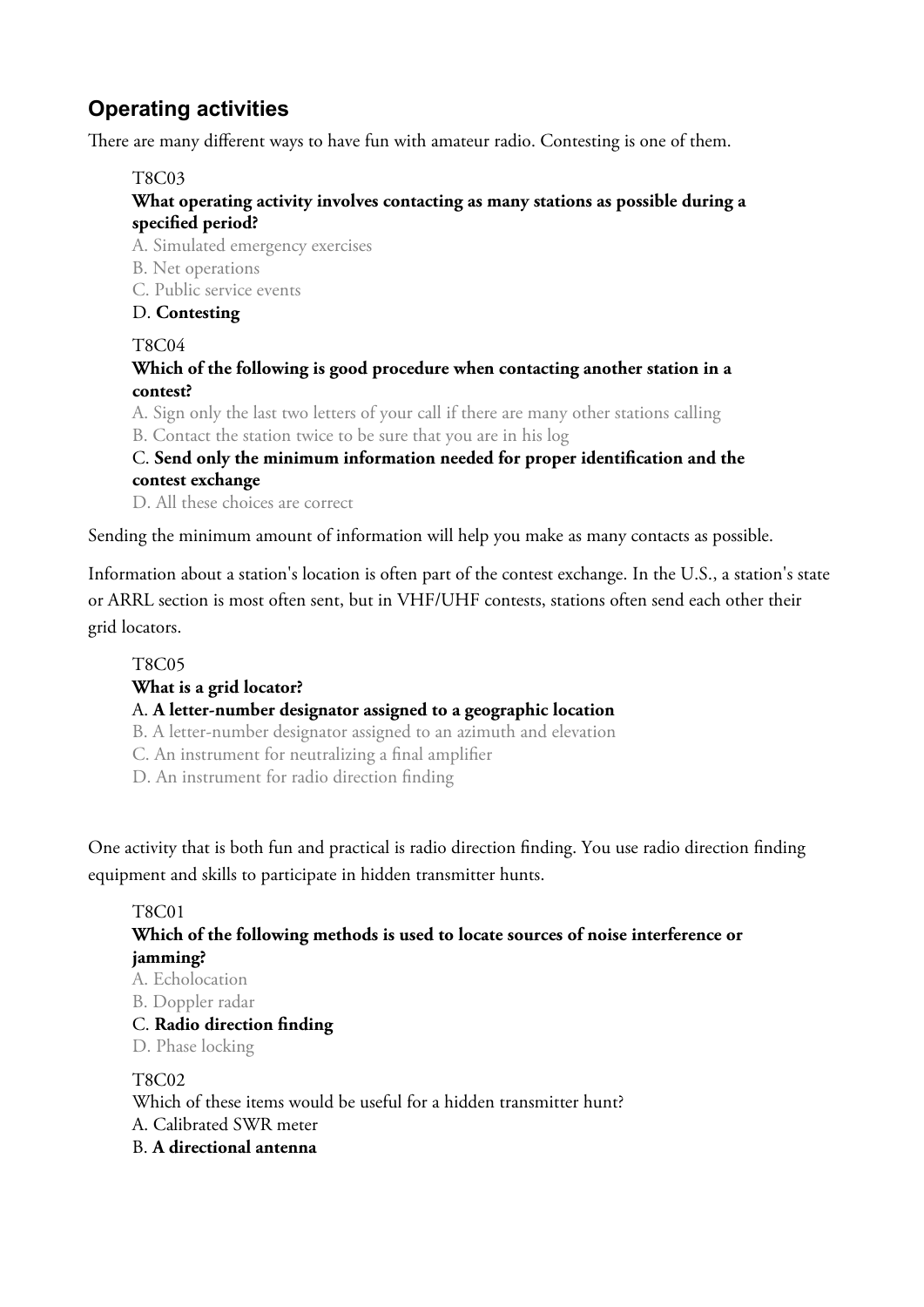## Operating activities

There are many different ways to have fun with amateur radio. Contesting is one of them.

T8C03

**What operating activity involves contacting as many stations as possible during a specified period?**

A. Simulated emergency exercises

B. Net operations

C. Public service events

D. **Contesting**

T8C04

**Which of the following is good procedure when contacting another station in a contest?**

A. Sign only the last two letters of your call if there are many other stations calling

B. Contact the station twice to be sure that you are in his log

C. **Send only the minimum information needed for proper identification and the contest exchange**

D. All these choices are correct

Sending the minimum amount of information will help you make as many contacts as possible.

Information about a station's location is often part of the contest exchange. In the U.S., a station's state or ARRL section is most often sent, but in VHF/UHF contests, stations often send each other their grid locators.

T8C05

**What is a grid locator?**

A. **A letter-number designator assigned to a geographic location**

B. A letter-number designator assigned to an azimuth and elevation

C. An instrument for neutralizing a final amplifier

D. An instrument for radio direction finding

One activity that is both fun and practical is radio direction finding. You use radio direction finding equipment and skills to participate in hidden transmitter hunts.

T8C01

**Which of the following methods is used to locate sources of noise interference or jamming?**

A. Echolocation

B. Doppler radar

C. **Radio direction finding**

D. Phase locking

T8C02

Which of these items would be useful for a hidden transmitter hunt?

A. Calibrated SWR meter

B. **A directional antenna**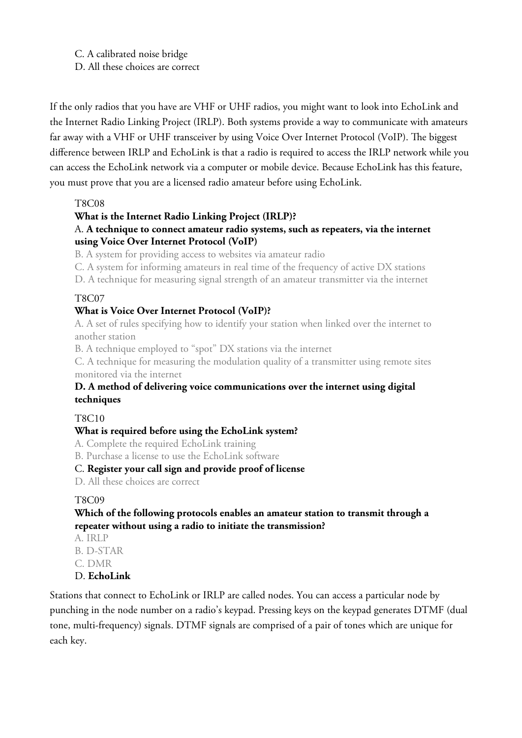C. A calibrated noise bridge
D. All these choices are correct

If the only radios that you have are VHF or UHF radios, you might want to look into EchoLink and the Internet Radio Linking Project (IRLP). Both systems provide a way to communicate with amateurs far away with a VHF or UHF transceiver by using Voice Over Internet Protocol (VoIP). The biggest difference between IRLP and EchoLink is that a radio is required to access the IRLP network while you can access the EchoLink network via a computer or mobile device. Because EchoLink has this feature, you must prove that you are a licensed radio amateur before using EchoLink.

T8C08
**What is the Internet Radio Linking Project (IRLP)?**
A. **A technique to connect amateur radio systems, such as repeaters, via the internet using Voice Over Internet Protocol (VoIP)**
B. A system for providing access to websites via amateur radio
C. A system for informing amateurs in real time of the frequency of active DX stations
D. A technique for measuring signal strength of an amateur transmitter via the internet

T8C07
**What is Voice Over Internet Protocol (VoIP)?**
A. A set of rules specifying how to identify your station when linked over the internet to another station
B. A technique employed to "spot" DX stations via the internet
C. A technique for measuring the modulation quality of a transmitter using remote sites monitored via the internet
**D. A method of delivering voice communications over the internet using digital techniques**

T8C10
**What is required before using the EchoLink system?**
A. Complete the required EchoLink training
B. Purchase a license to use the EchoLink software
C. **Register your call sign and provide proof of license**
D. All these choices are correct

T8C09
**Which of the following protocols enables an amateur station to transmit through a repeater without using a radio to initiate the transmission?**
A. IRLP
B. D-STAR
C. DMR
D. **EchoLink**

Stations that connect to EchoLink or IRLP are called nodes. You can access a particular node by punching in the node number on a radio's keypad. Pressing keys on the keypad generates DTMF (dual tone, multi-frequency) signals. DTMF signals are comprised of a pair of tones which are unique for each key.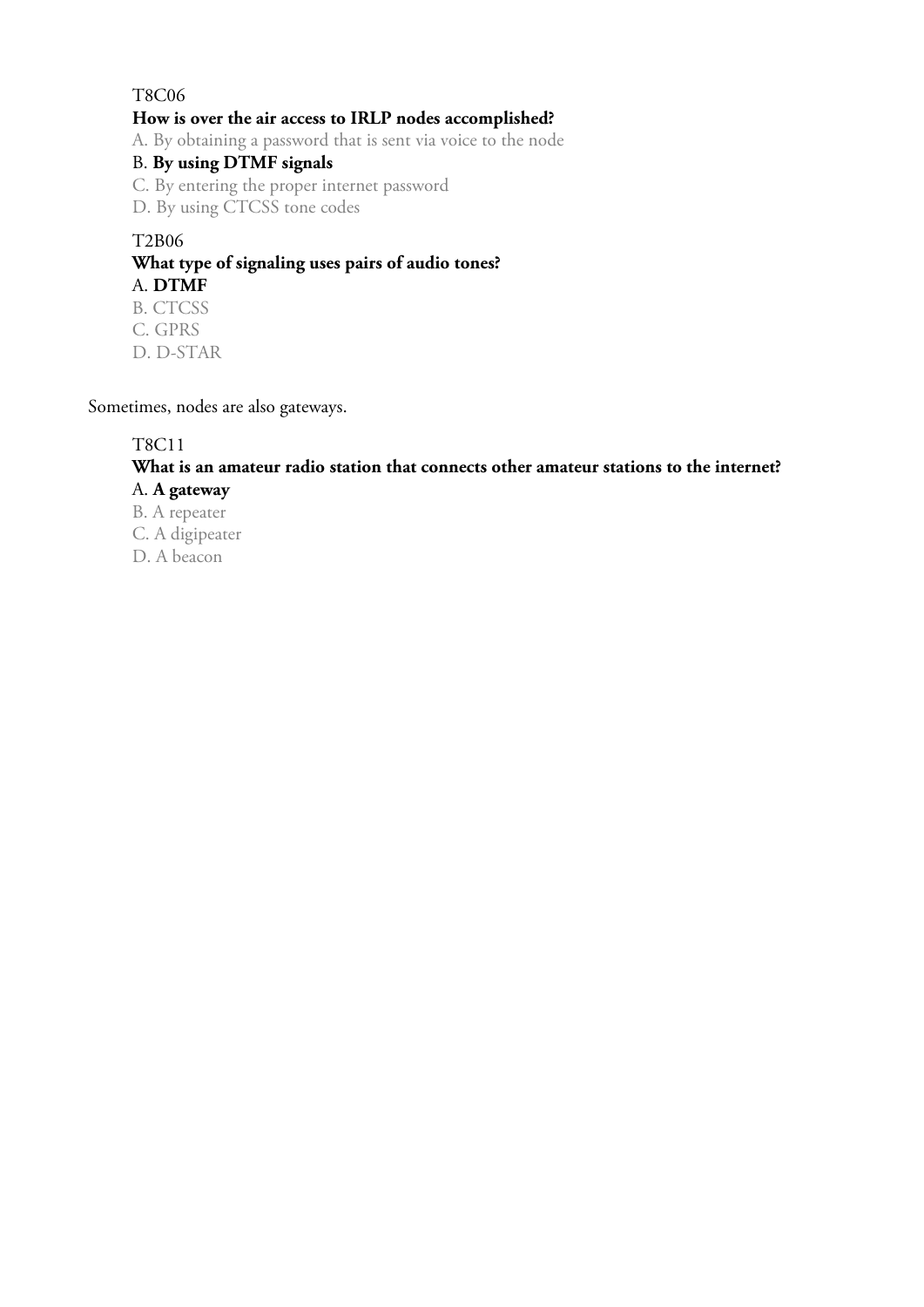T8C06

**How is over the air access to IRLP nodes accomplished?**

A. By obtaining a password that is sent via voice to the node

B. **By using DTMF signals**

C. By entering the proper internet password

D. By using CTCSS tone codes

T2B06

**What type of signaling uses pairs of audio tones?**

A. **DTMF**

B. CTCSS

C. GPRS

D. D-STAR

Sometimes, nodes are also gateways.

T8C11

**What is an amateur radio station that connects other amateur stations to the internet?**

A. **A gateway**

B. A repeater

C. A digipeater

D. A beacon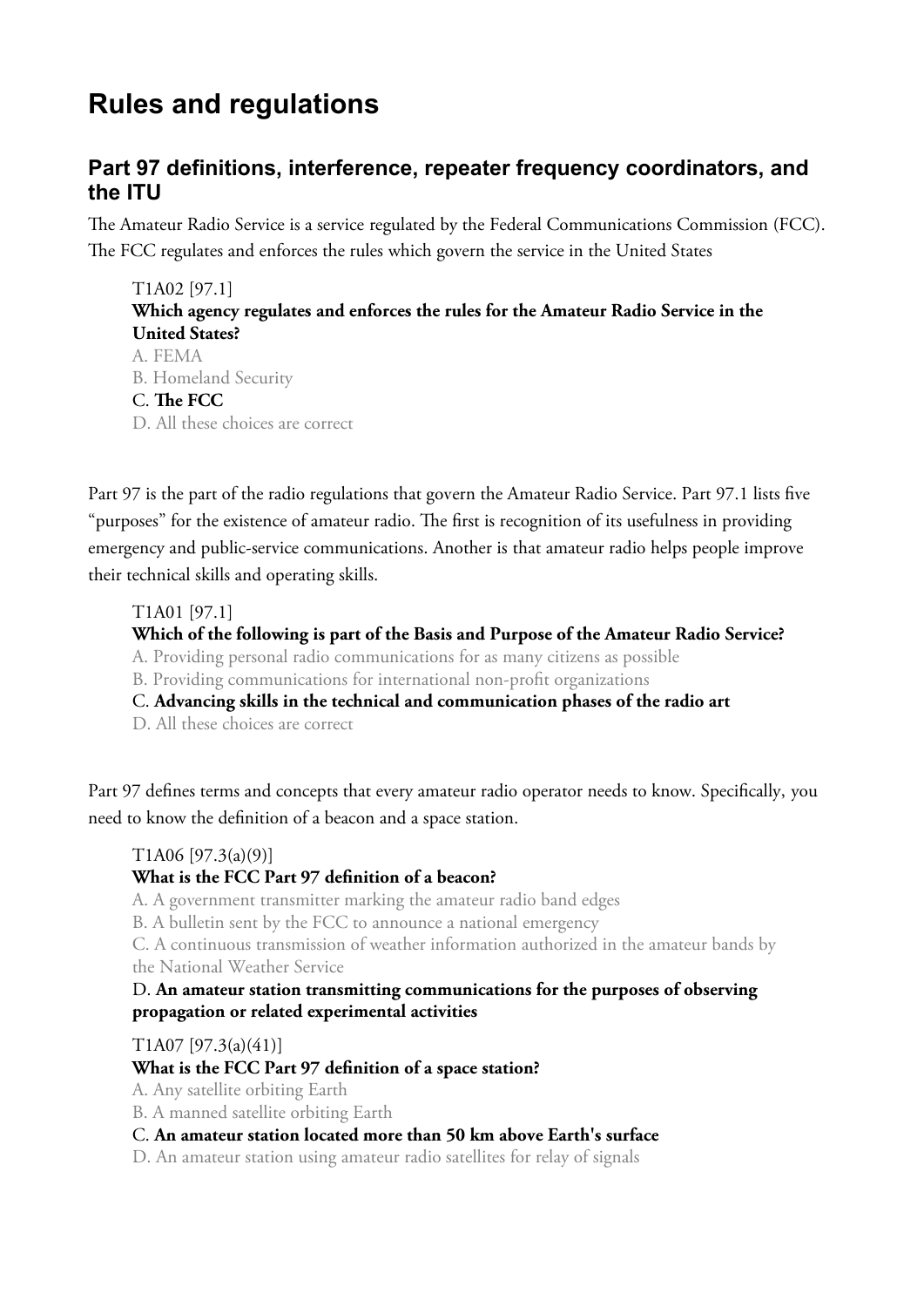# Rules and regulations

## Part 97 definitions, interference, repeater frequency coordinators, and the ITU

The Amateur Radio Service is a service regulated by the Federal Communications Commission (FCC). The FCC regulates and enforces the rules which govern the service in the United States

T1A02 [97.1]
**Which agency regulates and enforces the rules for the Amateur Radio Service in the United States?**
A. FEMA
B. Homeland Security
C. **The FCC**
D. All these choices are correct

Part 97 is the part of the radio regulations that govern the Amateur Radio Service. Part 97.1 lists five "purposes" for the existence of amateur radio. The first is recognition of its usefulness in providing emergency and public-service communications. Another is that amateur radio helps people improve their technical skills and operating skills.

T1A01 [97.1]
**Which of the following is part of the Basis and Purpose of the Amateur Radio Service?**
A. Providing personal radio communications for as many citizens as possible
B. Providing communications for international non-profit organizations
C. **Advancing skills in the technical and communication phases of the radio art**
D. All these choices are correct

Part 97 defines terms and concepts that every amateur radio operator needs to know. Specifically, you need to know the definition of a beacon and a space station.

T1A06 [97.3(a)(9)]
**What is the FCC Part 97 definition of a beacon?**
A. A government transmitter marking the amateur radio band edges
B. A bulletin sent by the FCC to announce a national emergency
C. A continuous transmission of weather information authorized in the amateur bands by the National Weather Service
D. **An amateur station transmitting communications for the purposes of observing propagation or related experimental activities**

T1A07 [97.3(a)(41)]
**What is the FCC Part 97 definition of a space station?**
A. Any satellite orbiting Earth
B. A manned satellite orbiting Earth
C. **An amateur station located more than 50 km above Earth's surface**
D. An amateur station using amateur radio satellites for relay of signals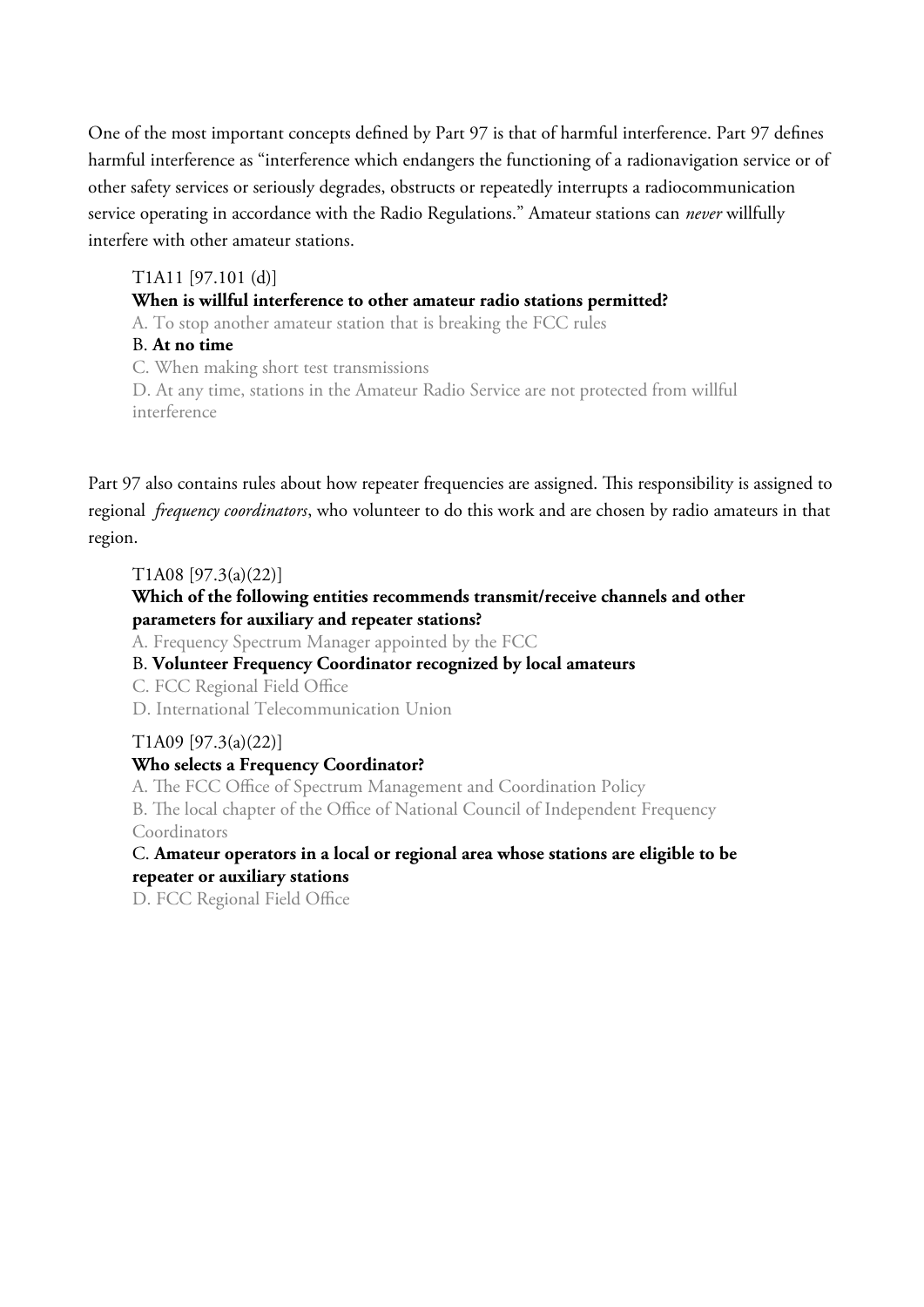One of the most important concepts defined by Part 97 is that of harmful interference. Part 97 defines harmful interference as "interference which endangers the functioning of a radionavigation service or of other safety services or seriously degrades, obstructs or repeatedly interrupts a radiocommunication service operating in accordance with the Radio Regulations." Amateur stations can *never* willfully interfere with other amateur stations.

T1A11 [97.101 (d)]
**When is willful interference to other amateur radio stations permitted?**
A. To stop another amateur station that is breaking the FCC rules
B. **At no time**
C. When making short test transmissions
D. At any time, stations in the Amateur Radio Service are not protected from willful interference

Part 97 also contains rules about how repeater frequencies are assigned. This responsibility is assigned to regional *frequency coordinators*, who volunteer to do this work and are chosen by radio amateurs in that region.

T1A08 [97.3(a)(22)]
**Which of the following entities recommends transmit/receive channels and other parameters for auxiliary and repeater stations?**
A. Frequency Spectrum Manager appointed by the FCC
B. **Volunteer Frequency Coordinator recognized by local amateurs**
C. FCC Regional Field Office
D. International Telecommunication Union

T1A09 [97.3(a)(22)]
**Who selects a Frequency Coordinator?**
A. The FCC Office of Spectrum Management and Coordination Policy
B. The local chapter of the Office of National Council of Independent Frequency Coordinators
C. **Amateur operators in a local or regional area whose stations are eligible to be repeater or auxiliary stations**
D. FCC Regional Field Office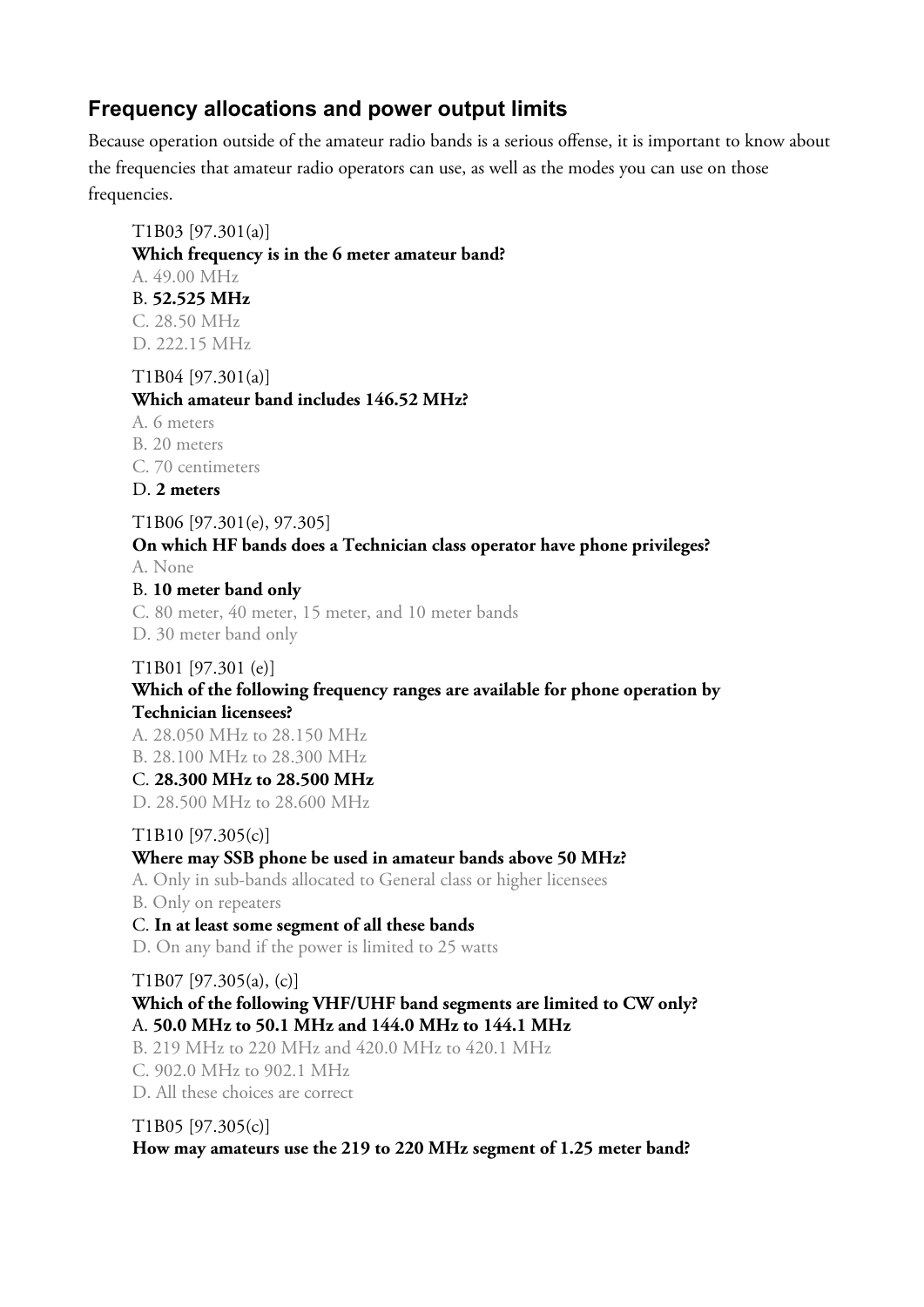## Frequency allocations and power output limits

Because operation outside of the amateur radio bands is a serious offense, it is important to know about the frequencies that amateur radio operators can use, as well as the modes you can use on those frequencies.

T1B03 [97.301(a)]
**Which frequency is in the 6 meter amateur band?**
A. 49.00 MHz
B. **52.525 MHz**
C. 28.50 MHz
D. 222.15 MHz

T1B04 [97.301(a)]
**Which amateur band includes 146.52 MHz?**
A. 6 meters
B. 20 meters
C. 70 centimeters
D. **2 meters**

T1B06 [97.301(e), 97.305]
**On which HF bands does a Technician class operator have phone privileges?**
A. None
B. **10 meter band only**
C. 80 meter, 40 meter, 15 meter, and 10 meter bands
D. 30 meter band only

T1B01 [97.301 (e)]
**Which of the following frequency ranges are available for phone operation by Technician licensees?**
A. 28.050 MHz to 28.150 MHz
B. 28.100 MHz to 28.300 MHz
C. **28.300 MHz to 28.500 MHz**
D. 28.500 MHz to 28.600 MHz

T1B10 [97.305(c)]
**Where may SSB phone be used in amateur bands above 50 MHz?**
A. Only in sub-bands allocated to General class or higher licensees
B. Only on repeaters
C. **In at least some segment of all these bands**
D. On any band if the power is limited to 25 watts

T1B07 [97.305(a), (c)]
**Which of the following VHF/UHF band segments are limited to CW only?**
A. **50.0 MHz to 50.1 MHz and 144.0 MHz to 144.1 MHz**
B. 219 MHz to 220 MHz and 420.0 MHz to 420.1 MHz
C. 902.0 MHz to 902.1 MHz
D. All these choices are correct

T1B05 [97.305(c)]
**How may amateurs use the 219 to 220 MHz segment of 1.25 meter band?**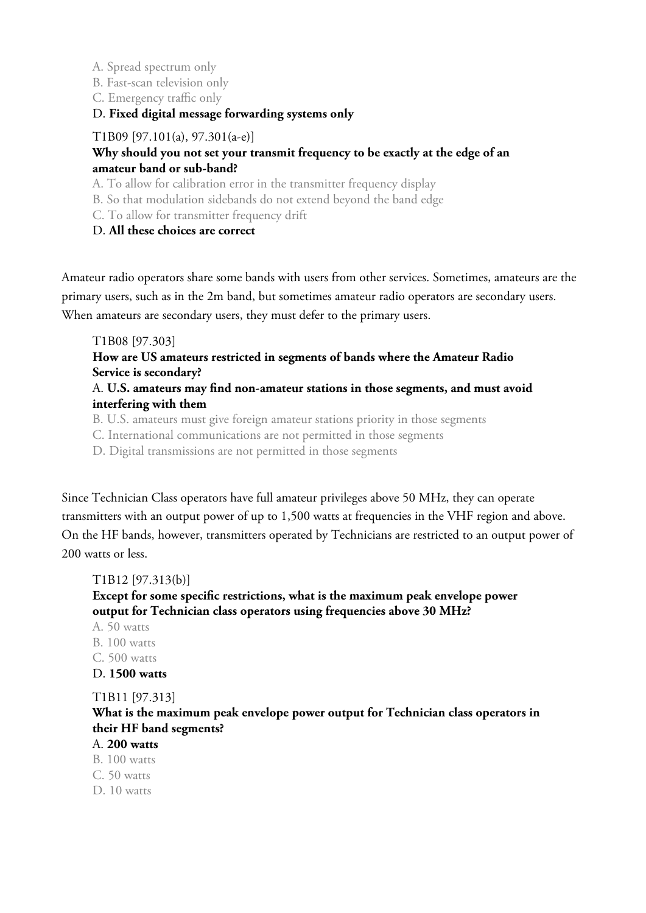A. Spread spectrum only
B. Fast-scan television only
C. Emergency traffic only
D. **Fixed digital message forwarding systems only**

T1B09 [97.101(a), 97.301(a-e)]
**Why should you not set your transmit frequency to be exactly at the edge of an amateur band or sub-band?**
A. To allow for calibration error in the transmitter frequency display
B. So that modulation sidebands do not extend beyond the band edge
C. To allow for transmitter frequency drift
D. **All these choices are correct**

Amateur radio operators share some bands with users from other services. Sometimes, amateurs are the primary users, such as in the 2m band, but sometimes amateur radio operators are secondary users. When amateurs are secondary users, they must defer to the primary users.

T1B08 [97.303]
**How are US amateurs restricted in segments of bands where the Amateur Radio Service is secondary?**
A. **U.S. amateurs may find non-amateur stations in those segments, and must avoid interfering with them**
B. U.S. amateurs must give foreign amateur stations priority in those segments
C. International communications are not permitted in those segments
D. Digital transmissions are not permitted in those segments

Since Technician Class operators have full amateur privileges above 50 MHz, they can operate transmitters with an output power of up to 1,500 watts at frequencies in the VHF region and above. On the HF bands, however, transmitters operated by Technicians are restricted to an output power of 200 watts or less.

T1B12 [97.313(b)]
**Except for some specific restrictions, what is the maximum peak envelope power output for Technician class operators using frequencies above 30 MHz?**
A. 50 watts
B. 100 watts
C. 500 watts
D. **1500 watts**

T1B11 [97.313]
**What is the maximum peak envelope power output for Technician class operators in their HF band segments?**
A. **200 watts**
B. 100 watts
C. 50 watts
D. 10 watts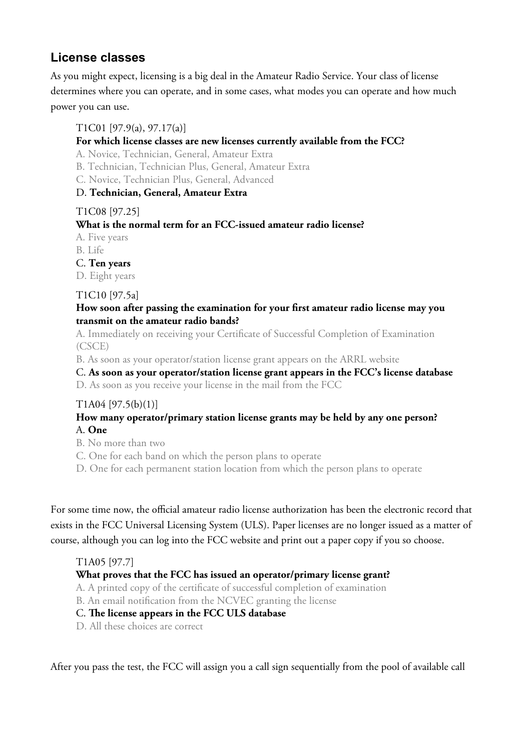## License classes

As you might expect, licensing is a big deal in the Amateur Radio Service. Your class of license determines where you can operate, and in some cases, what modes you can operate and how much power you can use.

T1C01 [97.9(a), 97.17(a)]
**For which license classes are new licenses currently available from the FCC?**
A. Novice, Technician, General, Amateur Extra
B. Technician, Technician Plus, General, Amateur Extra
C. Novice, Technician Plus, General, Advanced
D. **Technician, General, Amateur Extra**

T1C08 [97.25]
**What is the normal term for an FCC-issued amateur radio license?**
A. Five years
B. Life
C. **Ten years**
D. Eight years

T1C10 [97.5a]
**How soon after passing the examination for your first amateur radio license may you transmit on the amateur radio bands?**
A. Immediately on receiving your Certificate of Successful Completion of Examination (CSCE)
B. As soon as your operator/station license grant appears on the ARRL website
C. **As soon as your operator/station license grant appears in the FCC's license database**
D. As soon as you receive your license in the mail from the FCC

T1A04 [97.5(b)(1)]
**How many operator/primary station license grants may be held by any one person?**
A. **One**
B. No more than two
C. One for each band on which the person plans to operate
D. One for each permanent station location from which the person plans to operate

For some time now, the official amateur radio license authorization has been the electronic record that exists in the FCC Universal Licensing System (ULS). Paper licenses are no longer issued as a matter of course, although you can log into the FCC website and print out a paper copy if you so choose.

T1A05 [97.7]
**What proves that the FCC has issued an operator/primary license grant?**
A. A printed copy of the certificate of successful completion of examination
B. An email notification from the NCVEC granting the license
C. **The license appears in the FCC ULS database**
D. All these choices are correct

After you pass the test, the FCC will assign you a call sign sequentially from the pool of available call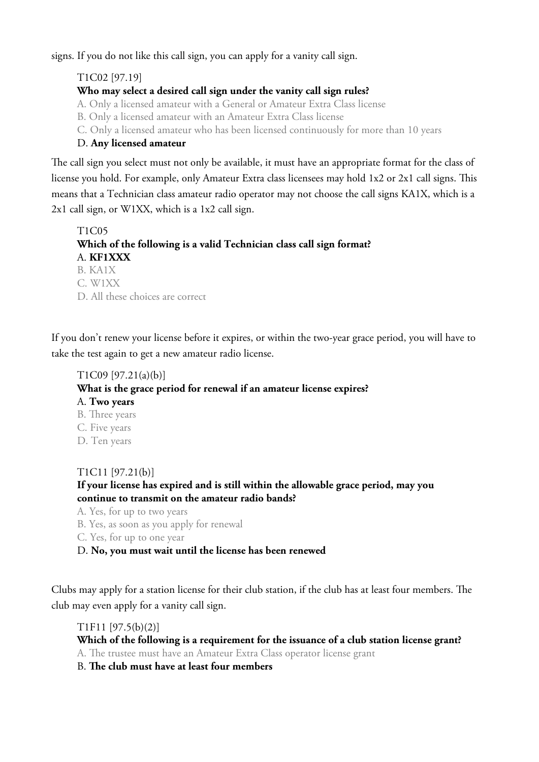signs. If you do not like this call sign, you can apply for a vanity call sign.

T1C02 [97.19]
**Who may select a desired call sign under the vanity call sign rules?**
A. Only a licensed amateur with a General or Amateur Extra Class license
B. Only a licensed amateur with an Amateur Extra Class license
C. Only a licensed amateur who has been licensed continuously for more than 10 years
D. **Any licensed amateur**

The call sign you select must not only be available, it must have an appropriate format for the class of license you hold. For example, only Amateur Extra class licensees may hold 1x2 or 2x1 call signs. This means that a Technician class amateur radio operator may not choose the call signs KA1X, which is a 2x1 call sign, or W1XX, which is a 1x2 call sign.

T1C05
**Which of the following is a valid Technician class call sign format?**
A. **KF1XXX**
B. KA1X
C. W1XX
D. All these choices are correct

If you don't renew your license before it expires, or within the two-year grace period, you will have to take the test again to get a new amateur radio license.

T1C09 [97.21(a)(b)]
**What is the grace period for renewal if an amateur license expires?**
A. **Two years**
B. Three years
C. Five years
D. Ten years

T1C11 [97.21(b)]
**If your license has expired and is still within the allowable grace period, may you continue to transmit on the amateur radio bands?**
A. Yes, for up to two years
B. Yes, as soon as you apply for renewal
C. Yes, for up to one year
D. **No, you must wait until the license has been renewed**

Clubs may apply for a station license for their club station, if the club has at least four members. The club may even apply for a vanity call sign.

T1F11 [97.5(b)(2)]
**Which of the following is a requirement for the issuance of a club station license grant?**
A. The trustee must have an Amateur Extra Class operator license grant
B. **The club must have at least four members**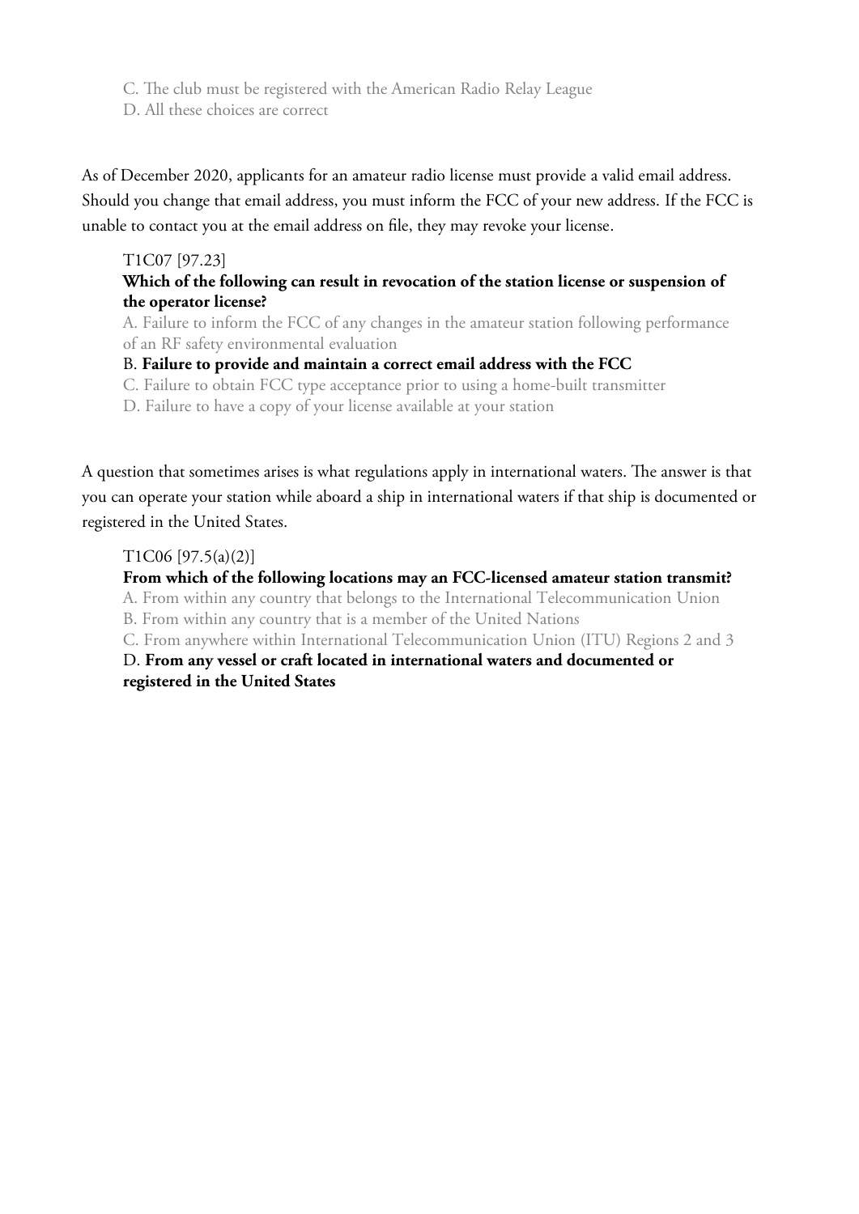C. The club must be registered with the American Radio Relay League
D. All these choices are correct

As of December 2020, applicants for an amateur radio license must provide a valid email address. Should you change that email address, you must inform the FCC of your new address. If the FCC is unable to contact you at the email address on file, they may revoke your license.

T1C07 [97.23]
**Which of the following can result in revocation of the station license or suspension of the operator license?**
A. Failure to inform the FCC of any changes in the amateur station following performance of an RF safety environmental evaluation
B. **Failure to provide and maintain a correct email address with the FCC**
C. Failure to obtain FCC type acceptance prior to using a home-built transmitter
D. Failure to have a copy of your license available at your station

A question that sometimes arises is what regulations apply in international waters. The answer is that you can operate your station while aboard a ship in international waters if that ship is documented or registered in the United States.

T1C06 [97.5(a)(2)]
**From which of the following locations may an FCC-licensed amateur station transmit?**
A. From within any country that belongs to the International Telecommunication Union
B. From within any country that is a member of the United Nations
C. From anywhere within International Telecommunication Union (ITU) Regions 2 and 3
D. **From any vessel or craft located in international waters and documented or registered in the United States**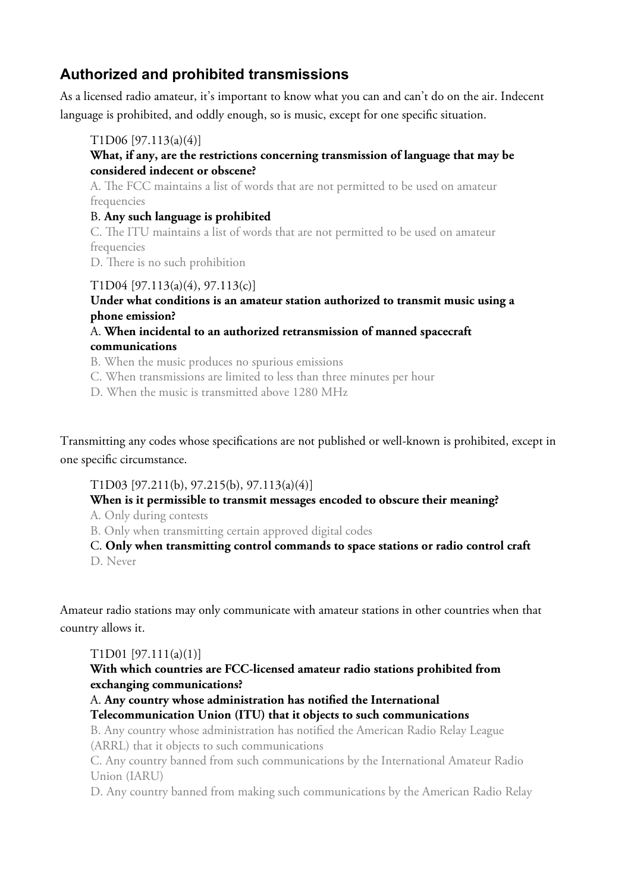## Authorized and prohibited transmissions

As a licensed radio amateur, it's important to know what you can and can't do on the air. Indecent language is prohibited, and oddly enough, so is music, except for one specific situation.

T1D06 [97.113(a)(4)]

**What, if any, are the restrictions concerning transmission of language that may be considered indecent or obscene?**

A. The FCC maintains a list of words that are not permitted to be used on amateur frequencies

B. **Any such language is prohibited**

C. The ITU maintains a list of words that are not permitted to be used on amateur frequencies

D. There is no such prohibition

T1D04 [97.113(a)(4), 97.113(c)]

**Under what conditions is an amateur station authorized to transmit music using a phone emission?**

A. **When incidental to an authorized retransmission of manned spacecraft communications**

B. When the music produces no spurious emissions

C. When transmissions are limited to less than three minutes per hour

D. When the music is transmitted above 1280 MHz

Transmitting any codes whose specifications are not published or well-known is prohibited, except in one specific circumstance.

T1D03 [97.211(b), 97.215(b), 97.113(a)(4)]

**When is it permissible to transmit messages encoded to obscure their meaning?**

A. Only during contests

B. Only when transmitting certain approved digital codes

C. **Only when transmitting control commands to space stations or radio control craft**

D. Never

Amateur radio stations may only communicate with amateur stations in other countries when that country allows it.

T1D01 [97.111(a)(1)]

**With which countries are FCC-licensed amateur radio stations prohibited from exchanging communications?**

A. **Any country whose administration has notified the International Telecommunication Union (ITU) that it objects to such communications**

B. Any country whose administration has notified the American Radio Relay League (ARRL) that it objects to such communications

C. Any country banned from such communications by the International Amateur Radio Union (IARU)

D. Any country banned from making such communications by the American Radio Relay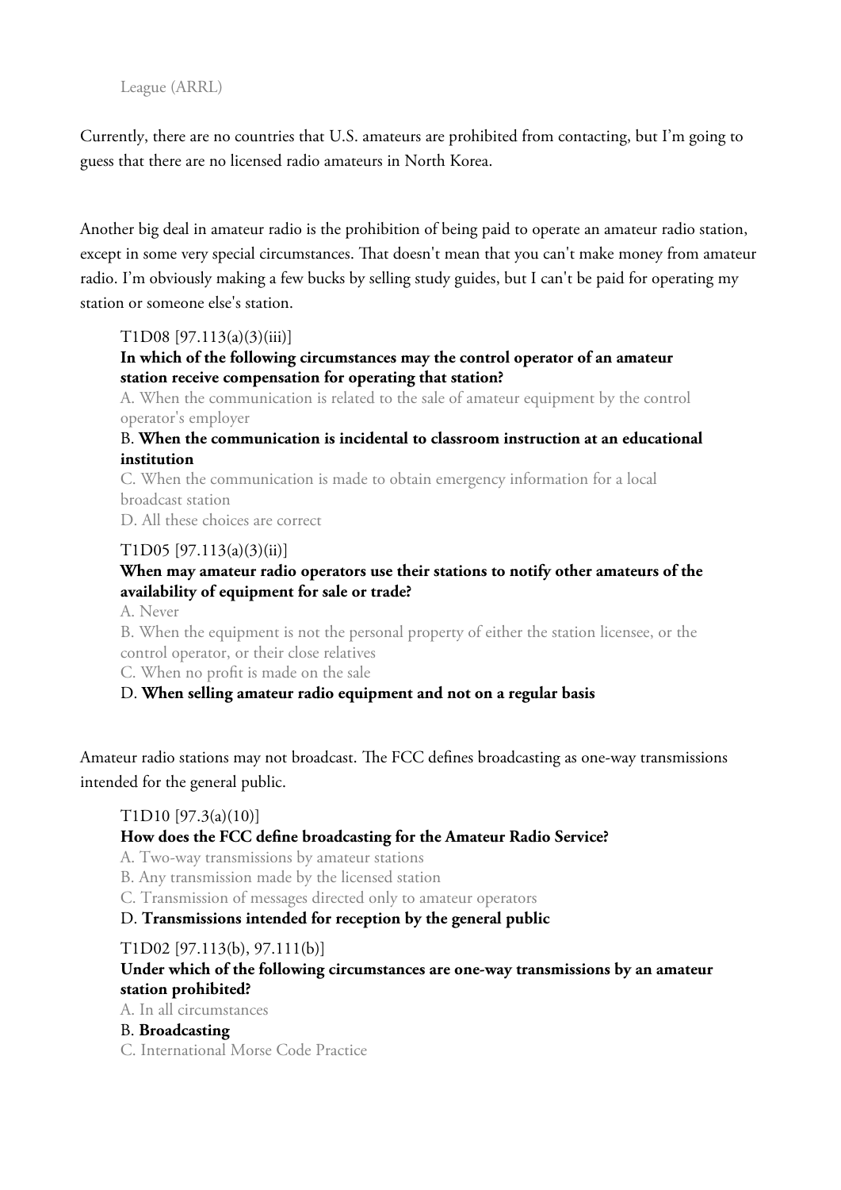League (ARRL)

Currently, there are no countries that U.S. amateurs are prohibited from contacting, but I'm going to guess that there are no licensed radio amateurs in North Korea.

Another big deal in amateur radio is the prohibition of being paid to operate an amateur radio station, except in some very special circumstances. That doesn't mean that you can't make money from amateur radio. I'm obviously making a few bucks by selling study guides, but I can't be paid for operating my station or someone else's station.

T1D08 [97.113(a)(3)(iii)]
**In which of the following circumstances may the control operator of an amateur station receive compensation for operating that station?**
A. When the communication is related to the sale of amateur equipment by the control operator's employer
B. **When the communication is incidental to classroom instruction at an educational institution**
C. When the communication is made to obtain emergency information for a local broadcast station
D. All these choices are correct

T1D05 [97.113(a)(3)(ii)]
**When may amateur radio operators use their stations to notify other amateurs of the availability of equipment for sale or trade?**
A. Never
B. When the equipment is not the personal property of either the station licensee, or the control operator, or their close relatives
C. When no profit is made on the sale
D. **When selling amateur radio equipment and not on a regular basis**

Amateur radio stations may not broadcast. The FCC defines broadcasting as one-way transmissions intended for the general public.

T1D10 [97.3(a)(10)]
**How does the FCC define broadcasting for the Amateur Radio Service?**
A. Two-way transmissions by amateur stations
B. Any transmission made by the licensed station
C. Transmission of messages directed only to amateur operators
D. **Transmissions intended for reception by the general public**

T1D02 [97.113(b), 97.111(b)]
**Under which of the following circumstances are one-way transmissions by an amateur station prohibited?**
A. In all circumstances
B. **Broadcasting**
C. International Morse Code Practice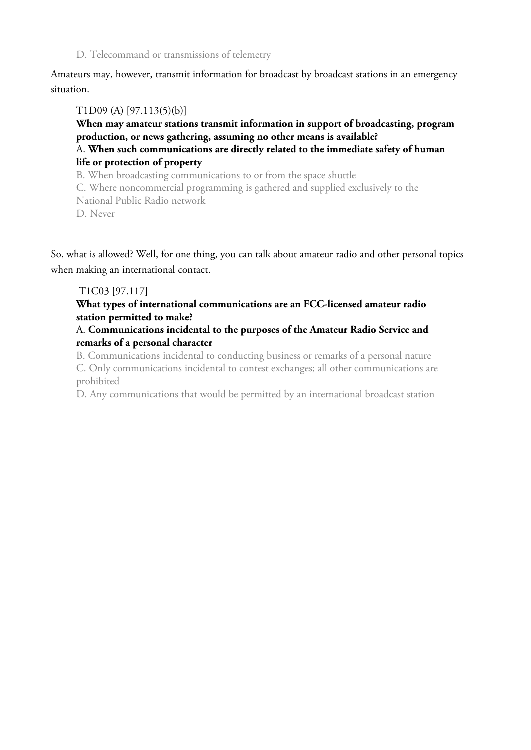D. Telecommand or transmissions of telemetry

Amateurs may, however, transmit information for broadcast by broadcast stations in an emergency situation.

T1D09 (A) [97.113(5)(b)]

**When may amateur stations transmit information in support of broadcasting, program production, or news gathering, assuming no other means is available?**

A. **When such communications are directly related to the immediate safety of human life or protection of property**

B. When broadcasting communications to or from the space shuttle

C. Where noncommercial programming is gathered and supplied exclusively to the National Public Radio network

D. Never

So, what is allowed? Well, for one thing, you can talk about amateur radio and other personal topics when making an international contact.

T1C03 [97.117]

**What types of international communications are an FCC-licensed amateur radio station permitted to make?**

A. **Communications incidental to the purposes of the Amateur Radio Service and remarks of a personal character**

B. Communications incidental to conducting business or remarks of a personal nature

C. Only communications incidental to contest exchanges; all other communications are prohibited

D. Any communications that would be permitted by an international broadcast station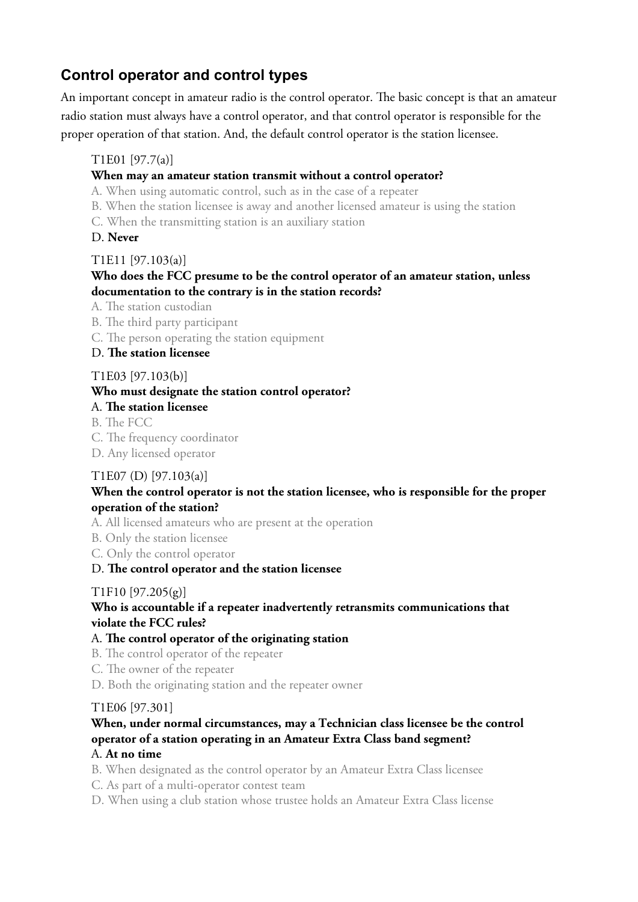## Control operator and control types

An important concept in amateur radio is the control operator. The basic concept is that an amateur radio station must always have a control operator, and that control operator is responsible for the proper operation of that station. And, the default control operator is the station licensee.

T1E01 [97.7(a)]

**When may an amateur station transmit without a control operator?**

A. When using automatic control, such as in the case of a repeater
B. When the station licensee is away and another licensed amateur is using the station
C. When the transmitting station is an auxiliary station
D. **Never**

T1E11 [97.103(a)]

**Who does the FCC presume to be the control operator of an amateur station, unless documentation to the contrary is in the station records?**

A. The station custodian
B. The third party participant
C. The person operating the station equipment
D. **The station licensee**

T1E03 [97.103(b)]

**Who must designate the station control operator?**

A. **The station licensee**
B. The FCC
C. The frequency coordinator
D. Any licensed operator

T1E07 (D) [97.103(a)]

**When the control operator is not the station licensee, who is responsible for the proper operation of the station?**

A. All licensed amateurs who are present at the operation
B. Only the station licensee
C. Only the control operator
D. **The control operator and the station licensee**

T1F10 [97.205(g)]

**Who is accountable if a repeater inadvertently retransmits communications that violate the FCC rules?**

A. **The control operator of the originating station**
B. The control operator of the repeater
C. The owner of the repeater
D. Both the originating station and the repeater owner

T1E06 [97.301]

**When, under normal circumstances, may a Technician class licensee be the control operator of a station operating in an Amateur Extra Class band segment?**

A. **At no time**
B. When designated as the control operator by an Amateur Extra Class licensee
C. As part of a multi-operator contest team
D. When using a club station whose trustee holds an Amateur Extra Class license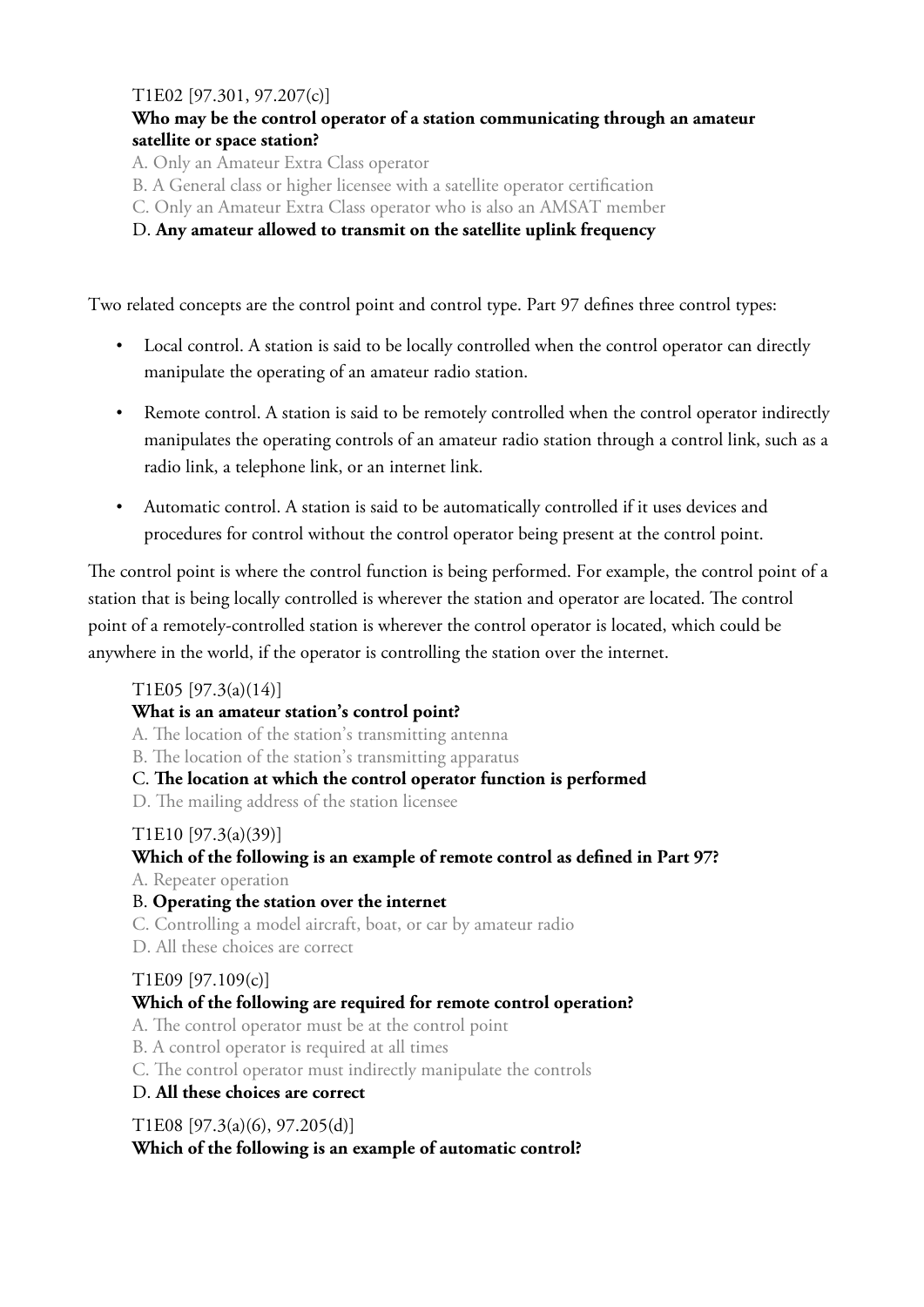T1E02 [97.301, 97.207(c)]
**Who may be the control operator of a station communicating through an amateur satellite or space station?**
A. Only an Amateur Extra Class operator
B. A General class or higher licensee with a satellite operator certification
C. Only an Amateur Extra Class operator who is also an AMSAT member
D. **Any amateur allowed to transmit on the satellite uplink frequency**

Two related concepts are the control point and control type. Part 97 defines three control types:

- Local control. A station is said to be locally controlled when the control operator can directly manipulate the operating of an amateur radio station.
- Remote control. A station is said to be remotely controlled when the control operator indirectly manipulates the operating controls of an amateur radio station through a control link, such as a radio link, a telephone link, or an internet link.
- Automatic control. A station is said to be automatically controlled if it uses devices and procedures for control without the control operator being present at the control point.

The control point is where the control function is being performed. For example, the control point of a station that is being locally controlled is wherever the station and operator are located. The control point of a remotely-controlled station is wherever the control operator is located, which could be anywhere in the world, if the operator is controlling the station over the internet.

T1E05 [97.3(a)(14)]
**What is an amateur station's control point?**
A. The location of the station's transmitting antenna
B. The location of the station's transmitting apparatus
C. **The location at which the control operator function is performed**
D. The mailing address of the station licensee

T1E10 [97.3(a)(39)]
**Which of the following is an example of remote control as defined in Part 97?**
A. Repeater operation
B. **Operating the station over the internet**
C. Controlling a model aircraft, boat, or car by amateur radio
D. All these choices are correct

T1E09 [97.109(c)]
**Which of the following are required for remote control operation?**
A. The control operator must be at the control point
B. A control operator is required at all times
C. The control operator must indirectly manipulate the controls
D. **All these choices are correct**

T1E08 [97.3(a)(6), 97.205(d)]
**Which of the following is an example of automatic control?**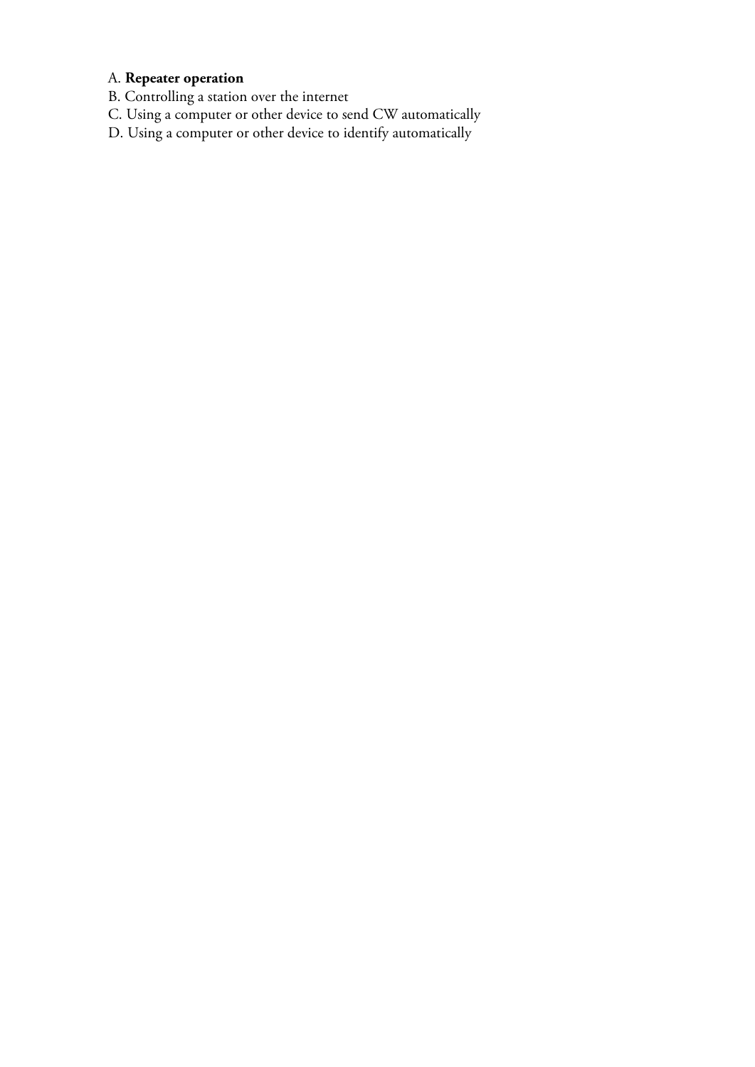A. **Repeater operation**
B. Controlling a station over the internet
C. Using a computer or other device to send CW automatically
D. Using a computer or other device to identify automatically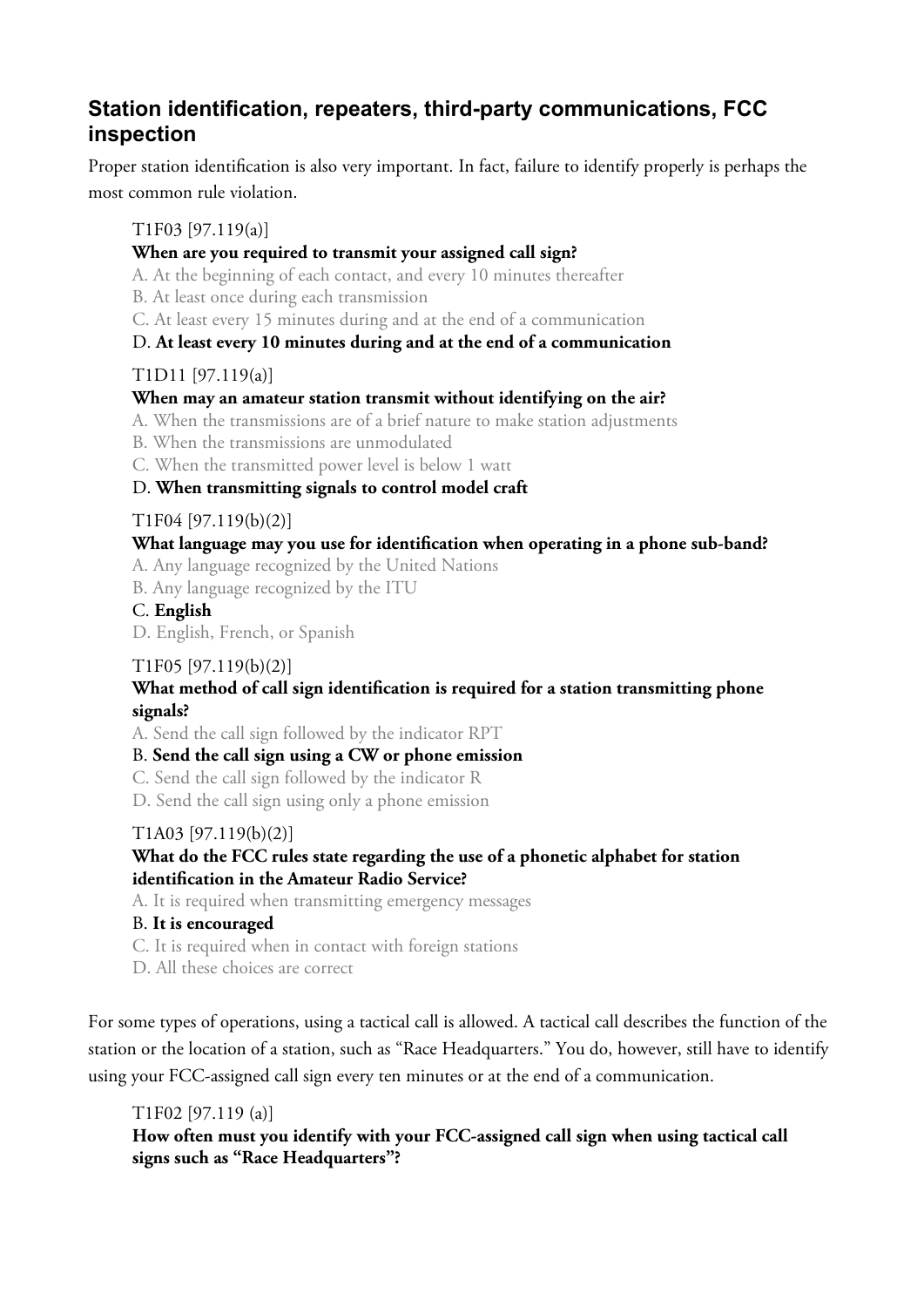## Station identification, repeaters, third-party communications, FCC inspection

Proper station identification is also very important. In fact, failure to identify properly is perhaps the most common rule violation.

T1F03 [97.119(a)]

**When are you required to transmit your assigned call sign?**

A. At the beginning of each contact, and every 10 minutes thereafter
B. At least once during each transmission
C. At least every 15 minutes during and at the end of a communication
D. **At least every 10 minutes during and at the end of a communication**

T1D11 [97.119(a)]

**When may an amateur station transmit without identifying on the air?**

A. When the transmissions are of a brief nature to make station adjustments
B. When the transmissions are unmodulated
C. When the transmitted power level is below 1 watt
D. **When transmitting signals to control model craft**

T1F04 [97.119(b)(2)]

**What language may you use for identification when operating in a phone sub-band?**

A. Any language recognized by the United Nations
B. Any language recognized by the ITU
C. **English**
D. English, French, or Spanish

T1F05 [97.119(b)(2)]

**What method of call sign identification is required for a station transmitting phone signals?**

A. Send the call sign followed by the indicator RPT
B. **Send the call sign using a CW or phone emission**
C. Send the call sign followed by the indicator R
D. Send the call sign using only a phone emission

T1A03 [97.119(b)(2)]

**What do the FCC rules state regarding the use of a phonetic alphabet for station identification in the Amateur Radio Service?**

A. It is required when transmitting emergency messages
B. **It is encouraged**
C. It is required when in contact with foreign stations
D. All these choices are correct

For some types of operations, using a tactical call is allowed. A tactical call describes the function of the station or the location of a station, such as "Race Headquarters." You do, however, still have to identify using your FCC-assigned call sign every ten minutes or at the end of a communication.

T1F02 [97.119 (a)]

**How often must you identify with your FCC-assigned call sign when using tactical call signs such as "Race Headquarters"?**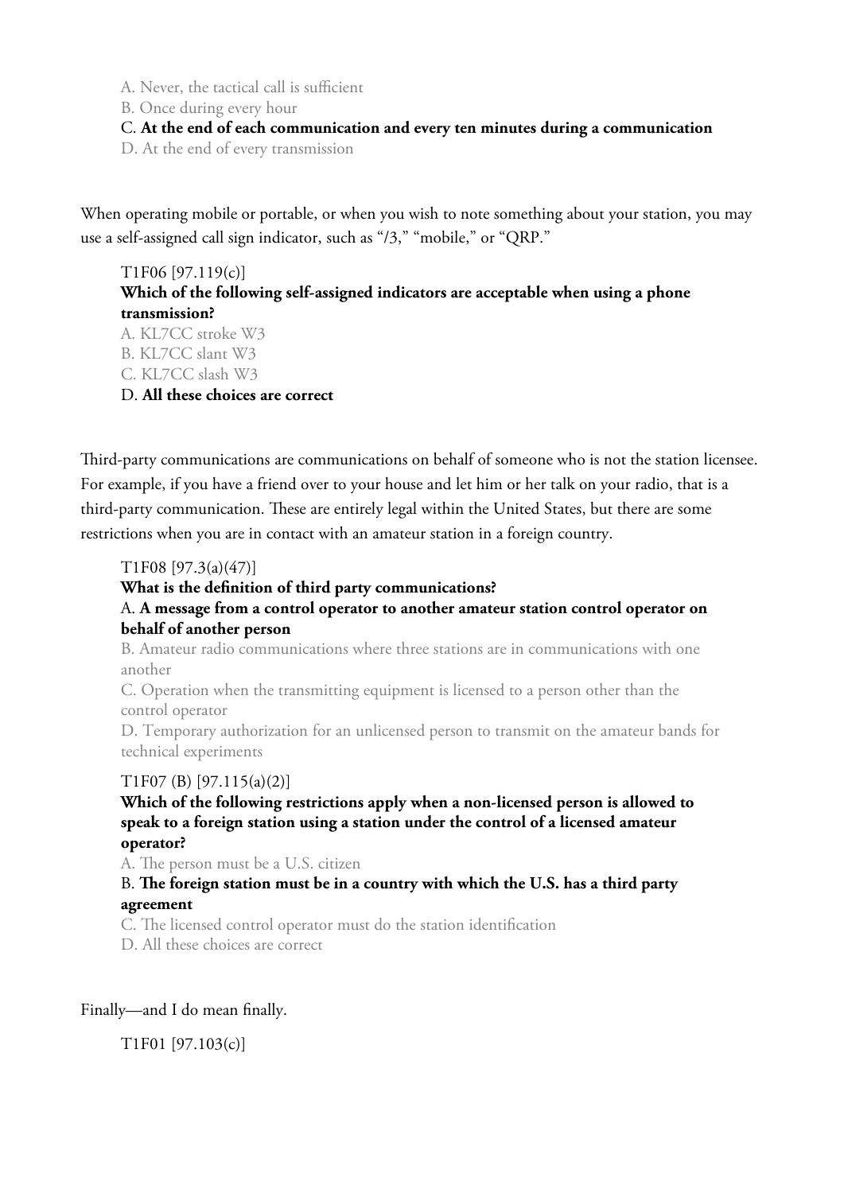A. Never, the tactical call is sufficient
B. Once during every hour
C. **At the end of each communication and every ten minutes during a communication**
D. At the end of every transmission

When operating mobile or portable, or when you wish to note something about your station, you may use a self-assigned call sign indicator, such as "/3," "mobile," or "QRP."

T1F06 [97.119(c)]
**Which of the following self-assigned indicators are acceptable when using a phone transmission?**
A. KL7CC stroke W3
B. KL7CC slant W3
C. KL7CC slash W3
D. **All these choices are correct**

Third-party communications are communications on behalf of someone who is not the station licensee. For example, if you have a friend over to your house and let him or her talk on your radio, that is a third-party communication. These are entirely legal within the United States, but there are some restrictions when you are in contact with an amateur station in a foreign country.

T1F08 [97.3(a)(47)]
**What is the definition of third party communications?**
A. **A message from a control operator to another amateur station control operator on behalf of another person**
B. Amateur radio communications where three stations are in communications with one another
C. Operation when the transmitting equipment is licensed to a person other than the control operator
D. Temporary authorization for an unlicensed person to transmit on the amateur bands for technical experiments

T1F07 (B) [97.115(a)(2)]
**Which of the following restrictions apply when a non-licensed person is allowed to speak to a foreign station using a station under the control of a licensed amateur operator?**
A. The person must be a U.S. citizen
B. **The foreign station must be in a country with which the U.S. has a third party agreement**
C. The licensed control operator must do the station identification
D. All these choices are correct

Finally—and I do mean finally.

T1F01 [97.103(c)]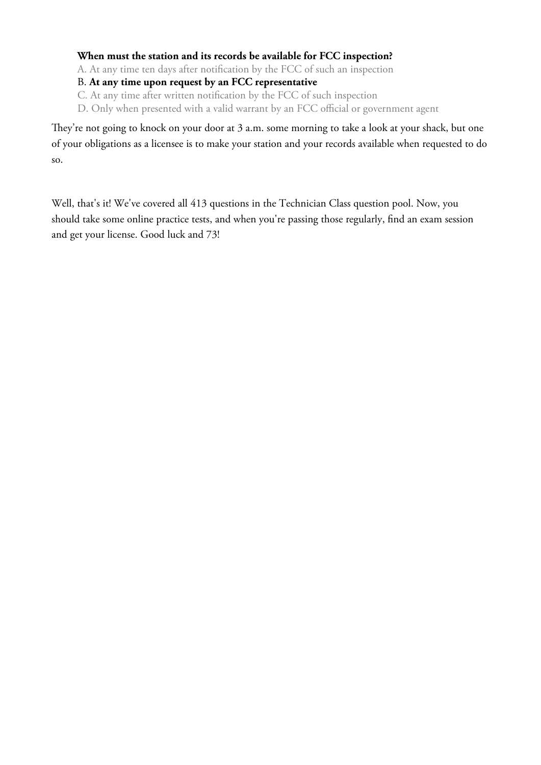**When must the station and its records be available for FCC inspection?**

A. At any time ten days after notification by the FCC of such an inspection
B. **At any time upon request by an FCC representative**
C. At any time after written notification by the FCC of such inspection
D. Only when presented with a valid warrant by an FCC official or government agent

They're not going to knock on your door at 3 a.m. some morning to take a look at your shack, but one of your obligations as a licensee is to make your station and your records available when requested to do so.

Well, that's it! We've covered all 413 questions in the Technician Class question pool. Now, you should take some online practice tests, and when you're passing those regularly, find an exam session and get your license. Good luck and 73!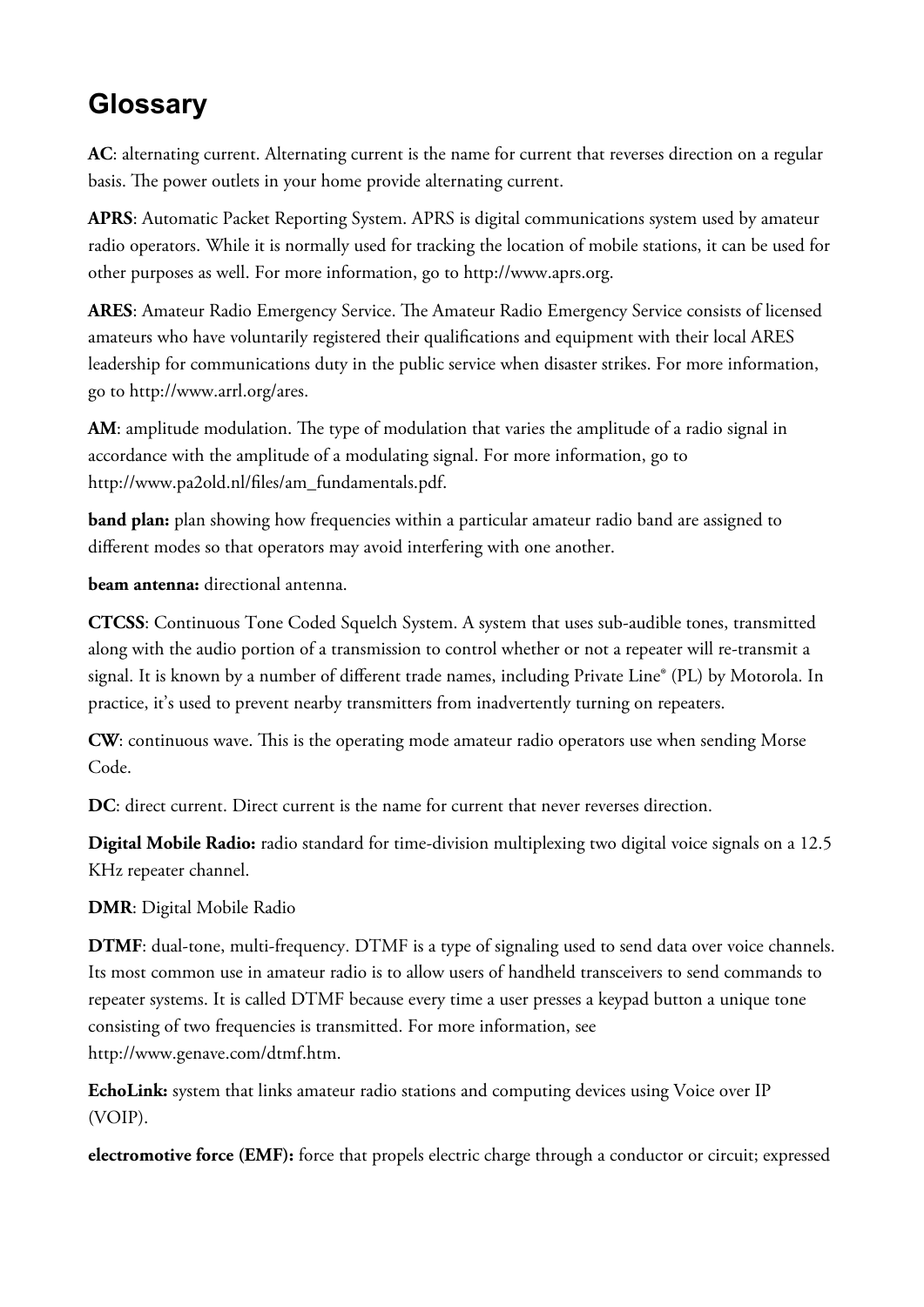## Glossary

**AC**: alternating current. Alternating current is the name for current that reverses direction on a regular basis. The power outlets in your home provide alternating current.

**APRS**: Automatic Packet Reporting System. APRS is digital communications system used by amateur radio operators. While it is normally used for tracking the location of mobile stations, it can be used for other purposes as well. For more information, go to http://www.aprs.org.

**ARES**: Amateur Radio Emergency Service. The Amateur Radio Emergency Service consists of licensed amateurs who have voluntarily registered their qualifications and equipment with their local ARES leadership for communications duty in the public service when disaster strikes. For more information, go to http://www.arrl.org/ares.

**AM**: amplitude modulation. The type of modulation that varies the amplitude of a radio signal in accordance with the amplitude of a modulating signal. For more information, go to http://www.pa2old.nl/files/am_fundamentals.pdf.

**band plan:** plan showing how frequencies within a particular amateur radio band are assigned to different modes so that operators may avoid interfering with one another.

**beam antenna:** directional antenna.

**CTCSS**: Continuous Tone Coded Squelch System. A system that uses sub-audible tones, transmitted along with the audio portion of a transmission to control whether or not a repeater will re-transmit a signal. It is known by a number of different trade names, including Private Line® (PL) by Motorola. In practice, it's used to prevent nearby transmitters from inadvertently turning on repeaters.

**CW**: continuous wave. This is the operating mode amateur radio operators use when sending Morse Code.

**DC**: direct current. Direct current is the name for current that never reverses direction.

**Digital Mobile Radio:** radio standard for time-division multiplexing two digital voice signals on a 12.5 KHz repeater channel.

**DMR**: Digital Mobile Radio

**DTMF**: dual-tone, multi-frequency. DTMF is a type of signaling used to send data over voice channels. Its most common use in amateur radio is to allow users of handheld transceivers to send commands to repeater systems. It is called DTMF because every time a user presses a keypad button a unique tone consisting of two frequencies is transmitted. For more information, see http://www.genave.com/dtmf.htm.

**EchoLink:** system that links amateur radio stations and computing devices using Voice over IP (VOIP).

**electromotive force (EMF):** force that propels electric charge through a conductor or circuit; expressed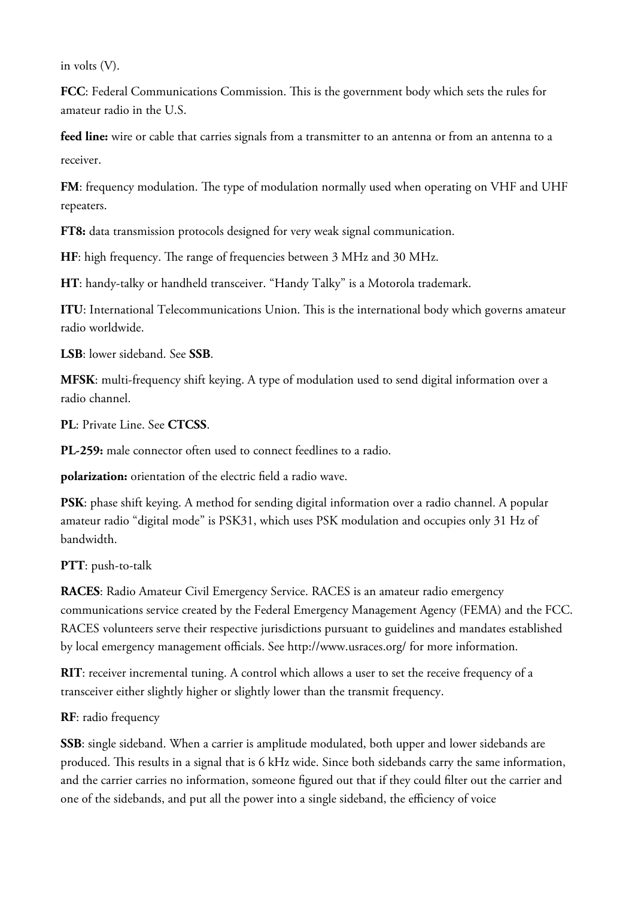in volts (V).

**FCC**: Federal Communications Commission. This is the government body which sets the rules for amateur radio in the U.S.

**feed line:** wire or cable that carries signals from a transmitter to an antenna or from an antenna to a receiver.

**FM**: frequency modulation. The type of modulation normally used when operating on VHF and UHF repeaters.

**FT8:** data transmission protocols designed for very weak signal communication.

**HF**: high frequency. The range of frequencies between 3 MHz and 30 MHz.

**HT**: handy-talky or handheld transceiver. "Handy Talky" is a Motorola trademark.

**ITU**: International Telecommunications Union. This is the international body which governs amateur radio worldwide.

**LSB**: lower sideband. See **SSB**.

**MFSK**: multi-frequency shift keying. A type of modulation used to send digital information over a radio channel.

**PL**: Private Line. See **CTCSS**.

**PL-259:** male connector often used to connect feedlines to a radio.

**polarization:** orientation of the electric field a radio wave.

**PSK**: phase shift keying. A method for sending digital information over a radio channel. A popular amateur radio "digital mode" is PSK31, which uses PSK modulation and occupies only 31 Hz of bandwidth.

**PTT**: push-to-talk

**RACES**: Radio Amateur Civil Emergency Service. RACES is an amateur radio emergency communications service created by the Federal Emergency Management Agency (FEMA) and the FCC. RACES volunteers serve their respective jurisdictions pursuant to guidelines and mandates established by local emergency management officials. See http://www.usraces.org/ for more information.

**RIT**: receiver incremental tuning. A control which allows a user to set the receive frequency of a transceiver either slightly higher or slightly lower than the transmit frequency.

**RF**: radio frequency

**SSB**: single sideband. When a carrier is amplitude modulated, both upper and lower sidebands are produced. This results in a signal that is 6 kHz wide. Since both sidebands carry the same information, and the carrier carries no information, someone figured out that if they could filter out the carrier and one of the sidebands, and put all the power into a single sideband, the efficiency of voice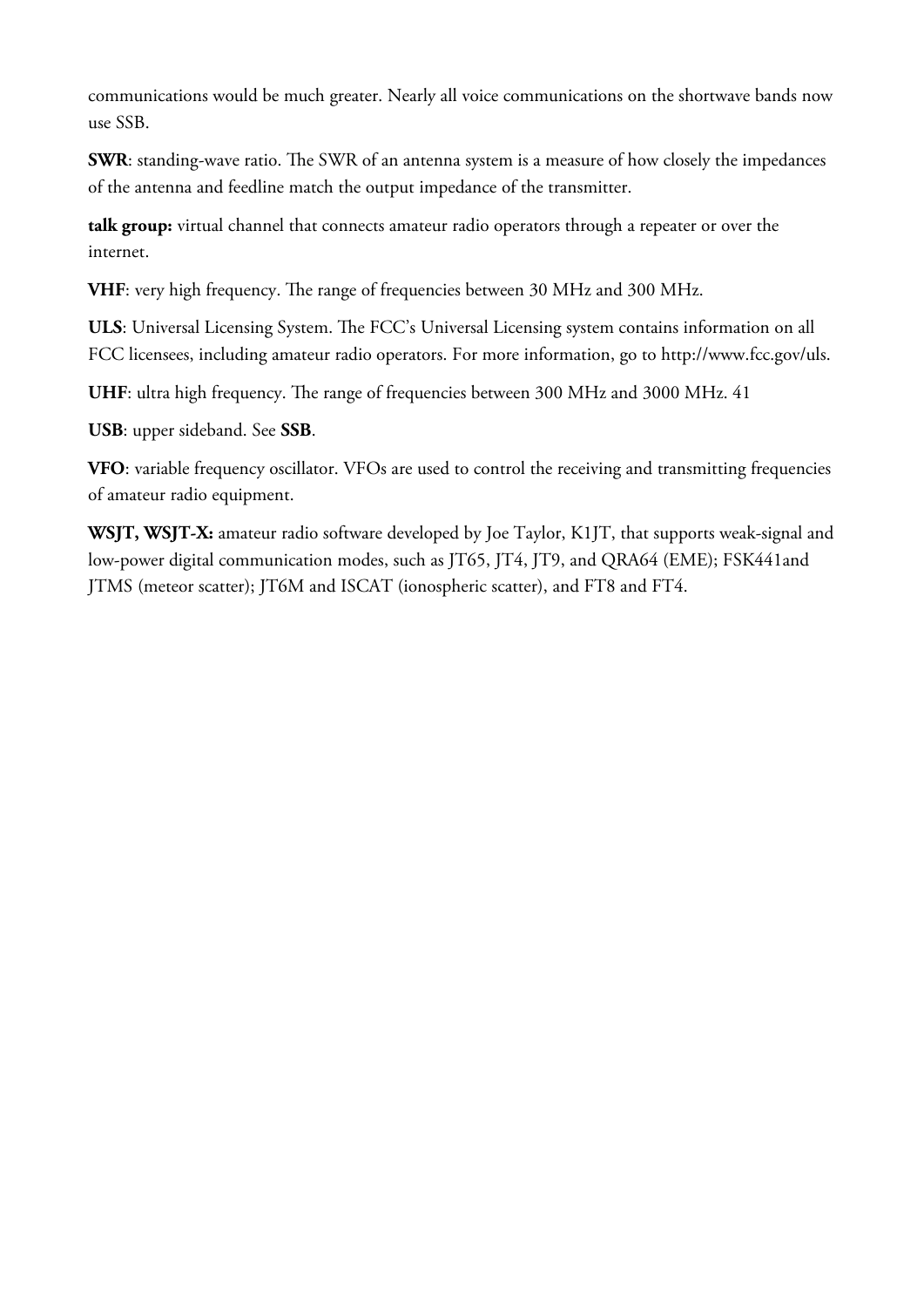communications would be much greater. Nearly all voice communications on the shortwave bands now use SSB.

**SWR**: standing-wave ratio. The SWR of an antenna system is a measure of how closely the impedances of the antenna and feedline match the output impedance of the transmitter.

**talk group:** virtual channel that connects amateur radio operators through a repeater or over the internet.

**VHF**: very high frequency. The range of frequencies between 30 MHz and 300 MHz.

**ULS**: Universal Licensing System. The FCC's Universal Licensing system contains information on all FCC licensees, including amateur radio operators. For more information, go to http://www.fcc.gov/uls.

**UHF**: ultra high frequency. The range of frequencies between 300 MHz and 3000 MHz. 41

**USB**: upper sideband. See **SSB**.

**VFO**: variable frequency oscillator. VFOs are used to control the receiving and transmitting frequencies of amateur radio equipment.

**WSJT, WSJT-X:** amateur radio software developed by Joe Taylor, K1JT, that supports weak-signal and low-power digital communication modes, such as JT65, JT4, JT9, and QRA64 (EME); FSK441and JTMS (meteor scatter); JT6M and ISCAT (ionospheric scatter), and FT8 and FT4.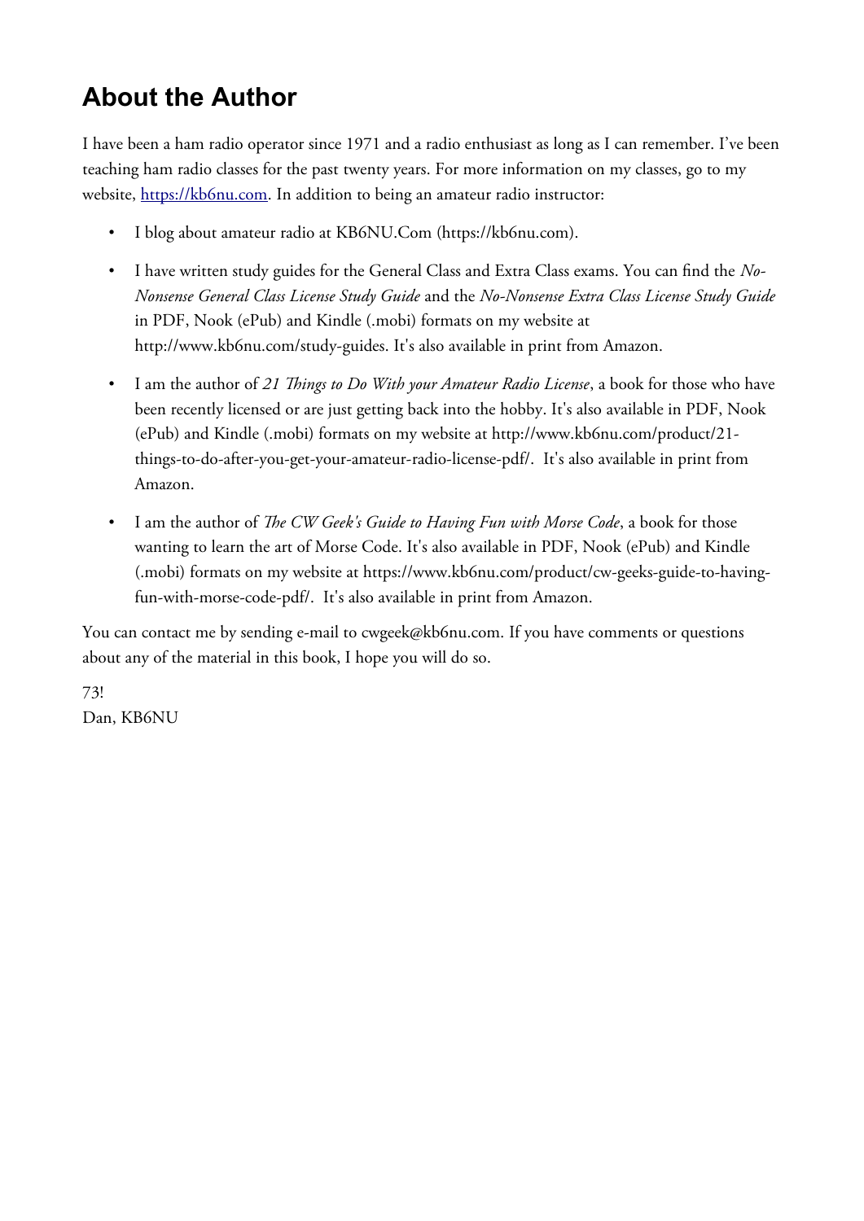## About the Author

I have been a ham radio operator since 1971 and a radio enthusiast as long as I can remember. I've been teaching ham radio classes for the past twenty years. For more information on my classes, go to my website, [https://kb6nu.com](https://kb6nu.com). In addition to being an amateur radio instructor:

- I blog about amateur radio at KB6NU.Com (https://kb6nu.com).
- I have written study guides for the General Class and Extra Class exams. You can find the *No-Nonsense General Class License Study Guide* and the *No-Nonsense Extra Class License Study Guide* in PDF, Nook (ePub) and Kindle (.mobi) formats on my website at http://www.kb6nu.com/study-guides. It's also available in print from Amazon.
- I am the author of *21 Things to Do With your Amateur Radio License*, a book for those who have been recently licensed or are just getting back into the hobby. It's also available in PDF, Nook (ePub) and Kindle (.mobi) formats on my website at http://www.kb6nu.com/product/21-things-to-do-after-you-get-your-amateur-radio-license-pdf/. It's also available in print from Amazon.
- I am the author of *The CW Geek's Guide to Having Fun with Morse Code*, a book for those wanting to learn the art of Morse Code. It's also available in PDF, Nook (ePub) and Kindle (.mobi) formats on my website at https://www.kb6nu.com/product/cw-geeks-guide-to-having-fun-with-morse-code-pdf/. It's also available in print from Amazon.

You can contact me by sending e-mail to cwgeek@kb6nu.com. If you have comments or questions about any of the material in this book, I hope you will do so.

73!
Dan, KB6NU